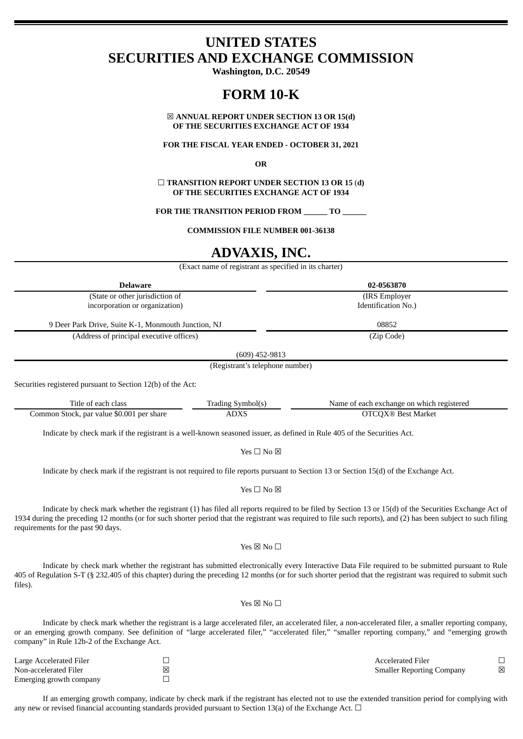# UNITED STATES
# SECURITIES AND EXCHANGE COMMISSION

**Washington, D.C. 20549**

# FORM 10-K

**☒ ANNUAL REPORT UNDER SECTION 13 OR 15(d)**
**OF THE SECURITIES EXCHANGE ACT OF 1934**

**FOR THE FISCAL YEAR ENDED - OCTOBER 31, 2021**

**OR**

**☐ TRANSITION REPORT UNDER SECTION 13 OR 15 (d)**
**OF THE SECURITIES EXCHANGE ACT OF 1934**

**FOR THE TRANSITION PERIOD FROM ______ TO ______**

**COMMISSION FILE NUMBER 001-36138**

# ADVAXIS, INC.

(Exact name of registrant as specified in its charter)

| | |
|---|---|
| **Delaware** | **02-0563870** |
| (State or other jurisdiction of incorporation or organization) | (IRS Employer Identification No.) |
| 9 Deer Park Drive, Suite K-1, Monmouth Junction, NJ | 08852 |
| (Address of principal executive offices) | (Zip Code) |

(609) 452-9813
(Registrant's telephone number)

Securities registered pursuant to Section 12(b) of the Act:

| Title of each class | Trading Symbol(s) | Name of each exchange on which registered |
|---|---|---|
| Common Stock, par value $0.001 per share | ADXS | OTCQX® Best Market |

Indicate by check mark if the registrant is a well-known seasoned issuer, as defined in Rule 405 of the Securities Act.

Yes ☐ No ☒

Indicate by check mark if the registrant is not required to file reports pursuant to Section 13 or Section 15(d) of the Exchange Act.

Yes ☐ No ☒

Indicate by check mark whether the registrant (1) has filed all reports required to be filed by Section 13 or 15(d) of the Securities Exchange Act of 1934 during the preceding 12 months (or for such shorter period that the registrant was required to file such reports), and (2) has been subject to such filing requirements for the past 90 days.

Yes ☒ No ☐

Indicate by check mark whether the registrant has submitted electronically every Interactive Data File required to be submitted pursuant to Rule 405 of Regulation S-T (§ 232.405 of this chapter) during the preceding 12 months (or for such shorter period that the registrant was required to submit such files).

Yes ☒ No ☐

Indicate by check mark whether the registrant is a large accelerated filer, an accelerated filer, a non-accelerated filer, a smaller reporting company, or an emerging growth company. See definition of "large accelerated filer," "accelerated filer," "smaller reporting company," and "emerging growth company" in Rule 12b-2 of the Exchange Act.

| | | | |
|---|---|---|---|
| Large Accelerated Filer | ☐ | Accelerated Filer | ☐ |
| Non-accelerated Filer | ☒ | Smaller Reporting Company | ☒ |
| Emerging growth company | ☐ | | |

If an emerging growth company, indicate by check mark if the registrant has elected not to use the extended transition period for complying with any new or revised financial accounting standards provided pursuant to Section 13(a) of the Exchange Act. ☐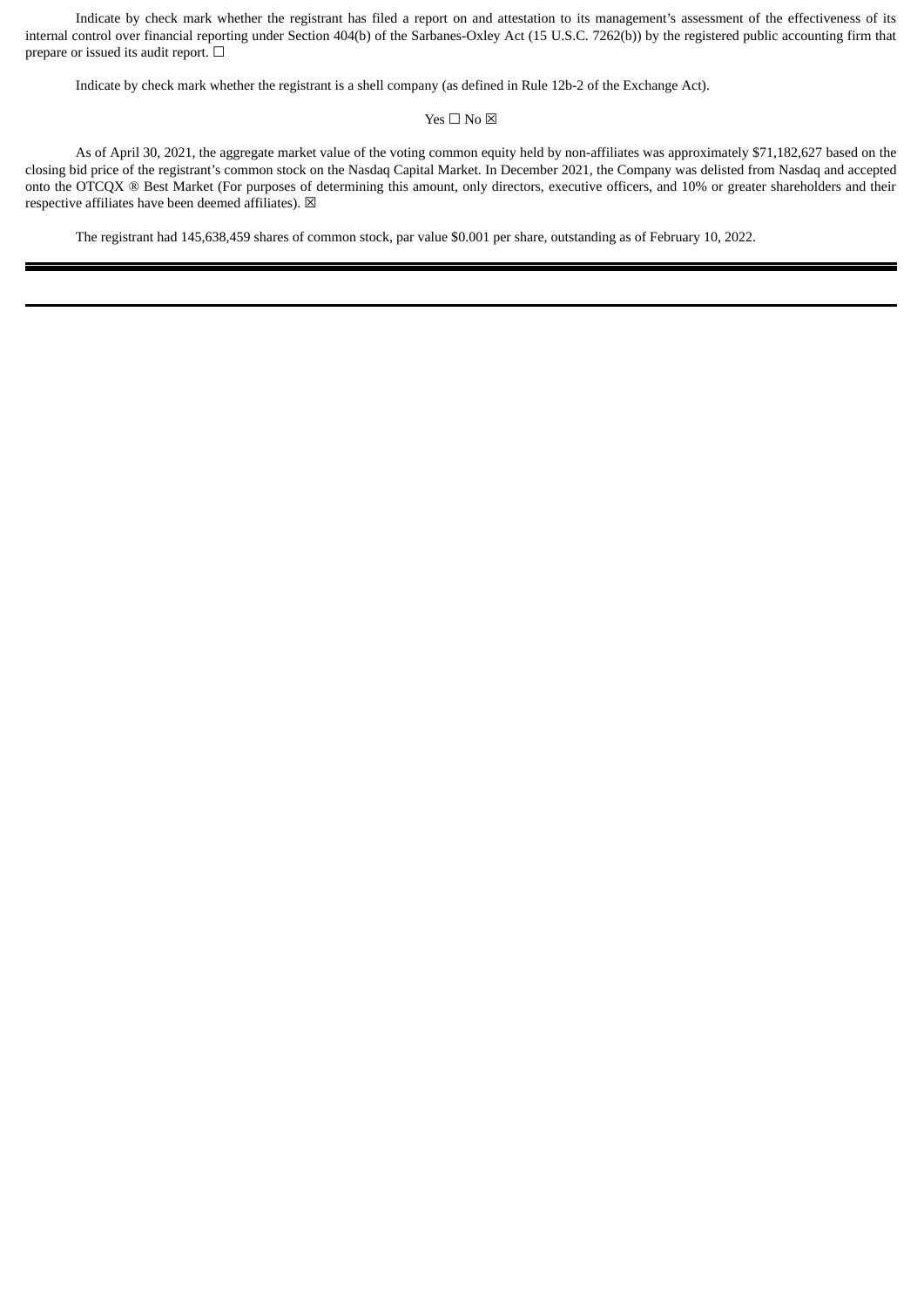Indicate by check mark whether the registrant has filed a report on and attestation to its management's assessment of the effectiveness of its internal control over financial reporting under Section 404(b) of the Sarbanes-Oxley Act (15 U.S.C. 7262(b)) by the registered public accounting firm that prepare or issued its audit report. ☐

Indicate by check mark whether the registrant is a shell company (as defined in Rule 12b-2 of the Exchange Act).

Yes ☐ No ☒

As of April 30, 2021, the aggregate market value of the voting common equity held by non-affiliates was approximately $71,182,627 based on the closing bid price of the registrant's common stock on the Nasdaq Capital Market. In December 2021, the Company was delisted from Nasdaq and accepted onto the OTCQX ® Best Market (For purposes of determining this amount, only directors, executive officers, and 10% or greater shareholders and their respective affiliates have been deemed affiliates). ☒

The registrant had 145,638,459 shares of common stock, par value $0.001 per share, outstanding as of February 10, 2022.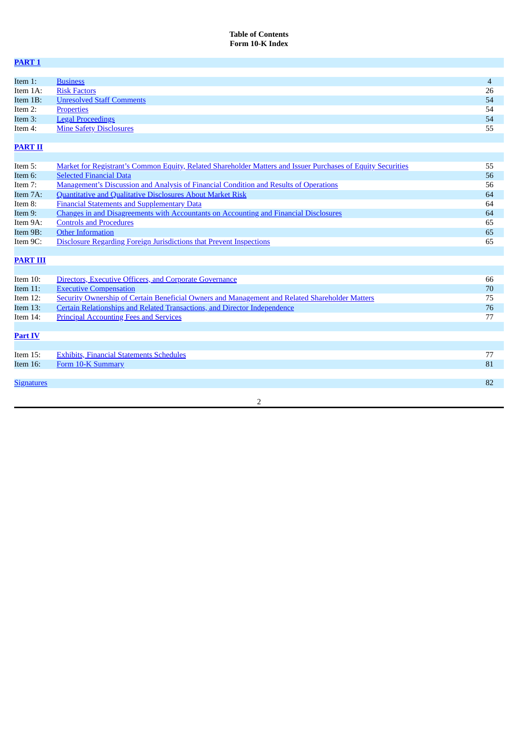**Table of Contents**
**Form 10-K Index**

| | | |
|---|---|---|
| **PART 1** | | |
| Item 1: | Business | 4 |
| Item 1A: | Risk Factors | 26 |
| Item 1B: | Unresolved Staff Comments | 54 |
| Item 2: | Properties | 54 |
| Item 3: | Legal Proceedings | 54 |
| Item 4: | Mine Safety Disclosures | 55 |
| **PART II** | | |
| Item 5: | Market for Registrant's Common Equity, Related Shareholder Matters and Issuer Purchases of Equity Securities | 55 |
| Item 6: | Selected Financial Data | 56 |
| Item 7: | Management's Discussion and Analysis of Financial Condition and Results of Operations | 56 |
| Item 7A: | Quantitative and Qualitative Disclosures About Market Risk | 64 |
| Item 8: | Financial Statements and Supplementary Data | 64 |
| Item 9: | Changes in and Disagreements with Accountants on Accounting and Financial Disclosures | 64 |
| Item 9A: | Controls and Procedures | 65 |
| Item 9B: | Other Information | 65 |
| Item 9C: | Disclosure Regarding Foreign Jurisdictions that Prevent Inspections | 65 |
| **PART III** | | |
| Item 10: | Directors, Executive Officers, and Corporate Governance | 66 |
| Item 11: | Executive Compensation | 70 |
| Item 12: | Security Ownership of Certain Beneficial Owners and Management and Related Shareholder Matters | 75 |
| Item 13: | Certain Relationships and Related Transactions, and Director Independence | 76 |
| Item 14: | Principal Accounting Fees and Services | 77 |
| **Part IV** | | |
| Item 15: | Exhibits, Financial Statements Schedules | 77 |
| Item 16: | Form 10-K Summary | 81 |
| Signatures | | 82 |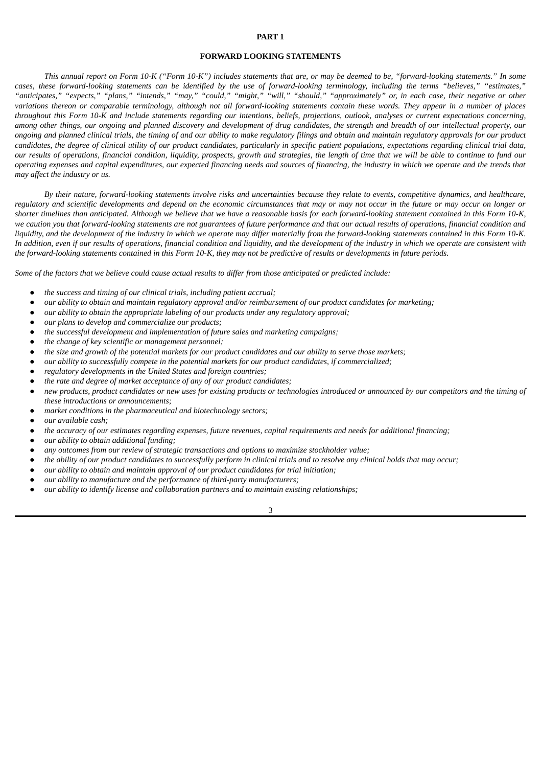**PART 1**

**FORWARD LOOKING STATEMENTS**

*This annual report on Form 10-K ("Form 10-K") includes statements that are, or may be deemed to be, "forward-looking statements." In some cases, these forward-looking statements can be identified by the use of forward-looking terminology, including the terms "believes," "estimates," "anticipates," "expects," "plans," "intends," "may," "could," "might," "will," "should," "approximately" or, in each case, their negative or other variations thereon or comparable terminology, although not all forward-looking statements contain these words. They appear in a number of places throughout this Form 10-K and include statements regarding our intentions, beliefs, projections, outlook, analyses or current expectations concerning, among other things, our ongoing and planned discovery and development of drug candidates, the strength and breadth of our intellectual property, our ongoing and planned clinical trials, the timing of and our ability to make regulatory filings and obtain and maintain regulatory approvals for our product candidates, the degree of clinical utility of our product candidates, particularly in specific patient populations, expectations regarding clinical trial data, our results of operations, financial condition, liquidity, prospects, growth and strategies, the length of time that we will be able to continue to fund our operating expenses and capital expenditures, our expected financing needs and sources of financing, the industry in which we operate and the trends that may affect the industry or us.*

*By their nature, forward-looking statements involve risks and uncertainties because they relate to events, competitive dynamics, and healthcare, regulatory and scientific developments and depend on the economic circumstances that may or may not occur in the future or may occur on longer or shorter timelines than anticipated. Although we believe that we have a reasonable basis for each forward-looking statement contained in this Form 10-K, we caution you that forward-looking statements are not guarantees of future performance and that our actual results of operations, financial condition and liquidity, and the development of the industry in which we operate may differ materially from the forward-looking statements contained in this Form 10-K. In addition, even if our results of operations, financial condition and liquidity, and the development of the industry in which we operate are consistent with the forward-looking statements contained in this Form 10-K, they may not be predictive of results or developments in future periods.*

*Some of the factors that we believe could cause actual results to differ from those anticipated or predicted include:*

- *the success and timing of our clinical trials, including patient accrual;*
- *our ability to obtain and maintain regulatory approval and/or reimbursement of our product candidates for marketing;*
- *our ability to obtain the appropriate labeling of our products under any regulatory approval;*
- *our plans to develop and commercialize our products;*
- *the successful development and implementation of future sales and marketing campaigns;*
- *the change of key scientific or management personnel;*
- *the size and growth of the potential markets for our product candidates and our ability to serve those markets;*
- *our ability to successfully compete in the potential markets for our product candidates, if commercialized;*
- *regulatory developments in the United States and foreign countries;*
- *the rate and degree of market acceptance of any of our product candidates;*
- *new products, product candidates or new uses for existing products or technologies introduced or announced by our competitors and the timing of these introductions or announcements;*
- *market conditions in the pharmaceutical and biotechnology sectors;*
- *our available cash;*
- *the accuracy of our estimates regarding expenses, future revenues, capital requirements and needs for additional financing;*
- *our ability to obtain additional funding;*
- *any outcomes from our review of strategic transactions and options to maximize stockholder value;*
- *the ability of our product candidates to successfully perform in clinical trials and to resolve any clinical holds that may occur;*
- *our ability to obtain and maintain approval of our product candidates for trial initiation;*
- *our ability to manufacture and the performance of third-party manufacturers;*
- *our ability to identify license and collaboration partners and to maintain existing relationships;*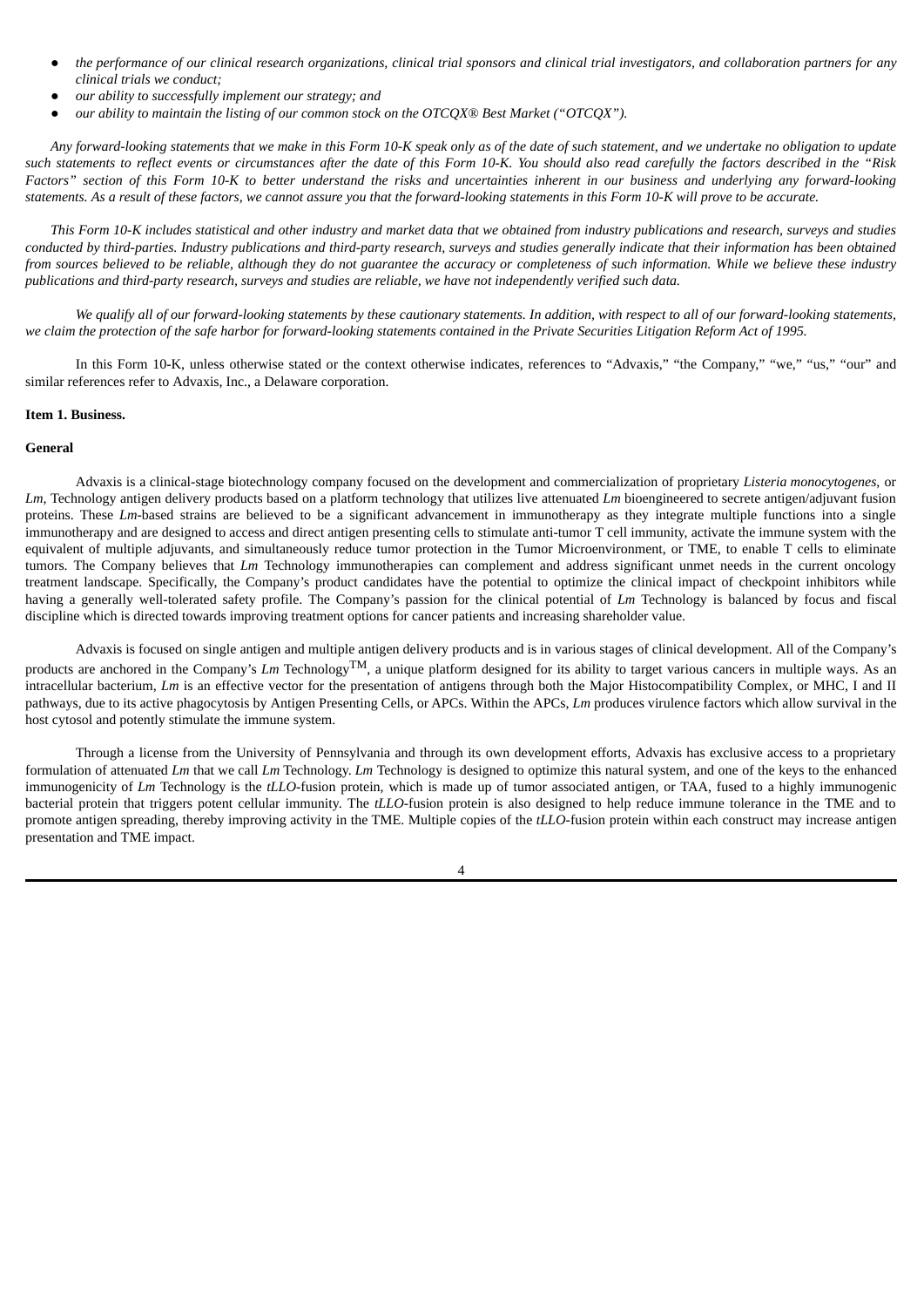- *the performance of our clinical research organizations, clinical trial sponsors and clinical trial investigators, and collaboration partners for any clinical trials we conduct;*
- *our ability to successfully implement our strategy; and*
- *our ability to maintain the listing of our common stock on the OTCQX® Best Market ("OTCQX").*

*Any forward-looking statements that we make in this Form 10-K speak only as of the date of such statement, and we undertake no obligation to update such statements to reflect events or circumstances after the date of this Form 10-K. You should also read carefully the factors described in the "Risk Factors" section of this Form 10-K to better understand the risks and uncertainties inherent in our business and underlying any forward-looking statements. As a result of these factors, we cannot assure you that the forward-looking statements in this Form 10-K will prove to be accurate.*

*This Form 10-K includes statistical and other industry and market data that we obtained from industry publications and research, surveys and studies conducted by third-parties. Industry publications and third-party research, surveys and studies generally indicate that their information has been obtained from sources believed to be reliable, although they do not guarantee the accuracy or completeness of such information. While we believe these industry publications and third-party research, surveys and studies are reliable, we have not independently verified such data.*

*We qualify all of our forward-looking statements by these cautionary statements. In addition, with respect to all of our forward-looking statements, we claim the protection of the safe harbor for forward-looking statements contained in the Private Securities Litigation Reform Act of 1995.*

In this Form 10-K, unless otherwise stated or the context otherwise indicates, references to "Advaxis," "the Company," "we," "us," "our" and similar references refer to Advaxis, Inc., a Delaware corporation.

**Item 1. Business.**

**General**

Advaxis is a clinical-stage biotechnology company focused on the development and commercialization of proprietary *Listeria monocytogenes*, or *Lm*, Technology antigen delivery products based on a platform technology that utilizes live attenuated *Lm* bioengineered to secrete antigen/adjuvant fusion proteins. These *Lm*-based strains are believed to be a significant advancement in immunotherapy as they integrate multiple functions into a single immunotherapy and are designed to access and direct antigen presenting cells to stimulate anti-tumor T cell immunity, activate the immune system with the equivalent of multiple adjuvants, and simultaneously reduce tumor protection in the Tumor Microenvironment, or TME, to enable T cells to eliminate tumors. The Company believes that *Lm* Technology immunotherapies can complement and address significant unmet needs in the current oncology treatment landscape. Specifically, the Company's product candidates have the potential to optimize the clinical impact of checkpoint inhibitors while having a generally well-tolerated safety profile. The Company's passion for the clinical potential of *Lm* Technology is balanced by focus and fiscal discipline which is directed towards improving treatment options for cancer patients and increasing shareholder value.

Advaxis is focused on single antigen and multiple antigen delivery products and is in various stages of clinical development. All of the Company's products are anchored in the Company's *Lm* Technology™, a unique platform designed for its ability to target various cancers in multiple ways. As an intracellular bacterium, *Lm* is an effective vector for the presentation of antigens through both the Major Histocompatibility Complex, or MHC, I and II pathways, due to its active phagocytosis by Antigen Presenting Cells, or APCs. Within the APCs, *Lm* produces virulence factors which allow survival in the host cytosol and potently stimulate the immune system.

Through a license from the University of Pennsylvania and through its own development efforts, Advaxis has exclusive access to a proprietary formulation of attenuated *Lm* that we call *Lm* Technology. *Lm* Technology is designed to optimize this natural system, and one of the keys to the enhanced immunogenicity of *Lm* Technology is the *tLLO*-fusion protein, which is made up of tumor associated antigen, or TAA, fused to a highly immunogenic bacterial protein that triggers potent cellular immunity. The *tLLO*-fusion protein is also designed to help reduce immune tolerance in the TME and to promote antigen spreading, thereby improving activity in the TME. Multiple copies of the *tLLO*-fusion protein within each construct may increase antigen presentation and TME impact.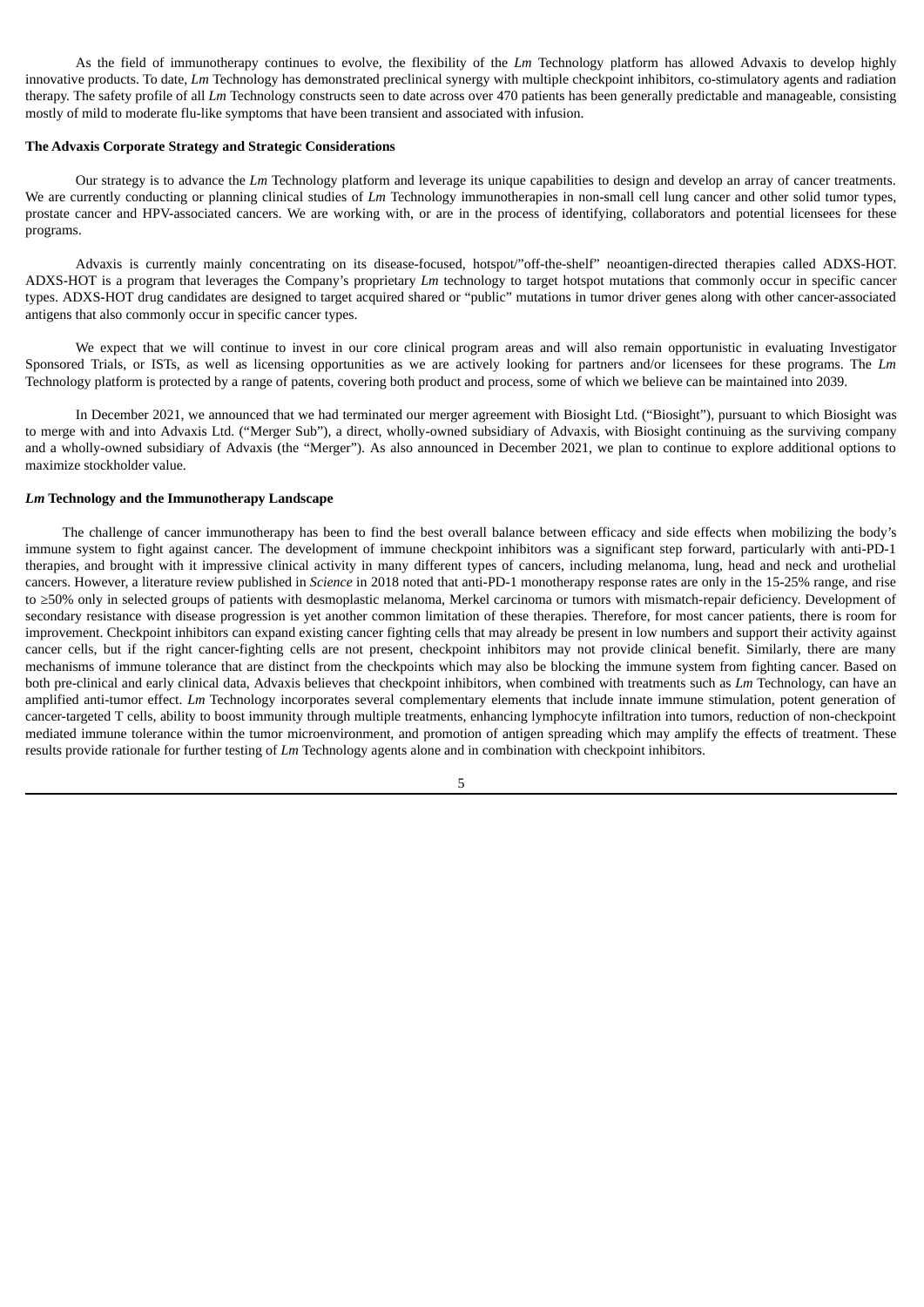As the field of immunotherapy continues to evolve, the flexibility of the *Lm* Technology platform has allowed Advaxis to develop highly innovative products. To date, *Lm* Technology has demonstrated preclinical synergy with multiple checkpoint inhibitors, co-stimulatory agents and radiation therapy. The safety profile of all *Lm* Technology constructs seen to date across over 470 patients has been generally predictable and manageable, consisting mostly of mild to moderate flu-like symptoms that have been transient and associated with infusion.

**The Advaxis Corporate Strategy and Strategic Considerations**

Our strategy is to advance the *Lm* Technology platform and leverage its unique capabilities to design and develop an array of cancer treatments. We are currently conducting or planning clinical studies of *Lm* Technology immunotherapies in non-small cell lung cancer and other solid tumor types, prostate cancer and HPV-associated cancers. We are working with, or are in the process of identifying, collaborators and potential licensees for these programs.

Advaxis is currently mainly concentrating on its disease-focused, hotspot/"off-the-shelf" neoantigen-directed therapies called ADXS-HOT. ADXS-HOT is a program that leverages the Company's proprietary *Lm* technology to target hotspot mutations that commonly occur in specific cancer types. ADXS-HOT drug candidates are designed to target acquired shared or "public" mutations in tumor driver genes along with other cancer-associated antigens that also commonly occur in specific cancer types.

We expect that we will continue to invest in our core clinical program areas and will also remain opportunistic in evaluating Investigator Sponsored Trials, or ISTs, as well as licensing opportunities as we are actively looking for partners and/or licensees for these programs. The *Lm* Technology platform is protected by a range of patents, covering both product and process, some of which we believe can be maintained into 2039.

In December 2021, we announced that we had terminated our merger agreement with Biosight Ltd. ("Biosight"), pursuant to which Biosight was to merge with and into Advaxis Ltd. ("Merger Sub"), a direct, wholly-owned subsidiary of Advaxis, with Biosight continuing as the surviving company and a wholly-owned subsidiary of Advaxis (the "Merger"). As also announced in December 2021, we plan to continue to explore additional options to maximize stockholder value.

***Lm* Technology and the Immunotherapy Landscape**

The challenge of cancer immunotherapy has been to find the best overall balance between efficacy and side effects when mobilizing the body's immune system to fight against cancer. The development of immune checkpoint inhibitors was a significant step forward, particularly with anti-PD-1 therapies, and brought with it impressive clinical activity in many different types of cancers, including melanoma, lung, head and neck and urothelial cancers. However, a literature review published in *Science* in 2018 noted that anti-PD-1 monotherapy response rates are only in the 15-25% range, and rise to ≥50% only in selected groups of patients with desmoplastic melanoma, Merkel carcinoma or tumors with mismatch-repair deficiency. Development of secondary resistance with disease progression is yet another common limitation of these therapies. Therefore, for most cancer patients, there is room for improvement. Checkpoint inhibitors can expand existing cancer fighting cells that may already be present in low numbers and support their activity against cancer cells, but if the right cancer-fighting cells are not present, checkpoint inhibitors may not provide clinical benefit. Similarly, there are many mechanisms of immune tolerance that are distinct from the checkpoints which may also be blocking the immune system from fighting cancer. Based on both pre-clinical and early clinical data, Advaxis believes that checkpoint inhibitors, when combined with treatments such as *Lm* Technology, can have an amplified anti-tumor effect. *Lm* Technology incorporates several complementary elements that include innate immune stimulation, potent generation of cancer-targeted T cells, ability to boost immunity through multiple treatments, enhancing lymphocyte infiltration into tumors, reduction of non-checkpoint mediated immune tolerance within the tumor microenvironment, and promotion of antigen spreading which may amplify the effects of treatment. These results provide rationale for further testing of *Lm* Technology agents alone and in combination with checkpoint inhibitors.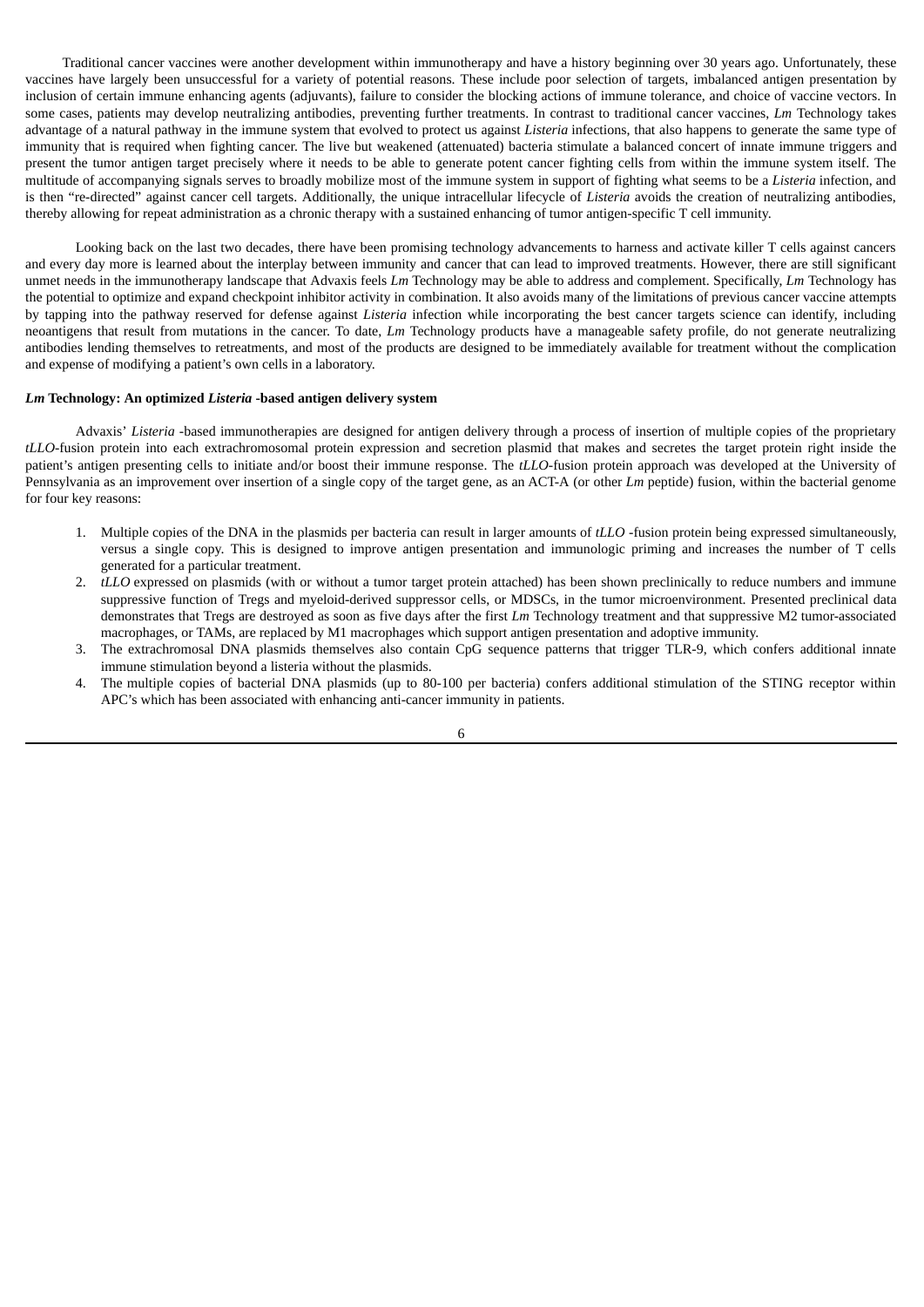Traditional cancer vaccines were another development within immunotherapy and have a history beginning over 30 years ago. Unfortunately, these vaccines have largely been unsuccessful for a variety of potential reasons. These include poor selection of targets, imbalanced antigen presentation by inclusion of certain immune enhancing agents (adjuvants), failure to consider the blocking actions of immune tolerance, and choice of vaccine vectors. In some cases, patients may develop neutralizing antibodies, preventing further treatments. In contrast to traditional cancer vaccines, *Lm* Technology takes advantage of a natural pathway in the immune system that evolved to protect us against *Listeria* infections, that also happens to generate the same type of immunity that is required when fighting cancer. The live but weakened (attenuated) bacteria stimulate a balanced concert of innate immune triggers and present the tumor antigen target precisely where it needs to be able to generate potent cancer fighting cells from within the immune system itself. The multitude of accompanying signals serves to broadly mobilize most of the immune system in support of fighting what seems to be a *Listeria* infection, and is then "re-directed" against cancer cell targets. Additionally, the unique intracellular lifecycle of *Listeria* avoids the creation of neutralizing antibodies, thereby allowing for repeat administration as a chronic therapy with a sustained enhancing of tumor antigen-specific T cell immunity.

Looking back on the last two decades, there have been promising technology advancements to harness and activate killer T cells against cancers and every day more is learned about the interplay between immunity and cancer that can lead to improved treatments. However, there are still significant unmet needs in the immunotherapy landscape that Advaxis feels *Lm* Technology may be able to address and complement. Specifically, *Lm* Technology has the potential to optimize and expand checkpoint inhibitor activity in combination. It also avoids many of the limitations of previous cancer vaccine attempts by tapping into the pathway reserved for defense against *Listeria* infection while incorporating the best cancer targets science can identify, including neoantigens that result from mutations in the cancer. To date, *Lm* Technology products have a manageable safety profile, do not generate neutralizing antibodies lending themselves to retreatments, and most of the products are designed to be immediately available for treatment without the complication and expense of modifying a patient's own cells in a laboratory.

**_Lm_ Technology: An optimized _Listeria_ -based antigen delivery system**

Advaxis' *Listeria* -based immunotherapies are designed for antigen delivery through a process of insertion of multiple copies of the proprietary *tLLO*-fusion protein into each extrachromosomal protein expression and secretion plasmid that makes and secretes the target protein right inside the patient's antigen presenting cells to initiate and/or boost their immune response. The *tLLO*-fusion protein approach was developed at the University of Pennsylvania as an improvement over insertion of a single copy of the target gene, as an ACT-A (or other *Lm* peptide) fusion, within the bacterial genome for four key reasons:

1. Multiple copies of the DNA in the plasmids per bacteria can result in larger amounts of *tLLO* -fusion protein being expressed simultaneously, versus a single copy. This is designed to improve antigen presentation and immunologic priming and increases the number of T cells generated for a particular treatment.
2. *tLLO* expressed on plasmids (with or without a tumor target protein attached) has been shown preclinically to reduce numbers and immune suppressive function of Tregs and myeloid-derived suppressor cells, or MDSCs, in the tumor microenvironment. Presented preclinical data demonstrates that Tregs are destroyed as soon as five days after the first *Lm* Technology treatment and that suppressive M2 tumor-associated macrophages, or TAMs, are replaced by M1 macrophages which support antigen presentation and adoptive immunity.
3. The extrachromosal DNA plasmids themselves also contain CpG sequence patterns that trigger TLR-9, which confers additional innate immune stimulation beyond a listeria without the plasmids.
4. The multiple copies of bacterial DNA plasmids (up to 80-100 per bacteria) confers additional stimulation of the STING receptor within APC's which has been associated with enhancing anti-cancer immunity in patients.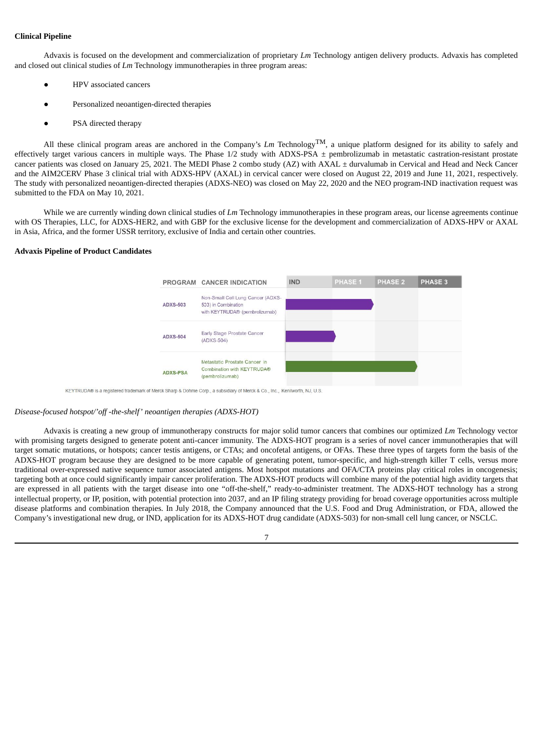**Clinical Pipeline**

Advaxis is focused on the development and commercialization of proprietary *Lm* Technology antigen delivery products. Advaxis has completed and closed out clinical studies of *Lm* Technology immunotherapies in three program areas:

- HPV associated cancers
- Personalized neoantigen-directed therapies
- PSA directed therapy

All these clinical program areas are anchored in the Company's *Lm* Technology$^{TM}$, a unique platform designed for its ability to safely and effectively target various cancers in multiple ways. The Phase 1/2 study with ADXS-PSA ± pembrolizumab in metastatic castration-resistant prostate cancer patients was closed on January 25, 2021. The MEDI Phase 2 combo study (AZ) with AXAL ± durvalumab in Cervical and Head and Neck Cancer and the AIM2CERV Phase 3 clinical trial with ADXS-HPV (AXAL) in cervical cancer were closed on August 22, 2019 and June 11, 2021, respectively. The study with personalized neoantigen-directed therapies (ADXS-NEO) was closed on May 22, 2020 and the NEO program-IND inactivation request was submitted to the FDA on May 10, 2021.

While we are currently winding down clinical studies of *Lm* Technology immunotherapies in these program areas, our license agreements continue with OS Therapies, LLC, for ADXS-HER2, and with GBP for the exclusive license for the development and commercialization of ADXS-HPV or AXAL in Asia, Africa, and the former USSR territory, exclusive of India and certain other countries.

**Advaxis Pipeline of Product Candidates**

PROGRAM
CANCER INDICATION
IND
PHASE 1
PHASE 2
PHASE 3

ADXS-503
Non-Small Cell Lung Cancer (ADXS-503) in Combination with KEYTRUDA® (pembrolizumab)

ADXS-504
Early Stage Prostate Cancer (ADXS-504)

ADXS-PSA
Metastatic Prostate Cancer in Combination with KEYTRUDA® (pembrolizumab)

KEYTRUDA® is a registered trademark of Merck Sharp & Dohme Corp., a subsidiary of Merck & Co., Inc., Kenilworth, NJ, U.S.

*Disease-focused hotspot/'off -the-shelf' neoantigen therapies (ADXS-HOT)*

Advaxis is creating a new group of immunotherapy constructs for major solid tumor cancers that combines our optimized *Lm* Technology vector with promising targets designed to generate potent anti-cancer immunity. The ADXS-HOT program is a series of novel cancer immunotherapies that will target somatic mutations, or hotspots; cancer testis antigens, or CTAs; and oncofetal antigens, or OFAs. These three types of targets form the basis of the ADXS-HOT program because they are designed to be more capable of generating potent, tumor-specific, and high-strength killer T cells, versus more traditional over-expressed native sequence tumor associated antigens. Most hotspot mutations and OFA/CTA proteins play critical roles in oncogenesis; targeting both at once could significantly impair cancer proliferation. The ADXS-HOT products will combine many of the potential high avidity targets that are expressed in all patients with the target disease into one "off-the-shelf," ready-to-administer treatment. The ADXS-HOT technology has a strong intellectual property, or IP, position, with potential protection into 2037, and an IP filing strategy providing for broad coverage opportunities across multiple disease platforms and combination therapies. In July 2018, the Company announced that the U.S. Food and Drug Administration, or FDA, allowed the Company's investigational new drug, or IND, application for its ADXS-HOT drug candidate (ADXS-503) for non-small cell lung cancer, or NSCLC.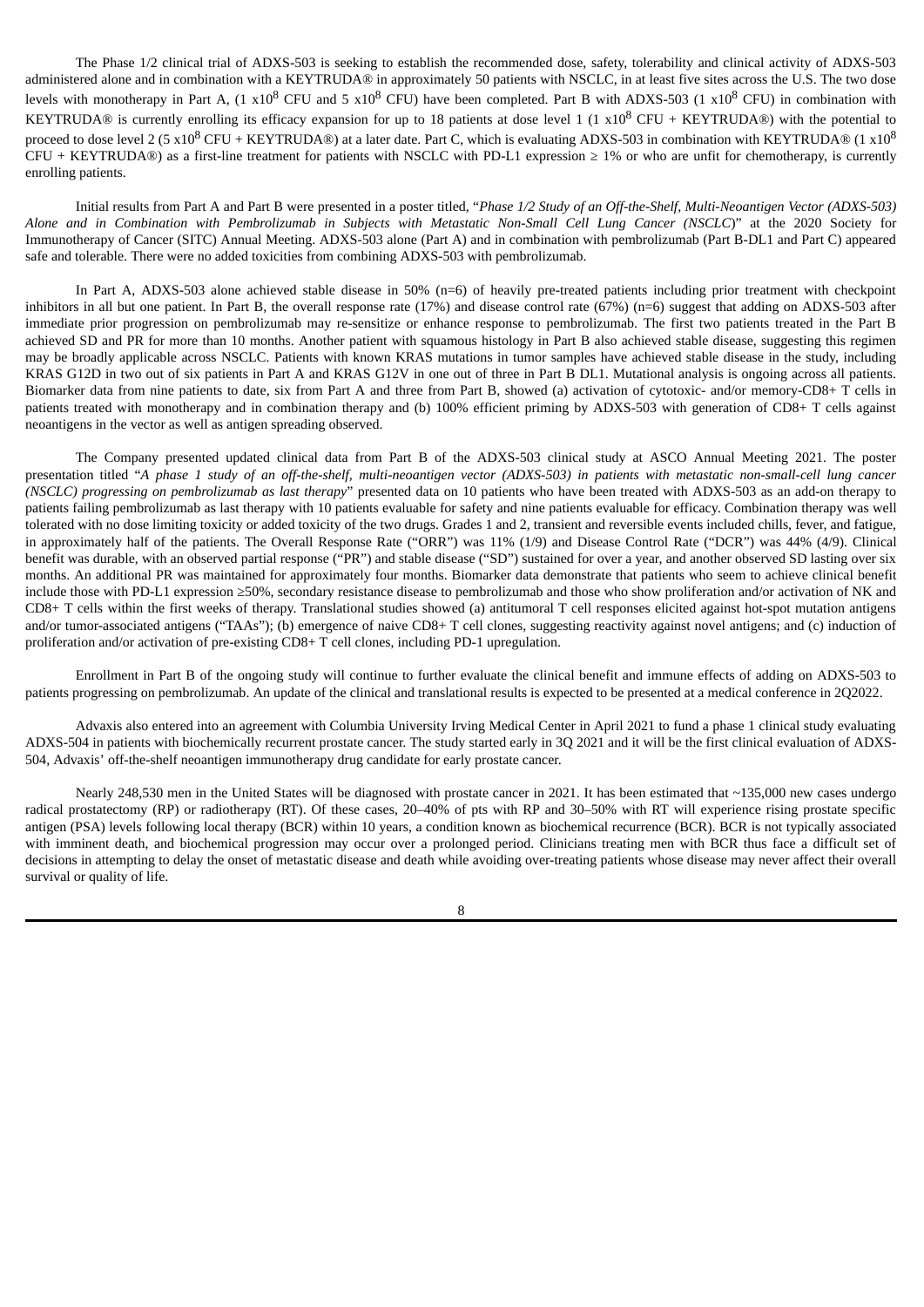The Phase 1/2 clinical trial of ADXS-503 is seeking to establish the recommended dose, safety, tolerability and clinical activity of ADXS-503 administered alone and in combination with a KEYTRUDA® in approximately 50 patients with NSCLC, in at least five sites across the U.S. The two dose levels with monotherapy in Part A, (1 x$10^8$ CFU and 5 x$10^8$ CFU) have been completed. Part B with ADXS-503 (1 x$10^8$ CFU) in combination with KEYTRUDA® is currently enrolling its efficacy expansion for up to 18 patients at dose level 1 (1 x$10^8$ CFU + KEYTRUDA®) with the potential to proceed to dose level 2 (5 x$10^8$ CFU + KEYTRUDA®) at a later date. Part C, which is evaluating ADXS-503 in combination with KEYTRUDA® (1 x$10^8$ CFU + KEYTRUDA®) as a first-line treatment for patients with NSCLC with PD-L1 expression ≥ 1% or who are unfit for chemotherapy, is currently enrolling patients.

Initial results from Part A and Part B were presented in a poster titled, "*Phase 1/2 Study of an Off-the-Shelf, Multi-Neoantigen Vector (ADXS-503) Alone and in Combination with Pembrolizumab in Subjects with Metastatic Non-Small Cell Lung Cancer (NSCLC*)" at the 2020 Society for Immunotherapy of Cancer (SITC) Annual Meeting. ADXS-503 alone (Part A) and in combination with pembrolizumab (Part B-DL1 and Part C) appeared safe and tolerable. There were no added toxicities from combining ADXS-503 with pembrolizumab.

In Part A, ADXS-503 alone achieved stable disease in 50% (n=6) of heavily pre-treated patients including prior treatment with checkpoint inhibitors in all but one patient. In Part B, the overall response rate (17%) and disease control rate (67%) (n=6) suggest that adding on ADXS-503 after immediate prior progression on pembrolizumab may re-sensitize or enhance response to pembrolizumab. The first two patients treated in the Part B achieved SD and PR for more than 10 months. Another patient with squamous histology in Part B also achieved stable disease, suggesting this regimen may be broadly applicable across NSCLC. Patients with known KRAS mutations in tumor samples have achieved stable disease in the study, including KRAS G12D in two out of six patients in Part A and KRAS G12V in one out of three in Part B DL1. Mutational analysis is ongoing across all patients. Biomarker data from nine patients to date, six from Part A and three from Part B, showed (a) activation of cytotoxic- and/or memory-CD8+ T cells in patients treated with monotherapy and in combination therapy and (b) 100% efficient priming by ADXS-503 with generation of CD8+ T cells against neoantigens in the vector as well as antigen spreading observed.

The Company presented updated clinical data from Part B of the ADXS-503 clinical study at ASCO Annual Meeting 2021. The poster presentation titled "*A phase 1 study of an off-the-shelf, multi-neoantigen vector (ADXS-503) in patients with metastatic non-small-cell lung cancer (NSCLC) progressing on pembrolizumab as last therapy*" presented data on 10 patients who have been treated with ADXS-503 as an add-on therapy to patients failing pembrolizumab as last therapy with 10 patients evaluable for safety and nine patients evaluable for efficacy. Combination therapy was well tolerated with no dose limiting toxicity or added toxicity of the two drugs. Grades 1 and 2, transient and reversible events included chills, fever, and fatigue, in approximately half of the patients. The Overall Response Rate ("ORR") was 11% (1/9) and Disease Control Rate ("DCR") was 44% (4/9). Clinical benefit was durable, with an observed partial response ("PR") and stable disease ("SD") sustained for over a year, and another observed SD lasting over six months. An additional PR was maintained for approximately four months. Biomarker data demonstrate that patients who seem to achieve clinical benefit include those with PD-L1 expression ≥50%, secondary resistance disease to pembrolizumab and those who show proliferation and/or activation of NK and CD8+ T cells within the first weeks of therapy. Translational studies showed (a) antitumoral T cell responses elicited against hot-spot mutation antigens and/or tumor-associated antigens ("TAAs"); (b) emergence of naive CD8+ T cell clones, suggesting reactivity against novel antigens; and (c) induction of proliferation and/or activation of pre-existing CD8+ T cell clones, including PD-1 upregulation.

Enrollment in Part B of the ongoing study will continue to further evaluate the clinical benefit and immune effects of adding on ADXS-503 to patients progressing on pembrolizumab. An update of the clinical and translational results is expected to be presented at a medical conference in 2Q2022.

Advaxis also entered into an agreement with Columbia University Irving Medical Center in April 2021 to fund a phase 1 clinical study evaluating ADXS-504 in patients with biochemically recurrent prostate cancer. The study started early in 3Q 2021 and it will be the first clinical evaluation of ADXS-504, Advaxis' off-the-shelf neoantigen immunotherapy drug candidate for early prostate cancer.

Nearly 248,530 men in the United States will be diagnosed with prostate cancer in 2021. It has been estimated that ~135,000 new cases undergo radical prostatectomy (RP) or radiotherapy (RT). Of these cases, 20–40% of pts with RP and 30–50% with RT will experience rising prostate specific antigen (PSA) levels following local therapy (BCR) within 10 years, a condition known as biochemical recurrence (BCR). BCR is not typically associated with imminent death, and biochemical progression may occur over a prolonged period. Clinicians treating men with BCR thus face a difficult set of decisions in attempting to delay the onset of metastatic disease and death while avoiding over-treating patients whose disease may never affect their overall survival or quality of life.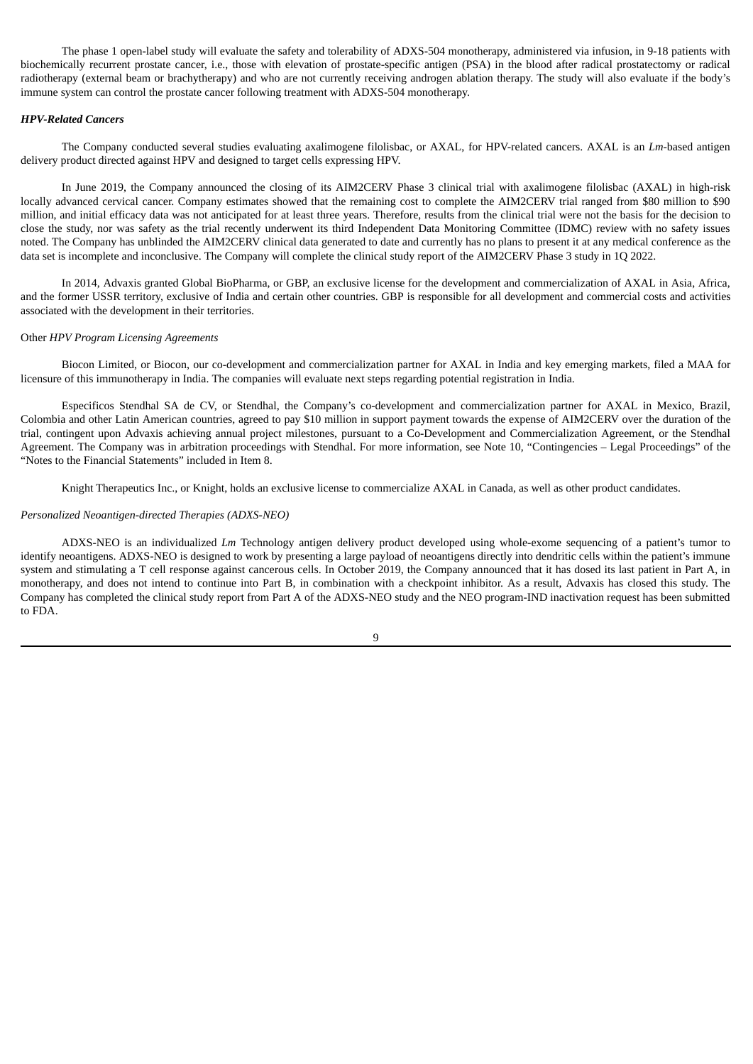The phase 1 open-label study will evaluate the safety and tolerability of ADXS-504 monotherapy, administered via infusion, in 9-18 patients with biochemically recurrent prostate cancer, i.e., those with elevation of prostate-specific antigen (PSA) in the blood after radical prostatectomy or radical radiotherapy (external beam or brachytherapy) and who are not currently receiving androgen ablation therapy. The study will also evaluate if the body's immune system can control the prostate cancer following treatment with ADXS-504 monotherapy.

***HPV-Related Cancers***

The Company conducted several studies evaluating axalimogene filolisbac, or AXAL, for HPV-related cancers. AXAL is an *Lm*-based antigen delivery product directed against HPV and designed to target cells expressing HPV.

In June 2019, the Company announced the closing of its AIM2CERV Phase 3 clinical trial with axalimogene filolisbac (AXAL) in high-risk locally advanced cervical cancer. Company estimates showed that the remaining cost to complete the AIM2CERV trial ranged from $80 million to $90 million, and initial efficacy data was not anticipated for at least three years. Therefore, results from the clinical trial were not the basis for the decision to close the study, nor was safety as the trial recently underwent its third Independent Data Monitoring Committee (IDMC) review with no safety issues noted. The Company has unblinded the AIM2CERV clinical data generated to date and currently has no plans to present it at any medical conference as the data set is incomplete and inconclusive. The Company will complete the clinical study report of the AIM2CERV Phase 3 study in 1Q 2022.

In 2014, Advaxis granted Global BioPharma, or GBP, an exclusive license for the development and commercialization of AXAL in Asia, Africa, and the former USSR territory, exclusive of India and certain other countries. GBP is responsible for all development and commercial costs and activities associated with the development in their territories.

Other *HPV Program Licensing Agreements*

Biocon Limited, or Biocon, our co-development and commercialization partner for AXAL in India and key emerging markets, filed a MAA for licensure of this immunotherapy in India. The companies will evaluate next steps regarding potential registration in India.

Especificos Stendhal SA de CV, or Stendhal, the Company's co-development and commercialization partner for AXAL in Mexico, Brazil, Colombia and other Latin American countries, agreed to pay $10 million in support payment towards the expense of AIM2CERV over the duration of the trial, contingent upon Advaxis achieving annual project milestones, pursuant to a Co-Development and Commercialization Agreement, or the Stendhal Agreement. The Company was in arbitration proceedings with Stendhal. For more information, see Note 10, "Contingencies – Legal Proceedings" of the "Notes to the Financial Statements" included in Item 8.

Knight Therapeutics Inc., or Knight, holds an exclusive license to commercialize AXAL in Canada, as well as other product candidates.

*Personalized Neoantigen-directed Therapies (ADXS-NEO)*

ADXS-NEO is an individualized *Lm* Technology antigen delivery product developed using whole-exome sequencing of a patient's tumor to identify neoantigens. ADXS-NEO is designed to work by presenting a large payload of neoantigens directly into dendritic cells within the patient's immune system and stimulating a T cell response against cancerous cells. In October 2019, the Company announced that it has dosed its last patient in Part A, in monotherapy, and does not intend to continue into Part B, in combination with a checkpoint inhibitor. As a result, Advaxis has closed this study. The Company has completed the clinical study report from Part A of the ADXS-NEO study and the NEO program-IND inactivation request has been submitted to FDA.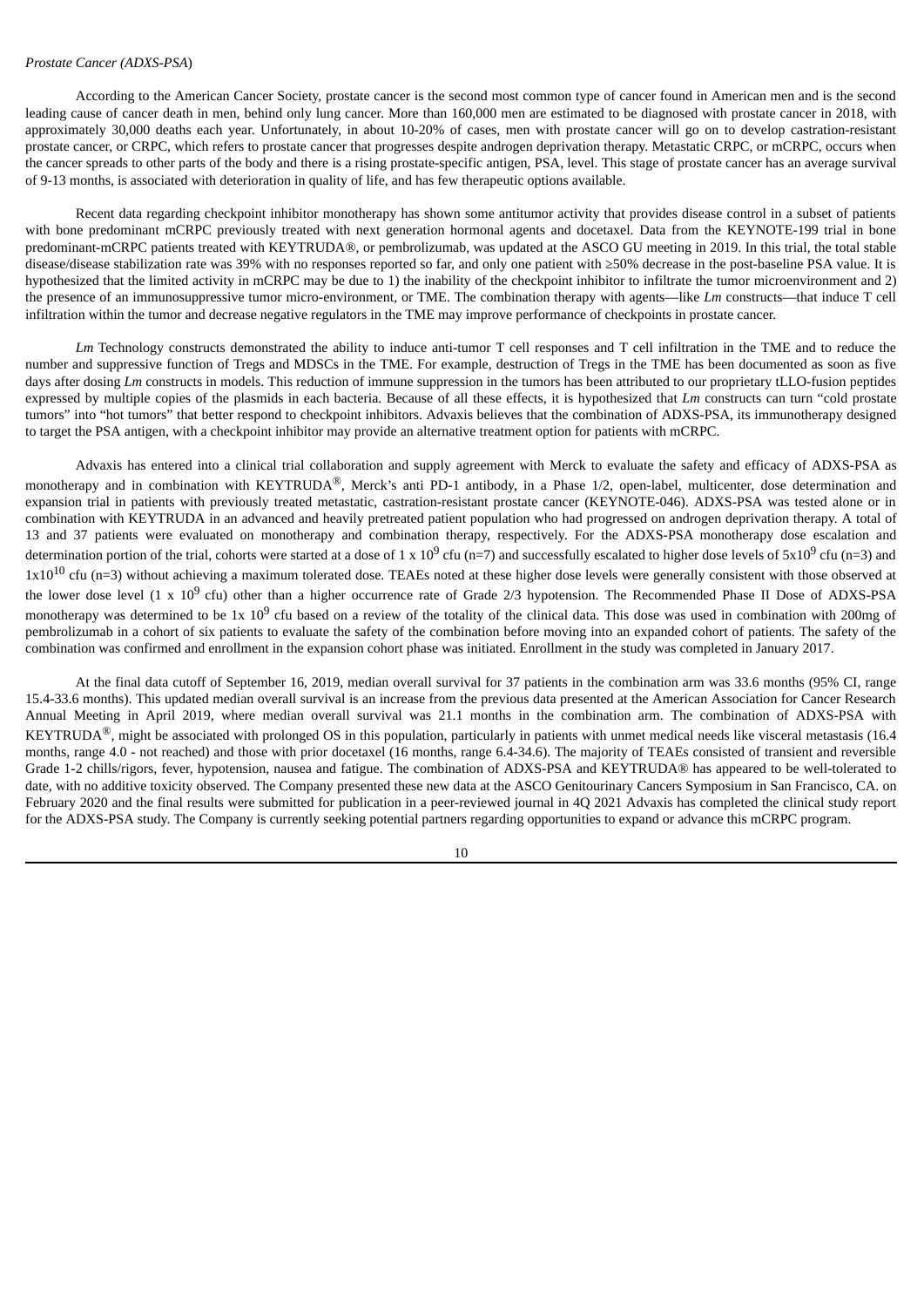*Prostate Cancer (ADXS-PSA)*

According to the American Cancer Society, prostate cancer is the second most common type of cancer found in American men and is the second leading cause of cancer death in men, behind only lung cancer. More than 160,000 men are estimated to be diagnosed with prostate cancer in 2018, with approximately 30,000 deaths each year. Unfortunately, in about 10-20% of cases, men with prostate cancer will go on to develop castration-resistant prostate cancer, or CRPC, which refers to prostate cancer that progresses despite androgen deprivation therapy. Metastatic CRPC, or mCRPC, occurs when the cancer spreads to other parts of the body and there is a rising prostate-specific antigen, PSA, level. This stage of prostate cancer has an average survival of 9-13 months, is associated with deterioration in quality of life, and has few therapeutic options available.

Recent data regarding checkpoint inhibitor monotherapy has shown some antitumor activity that provides disease control in a subset of patients with bone predominant mCRPC previously treated with next generation hormonal agents and docetaxel. Data from the KEYNOTE-199 trial in bone predominant-mCRPC patients treated with KEYTRUDA®, or pembrolizumab, was updated at the ASCO GU meeting in 2019. In this trial, the total stable disease/disease stabilization rate was 39% with no responses reported so far, and only one patient with ≥50% decrease in the post-baseline PSA value. It is hypothesized that the limited activity in mCRPC may be due to 1) the inability of the checkpoint inhibitor to infiltrate the tumor microenvironment and 2) the presence of an immunosuppressive tumor micro-environment, or TME. The combination therapy with agents—like *Lm* constructs—that induce T cell infiltration within the tumor and decrease negative regulators in the TME may improve performance of checkpoints in prostate cancer.

*Lm* Technology constructs demonstrated the ability to induce anti-tumor T cell responses and T cell infiltration in the TME and to reduce the number and suppressive function of Tregs and MDSCs in the TME. For example, destruction of Tregs in the TME has been documented as soon as five days after dosing *Lm* constructs in models. This reduction of immune suppression in the tumors has been attributed to our proprietary tLLO-fusion peptides expressed by multiple copies of the plasmids in each bacteria. Because of all these effects, it is hypothesized that *Lm* constructs can turn "cold prostate tumors" into "hot tumors" that better respond to checkpoint inhibitors. Advaxis believes that the combination of ADXS-PSA, its immunotherapy designed to target the PSA antigen, with a checkpoint inhibitor may provide an alternative treatment option for patients with mCRPC.

Advaxis has entered into a clinical trial collaboration and supply agreement with Merck to evaluate the safety and efficacy of ADXS-PSA as monotherapy and in combination with KEYTRUDA®, Merck's anti PD-1 antibody, in a Phase 1/2, open-label, multicenter, dose determination and expansion trial in patients with previously treated metastatic, castration-resistant prostate cancer (KEYNOTE-046). ADXS-PSA was tested alone or in combination with KEYTRUDA in an advanced and heavily pretreated patient population who had progressed on androgen deprivation therapy. A total of 13 and 37 patients were evaluated on monotherapy and combination therapy, respectively. For the ADXS-PSA monotherapy dose escalation and determination portion of the trial, cohorts were started at a dose of $1 \times 10^9$ cfu (n=7) and successfully escalated to higher dose levels of $5\text{x}10^9$ cfu (n=3) and $1\text{x}10^{10}$ cfu (n=3) without achieving a maximum tolerated dose. TEAEs noted at these higher dose levels were generally consistent with those observed at the lower dose level ($1 \times 10^9$ cfu) other than a higher occurrence rate of Grade 2/3 hypotension. The Recommended Phase II Dose of ADXS-PSA monotherapy was determined to be $1\text{x } 10^9$ cfu based on a review of the totality of the clinical data. This dose was used in combination with 200mg of pembrolizumab in a cohort of six patients to evaluate the safety of the combination before moving into an expanded cohort of patients. The safety of the combination was confirmed and enrollment in the expansion cohort phase was initiated. Enrollment in the study was completed in January 2017.

At the final data cutoff of September 16, 2019, median overall survival for 37 patients in the combination arm was 33.6 months (95% CI, range 15.4-33.6 months). This updated median overall survival is an increase from the previous data presented at the American Association for Cancer Research Annual Meeting in April 2019, where median overall survival was 21.1 months in the combination arm. The combination of ADXS-PSA with KEYTRUDA®, might be associated with prolonged OS in this population, particularly in patients with unmet medical needs like visceral metastasis (16.4 months, range 4.0 - not reached) and those with prior docetaxel (16 months, range 6.4-34.6). The majority of TEAEs consisted of transient and reversible Grade 1-2 chills/rigors, fever, hypotension, nausea and fatigue. The combination of ADXS-PSA and KEYTRUDA® has appeared to be well-tolerated to date, with no additive toxicity observed. The Company presented these new data at the ASCO Genitourinary Cancers Symposium in San Francisco, CA. on February 2020 and the final results were submitted for publication in a peer-reviewed journal in 4Q 2021 Advaxis has completed the clinical study report for the ADXS-PSA study. The Company is currently seeking potential partners regarding opportunities to expand or advance this mCRPC program.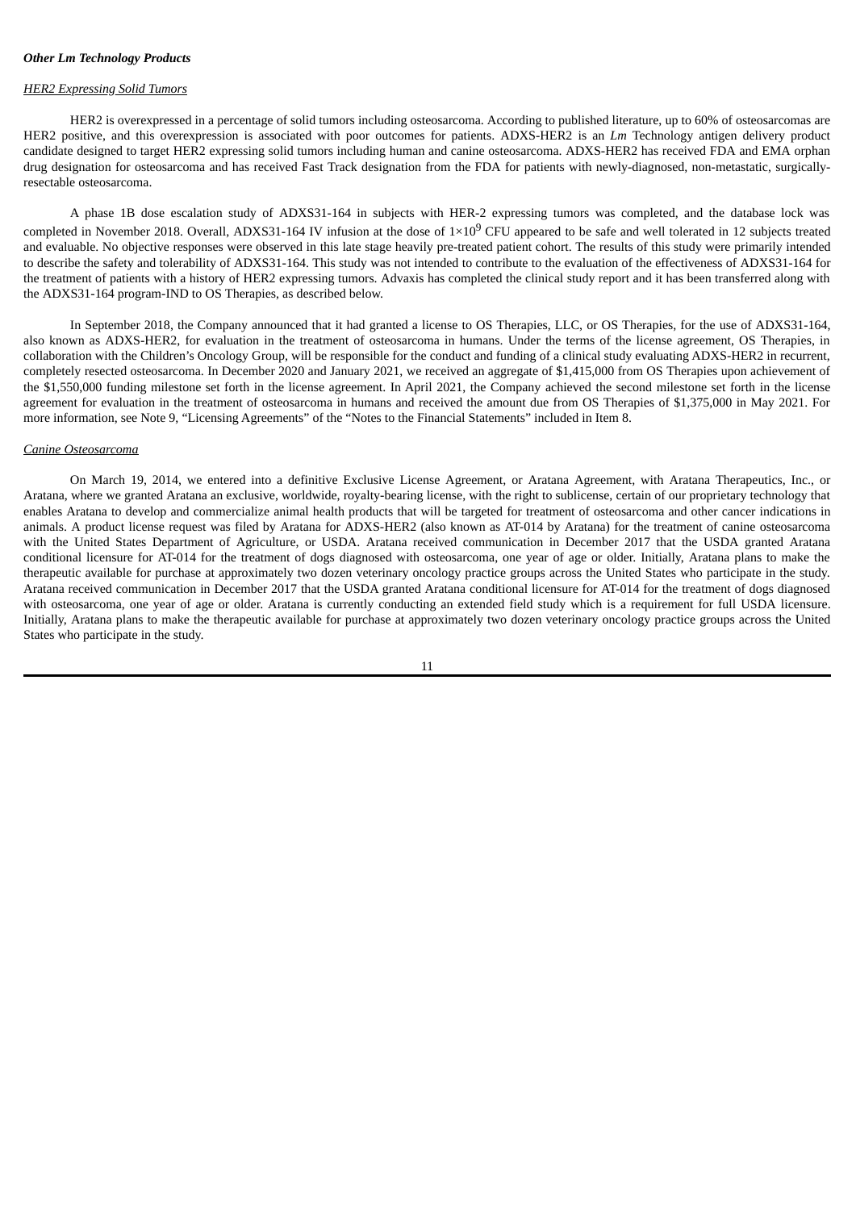***Other Lm Technology Products***

*HER2 Expressing Solid Tumors*

HER2 is overexpressed in a percentage of solid tumors including osteosarcoma. According to published literature, up to 60% of osteosarcomas are HER2 positive, and this overexpression is associated with poor outcomes for patients. ADXS-HER2 is an *Lm* Technology antigen delivery product candidate designed to target HER2 expressing solid tumors including human and canine osteosarcoma. ADXS-HER2 has received FDA and EMA orphan drug designation for osteosarcoma and has received Fast Track designation from the FDA for patients with newly-diagnosed, non-metastatic, surgically-resectable osteosarcoma.

A phase 1B dose escalation study of ADXS31-164 in subjects with HER-2 expressing tumors was completed, and the database lock was completed in November 2018. Overall, ADXS31-164 IV infusion at the dose of $1\times10^9$ CFU appeared to be safe and well tolerated in 12 subjects treated and evaluable. No objective responses were observed in this late stage heavily pre-treated patient cohort. The results of this study were primarily intended to describe the safety and tolerability of ADXS31-164. This study was not intended to contribute to the evaluation of the effectiveness of ADXS31-164 for the treatment of patients with a history of HER2 expressing tumors. Advaxis has completed the clinical study report and it has been transferred along with the ADXS31-164 program-IND to OS Therapies, as described below.

In September 2018, the Company announced that it had granted a license to OS Therapies, LLC, or OS Therapies, for the use of ADXS31-164, also known as ADXS-HER2, for evaluation in the treatment of osteosarcoma in humans. Under the terms of the license agreement, OS Therapies, in collaboration with the Children's Oncology Group, will be responsible for the conduct and funding of a clinical study evaluating ADXS-HER2 in recurrent, completely resected osteosarcoma. In December 2020 and January 2021, we received an aggregate of $1,415,000 from OS Therapies upon achievement of the $1,550,000 funding milestone set forth in the license agreement. In April 2021, the Company achieved the second milestone set forth in the license agreement for evaluation in the treatment of osteosarcoma in humans and received the amount due from OS Therapies of $1,375,000 in May 2021. For more information, see Note 9, "Licensing Agreements" of the "Notes to the Financial Statements" included in Item 8.

*Canine Osteosarcoma*

On March 19, 2014, we entered into a definitive Exclusive License Agreement, or Aratana Agreement, with Aratana Therapeutics, Inc., or Aratana, where we granted Aratana an exclusive, worldwide, royalty-bearing license, with the right to sublicense, certain of our proprietary technology that enables Aratana to develop and commercialize animal health products that will be targeted for treatment of osteosarcoma and other cancer indications in animals. A product license request was filed by Aratana for ADXS-HER2 (also known as AT-014 by Aratana) for the treatment of canine osteosarcoma with the United States Department of Agriculture, or USDA. Aratana received communication in December 2017 that the USDA granted Aratana conditional licensure for AT-014 for the treatment of dogs diagnosed with osteosarcoma, one year of age or older. Initially, Aratana plans to make the therapeutic available for purchase at approximately two dozen veterinary oncology practice groups across the United States who participate in the study. Aratana received communication in December 2017 that the USDA granted Aratana conditional licensure for AT-014 for the treatment of dogs diagnosed with osteosarcoma, one year of age or older. Aratana is currently conducting an extended field study which is a requirement for full USDA licensure. Initially, Aratana plans to make the therapeutic available for purchase at approximately two dozen veterinary oncology practice groups across the United States who participate in the study.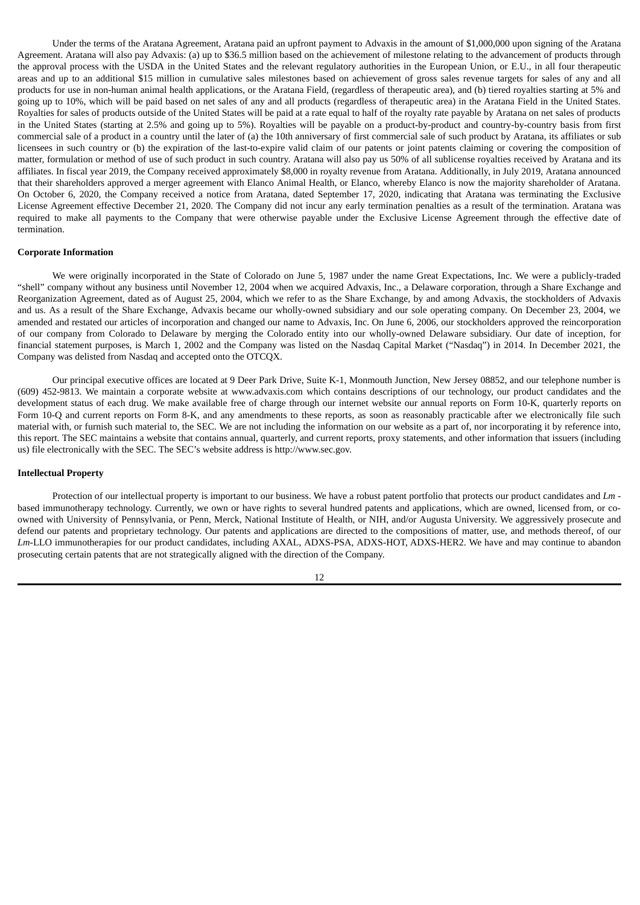Under the terms of the Aratana Agreement, Aratana paid an upfront payment to Advaxis in the amount of $1,000,000 upon signing of the Aratana Agreement. Aratana will also pay Advaxis: (a) up to $36.5 million based on the achievement of milestone relating to the advancement of products through the approval process with the USDA in the United States and the relevant regulatory authorities in the European Union, or E.U., in all four therapeutic areas and up to an additional $15 million in cumulative sales milestones based on achievement of gross sales revenue targets for sales of any and all products for use in non-human animal health applications, or the Aratana Field, (regardless of therapeutic area), and (b) tiered royalties starting at 5% and going up to 10%, which will be paid based on net sales of any and all products (regardless of therapeutic area) in the Aratana Field in the United States. Royalties for sales of products outside of the United States will be paid at a rate equal to half of the royalty rate payable by Aratana on net sales of products in the United States (starting at 2.5% and going up to 5%). Royalties will be payable on a product-by-product and country-by-country basis from first commercial sale of a product in a country until the later of (a) the 10th anniversary of first commercial sale of such product by Aratana, its affiliates or sub licensees in such country or (b) the expiration of the last-to-expire valid claim of our patents or joint patents claiming or covering the composition of matter, formulation or method of use of such product in such country. Aratana will also pay us 50% of all sublicense royalties received by Aratana and its affiliates. In fiscal year 2019, the Company received approximately $8,000 in royalty revenue from Aratana. Additionally, in July 2019, Aratana announced that their shareholders approved a merger agreement with Elanco Animal Health, or Elanco, whereby Elanco is now the majority shareholder of Aratana. On October 6, 2020, the Company received a notice from Aratana, dated September 17, 2020, indicating that Aratana was terminating the Exclusive License Agreement effective December 21, 2020. The Company did not incur any early termination penalties as a result of the termination. Aratana was required to make all payments to the Company that were otherwise payable under the Exclusive License Agreement through the effective date of termination.

**Corporate Information**

We were originally incorporated in the State of Colorado on June 5, 1987 under the name Great Expectations, Inc. We were a publicly-traded "shell" company without any business until November 12, 2004 when we acquired Advaxis, Inc., a Delaware corporation, through a Share Exchange and Reorganization Agreement, dated as of August 25, 2004, which we refer to as the Share Exchange, by and among Advaxis, the stockholders of Advaxis and us. As a result of the Share Exchange, Advaxis became our wholly-owned subsidiary and our sole operating company. On December 23, 2004, we amended and restated our articles of incorporation and changed our name to Advaxis, Inc. On June 6, 2006, our stockholders approved the reincorporation of our company from Colorado to Delaware by merging the Colorado entity into our wholly-owned Delaware subsidiary. Our date of inception, for financial statement purposes, is March 1, 2002 and the Company was listed on the Nasdaq Capital Market ("Nasdaq") in 2014. In December 2021, the Company was delisted from Nasdaq and accepted onto the OTCQX.

Our principal executive offices are located at 9 Deer Park Drive, Suite K-1, Monmouth Junction, New Jersey 08852, and our telephone number is (609) 452-9813. We maintain a corporate website at www.advaxis.com which contains descriptions of our technology, our product candidates and the development status of each drug. We make available free of charge through our internet website our annual reports on Form 10-K, quarterly reports on Form 10-Q and current reports on Form 8-K, and any amendments to these reports, as soon as reasonably practicable after we electronically file such material with, or furnish such material to, the SEC. We are not including the information on our website as a part of, nor incorporating it by reference into, this report. The SEC maintains a website that contains annual, quarterly, and current reports, proxy statements, and other information that issuers (including us) file electronically with the SEC. The SEC's website address is http://www.sec.gov.

**Intellectual Property**

Protection of our intellectual property is important to our business. We have a robust patent portfolio that protects our product candidates and *Lm* - based immunotherapy technology. Currently, we own or have rights to several hundred patents and applications, which are owned, licensed from, or co-owned with University of Pennsylvania, or Penn, Merck, National Institute of Health, or NIH, and/or Augusta University. We aggressively prosecute and defend our patents and proprietary technology. Our patents and applications are directed to the compositions of matter, use, and methods thereof, of our *Lm*-LLO immunotherapies for our product candidates, including AXAL, ADXS-PSA, ADXS-HOT, ADXS-HER2. We have and may continue to abandon prosecuting certain patents that are not strategically aligned with the direction of the Company.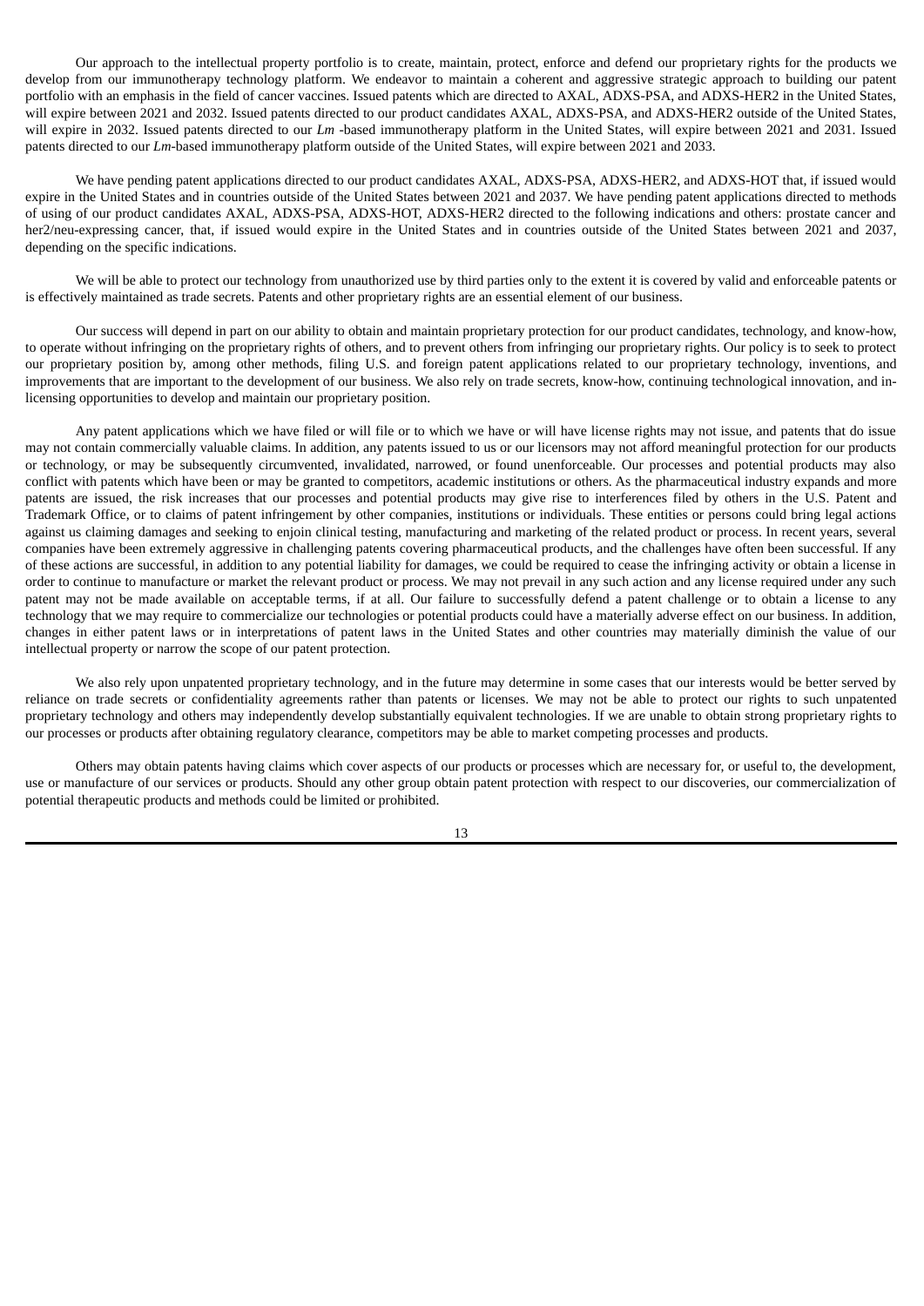Our approach to the intellectual property portfolio is to create, maintain, protect, enforce and defend our proprietary rights for the products we develop from our immunotherapy technology platform. We endeavor to maintain a coherent and aggressive strategic approach to building our patent portfolio with an emphasis in the field of cancer vaccines. Issued patents which are directed to AXAL, ADXS-PSA, and ADXS-HER2 in the United States, will expire between 2021 and 2032. Issued patents directed to our product candidates AXAL, ADXS-PSA, and ADXS-HER2 outside of the United States, will expire in 2032. Issued patents directed to our *Lm* -based immunotherapy platform in the United States, will expire between 2021 and 2031. Issued patents directed to our *Lm*-based immunotherapy platform outside of the United States, will expire between 2021 and 2033.

We have pending patent applications directed to our product candidates AXAL, ADXS-PSA, ADXS-HER2, and ADXS-HOT that, if issued would expire in the United States and in countries outside of the United States between 2021 and 2037. We have pending patent applications directed to methods of using of our product candidates AXAL, ADXS-PSA, ADXS-HOT, ADXS-HER2 directed to the following indications and others: prostate cancer and her2/neu-expressing cancer, that, if issued would expire in the United States and in countries outside of the United States between 2021 and 2037, depending on the specific indications.

We will be able to protect our technology from unauthorized use by third parties only to the extent it is covered by valid and enforceable patents or is effectively maintained as trade secrets. Patents and other proprietary rights are an essential element of our business.

Our success will depend in part on our ability to obtain and maintain proprietary protection for our product candidates, technology, and know-how, to operate without infringing on the proprietary rights of others, and to prevent others from infringing our proprietary rights. Our policy is to seek to protect our proprietary position by, among other methods, filing U.S. and foreign patent applications related to our proprietary technology, inventions, and improvements that are important to the development of our business. We also rely on trade secrets, know-how, continuing technological innovation, and in-licensing opportunities to develop and maintain our proprietary position.

Any patent applications which we have filed or will file or to which we have or will have license rights may not issue, and patents that do issue may not contain commercially valuable claims. In addition, any patents issued to us or our licensors may not afford meaningful protection for our products or technology, or may be subsequently circumvented, invalidated, narrowed, or found unenforceable. Our processes and potential products may also conflict with patents which have been or may be granted to competitors, academic institutions or others. As the pharmaceutical industry expands and more patents are issued, the risk increases that our processes and potential products may give rise to interferences filed by others in the U.S. Patent and Trademark Office, or to claims of patent infringement by other companies, institutions or individuals. These entities or persons could bring legal actions against us claiming damages and seeking to enjoin clinical testing, manufacturing and marketing of the related product or process. In recent years, several companies have been extremely aggressive in challenging patents covering pharmaceutical products, and the challenges have often been successful. If any of these actions are successful, in addition to any potential liability for damages, we could be required to cease the infringing activity or obtain a license in order to continue to manufacture or market the relevant product or process. We may not prevail in any such action and any license required under any such patent may not be made available on acceptable terms, if at all. Our failure to successfully defend a patent challenge or to obtain a license to any technology that we may require to commercialize our technologies or potential products could have a materially adverse effect on our business. In addition, changes in either patent laws or in interpretations of patent laws in the United States and other countries may materially diminish the value of our intellectual property or narrow the scope of our patent protection.

We also rely upon unpatented proprietary technology, and in the future may determine in some cases that our interests would be better served by reliance on trade secrets or confidentiality agreements rather than patents or licenses. We may not be able to protect our rights to such unpatented proprietary technology and others may independently develop substantially equivalent technologies. If we are unable to obtain strong proprietary rights to our processes or products after obtaining regulatory clearance, competitors may be able to market competing processes and products.

Others may obtain patents having claims which cover aspects of our products or processes which are necessary for, or useful to, the development, use or manufacture of our services or products. Should any other group obtain patent protection with respect to our discoveries, our commercialization of potential therapeutic products and methods could be limited or prohibited.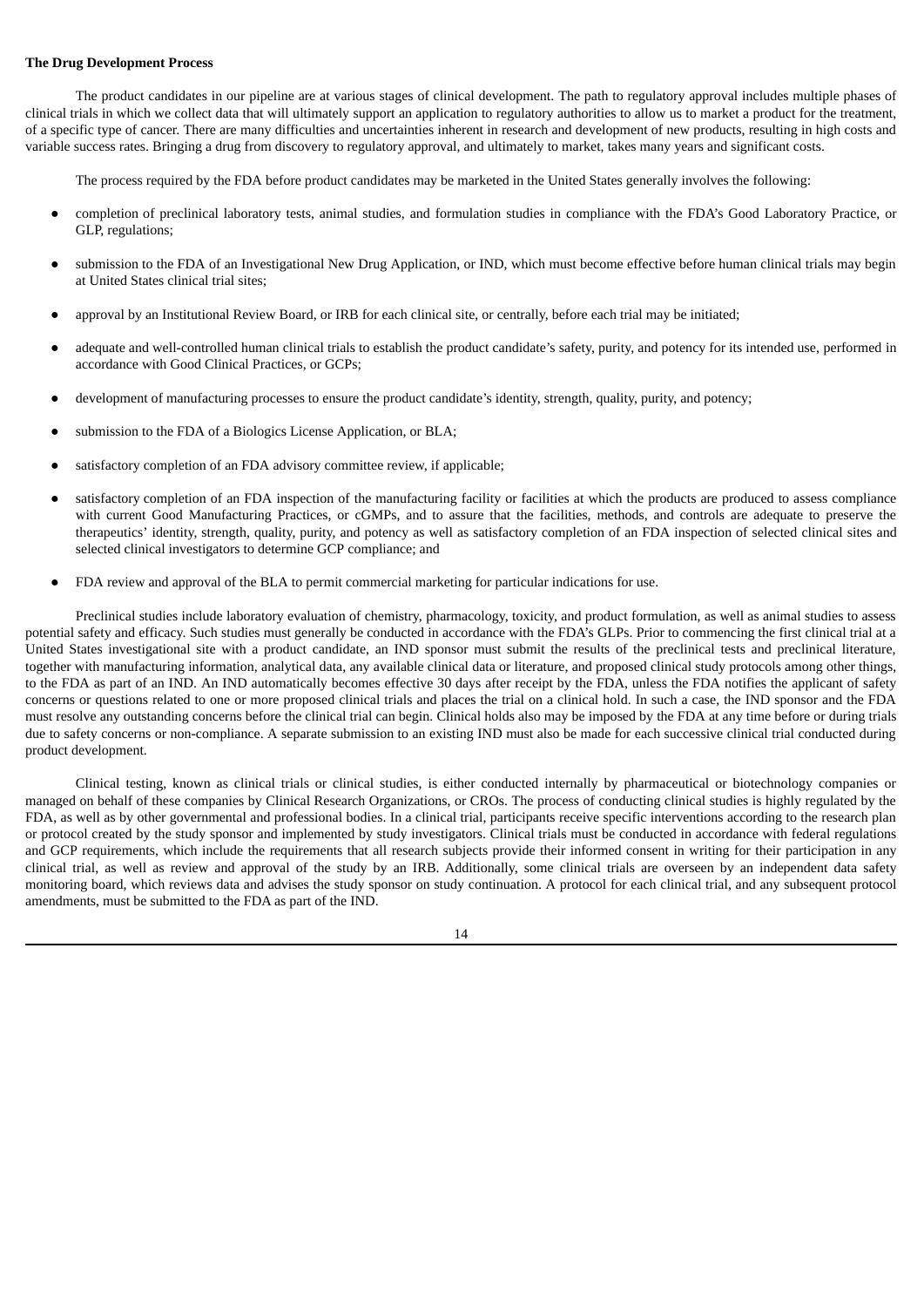**The Drug Development Process**

The product candidates in our pipeline are at various stages of clinical development. The path to regulatory approval includes multiple phases of clinical trials in which we collect data that will ultimately support an application to regulatory authorities to allow us to market a product for the treatment, of a specific type of cancer. There are many difficulties and uncertainties inherent in research and development of new products, resulting in high costs and variable success rates. Bringing a drug from discovery to regulatory approval, and ultimately to market, takes many years and significant costs.

The process required by the FDA before product candidates may be marketed in the United States generally involves the following:

- completion of preclinical laboratory tests, animal studies, and formulation studies in compliance with the FDA's Good Laboratory Practice, or GLP, regulations;
- submission to the FDA of an Investigational New Drug Application, or IND, which must become effective before human clinical trials may begin at United States clinical trial sites;
- approval by an Institutional Review Board, or IRB for each clinical site, or centrally, before each trial may be initiated;
- adequate and well-controlled human clinical trials to establish the product candidate's safety, purity, and potency for its intended use, performed in accordance with Good Clinical Practices, or GCPs;
- development of manufacturing processes to ensure the product candidate's identity, strength, quality, purity, and potency;
- submission to the FDA of a Biologics License Application, or BLA;
- satisfactory completion of an FDA advisory committee review, if applicable;
- satisfactory completion of an FDA inspection of the manufacturing facility or facilities at which the products are produced to assess compliance with current Good Manufacturing Practices, or cGMPs, and to assure that the facilities, methods, and controls are adequate to preserve the therapeutics' identity, strength, quality, purity, and potency as well as satisfactory completion of an FDA inspection of selected clinical sites and selected clinical investigators to determine GCP compliance; and
- FDA review and approval of the BLA to permit commercial marketing for particular indications for use.

Preclinical studies include laboratory evaluation of chemistry, pharmacology, toxicity, and product formulation, as well as animal studies to assess potential safety and efficacy. Such studies must generally be conducted in accordance with the FDA's GLPs. Prior to commencing the first clinical trial at a United States investigational site with a product candidate, an IND sponsor must submit the results of the preclinical tests and preclinical literature, together with manufacturing information, analytical data, any available clinical data or literature, and proposed clinical study protocols among other things, to the FDA as part of an IND. An IND automatically becomes effective 30 days after receipt by the FDA, unless the FDA notifies the applicant of safety concerns or questions related to one or more proposed clinical trials and places the trial on a clinical hold. In such a case, the IND sponsor and the FDA must resolve any outstanding concerns before the clinical trial can begin. Clinical holds also may be imposed by the FDA at any time before or during trials due to safety concerns or non-compliance. A separate submission to an existing IND must also be made for each successive clinical trial conducted during product development.

Clinical testing, known as clinical trials or clinical studies, is either conducted internally by pharmaceutical or biotechnology companies or managed on behalf of these companies by Clinical Research Organizations, or CROs. The process of conducting clinical studies is highly regulated by the FDA, as well as by other governmental and professional bodies. In a clinical trial, participants receive specific interventions according to the research plan or protocol created by the study sponsor and implemented by study investigators. Clinical trials must be conducted in accordance with federal regulations and GCP requirements, which include the requirements that all research subjects provide their informed consent in writing for their participation in any clinical trial, as well as review and approval of the study by an IRB. Additionally, some clinical trials are overseen by an independent data safety monitoring board, which reviews data and advises the study sponsor on study continuation. A protocol for each clinical trial, and any subsequent protocol amendments, must be submitted to the FDA as part of the IND.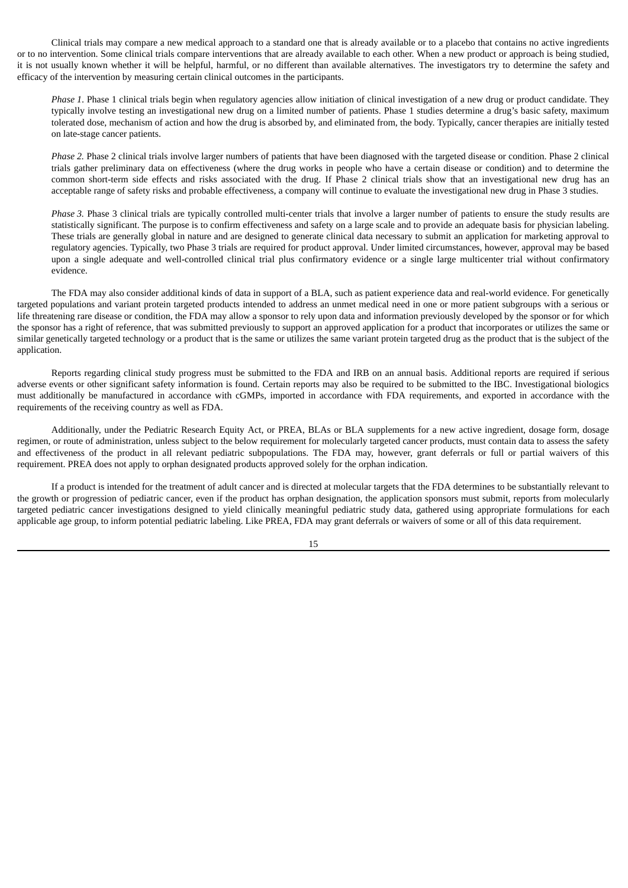Clinical trials may compare a new medical approach to a standard one that is already available or to a placebo that contains no active ingredients or to no intervention. Some clinical trials compare interventions that are already available to each other. When a new product or approach is being studied, it is not usually known whether it will be helpful, harmful, or no different than available alternatives. The investigators try to determine the safety and efficacy of the intervention by measuring certain clinical outcomes in the participants.

*Phase 1*. Phase 1 clinical trials begin when regulatory agencies allow initiation of clinical investigation of a new drug or product candidate. They typically involve testing an investigational new drug on a limited number of patients. Phase 1 studies determine a drug's basic safety, maximum tolerated dose, mechanism of action and how the drug is absorbed by, and eliminated from, the body. Typically, cancer therapies are initially tested on late-stage cancer patients.

*Phase 2.* Phase 2 clinical trials involve larger numbers of patients that have been diagnosed with the targeted disease or condition. Phase 2 clinical trials gather preliminary data on effectiveness (where the drug works in people who have a certain disease or condition) and to determine the common short-term side effects and risks associated with the drug. If Phase 2 clinical trials show that an investigational new drug has an acceptable range of safety risks and probable effectiveness, a company will continue to evaluate the investigational new drug in Phase 3 studies.

*Phase 3.* Phase 3 clinical trials are typically controlled multi-center trials that involve a larger number of patients to ensure the study results are statistically significant. The purpose is to confirm effectiveness and safety on a large scale and to provide an adequate basis for physician labeling. These trials are generally global in nature and are designed to generate clinical data necessary to submit an application for marketing approval to regulatory agencies. Typically, two Phase 3 trials are required for product approval. Under limited circumstances, however, approval may be based upon a single adequate and well-controlled clinical trial plus confirmatory evidence or a single large multicenter trial without confirmatory evidence.

The FDA may also consider additional kinds of data in support of a BLA, such as patient experience data and real-world evidence. For genetically targeted populations and variant protein targeted products intended to address an unmet medical need in one or more patient subgroups with a serious or life threatening rare disease or condition, the FDA may allow a sponsor to rely upon data and information previously developed by the sponsor or for which the sponsor has a right of reference, that was submitted previously to support an approved application for a product that incorporates or utilizes the same or similar genetically targeted technology or a product that is the same or utilizes the same variant protein targeted drug as the product that is the subject of the application.

Reports regarding clinical study progress must be submitted to the FDA and IRB on an annual basis. Additional reports are required if serious adverse events or other significant safety information is found. Certain reports may also be required to be submitted to the IBC. Investigational biologics must additionally be manufactured in accordance with cGMPs, imported in accordance with FDA requirements, and exported in accordance with the requirements of the receiving country as well as FDA.

Additionally, under the Pediatric Research Equity Act, or PREA, BLAs or BLA supplements for a new active ingredient, dosage form, dosage regimen, or route of administration, unless subject to the below requirement for molecularly targeted cancer products, must contain data to assess the safety and effectiveness of the product in all relevant pediatric subpopulations. The FDA may, however, grant deferrals or full or partial waivers of this requirement. PREA does not apply to orphan designated products approved solely for the orphan indication.

If a product is intended for the treatment of adult cancer and is directed at molecular targets that the FDA determines to be substantially relevant to the growth or progression of pediatric cancer, even if the product has orphan designation, the application sponsors must submit, reports from molecularly targeted pediatric cancer investigations designed to yield clinically meaningful pediatric study data, gathered using appropriate formulations for each applicable age group, to inform potential pediatric labeling. Like PREA, FDA may grant deferrals or waivers of some or all of this data requirement.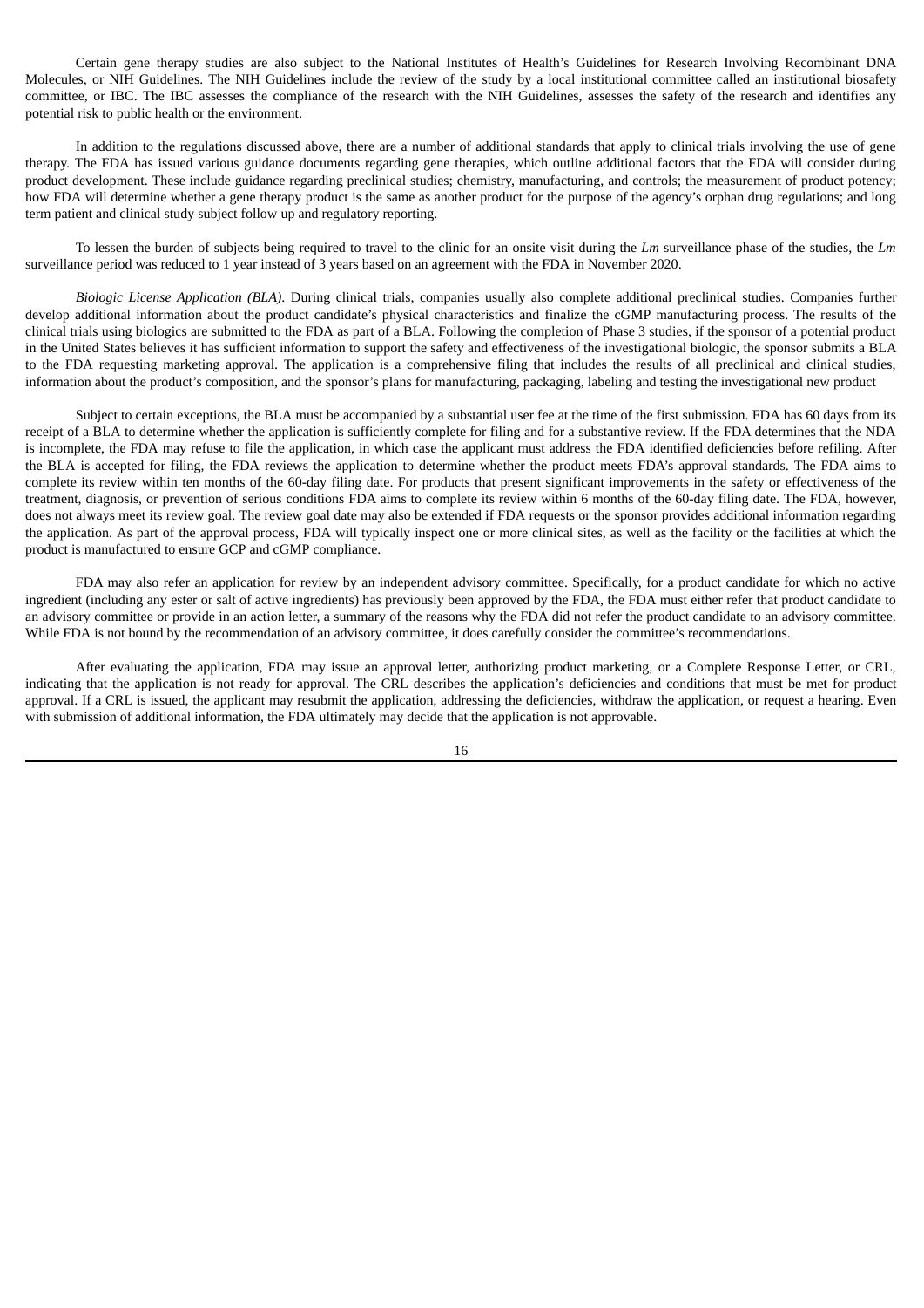Certain gene therapy studies are also subject to the National Institutes of Health's Guidelines for Research Involving Recombinant DNA Molecules, or NIH Guidelines. The NIH Guidelines include the review of the study by a local institutional committee called an institutional biosafety committee, or IBC. The IBC assesses the compliance of the research with the NIH Guidelines, assesses the safety of the research and identifies any potential risk to public health or the environment.

In addition to the regulations discussed above, there are a number of additional standards that apply to clinical trials involving the use of gene therapy. The FDA has issued various guidance documents regarding gene therapies, which outline additional factors that the FDA will consider during product development. These include guidance regarding preclinical studies; chemistry, manufacturing, and controls; the measurement of product potency; how FDA will determine whether a gene therapy product is the same as another product for the purpose of the agency's orphan drug regulations; and long term patient and clinical study subject follow up and regulatory reporting.

To lessen the burden of subjects being required to travel to the clinic for an onsite visit during the *Lm* surveillance phase of the studies, the *Lm* surveillance period was reduced to 1 year instead of 3 years based on an agreement with the FDA in November 2020.

*Biologic License Application (BLA).* During clinical trials, companies usually also complete additional preclinical studies. Companies further develop additional information about the product candidate's physical characteristics and finalize the cGMP manufacturing process. The results of the clinical trials using biologics are submitted to the FDA as part of a BLA. Following the completion of Phase 3 studies, if the sponsor of a potential product in the United States believes it has sufficient information to support the safety and effectiveness of the investigational biologic, the sponsor submits a BLA to the FDA requesting marketing approval. The application is a comprehensive filing that includes the results of all preclinical and clinical studies, information about the product's composition, and the sponsor's plans for manufacturing, packaging, labeling and testing the investigational new product

Subject to certain exceptions, the BLA must be accompanied by a substantial user fee at the time of the first submission. FDA has 60 days from its receipt of a BLA to determine whether the application is sufficiently complete for filing and for a substantive review. If the FDA determines that the NDA is incomplete, the FDA may refuse to file the application, in which case the applicant must address the FDA identified deficiencies before refiling. After the BLA is accepted for filing, the FDA reviews the application to determine whether the product meets FDA's approval standards. The FDA aims to complete its review within ten months of the 60-day filing date. For products that present significant improvements in the safety or effectiveness of the treatment, diagnosis, or prevention of serious conditions FDA aims to complete its review within 6 months of the 60-day filing date. The FDA, however, does not always meet its review goal. The review goal date may also be extended if FDA requests or the sponsor provides additional information regarding the application. As part of the approval process, FDA will typically inspect one or more clinical sites, as well as the facility or the facilities at which the product is manufactured to ensure GCP and cGMP compliance.

FDA may also refer an application for review by an independent advisory committee. Specifically, for a product candidate for which no active ingredient (including any ester or salt of active ingredients) has previously been approved by the FDA, the FDA must either refer that product candidate to an advisory committee or provide in an action letter, a summary of the reasons why the FDA did not refer the product candidate to an advisory committee. While FDA is not bound by the recommendation of an advisory committee, it does carefully consider the committee's recommendations.

After evaluating the application, FDA may issue an approval letter, authorizing product marketing, or a Complete Response Letter, or CRL, indicating that the application is not ready for approval. The CRL describes the application's deficiencies and conditions that must be met for product approval. If a CRL is issued, the applicant may resubmit the application, addressing the deficiencies, withdraw the application, or request a hearing. Even with submission of additional information, the FDA ultimately may decide that the application is not approvable.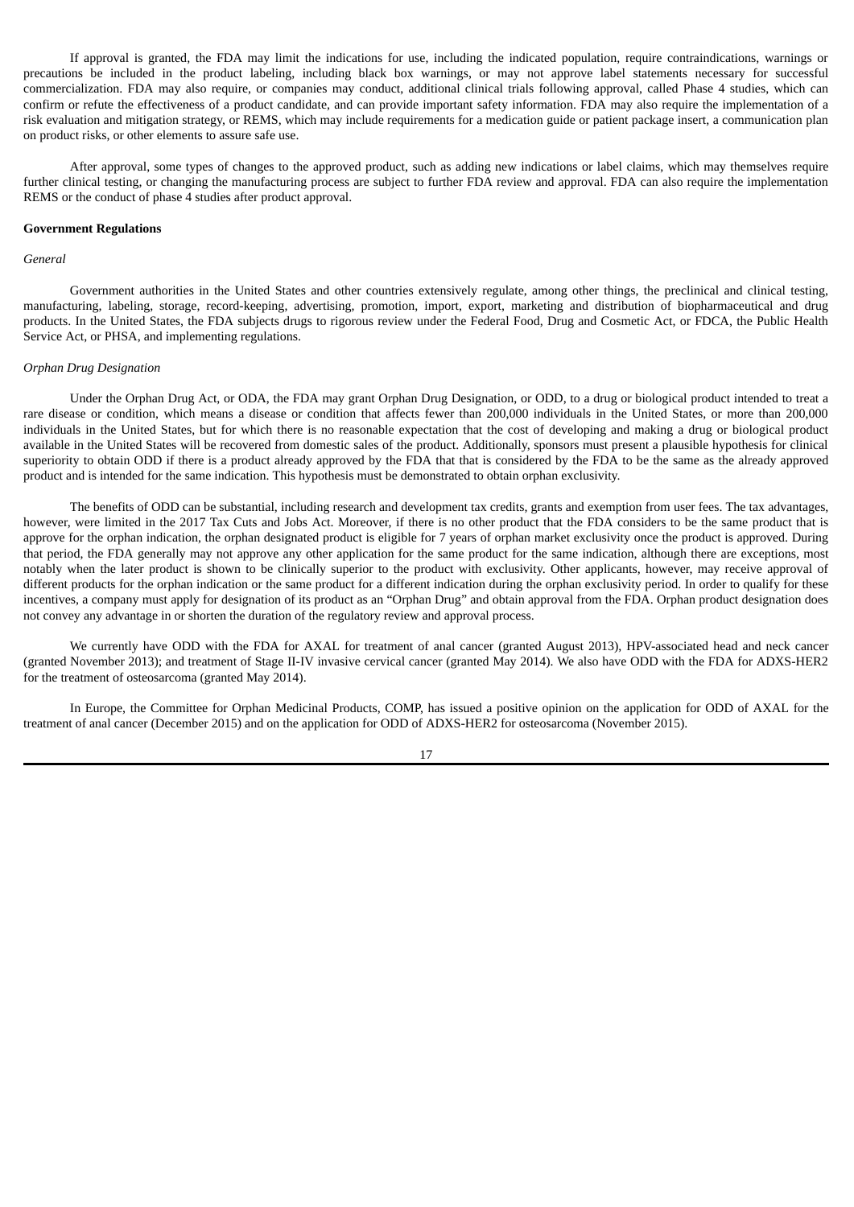If approval is granted, the FDA may limit the indications for use, including the indicated population, require contraindications, warnings or precautions be included in the product labeling, including black box warnings, or may not approve label statements necessary for successful commercialization. FDA may also require, or companies may conduct, additional clinical trials following approval, called Phase 4 studies, which can confirm or refute the effectiveness of a product candidate, and can provide important safety information. FDA may also require the implementation of a risk evaluation and mitigation strategy, or REMS, which may include requirements for a medication guide or patient package insert, a communication plan on product risks, or other elements to assure safe use.

After approval, some types of changes to the approved product, such as adding new indications or label claims, which may themselves require further clinical testing, or changing the manufacturing process are subject to further FDA review and approval. FDA can also require the implementation REMS or the conduct of phase 4 studies after product approval.

**Government Regulations**

*General*

Government authorities in the United States and other countries extensively regulate, among other things, the preclinical and clinical testing, manufacturing, labeling, storage, record-keeping, advertising, promotion, import, export, marketing and distribution of biopharmaceutical and drug products. In the United States, the FDA subjects drugs to rigorous review under the Federal Food, Drug and Cosmetic Act, or FDCA, the Public Health Service Act, or PHSA, and implementing regulations.

*Orphan Drug Designation*

Under the Orphan Drug Act, or ODA, the FDA may grant Orphan Drug Designation, or ODD, to a drug or biological product intended to treat a rare disease or condition, which means a disease or condition that affects fewer than 200,000 individuals in the United States, or more than 200,000 individuals in the United States, but for which there is no reasonable expectation that the cost of developing and making a drug or biological product available in the United States will be recovered from domestic sales of the product. Additionally, sponsors must present a plausible hypothesis for clinical superiority to obtain ODD if there is a product already approved by the FDA that that is considered by the FDA to be the same as the already approved product and is intended for the same indication. This hypothesis must be demonstrated to obtain orphan exclusivity.

The benefits of ODD can be substantial, including research and development tax credits, grants and exemption from user fees. The tax advantages, however, were limited in the 2017 Tax Cuts and Jobs Act. Moreover, if there is no other product that the FDA considers to be the same product that is approve for the orphan indication, the orphan designated product is eligible for 7 years of orphan market exclusivity once the product is approved. During that period, the FDA generally may not approve any other application for the same product for the same indication, although there are exceptions, most notably when the later product is shown to be clinically superior to the product with exclusivity. Other applicants, however, may receive approval of different products for the orphan indication or the same product for a different indication during the orphan exclusivity period. In order to qualify for these incentives, a company must apply for designation of its product as an "Orphan Drug" and obtain approval from the FDA. Orphan product designation does not convey any advantage in or shorten the duration of the regulatory review and approval process.

We currently have ODD with the FDA for AXAL for treatment of anal cancer (granted August 2013), HPV-associated head and neck cancer (granted November 2013); and treatment of Stage II-IV invasive cervical cancer (granted May 2014). We also have ODD with the FDA for ADXS-HER2 for the treatment of osteosarcoma (granted May 2014).

In Europe, the Committee for Orphan Medicinal Products, COMP, has issued a positive opinion on the application for ODD of AXAL for the treatment of anal cancer (December 2015) and on the application for ODD of ADXS-HER2 for osteosarcoma (November 2015).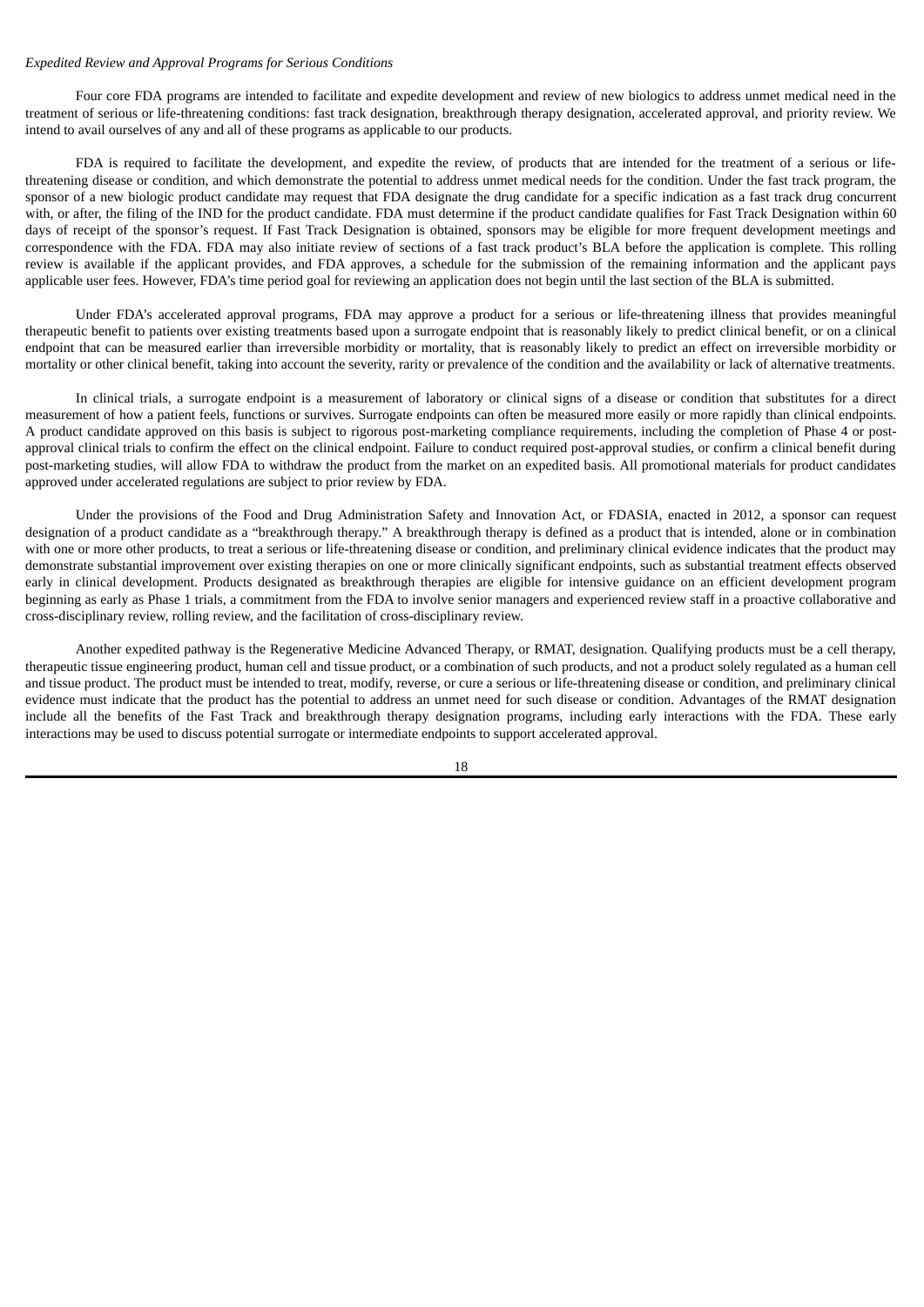*Expedited Review and Approval Programs for Serious Conditions*

Four core FDA programs are intended to facilitate and expedite development and review of new biologics to address unmet medical need in the treatment of serious or life-threatening conditions: fast track designation, breakthrough therapy designation, accelerated approval, and priority review. We intend to avail ourselves of any and all of these programs as applicable to our products.

FDA is required to facilitate the development, and expedite the review, of products that are intended for the treatment of a serious or life-threatening disease or condition, and which demonstrate the potential to address unmet medical needs for the condition. Under the fast track program, the sponsor of a new biologic product candidate may request that FDA designate the drug candidate for a specific indication as a fast track drug concurrent with, or after, the filing of the IND for the product candidate. FDA must determine if the product candidate qualifies for Fast Track Designation within 60 days of receipt of the sponsor's request. If Fast Track Designation is obtained, sponsors may be eligible for more frequent development meetings and correspondence with the FDA. FDA may also initiate review of sections of a fast track product's BLA before the application is complete. This rolling review is available if the applicant provides, and FDA approves, a schedule for the submission of the remaining information and the applicant pays applicable user fees. However, FDA's time period goal for reviewing an application does not begin until the last section of the BLA is submitted.

Under FDA's accelerated approval programs, FDA may approve a product for a serious or life-threatening illness that provides meaningful therapeutic benefit to patients over existing treatments based upon a surrogate endpoint that is reasonably likely to predict clinical benefit, or on a clinical endpoint that can be measured earlier than irreversible morbidity or mortality, that is reasonably likely to predict an effect on irreversible morbidity or mortality or other clinical benefit, taking into account the severity, rarity or prevalence of the condition and the availability or lack of alternative treatments.

In clinical trials, a surrogate endpoint is a measurement of laboratory or clinical signs of a disease or condition that substitutes for a direct measurement of how a patient feels, functions or survives. Surrogate endpoints can often be measured more easily or more rapidly than clinical endpoints. A product candidate approved on this basis is subject to rigorous post-marketing compliance requirements, including the completion of Phase 4 or post-approval clinical trials to confirm the effect on the clinical endpoint. Failure to conduct required post-approval studies, or confirm a clinical benefit during post-marketing studies, will allow FDA to withdraw the product from the market on an expedited basis. All promotional materials for product candidates approved under accelerated regulations are subject to prior review by FDA.

Under the provisions of the Food and Drug Administration Safety and Innovation Act, or FDASIA, enacted in 2012, a sponsor can request designation of a product candidate as a "breakthrough therapy." A breakthrough therapy is defined as a product that is intended, alone or in combination with one or more other products, to treat a serious or life-threatening disease or condition, and preliminary clinical evidence indicates that the product may demonstrate substantial improvement over existing therapies on one or more clinically significant endpoints, such as substantial treatment effects observed early in clinical development. Products designated as breakthrough therapies are eligible for intensive guidance on an efficient development program beginning as early as Phase 1 trials, a commitment from the FDA to involve senior managers and experienced review staff in a proactive collaborative and cross-disciplinary review, rolling review, and the facilitation of cross-disciplinary review.

Another expedited pathway is the Regenerative Medicine Advanced Therapy, or RMAT, designation. Qualifying products must be a cell therapy, therapeutic tissue engineering product, human cell and tissue product, or a combination of such products, and not a product solely regulated as a human cell and tissue product. The product must be intended to treat, modify, reverse, or cure a serious or life-threatening disease or condition, and preliminary clinical evidence must indicate that the product has the potential to address an unmet need for such disease or condition. Advantages of the RMAT designation include all the benefits of the Fast Track and breakthrough therapy designation programs, including early interactions with the FDA. These early interactions may be used to discuss potential surrogate or intermediate endpoints to support accelerated approval.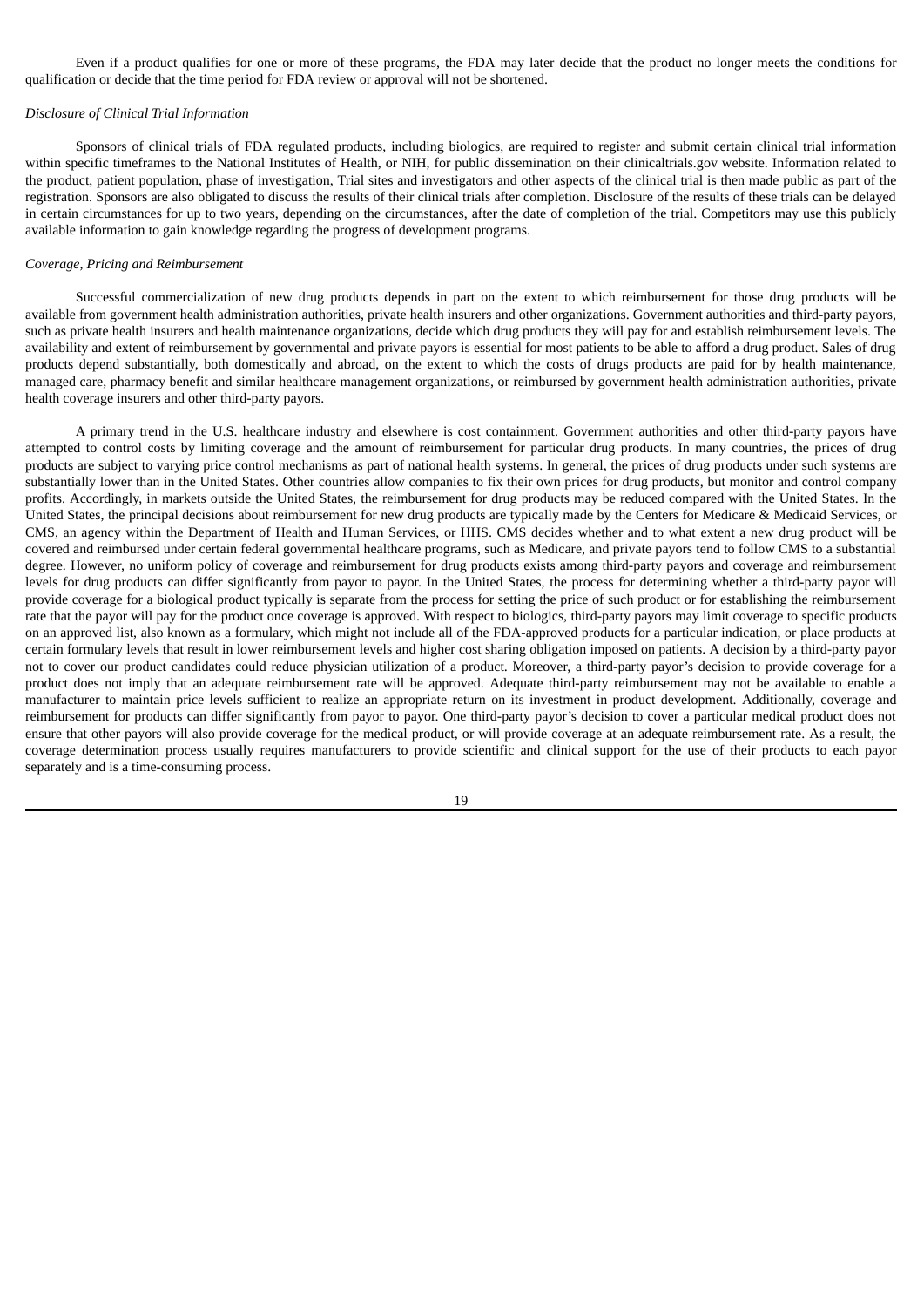Even if a product qualifies for one or more of these programs, the FDA may later decide that the product no longer meets the conditions for qualification or decide that the time period for FDA review or approval will not be shortened.

*Disclosure of Clinical Trial Information*

Sponsors of clinical trials of FDA regulated products, including biologics, are required to register and submit certain clinical trial information within specific timeframes to the National Institutes of Health, or NIH, for public dissemination on their clinicaltrials.gov website. Information related to the product, patient population, phase of investigation, Trial sites and investigators and other aspects of the clinical trial is then made public as part of the registration. Sponsors are also obligated to discuss the results of their clinical trials after completion. Disclosure of the results of these trials can be delayed in certain circumstances for up to two years, depending on the circumstances, after the date of completion of the trial. Competitors may use this publicly available information to gain knowledge regarding the progress of development programs.

*Coverage, Pricing and Reimbursement*

Successful commercialization of new drug products depends in part on the extent to which reimbursement for those drug products will be available from government health administration authorities, private health insurers and other organizations. Government authorities and third-party payors, such as private health insurers and health maintenance organizations, decide which drug products they will pay for and establish reimbursement levels. The availability and extent of reimbursement by governmental and private payors is essential for most patients to be able to afford a drug product. Sales of drug products depend substantially, both domestically and abroad, on the extent to which the costs of drugs products are paid for by health maintenance, managed care, pharmacy benefit and similar healthcare management organizations, or reimbursed by government health administration authorities, private health coverage insurers and other third-party payors.

A primary trend in the U.S. healthcare industry and elsewhere is cost containment. Government authorities and other third-party payors have attempted to control costs by limiting coverage and the amount of reimbursement for particular drug products. In many countries, the prices of drug products are subject to varying price control mechanisms as part of national health systems. In general, the prices of drug products under such systems are substantially lower than in the United States. Other countries allow companies to fix their own prices for drug products, but monitor and control company profits. Accordingly, in markets outside the United States, the reimbursement for drug products may be reduced compared with the United States. In the United States, the principal decisions about reimbursement for new drug products are typically made by the Centers for Medicare & Medicaid Services, or CMS, an agency within the Department of Health and Human Services, or HHS. CMS decides whether and to what extent a new drug product will be covered and reimbursed under certain federal governmental healthcare programs, such as Medicare, and private payors tend to follow CMS to a substantial degree. However, no uniform policy of coverage and reimbursement for drug products exists among third-party payors and coverage and reimbursement levels for drug products can differ significantly from payor to payor. In the United States, the process for determining whether a third-party payor will provide coverage for a biological product typically is separate from the process for setting the price of such product or for establishing the reimbursement rate that the payor will pay for the product once coverage is approved. With respect to biologics, third-party payors may limit coverage to specific products on an approved list, also known as a formulary, which might not include all of the FDA-approved products for a particular indication, or place products at certain formulary levels that result in lower reimbursement levels and higher cost sharing obligation imposed on patients. A decision by a third-party payor not to cover our product candidates could reduce physician utilization of a product. Moreover, a third-party payor's decision to provide coverage for a product does not imply that an adequate reimbursement rate will be approved. Adequate third-party reimbursement may not be available to enable a manufacturer to maintain price levels sufficient to realize an appropriate return on its investment in product development. Additionally, coverage and reimbursement for products can differ significantly from payor to payor. One third-party payor's decision to cover a particular medical product does not ensure that other payors will also provide coverage for the medical product, or will provide coverage at an adequate reimbursement rate. As a result, the coverage determination process usually requires manufacturers to provide scientific and clinical support for the use of their products to each payor separately and is a time-consuming process.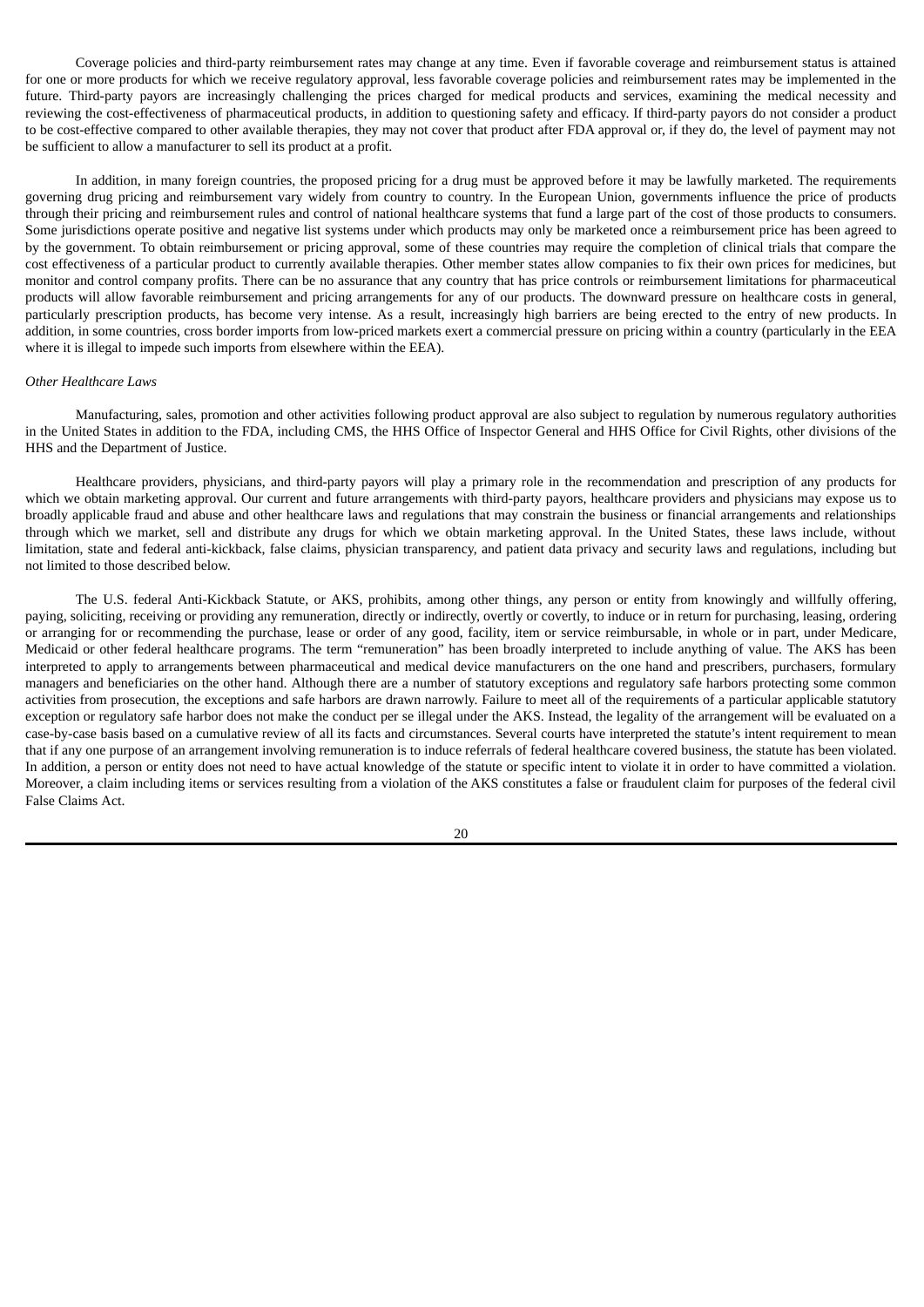Coverage policies and third-party reimbursement rates may change at any time. Even if favorable coverage and reimbursement status is attained for one or more products for which we receive regulatory approval, less favorable coverage policies and reimbursement rates may be implemented in the future. Third-party payors are increasingly challenging the prices charged for medical products and services, examining the medical necessity and reviewing the cost-effectiveness of pharmaceutical products, in addition to questioning safety and efficacy. If third-party payors do not consider a product to be cost-effective compared to other available therapies, they may not cover that product after FDA approval or, if they do, the level of payment may not be sufficient to allow a manufacturer to sell its product at a profit.

In addition, in many foreign countries, the proposed pricing for a drug must be approved before it may be lawfully marketed. The requirements governing drug pricing and reimbursement vary widely from country to country. In the European Union, governments influence the price of products through their pricing and reimbursement rules and control of national healthcare systems that fund a large part of the cost of those products to consumers. Some jurisdictions operate positive and negative list systems under which products may only be marketed once a reimbursement price has been agreed to by the government. To obtain reimbursement or pricing approval, some of these countries may require the completion of clinical trials that compare the cost effectiveness of a particular product to currently available therapies. Other member states allow companies to fix their own prices for medicines, but monitor and control company profits. There can be no assurance that any country that has price controls or reimbursement limitations for pharmaceutical products will allow favorable reimbursement and pricing arrangements for any of our products. The downward pressure on healthcare costs in general, particularly prescription products, has become very intense. As a result, increasingly high barriers are being erected to the entry of new products. In addition, in some countries, cross border imports from low-priced markets exert a commercial pressure on pricing within a country (particularly in the EEA where it is illegal to impede such imports from elsewhere within the EEA).

*Other Healthcare Laws*

Manufacturing, sales, promotion and other activities following product approval are also subject to regulation by numerous regulatory authorities in the United States in addition to the FDA, including CMS, the HHS Office of Inspector General and HHS Office for Civil Rights, other divisions of the HHS and the Department of Justice.

Healthcare providers, physicians, and third-party payors will play a primary role in the recommendation and prescription of any products for which we obtain marketing approval. Our current and future arrangements with third-party payors, healthcare providers and physicians may expose us to broadly applicable fraud and abuse and other healthcare laws and regulations that may constrain the business or financial arrangements and relationships through which we market, sell and distribute any drugs for which we obtain marketing approval. In the United States, these laws include, without limitation, state and federal anti-kickback, false claims, physician transparency, and patient data privacy and security laws and regulations, including but not limited to those described below.

The U.S. federal Anti-Kickback Statute, or AKS, prohibits, among other things, any person or entity from knowingly and willfully offering, paying, soliciting, receiving or providing any remuneration, directly or indirectly, overtly or covertly, to induce or in return for purchasing, leasing, ordering or arranging for or recommending the purchase, lease or order of any good, facility, item or service reimbursable, in whole or in part, under Medicare, Medicaid or other federal healthcare programs. The term "remuneration" has been broadly interpreted to include anything of value. The AKS has been interpreted to apply to arrangements between pharmaceutical and medical device manufacturers on the one hand and prescribers, purchasers, formulary managers and beneficiaries on the other hand. Although there are a number of statutory exceptions and regulatory safe harbors protecting some common activities from prosecution, the exceptions and safe harbors are drawn narrowly. Failure to meet all of the requirements of a particular applicable statutory exception or regulatory safe harbor does not make the conduct per se illegal under the AKS. Instead, the legality of the arrangement will be evaluated on a case-by-case basis based on a cumulative review of all its facts and circumstances. Several courts have interpreted the statute's intent requirement to mean that if any one purpose of an arrangement involving remuneration is to induce referrals of federal healthcare covered business, the statute has been violated. In addition, a person or entity does not need to have actual knowledge of the statute or specific intent to violate it in order to have committed a violation. Moreover, a claim including items or services resulting from a violation of the AKS constitutes a false or fraudulent claim for purposes of the federal civil False Claims Act.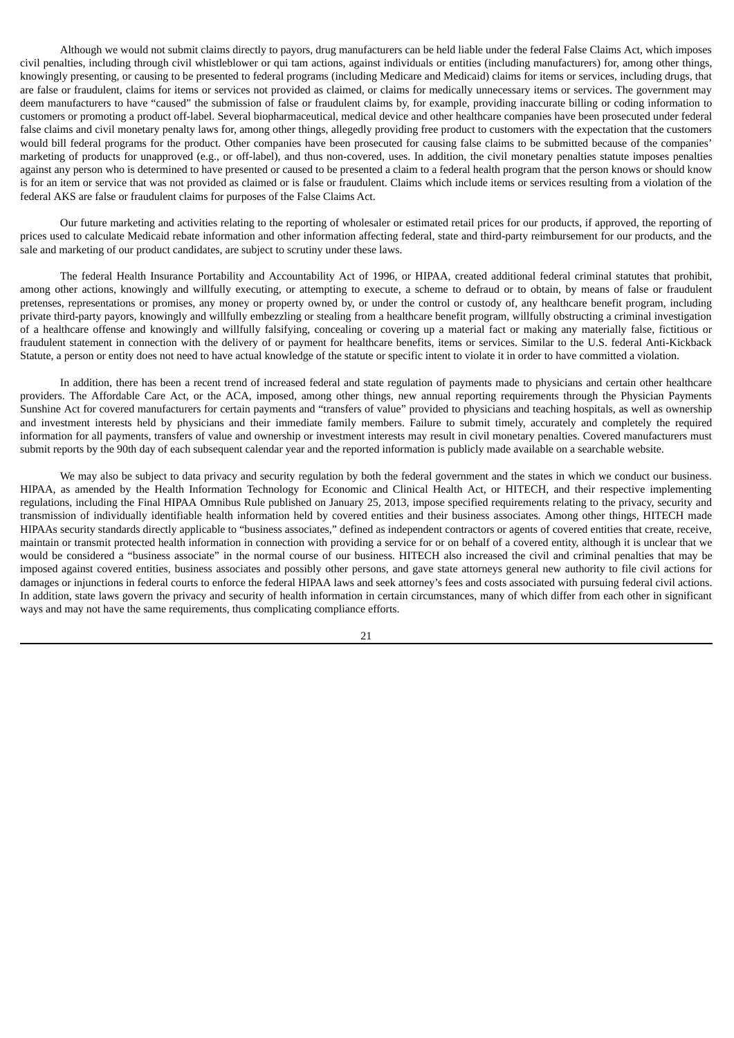Although we would not submit claims directly to payors, drug manufacturers can be held liable under the federal False Claims Act, which imposes civil penalties, including through civil whistleblower or qui tam actions, against individuals or entities (including manufacturers) for, among other things, knowingly presenting, or causing to be presented to federal programs (including Medicare and Medicaid) claims for items or services, including drugs, that are false or fraudulent, claims for items or services not provided as claimed, or claims for medically unnecessary items or services. The government may deem manufacturers to have "caused" the submission of false or fraudulent claims by, for example, providing inaccurate billing or coding information to customers or promoting a product off-label. Several biopharmaceutical, medical device and other healthcare companies have been prosecuted under federal false claims and civil monetary penalty laws for, among other things, allegedly providing free product to customers with the expectation that the customers would bill federal programs for the product. Other companies have been prosecuted for causing false claims to be submitted because of the companies' marketing of products for unapproved (e.g., or off-label), and thus non-covered, uses. In addition, the civil monetary penalties statute imposes penalties against any person who is determined to have presented or caused to be presented a claim to a federal health program that the person knows or should know is for an item or service that was not provided as claimed or is false or fraudulent. Claims which include items or services resulting from a violation of the federal AKS are false or fraudulent claims for purposes of the False Claims Act.

Our future marketing and activities relating to the reporting of wholesaler or estimated retail prices for our products, if approved, the reporting of prices used to calculate Medicaid rebate information and other information affecting federal, state and third-party reimbursement for our products, and the sale and marketing of our product candidates, are subject to scrutiny under these laws.

The federal Health Insurance Portability and Accountability Act of 1996, or HIPAA, created additional federal criminal statutes that prohibit, among other actions, knowingly and willfully executing, or attempting to execute, a scheme to defraud or to obtain, by means of false or fraudulent pretenses, representations or promises, any money or property owned by, or under the control or custody of, any healthcare benefit program, including private third-party payors, knowingly and willfully embezzling or stealing from a healthcare benefit program, willfully obstructing a criminal investigation of a healthcare offense and knowingly and willfully falsifying, concealing or covering up a material fact or making any materially false, fictitious or fraudulent statement in connection with the delivery of or payment for healthcare benefits, items or services. Similar to the U.S. federal Anti-Kickback Statute, a person or entity does not need to have actual knowledge of the statute or specific intent to violate it in order to have committed a violation.

In addition, there has been a recent trend of increased federal and state regulation of payments made to physicians and certain other healthcare providers. The Affordable Care Act, or the ACA, imposed, among other things, new annual reporting requirements through the Physician Payments Sunshine Act for covered manufacturers for certain payments and "transfers of value" provided to physicians and teaching hospitals, as well as ownership and investment interests held by physicians and their immediate family members. Failure to submit timely, accurately and completely the required information for all payments, transfers of value and ownership or investment interests may result in civil monetary penalties. Covered manufacturers must submit reports by the 90th day of each subsequent calendar year and the reported information is publicly made available on a searchable website.

We may also be subject to data privacy and security regulation by both the federal government and the states in which we conduct our business. HIPAA, as amended by the Health Information Technology for Economic and Clinical Health Act, or HITECH, and their respective implementing regulations, including the Final HIPAA Omnibus Rule published on January 25, 2013, impose specified requirements relating to the privacy, security and transmission of individually identifiable health information held by covered entities and their business associates. Among other things, HITECH made HIPAAs security standards directly applicable to "business associates," defined as independent contractors or agents of covered entities that create, receive, maintain or transmit protected health information in connection with providing a service for or on behalf of a covered entity, although it is unclear that we would be considered a "business associate" in the normal course of our business. HITECH also increased the civil and criminal penalties that may be imposed against covered entities, business associates and possibly other persons, and gave state attorneys general new authority to file civil actions for damages or injunctions in federal courts to enforce the federal HIPAA laws and seek attorney's fees and costs associated with pursuing federal civil actions. In addition, state laws govern the privacy and security of health information in certain circumstances, many of which differ from each other in significant ways and may not have the same requirements, thus complicating compliance efforts.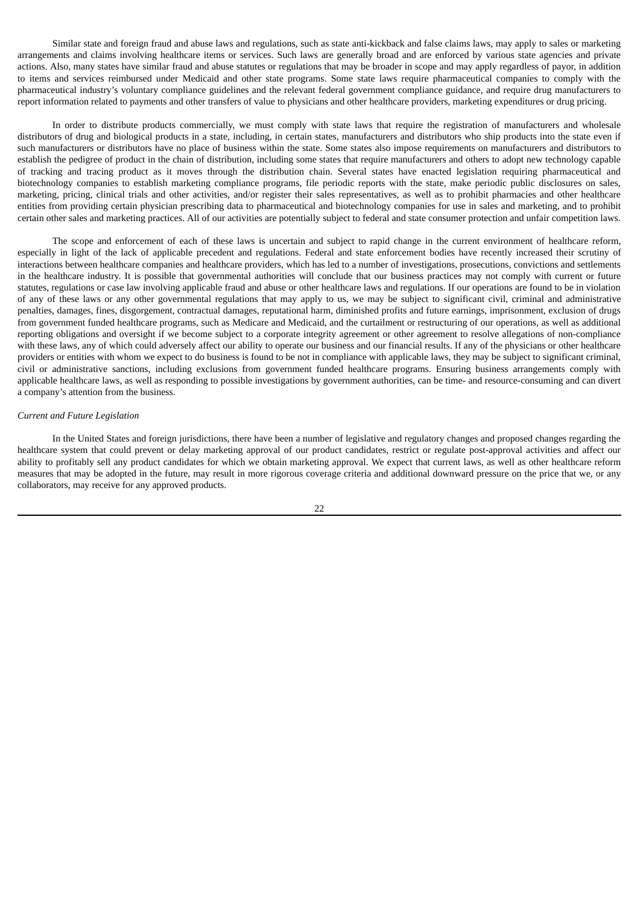Similar state and foreign fraud and abuse laws and regulations, such as state anti-kickback and false claims laws, may apply to sales or marketing arrangements and claims involving healthcare items or services. Such laws are generally broad and are enforced by various state agencies and private actions. Also, many states have similar fraud and abuse statutes or regulations that may be broader in scope and may apply regardless of payor, in addition to items and services reimbursed under Medicaid and other state programs. Some state laws require pharmaceutical companies to comply with the pharmaceutical industry's voluntary compliance guidelines and the relevant federal government compliance guidance, and require drug manufacturers to report information related to payments and other transfers of value to physicians and other healthcare providers, marketing expenditures or drug pricing.

In order to distribute products commercially, we must comply with state laws that require the registration of manufacturers and wholesale distributors of drug and biological products in a state, including, in certain states, manufacturers and distributors who ship products into the state even if such manufacturers or distributors have no place of business within the state. Some states also impose requirements on manufacturers and distributors to establish the pedigree of product in the chain of distribution, including some states that require manufacturers and others to adopt new technology capable of tracking and tracing product as it moves through the distribution chain. Several states have enacted legislation requiring pharmaceutical and biotechnology companies to establish marketing compliance programs, file periodic reports with the state, make periodic public disclosures on sales, marketing, pricing, clinical trials and other activities, and/or register their sales representatives, as well as to prohibit pharmacies and other healthcare entities from providing certain physician prescribing data to pharmaceutical and biotechnology companies for use in sales and marketing, and to prohibit certain other sales and marketing practices. All of our activities are potentially subject to federal and state consumer protection and unfair competition laws.

The scope and enforcement of each of these laws is uncertain and subject to rapid change in the current environment of healthcare reform, especially in light of the lack of applicable precedent and regulations. Federal and state enforcement bodies have recently increased their scrutiny of interactions between healthcare companies and healthcare providers, which has led to a number of investigations, prosecutions, convictions and settlements in the healthcare industry. It is possible that governmental authorities will conclude that our business practices may not comply with current or future statutes, regulations or case law involving applicable fraud and abuse or other healthcare laws and regulations. If our operations are found to be in violation of any of these laws or any other governmental regulations that may apply to us, we may be subject to significant civil, criminal and administrative penalties, damages, fines, disgorgement, contractual damages, reputational harm, diminished profits and future earnings, imprisonment, exclusion of drugs from government funded healthcare programs, such as Medicare and Medicaid, and the curtailment or restructuring of our operations, as well as additional reporting obligations and oversight if we become subject to a corporate integrity agreement or other agreement to resolve allegations of non-compliance with these laws, any of which could adversely affect our ability to operate our business and our financial results. If any of the physicians or other healthcare providers or entities with whom we expect to do business is found to be not in compliance with applicable laws, they may be subject to significant criminal, civil or administrative sanctions, including exclusions from government funded healthcare programs. Ensuring business arrangements comply with applicable healthcare laws, as well as responding to possible investigations by government authorities, can be time- and resource-consuming and can divert a company's attention from the business.

*Current and Future Legislation*

In the United States and foreign jurisdictions, there have been a number of legislative and regulatory changes and proposed changes regarding the healthcare system that could prevent or delay marketing approval of our product candidates, restrict or regulate post-approval activities and affect our ability to profitably sell any product candidates for which we obtain marketing approval. We expect that current laws, as well as other healthcare reform measures that may be adopted in the future, may result in more rigorous coverage criteria and additional downward pressure on the price that we, or any collaborators, may receive for any approved products.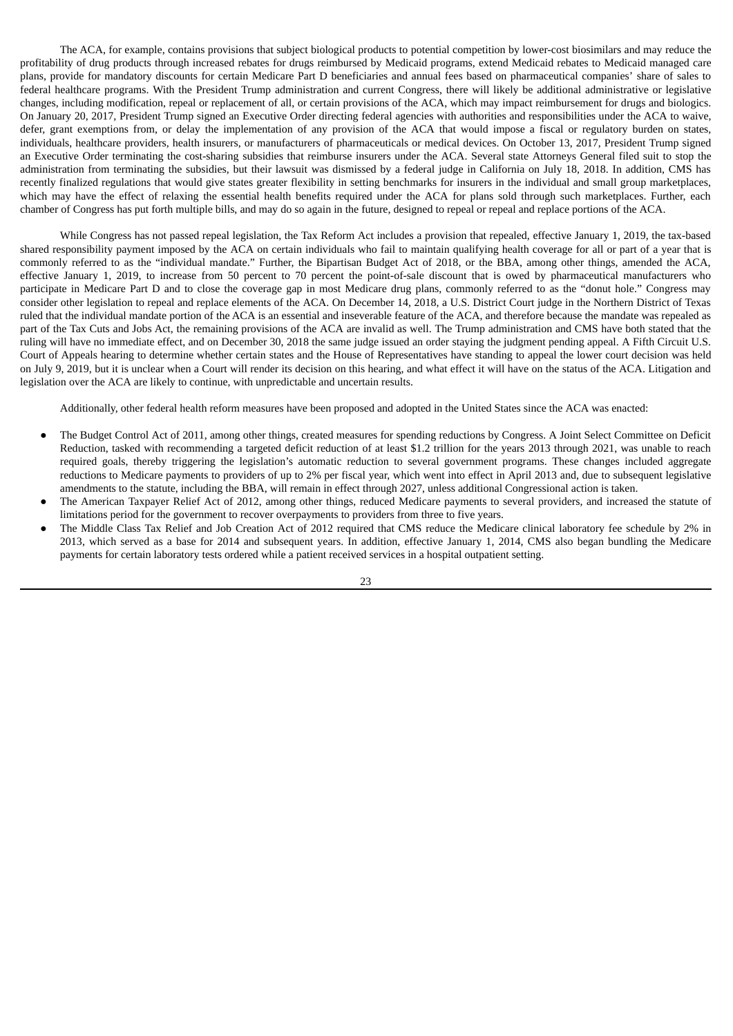The ACA, for example, contains provisions that subject biological products to potential competition by lower-cost biosimilars and may reduce the profitability of drug products through increased rebates for drugs reimbursed by Medicaid programs, extend Medicaid rebates to Medicaid managed care plans, provide for mandatory discounts for certain Medicare Part D beneficiaries and annual fees based on pharmaceutical companies' share of sales to federal healthcare programs. With the President Trump administration and current Congress, there will likely be additional administrative or legislative changes, including modification, repeal or replacement of all, or certain provisions of the ACA, which may impact reimbursement for drugs and biologics. On January 20, 2017, President Trump signed an Executive Order directing federal agencies with authorities and responsibilities under the ACA to waive, defer, grant exemptions from, or delay the implementation of any provision of the ACA that would impose a fiscal or regulatory burden on states, individuals, healthcare providers, health insurers, or manufacturers of pharmaceuticals or medical devices. On October 13, 2017, President Trump signed an Executive Order terminating the cost-sharing subsidies that reimburse insurers under the ACA. Several state Attorneys General filed suit to stop the administration from terminating the subsidies, but their lawsuit was dismissed by a federal judge in California on July 18, 2018. In addition, CMS has recently finalized regulations that would give states greater flexibility in setting benchmarks for insurers in the individual and small group marketplaces, which may have the effect of relaxing the essential health benefits required under the ACA for plans sold through such marketplaces. Further, each chamber of Congress has put forth multiple bills, and may do so again in the future, designed to repeal or repeal and replace portions of the ACA.

While Congress has not passed repeal legislation, the Tax Reform Act includes a provision that repealed, effective January 1, 2019, the tax-based shared responsibility payment imposed by the ACA on certain individuals who fail to maintain qualifying health coverage for all or part of a year that is commonly referred to as the "individual mandate." Further, the Bipartisan Budget Act of 2018, or the BBA, among other things, amended the ACA, effective January 1, 2019, to increase from 50 percent to 70 percent the point-of-sale discount that is owed by pharmaceutical manufacturers who participate in Medicare Part D and to close the coverage gap in most Medicare drug plans, commonly referred to as the "donut hole." Congress may consider other legislation to repeal and replace elements of the ACA. On December 14, 2018, a U.S. District Court judge in the Northern District of Texas ruled that the individual mandate portion of the ACA is an essential and inseverable feature of the ACA, and therefore because the mandate was repealed as part of the Tax Cuts and Jobs Act, the remaining provisions of the ACA are invalid as well. The Trump administration and CMS have both stated that the ruling will have no immediate effect, and on December 30, 2018 the same judge issued an order staying the judgment pending appeal. A Fifth Circuit U.S. Court of Appeals hearing to determine whether certain states and the House of Representatives have standing to appeal the lower court decision was held on July 9, 2019, but it is unclear when a Court will render its decision on this hearing, and what effect it will have on the status of the ACA. Litigation and legislation over the ACA are likely to continue, with unpredictable and uncertain results.

Additionally, other federal health reform measures have been proposed and adopted in the United States since the ACA was enacted:

- The Budget Control Act of 2011, among other things, created measures for spending reductions by Congress. A Joint Select Committee on Deficit Reduction, tasked with recommending a targeted deficit reduction of at least $1.2 trillion for the years 2013 through 2021, was unable to reach required goals, thereby triggering the legislation's automatic reduction to several government programs. These changes included aggregate reductions to Medicare payments to providers of up to 2% per fiscal year, which went into effect in April 2013 and, due to subsequent legislative amendments to the statute, including the BBA, will remain in effect through 2027, unless additional Congressional action is taken.
- The American Taxpayer Relief Act of 2012, among other things, reduced Medicare payments to several providers, and increased the statute of limitations period for the government to recover overpayments to providers from three to five years.
- The Middle Class Tax Relief and Job Creation Act of 2012 required that CMS reduce the Medicare clinical laboratory fee schedule by 2% in 2013, which served as a base for 2014 and subsequent years. In addition, effective January 1, 2014, CMS also began bundling the Medicare payments for certain laboratory tests ordered while a patient received services in a hospital outpatient setting.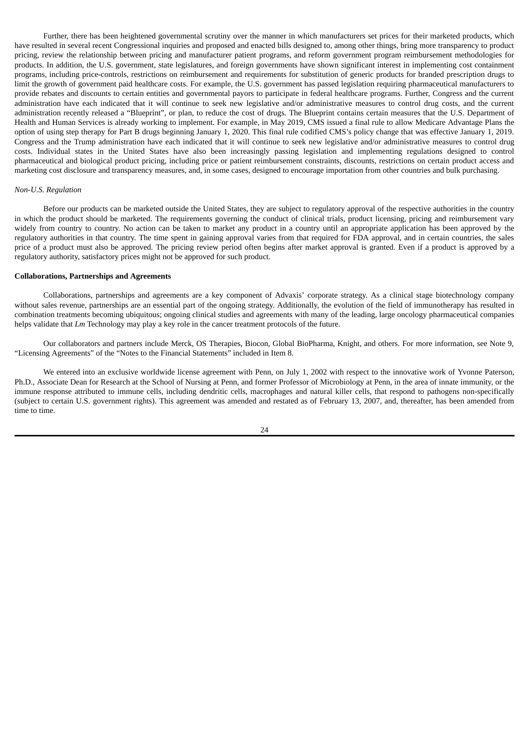Further, there has been heightened governmental scrutiny over the manner in which manufacturers set prices for their marketed products, which have resulted in several recent Congressional inquiries and proposed and enacted bills designed to, among other things, bring more transparency to product pricing, review the relationship between pricing and manufacturer patient programs, and reform government program reimbursement methodologies for products. In addition, the U.S. government, state legislatures, and foreign governments have shown significant interest in implementing cost containment programs, including price-controls, restrictions on reimbursement and requirements for substitution of generic products for branded prescription drugs to limit the growth of government paid healthcare costs. For example, the U.S. government has passed legislation requiring pharmaceutical manufacturers to provide rebates and discounts to certain entities and governmental payors to participate in federal healthcare programs. Further, Congress and the current administration have each indicated that it will continue to seek new legislative and/or administrative measures to control drug costs, and the current administration recently released a "Blueprint", or plan, to reduce the cost of drugs. The Blueprint contains certain measures that the U.S. Department of Health and Human Services is already working to implement. For example, in May 2019, CMS issued a final rule to allow Medicare Advantage Plans the option of using step therapy for Part B drugs beginning January 1, 2020. This final rule codified CMS's policy change that was effective January 1, 2019. Congress and the Trump administration have each indicated that it will continue to seek new legislative and/or administrative measures to control drug costs. Individual states in the United States have also been increasingly passing legislation and implementing regulations designed to control pharmaceutical and biological product pricing, including price or patient reimbursement constraints, discounts, restrictions on certain product access and marketing cost disclosure and transparency measures, and, in some cases, designed to encourage importation from other countries and bulk purchasing.

*Non-U.S. Regulation*

Before our products can be marketed outside the United States, they are subject to regulatory approval of the respective authorities in the country in which the product should be marketed. The requirements governing the conduct of clinical trials, product licensing, pricing and reimbursement vary widely from country to country. No action can be taken to market any product in a country until an appropriate application has been approved by the regulatory authorities in that country. The time spent in gaining approval varies from that required for FDA approval, and in certain countries, the sales price of a product must also be approved. The pricing review period often begins after market approval is granted. Even if a product is approved by a regulatory authority, satisfactory prices might not be approved for such product.

**Collaborations, Partnerships and Agreements**

Collaborations, partnerships and agreements are a key component of Advaxis' corporate strategy. As a clinical stage biotechnology company without sales revenue, partnerships are an essential part of the ongoing strategy. Additionally, the evolution of the field of immunotherapy has resulted in combination treatments becoming ubiquitous; ongoing clinical studies and agreements with many of the leading, large oncology pharmaceutical companies helps validate that *Lm* Technology may play a key role in the cancer treatment protocols of the future.

Our collaborators and partners include Merck, OS Therapies, Biocon, Global BioPharma, Knight, and others. For more information, see Note 9, "Licensing Agreements" of the "Notes to the Financial Statements" included in Item 8.

We entered into an exclusive worldwide license agreement with Penn, on July 1, 2002 with respect to the innovative work of Yvonne Paterson, Ph.D., Associate Dean for Research at the School of Nursing at Penn, and former Professor of Microbiology at Penn, in the area of innate immunity, or the immune response attributed to immune cells, including dendritic cells, macrophages and natural killer cells, that respond to pathogens non-specifically (subject to certain U.S. government rights). This agreement was amended and restated as of February 13, 2007, and, thereafter, has been amended from time to time.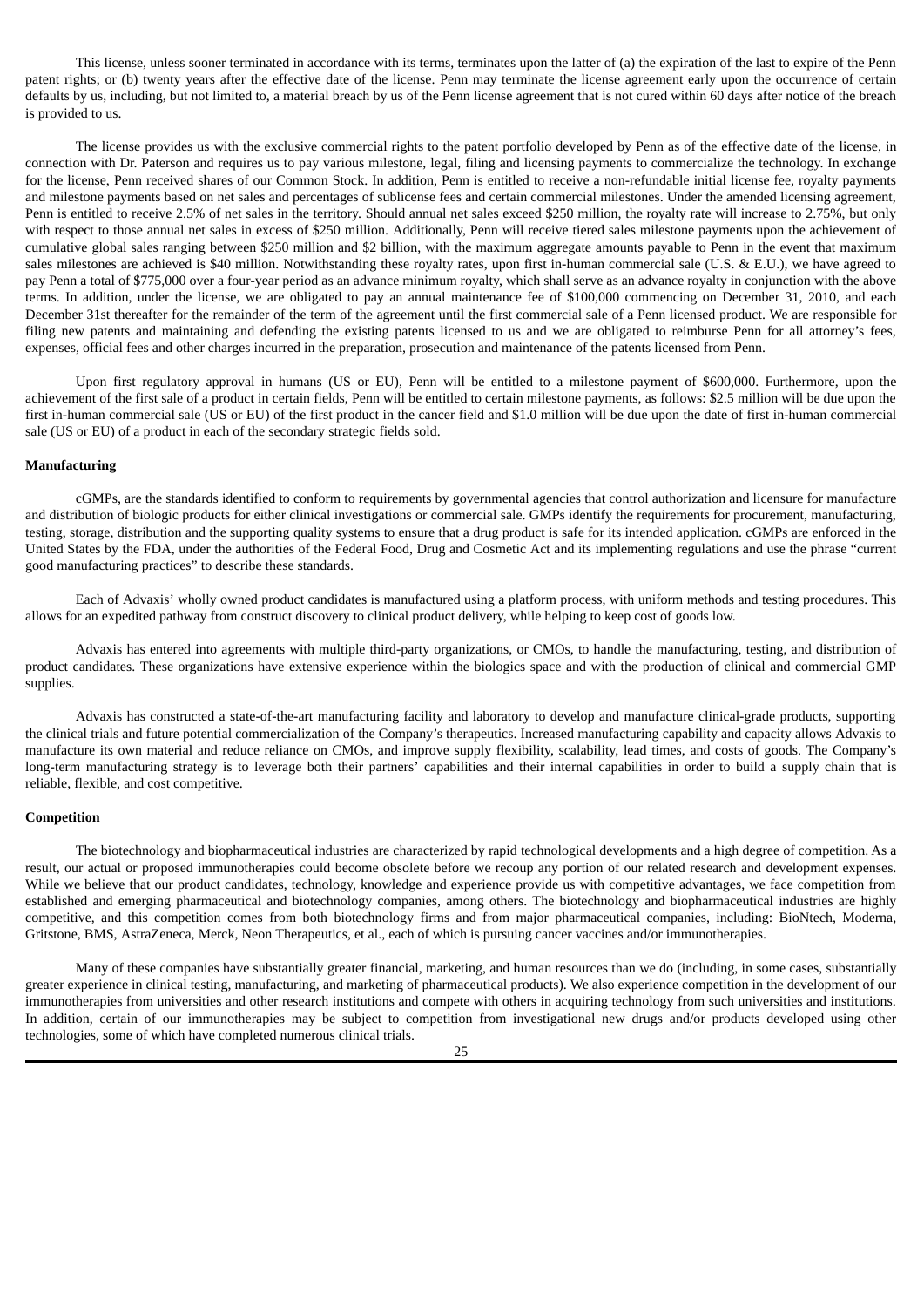This license, unless sooner terminated in accordance with its terms, terminates upon the latter of (a) the expiration of the last to expire of the Penn patent rights; or (b) twenty years after the effective date of the license. Penn may terminate the license agreement early upon the occurrence of certain defaults by us, including, but not limited to, a material breach by us of the Penn license agreement that is not cured within 60 days after notice of the breach is provided to us.

The license provides us with the exclusive commercial rights to the patent portfolio developed by Penn as of the effective date of the license, in connection with Dr. Paterson and requires us to pay various milestone, legal, filing and licensing payments to commercialize the technology. In exchange for the license, Penn received shares of our Common Stock. In addition, Penn is entitled to receive a non-refundable initial license fee, royalty payments and milestone payments based on net sales and percentages of sublicense fees and certain commercial milestones. Under the amended licensing agreement, Penn is entitled to receive 2.5% of net sales in the territory. Should annual net sales exceed $250 million, the royalty rate will increase to 2.75%, but only with respect to those annual net sales in excess of $250 million. Additionally, Penn will receive tiered sales milestone payments upon the achievement of cumulative global sales ranging between $250 million and $2 billion, with the maximum aggregate amounts payable to Penn in the event that maximum sales milestones are achieved is $40 million. Notwithstanding these royalty rates, upon first in-human commercial sale (U.S. & E.U.), we have agreed to pay Penn a total of $775,000 over a four-year period as an advance minimum royalty, which shall serve as an advance royalty in conjunction with the above terms. In addition, under the license, we are obligated to pay an annual maintenance fee of $100,000 commencing on December 31, 2010, and each December 31st thereafter for the remainder of the term of the agreement until the first commercial sale of a Penn licensed product. We are responsible for filing new patents and maintaining and defending the existing patents licensed to us and we are obligated to reimburse Penn for all attorney's fees, expenses, official fees and other charges incurred in the preparation, prosecution and maintenance of the patents licensed from Penn.

Upon first regulatory approval in humans (US or EU), Penn will be entitled to a milestone payment of $600,000. Furthermore, upon the achievement of the first sale of a product in certain fields, Penn will be entitled to certain milestone payments, as follows: $2.5 million will be due upon the first in-human commercial sale (US or EU) of the first product in the cancer field and $1.0 million will be due upon the date of first in-human commercial sale (US or EU) of a product in each of the secondary strategic fields sold.

**Manufacturing**

cGMPs, are the standards identified to conform to requirements by governmental agencies that control authorization and licensure for manufacture and distribution of biologic products for either clinical investigations or commercial sale. GMPs identify the requirements for procurement, manufacturing, testing, storage, distribution and the supporting quality systems to ensure that a drug product is safe for its intended application. cGMPs are enforced in the United States by the FDA, under the authorities of the Federal Food, Drug and Cosmetic Act and its implementing regulations and use the phrase "current good manufacturing practices" to describe these standards.

Each of Advaxis' wholly owned product candidates is manufactured using a platform process, with uniform methods and testing procedures. This allows for an expedited pathway from construct discovery to clinical product delivery, while helping to keep cost of goods low.

Advaxis has entered into agreements with multiple third-party organizations, or CMOs, to handle the manufacturing, testing, and distribution of product candidates. These organizations have extensive experience within the biologics space and with the production of clinical and commercial GMP supplies.

Advaxis has constructed a state-of-the-art manufacturing facility and laboratory to develop and manufacture clinical-grade products, supporting the clinical trials and future potential commercialization of the Company's therapeutics. Increased manufacturing capability and capacity allows Advaxis to manufacture its own material and reduce reliance on CMOs, and improve supply flexibility, scalability, lead times, and costs of goods. The Company's long-term manufacturing strategy is to leverage both their partners' capabilities and their internal capabilities in order to build a supply chain that is reliable, flexible, and cost competitive.

**Competition**

The biotechnology and biopharmaceutical industries are characterized by rapid technological developments and a high degree of competition. As a result, our actual or proposed immunotherapies could become obsolete before we recoup any portion of our related research and development expenses. While we believe that our product candidates, technology, knowledge and experience provide us with competitive advantages, we face competition from established and emerging pharmaceutical and biotechnology companies, among others. The biotechnology and biopharmaceutical industries are highly competitive, and this competition comes from both biotechnology firms and from major pharmaceutical companies, including: BioNtech, Moderna, Gritstone, BMS, AstraZeneca, Merck, Neon Therapeutics, et al., each of which is pursuing cancer vaccines and/or immunotherapies.

Many of these companies have substantially greater financial, marketing, and human resources than we do (including, in some cases, substantially greater experience in clinical testing, manufacturing, and marketing of pharmaceutical products). We also experience competition in the development of our immunotherapies from universities and other research institutions and compete with others in acquiring technology from such universities and institutions. In addition, certain of our immunotherapies may be subject to competition from investigational new drugs and/or products developed using other technologies, some of which have completed numerous clinical trials.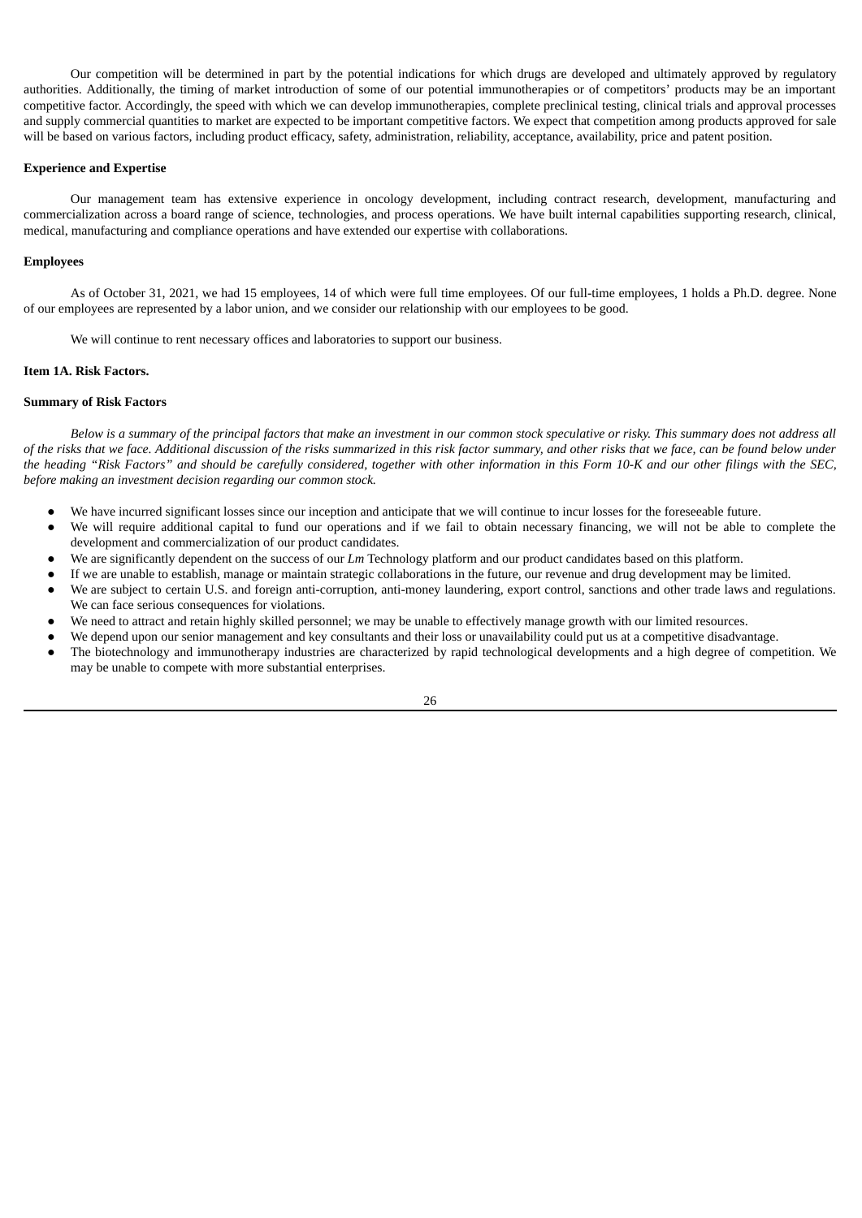Our competition will be determined in part by the potential indications for which drugs are developed and ultimately approved by regulatory authorities. Additionally, the timing of market introduction of some of our potential immunotherapies or of competitors' products may be an important competitive factor. Accordingly, the speed with which we can develop immunotherapies, complete preclinical testing, clinical trials and approval processes and supply commercial quantities to market are expected to be important competitive factors. We expect that competition among products approved for sale will be based on various factors, including product efficacy, safety, administration, reliability, acceptance, availability, price and patent position.

**Experience and Expertise**

Our management team has extensive experience in oncology development, including contract research, development, manufacturing and commercialization across a board range of science, technologies, and process operations. We have built internal capabilities supporting research, clinical, medical, manufacturing and compliance operations and have extended our expertise with collaborations.

**Employees**

As of October 31, 2021, we had 15 employees, 14 of which were full time employees. Of our full-time employees, 1 holds a Ph.D. degree. None of our employees are represented by a labor union, and we consider our relationship with our employees to be good.

We will continue to rent necessary offices and laboratories to support our business.

**Item 1A. Risk Factors.**

**Summary of Risk Factors**

*Below is a summary of the principal factors that make an investment in our common stock speculative or risky. This summary does not address all of the risks that we face. Additional discussion of the risks summarized in this risk factor summary, and other risks that we face, can be found below under the heading "Risk Factors" and should be carefully considered, together with other information in this Form 10-K and our other filings with the SEC, before making an investment decision regarding our common stock.*

- We have incurred significant losses since our inception and anticipate that we will continue to incur losses for the foreseeable future.
- We will require additional capital to fund our operations and if we fail to obtain necessary financing, we will not be able to complete the development and commercialization of our product candidates.
- We are significantly dependent on the success of our *Lm* Technology platform and our product candidates based on this platform.
- If we are unable to establish, manage or maintain strategic collaborations in the future, our revenue and drug development may be limited.
- We are subject to certain U.S. and foreign anti-corruption, anti-money laundering, export control, sanctions and other trade laws and regulations. We can face serious consequences for violations.
- We need to attract and retain highly skilled personnel; we may be unable to effectively manage growth with our limited resources.
- We depend upon our senior management and key consultants and their loss or unavailability could put us at a competitive disadvantage.
- The biotechnology and immunotherapy industries are characterized by rapid technological developments and a high degree of competition. We may be unable to compete with more substantial enterprises.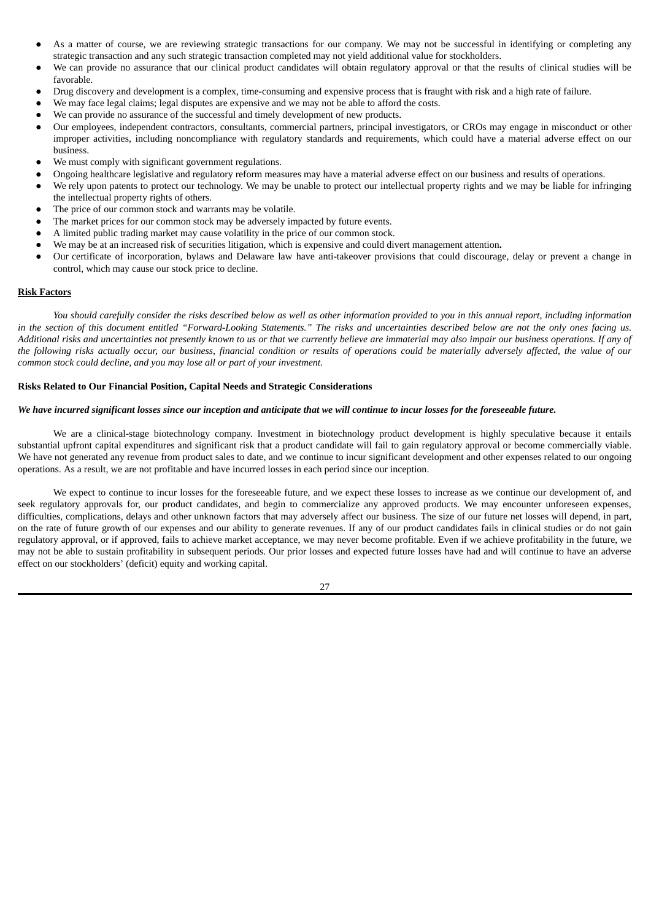- As a matter of course, we are reviewing strategic transactions for our company. We may not be successful in identifying or completing any strategic transaction and any such strategic transaction completed may not yield additional value for stockholders.
- We can provide no assurance that our clinical product candidates will obtain regulatory approval or that the results of clinical studies will be favorable.
- Drug discovery and development is a complex, time-consuming and expensive process that is fraught with risk and a high rate of failure.
- We may face legal claims; legal disputes are expensive and we may not be able to afford the costs.
- We can provide no assurance of the successful and timely development of new products.
- Our employees, independent contractors, consultants, commercial partners, principal investigators, or CROs may engage in misconduct or other improper activities, including noncompliance with regulatory standards and requirements, which could have a material adverse effect on our business.
- We must comply with significant government regulations.
- Ongoing healthcare legislative and regulatory reform measures may have a material adverse effect on our business and results of operations.
- We rely upon patents to protect our technology. We may be unable to protect our intellectual property rights and we may be liable for infringing the intellectual property rights of others.
- The price of our common stock and warrants may be volatile.
- The market prices for our common stock may be adversely impacted by future events.
- A limited public trading market may cause volatility in the price of our common stock.
- We may be at an increased risk of securities litigation, which is expensive and could divert management attention**.**
- Our certificate of incorporation, bylaws and Delaware law have anti-takeover provisions that could discourage, delay or prevent a change in control, which may cause our stock price to decline.

## Risk Factors

*You should carefully consider the risks described below as well as other information provided to you in this annual report, including information in the section of this document entitled "Forward-Looking Statements." The risks and uncertainties described below are not the only ones facing us. Additional risks and uncertainties not presently known to us or that we currently believe are immaterial may also impair our business operations. If any of the following risks actually occur, our business, financial condition or results of operations could be materially adversely affected, the value of our common stock could decline, and you may lose all or part of your investment.*

### Risks Related to Our Financial Position, Capital Needs and Strategic Considerations

***We have incurred significant losses since our inception and anticipate that we will continue to incur losses for the foreseeable future.***

We are a clinical-stage biotechnology company. Investment in biotechnology product development is highly speculative because it entails substantial upfront capital expenditures and significant risk that a product candidate will fail to gain regulatory approval or become commercially viable. We have not generated any revenue from product sales to date, and we continue to incur significant development and other expenses related to our ongoing operations. As a result, we are not profitable and have incurred losses in each period since our inception.

We expect to continue to incur losses for the foreseeable future, and we expect these losses to increase as we continue our development of, and seek regulatory approvals for, our product candidates, and begin to commercialize any approved products. We may encounter unforeseen expenses, difficulties, complications, delays and other unknown factors that may adversely affect our business. The size of our future net losses will depend, in part, on the rate of future growth of our expenses and our ability to generate revenues. If any of our product candidates fails in clinical studies or do not gain regulatory approval, or if approved, fails to achieve market acceptance, we may never become profitable. Even if we achieve profitability in the future, we may not be able to sustain profitability in subsequent periods. Our prior losses and expected future losses have had and will continue to have an adverse effect on our stockholders' (deficit) equity and working capital.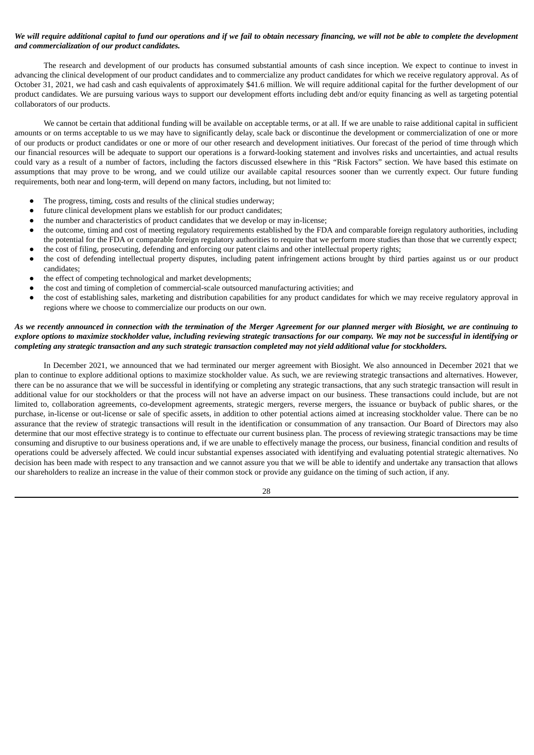***We will require additional capital to fund our operations and if we fail to obtain necessary financing, we will not be able to complete the development and commercialization of our product candidates.***

The research and development of our products has consumed substantial amounts of cash since inception. We expect to continue to invest in advancing the clinical development of our product candidates and to commercialize any product candidates for which we receive regulatory approval. As of October 31, 2021, we had cash and cash equivalents of approximately $41.6 million. We will require additional capital for the further development of our product candidates. We are pursuing various ways to support our development efforts including debt and/or equity financing as well as targeting potential collaborators of our products.

We cannot be certain that additional funding will be available on acceptable terms, or at all. If we are unable to raise additional capital in sufficient amounts or on terms acceptable to us we may have to significantly delay, scale back or discontinue the development or commercialization of one or more of our products or product candidates or one or more of our other research and development initiatives. Our forecast of the period of time through which our financial resources will be adequate to support our operations is a forward-looking statement and involves risks and uncertainties, and actual results could vary as a result of a number of factors, including the factors discussed elsewhere in this "Risk Factors" section. We have based this estimate on assumptions that may prove to be wrong, and we could utilize our available capital resources sooner than we currently expect. Our future funding requirements, both near and long-term, will depend on many factors, including, but not limited to:

- The progress, timing, costs and results of the clinical studies underway;
- future clinical development plans we establish for our product candidates;
- the number and characteristics of product candidates that we develop or may in-license;
- the outcome, timing and cost of meeting regulatory requirements established by the FDA and comparable foreign regulatory authorities, including the potential for the FDA or comparable foreign regulatory authorities to require that we perform more studies than those that we currently expect;
- the cost of filing, prosecuting, defending and enforcing our patent claims and other intellectual property rights;
- the cost of defending intellectual property disputes, including patent infringement actions brought by third parties against us or our product candidates;
- the effect of competing technological and market developments;
- the cost and timing of completion of commercial-scale outsourced manufacturing activities; and
- the cost of establishing sales, marketing and distribution capabilities for any product candidates for which we may receive regulatory approval in regions where we choose to commercialize our products on our own.

***As we recently announced in connection with the termination of the Merger Agreement for our planned merger with Biosight, we are continuing to explore options to maximize stockholder value, including reviewing strategic transactions for our company. We may not be successful in identifying or completing any strategic transaction and any such strategic transaction completed may not yield additional value for stockholders.***

In December 2021, we announced that we had terminated our merger agreement with Biosight. We also announced in December 2021 that we plan to continue to explore additional options to maximize stockholder value. As such, we are reviewing strategic transactions and alternatives. However, there can be no assurance that we will be successful in identifying or completing any strategic transactions, that any such strategic transaction will result in additional value for our stockholders or that the process will not have an adverse impact on our business. These transactions could include, but are not limited to, collaboration agreements, co-development agreements, strategic mergers, reverse mergers, the issuance or buyback of public shares, or the purchase, in-license or out-license or sale of specific assets, in addition to other potential actions aimed at increasing stockholder value. There can be no assurance that the review of strategic transactions will result in the identification or consummation of any transaction. Our Board of Directors may also determine that our most effective strategy is to continue to effectuate our current business plan. The process of reviewing strategic transactions may be time consuming and disruptive to our business operations and, if we are unable to effectively manage the process, our business, financial condition and results of operations could be adversely affected. We could incur substantial expenses associated with identifying and evaluating potential strategic alternatives. No decision has been made with respect to any transaction and we cannot assure you that we will be able to identify and undertake any transaction that allows our shareholders to realize an increase in the value of their common stock or provide any guidance on the timing of such action, if any.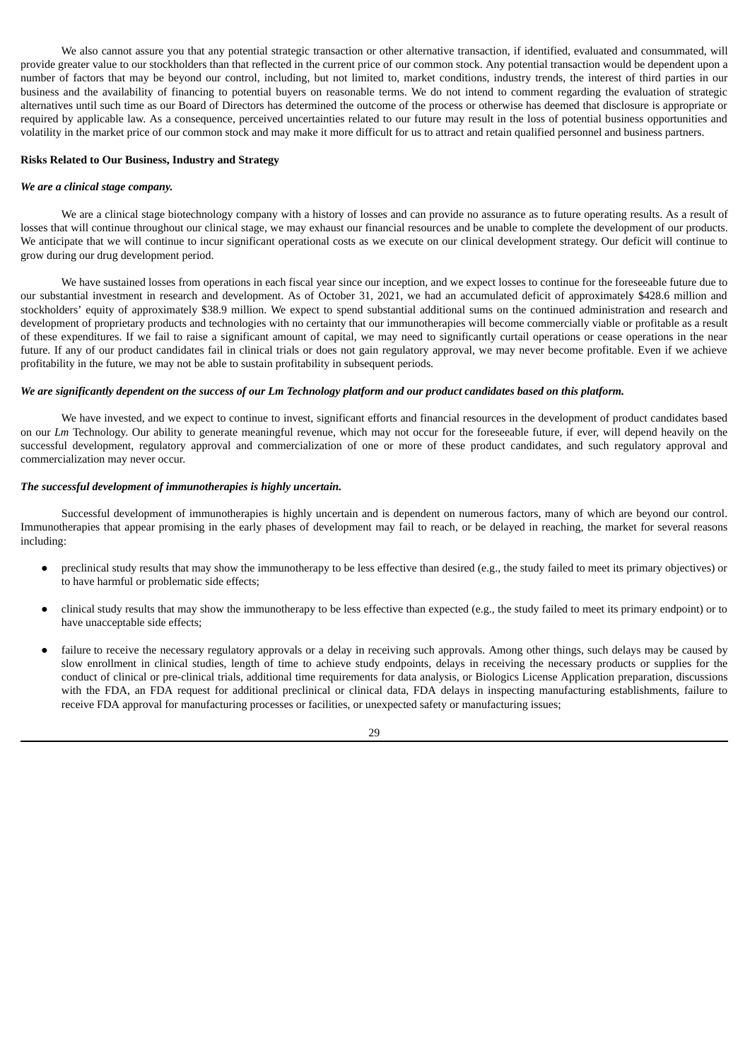We also cannot assure you that any potential strategic transaction or other alternative transaction, if identified, evaluated and consummated, will provide greater value to our stockholders than that reflected in the current price of our common stock. Any potential transaction would be dependent upon a number of factors that may be beyond our control, including, but not limited to, market conditions, industry trends, the interest of third parties in our business and the availability of financing to potential buyers on reasonable terms. We do not intend to comment regarding the evaluation of strategic alternatives until such time as our Board of Directors has determined the outcome of the process or otherwise has deemed that disclosure is appropriate or required by applicable law. As a consequence, perceived uncertainties related to our future may result in the loss of potential business opportunities and volatility in the market price of our common stock and may make it more difficult for us to attract and retain qualified personnel and business partners.

**Risks Related to Our Business, Industry and Strategy**

***We are a clinical stage company.***

We are a clinical stage biotechnology company with a history of losses and can provide no assurance as to future operating results. As a result of losses that will continue throughout our clinical stage, we may exhaust our financial resources and be unable to complete the development of our products. We anticipate that we will continue to incur significant operational costs as we execute on our clinical development strategy. Our deficit will continue to grow during our drug development period.

We have sustained losses from operations in each fiscal year since our inception, and we expect losses to continue for the foreseeable future due to our substantial investment in research and development. As of October 31, 2021, we had an accumulated deficit of approximately $428.6 million and stockholders' equity of approximately $38.9 million. We expect to spend substantial additional sums on the continued administration and research and development of proprietary products and technologies with no certainty that our immunotherapies will become commercially viable or profitable as a result of these expenditures. If we fail to raise a significant amount of capital, we may need to significantly curtail operations or cease operations in the near future. If any of our product candidates fail in clinical trials or does not gain regulatory approval, we may never become profitable. Even if we achieve profitability in the future, we may not be able to sustain profitability in subsequent periods.

***We are significantly dependent on the success of our Lm Technology platform and our product candidates based on this platform.***

We have invested, and we expect to continue to invest, significant efforts and financial resources in the development of product candidates based on our *Lm* Technology. Our ability to generate meaningful revenue, which may not occur for the foreseeable future, if ever, will depend heavily on the successful development, regulatory approval and commercialization of one or more of these product candidates, and such regulatory approval and commercialization may never occur.

***The successful development of immunotherapies is highly uncertain.***

Successful development of immunotherapies is highly uncertain and is dependent on numerous factors, many of which are beyond our control. Immunotherapies that appear promising in the early phases of development may fail to reach, or be delayed in reaching, the market for several reasons including:

- preclinical study results that may show the immunotherapy to be less effective than desired (e.g., the study failed to meet its primary objectives) or to have harmful or problematic side effects;
- clinical study results that may show the immunotherapy to be less effective than expected (e.g., the study failed to meet its primary endpoint) or to have unacceptable side effects;
- failure to receive the necessary regulatory approvals or a delay in receiving such approvals. Among other things, such delays may be caused by slow enrollment in clinical studies, length of time to achieve study endpoints, delays in receiving the necessary products or supplies for the conduct of clinical or pre-clinical trials, additional time requirements for data analysis, or Biologics License Application preparation, discussions with the FDA, an FDA request for additional preclinical or clinical data, FDA delays in inspecting manufacturing establishments, failure to receive FDA approval for manufacturing processes or facilities, or unexpected safety or manufacturing issues;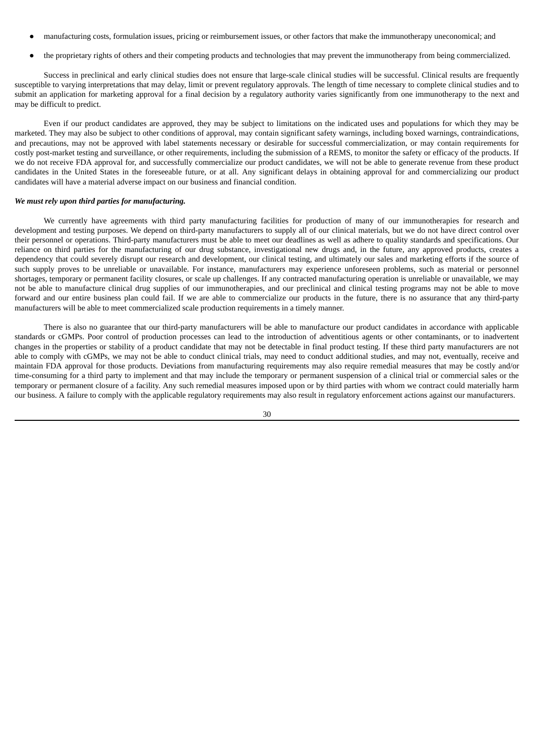- manufacturing costs, formulation issues, pricing or reimbursement issues, or other factors that make the immunotherapy uneconomical; and
- the proprietary rights of others and their competing products and technologies that may prevent the immunotherapy from being commercialized.

Success in preclinical and early clinical studies does not ensure that large-scale clinical studies will be successful. Clinical results are frequently susceptible to varying interpretations that may delay, limit or prevent regulatory approvals. The length of time necessary to complete clinical studies and to submit an application for marketing approval for a final decision by a regulatory authority varies significantly from one immunotherapy to the next and may be difficult to predict.

Even if our product candidates are approved, they may be subject to limitations on the indicated uses and populations for which they may be marketed. They may also be subject to other conditions of approval, may contain significant safety warnings, including boxed warnings, contraindications, and precautions, may not be approved with label statements necessary or desirable for successful commercialization, or may contain requirements for costly post-market testing and surveillance, or other requirements, including the submission of a REMS, to monitor the safety or efficacy of the products. If we do not receive FDA approval for, and successfully commercialize our product candidates, we will not be able to generate revenue from these product candidates in the United States in the foreseeable future, or at all. Any significant delays in obtaining approval for and commercializing our product candidates will have a material adverse impact on our business and financial condition.

***We must rely upon third parties for manufacturing.***

We currently have agreements with third party manufacturing facilities for production of many of our immunotherapies for research and development and testing purposes. We depend on third-party manufacturers to supply all of our clinical materials, but we do not have direct control over their personnel or operations. Third-party manufacturers must be able to meet our deadlines as well as adhere to quality standards and specifications. Our reliance on third parties for the manufacturing of our drug substance, investigational new drugs and, in the future, any approved products, creates a dependency that could severely disrupt our research and development, our clinical testing, and ultimately our sales and marketing efforts if the source of such supply proves to be unreliable or unavailable. For instance, manufacturers may experience unforeseen problems, such as material or personnel shortages, temporary or permanent facility closures, or scale up challenges. If any contracted manufacturing operation is unreliable or unavailable, we may not be able to manufacture clinical drug supplies of our immunotherapies, and our preclinical and clinical testing programs may not be able to move forward and our entire business plan could fail. If we are able to commercialize our products in the future, there is no assurance that any third-party manufacturers will be able to meet commercialized scale production requirements in a timely manner.

There is also no guarantee that our third-party manufacturers will be able to manufacture our product candidates in accordance with applicable standards or cGMPs. Poor control of production processes can lead to the introduction of adventitious agents or other contaminants, or to inadvertent changes in the properties or stability of a product candidate that may not be detectable in final product testing. If these third party manufacturers are not able to comply with cGMPs, we may not be able to conduct clinical trials, may need to conduct additional studies, and may not, eventually, receive and maintain FDA approval for those products. Deviations from manufacturing requirements may also require remedial measures that may be costly and/or time-consuming for a third party to implement and that may include the temporary or permanent suspension of a clinical trial or commercial sales or the temporary or permanent closure of a facility. Any such remedial measures imposed upon or by third parties with whom we contract could materially harm our business. A failure to comply with the applicable regulatory requirements may also result in regulatory enforcement actions against our manufacturers.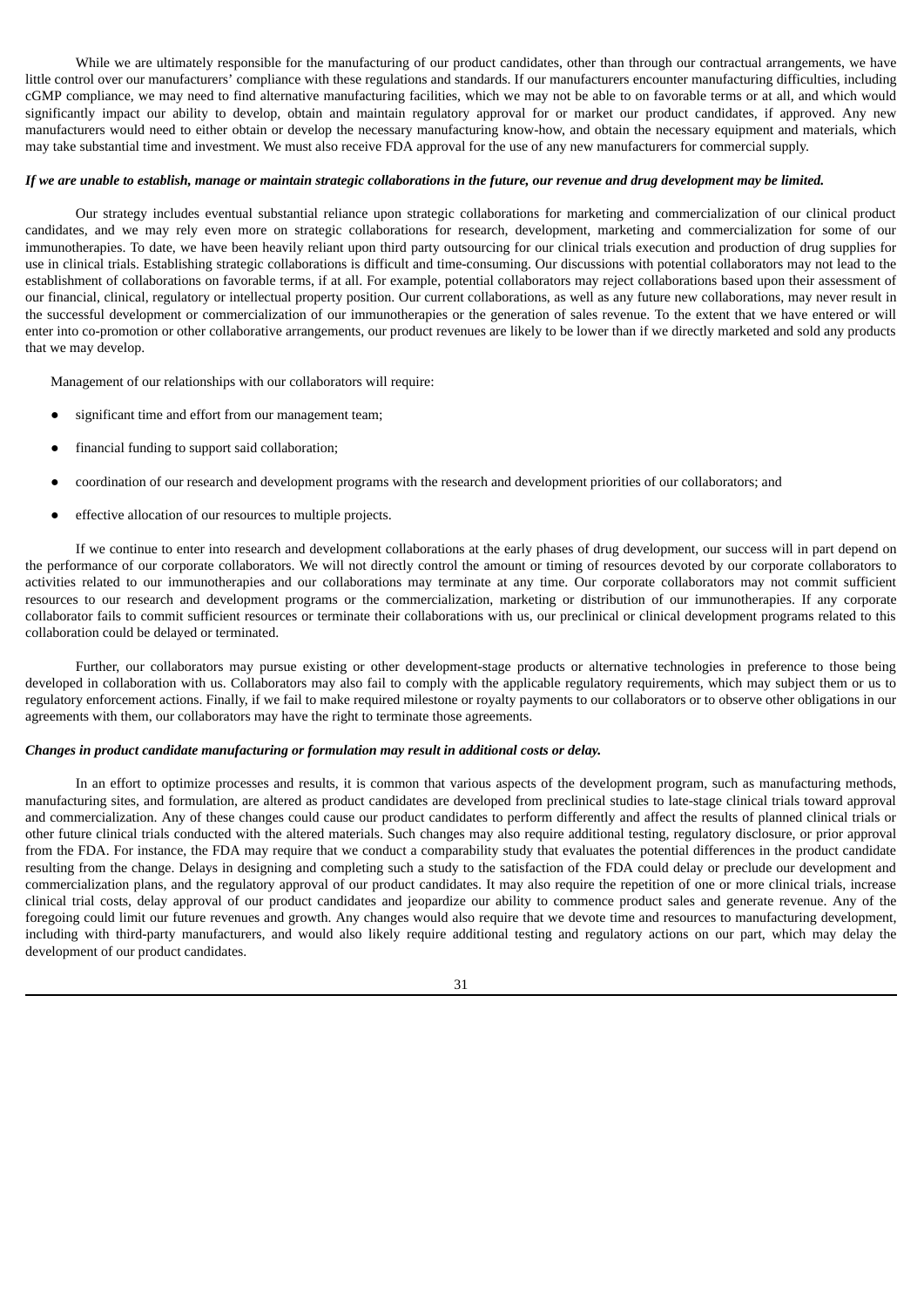While we are ultimately responsible for the manufacturing of our product candidates, other than through our contractual arrangements, we have little control over our manufacturers' compliance with these regulations and standards. If our manufacturers encounter manufacturing difficulties, including cGMP compliance, we may need to find alternative manufacturing facilities, which we may not be able to on favorable terms or at all, and which would significantly impact our ability to develop, obtain and maintain regulatory approval for or market our product candidates, if approved. Any new manufacturers would need to either obtain or develop the necessary manufacturing know-how, and obtain the necessary equipment and materials, which may take substantial time and investment. We must also receive FDA approval for the use of any new manufacturers for commercial supply.

***If we are unable to establish, manage or maintain strategic collaborations in the future, our revenue and drug development may be limited.***

Our strategy includes eventual substantial reliance upon strategic collaborations for marketing and commercialization of our clinical product candidates, and we may rely even more on strategic collaborations for research, development, marketing and commercialization for some of our immunotherapies. To date, we have been heavily reliant upon third party outsourcing for our clinical trials execution and production of drug supplies for use in clinical trials. Establishing strategic collaborations is difficult and time-consuming. Our discussions with potential collaborators may not lead to the establishment of collaborations on favorable terms, if at all. For example, potential collaborators may reject collaborations based upon their assessment of our financial, clinical, regulatory or intellectual property position. Our current collaborations, as well as any future new collaborations, may never result in the successful development or commercialization of our immunotherapies or the generation of sales revenue. To the extent that we have entered or will enter into co-promotion or other collaborative arrangements, our product revenues are likely to be lower than if we directly marketed and sold any products that we may develop.

Management of our relationships with our collaborators will require:

- significant time and effort from our management team;
- financial funding to support said collaboration;
- coordination of our research and development programs with the research and development priorities of our collaborators; and
- effective allocation of our resources to multiple projects.

If we continue to enter into research and development collaborations at the early phases of drug development, our success will in part depend on the performance of our corporate collaborators. We will not directly control the amount or timing of resources devoted by our corporate collaborators to activities related to our immunotherapies and our collaborations may terminate at any time. Our corporate collaborators may not commit sufficient resources to our research and development programs or the commercialization, marketing or distribution of our immunotherapies. If any corporate collaborator fails to commit sufficient resources or terminate their collaborations with us, our preclinical or clinical development programs related to this collaboration could be delayed or terminated.

Further, our collaborators may pursue existing or other development-stage products or alternative technologies in preference to those being developed in collaboration with us. Collaborators may also fail to comply with the applicable regulatory requirements, which may subject them or us to regulatory enforcement actions. Finally, if we fail to make required milestone or royalty payments to our collaborators or to observe other obligations in our agreements with them, our collaborators may have the right to terminate those agreements.

***Changes in product candidate manufacturing or formulation may result in additional costs or delay.***

In an effort to optimize processes and results, it is common that various aspects of the development program, such as manufacturing methods, manufacturing sites, and formulation, are altered as product candidates are developed from preclinical studies to late-stage clinical trials toward approval and commercialization. Any of these changes could cause our product candidates to perform differently and affect the results of planned clinical trials or other future clinical trials conducted with the altered materials. Such changes may also require additional testing, regulatory disclosure, or prior approval from the FDA. For instance, the FDA may require that we conduct a comparability study that evaluates the potential differences in the product candidate resulting from the change. Delays in designing and completing such a study to the satisfaction of the FDA could delay or preclude our development and commercialization plans, and the regulatory approval of our product candidates. It may also require the repetition of one or more clinical trials, increase clinical trial costs, delay approval of our product candidates and jeopardize our ability to commence product sales and generate revenue. Any of the foregoing could limit our future revenues and growth. Any changes would also require that we devote time and resources to manufacturing development, including with third-party manufacturers, and would also likely require additional testing and regulatory actions on our part, which may delay the development of our product candidates.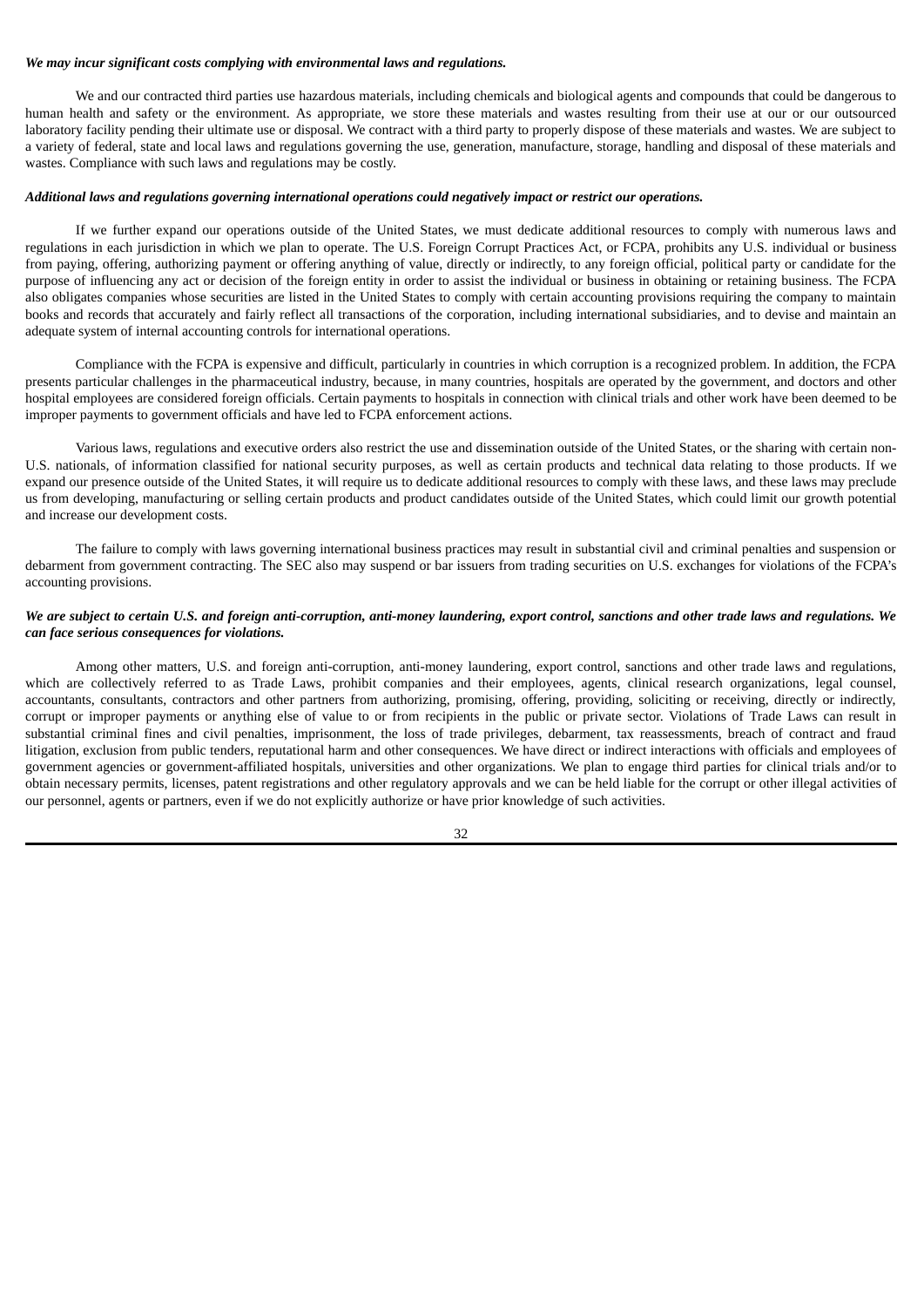***We may incur significant costs complying with environmental laws and regulations.***

We and our contracted third parties use hazardous materials, including chemicals and biological agents and compounds that could be dangerous to human health and safety or the environment. As appropriate, we store these materials and wastes resulting from their use at our or our outsourced laboratory facility pending their ultimate use or disposal. We contract with a third party to properly dispose of these materials and wastes. We are subject to a variety of federal, state and local laws and regulations governing the use, generation, manufacture, storage, handling and disposal of these materials and wastes. Compliance with such laws and regulations may be costly.

***Additional laws and regulations governing international operations could negatively impact or restrict our operations.***

If we further expand our operations outside of the United States, we must dedicate additional resources to comply with numerous laws and regulations in each jurisdiction in which we plan to operate. The U.S. Foreign Corrupt Practices Act, or FCPA, prohibits any U.S. individual or business from paying, offering, authorizing payment or offering anything of value, directly or indirectly, to any foreign official, political party or candidate for the purpose of influencing any act or decision of the foreign entity in order to assist the individual or business in obtaining or retaining business. The FCPA also obligates companies whose securities are listed in the United States to comply with certain accounting provisions requiring the company to maintain books and records that accurately and fairly reflect all transactions of the corporation, including international subsidiaries, and to devise and maintain an adequate system of internal accounting controls for international operations.

Compliance with the FCPA is expensive and difficult, particularly in countries in which corruption is a recognized problem. In addition, the FCPA presents particular challenges in the pharmaceutical industry, because, in many countries, hospitals are operated by the government, and doctors and other hospital employees are considered foreign officials. Certain payments to hospitals in connection with clinical trials and other work have been deemed to be improper payments to government officials and have led to FCPA enforcement actions.

Various laws, regulations and executive orders also restrict the use and dissemination outside of the United States, or the sharing with certain non-U.S. nationals, of information classified for national security purposes, as well as certain products and technical data relating to those products. If we expand our presence outside of the United States, it will require us to dedicate additional resources to comply with these laws, and these laws may preclude us from developing, manufacturing or selling certain products and product candidates outside of the United States, which could limit our growth potential and increase our development costs.

The failure to comply with laws governing international business practices may result in substantial civil and criminal penalties and suspension or debarment from government contracting. The SEC also may suspend or bar issuers from trading securities on U.S. exchanges for violations of the FCPA's accounting provisions.

***We are subject to certain U.S. and foreign anti-corruption, anti-money laundering, export control, sanctions and other trade laws and regulations. We can face serious consequences for violations.***

Among other matters, U.S. and foreign anti-corruption, anti-money laundering, export control, sanctions and other trade laws and regulations, which are collectively referred to as Trade Laws, prohibit companies and their employees, agents, clinical research organizations, legal counsel, accountants, consultants, contractors and other partners from authorizing, promising, offering, providing, soliciting or receiving, directly or indirectly, corrupt or improper payments or anything else of value to or from recipients in the public or private sector. Violations of Trade Laws can result in substantial criminal fines and civil penalties, imprisonment, the loss of trade privileges, debarment, tax reassessments, breach of contract and fraud litigation, exclusion from public tenders, reputational harm and other consequences. We have direct or indirect interactions with officials and employees of government agencies or government-affiliated hospitals, universities and other organizations. We plan to engage third parties for clinical trials and/or to obtain necessary permits, licenses, patent registrations and other regulatory approvals and we can be held liable for the corrupt or other illegal activities of our personnel, agents or partners, even if we do not explicitly authorize or have prior knowledge of such activities.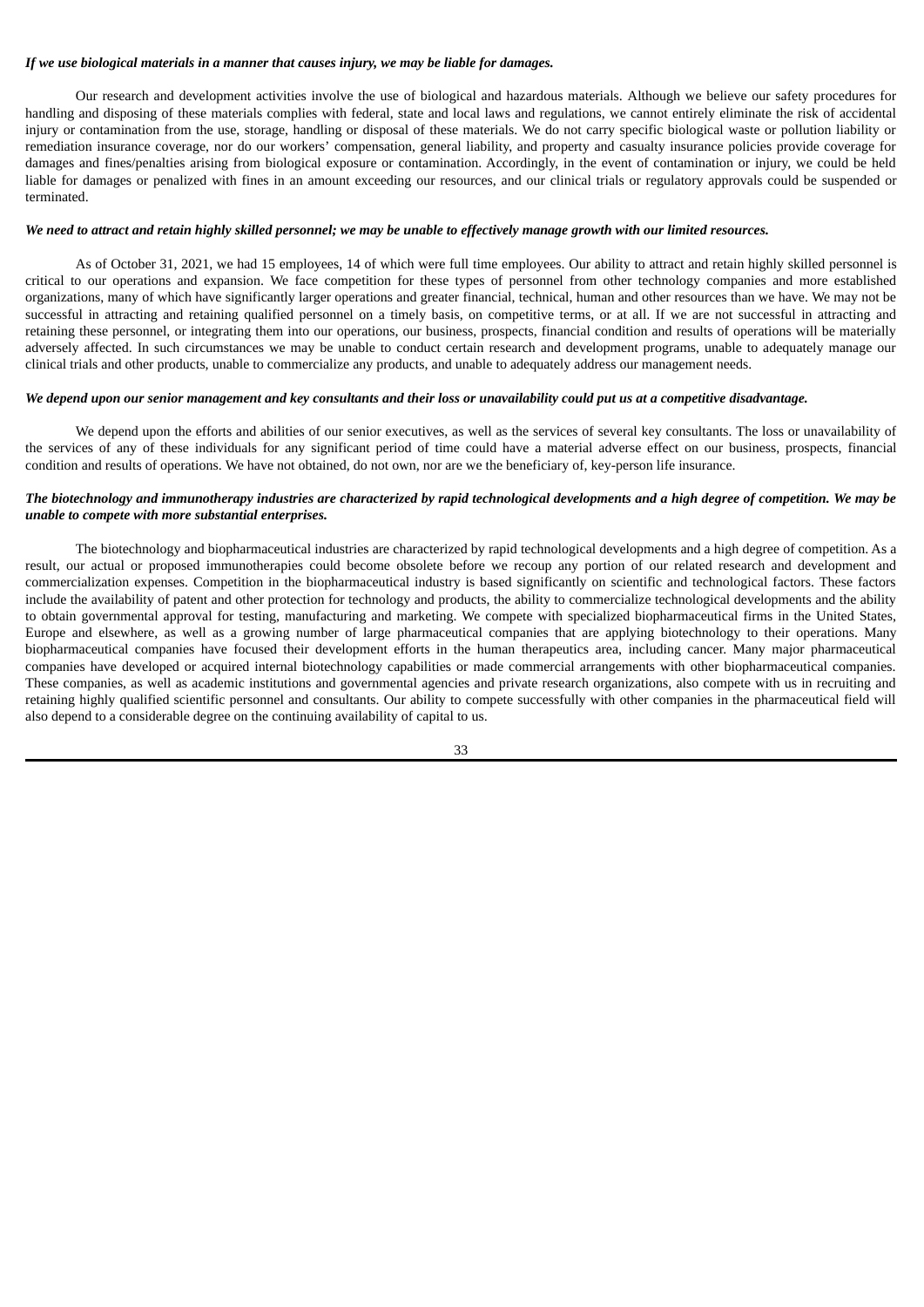***If we use biological materials in a manner that causes injury, we may be liable for damages.***

Our research and development activities involve the use of biological and hazardous materials. Although we believe our safety procedures for handling and disposing of these materials complies with federal, state and local laws and regulations, we cannot entirely eliminate the risk of accidental injury or contamination from the use, storage, handling or disposal of these materials. We do not carry specific biological waste or pollution liability or remediation insurance coverage, nor do our workers' compensation, general liability, and property and casualty insurance policies provide coverage for damages and fines/penalties arising from biological exposure or contamination. Accordingly, in the event of contamination or injury, we could be held liable for damages or penalized with fines in an amount exceeding our resources, and our clinical trials or regulatory approvals could be suspended or terminated.

***We need to attract and retain highly skilled personnel; we may be unable to effectively manage growth with our limited resources.***

As of October 31, 2021, we had 15 employees, 14 of which were full time employees. Our ability to attract and retain highly skilled personnel is critical to our operations and expansion. We face competition for these types of personnel from other technology companies and more established organizations, many of which have significantly larger operations and greater financial, technical, human and other resources than we have. We may not be successful in attracting and retaining qualified personnel on a timely basis, on competitive terms, or at all. If we are not successful in attracting and retaining these personnel, or integrating them into our operations, our business, prospects, financial condition and results of operations will be materially adversely affected. In such circumstances we may be unable to conduct certain research and development programs, unable to adequately manage our clinical trials and other products, unable to commercialize any products, and unable to adequately address our management needs.

***We depend upon our senior management and key consultants and their loss or unavailability could put us at a competitive disadvantage.***

We depend upon the efforts and abilities of our senior executives, as well as the services of several key consultants. The loss or unavailability of the services of any of these individuals for any significant period of time could have a material adverse effect on our business, prospects, financial condition and results of operations. We have not obtained, do not own, nor are we the beneficiary of, key-person life insurance.

***The biotechnology and immunotherapy industries are characterized by rapid technological developments and a high degree of competition. We may be unable to compete with more substantial enterprises.***

The biotechnology and biopharmaceutical industries are characterized by rapid technological developments and a high degree of competition. As a result, our actual or proposed immunotherapies could become obsolete before we recoup any portion of our related research and development and commercialization expenses. Competition in the biopharmaceutical industry is based significantly on scientific and technological factors. These factors include the availability of patent and other protection for technology and products, the ability to commercialize technological developments and the ability to obtain governmental approval for testing, manufacturing and marketing. We compete with specialized biopharmaceutical firms in the United States, Europe and elsewhere, as well as a growing number of large pharmaceutical companies that are applying biotechnology to their operations. Many biopharmaceutical companies have focused their development efforts in the human therapeutics area, including cancer. Many major pharmaceutical companies have developed or acquired internal biotechnology capabilities or made commercial arrangements with other biopharmaceutical companies. These companies, as well as academic institutions and governmental agencies and private research organizations, also compete with us in recruiting and retaining highly qualified scientific personnel and consultants. Our ability to compete successfully with other companies in the pharmaceutical field will also depend to a considerable degree on the continuing availability of capital to us.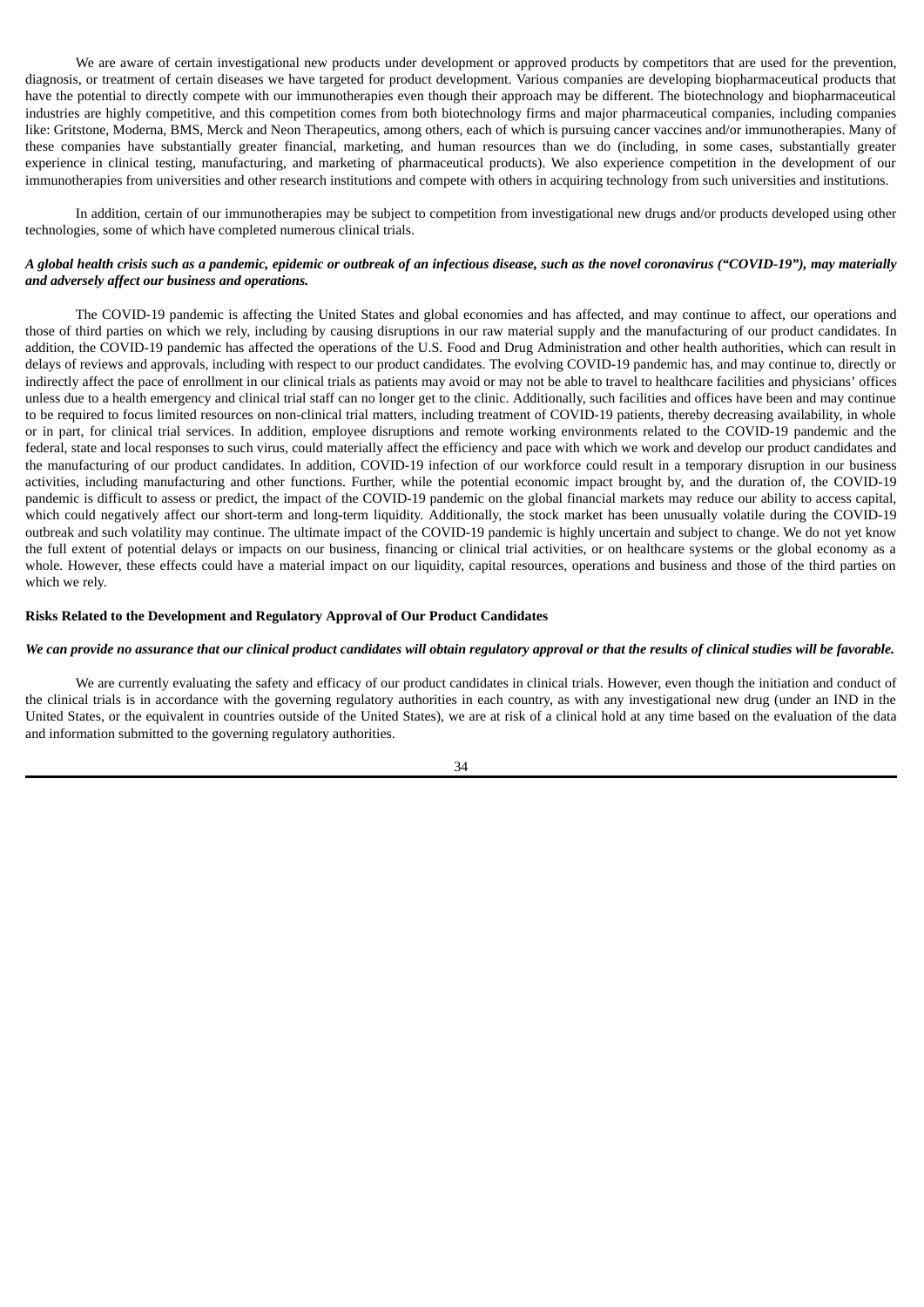We are aware of certain investigational new products under development or approved products by competitors that are used for the prevention, diagnosis, or treatment of certain diseases we have targeted for product development. Various companies are developing biopharmaceutical products that have the potential to directly compete with our immunotherapies even though their approach may be different. The biotechnology and biopharmaceutical industries are highly competitive, and this competition comes from both biotechnology firms and major pharmaceutical companies, including companies like: Gritstone, Moderna, BMS, Merck and Neon Therapeutics, among others, each of which is pursuing cancer vaccines and/or immunotherapies. Many of these companies have substantially greater financial, marketing, and human resources than we do (including, in some cases, substantially greater experience in clinical testing, manufacturing, and marketing of pharmaceutical products). We also experience competition in the development of our immunotherapies from universities and other research institutions and compete with others in acquiring technology from such universities and institutions.

In addition, certain of our immunotherapies may be subject to competition from investigational new drugs and/or products developed using other technologies, some of which have completed numerous clinical trials.

***A global health crisis such as a pandemic, epidemic or outbreak of an infectious disease, such as the novel coronavirus ("COVID-19"), may materially and adversely affect our business and operations.***

The COVID-19 pandemic is affecting the United States and global economies and has affected, and may continue to affect, our operations and those of third parties on which we rely, including by causing disruptions in our raw material supply and the manufacturing of our product candidates. In addition, the COVID-19 pandemic has affected the operations of the U.S. Food and Drug Administration and other health authorities, which can result in delays of reviews and approvals, including with respect to our product candidates. The evolving COVID-19 pandemic has, and may continue to, directly or indirectly affect the pace of enrollment in our clinical trials as patients may avoid or may not be able to travel to healthcare facilities and physicians' offices unless due to a health emergency and clinical trial staff can no longer get to the clinic. Additionally, such facilities and offices have been and may continue to be required to focus limited resources on non-clinical trial matters, including treatment of COVID-19 patients, thereby decreasing availability, in whole or in part, for clinical trial services. In addition, employee disruptions and remote working environments related to the COVID-19 pandemic and the federal, state and local responses to such virus, could materially affect the efficiency and pace with which we work and develop our product candidates and the manufacturing of our product candidates. In addition, COVID-19 infection of our workforce could result in a temporary disruption in our business activities, including manufacturing and other functions. Further, while the potential economic impact brought by, and the duration of, the COVID-19 pandemic is difficult to assess or predict, the impact of the COVID-19 pandemic on the global financial markets may reduce our ability to access capital, which could negatively affect our short-term and long-term liquidity. Additionally, the stock market has been unusually volatile during the COVID-19 outbreak and such volatility may continue. The ultimate impact of the COVID-19 pandemic is highly uncertain and subject to change. We do not yet know the full extent of potential delays or impacts on our business, financing or clinical trial activities, or on healthcare systems or the global economy as a whole. However, these effects could have a material impact on our liquidity, capital resources, operations and business and those of the third parties on which we rely.

**Risks Related to the Development and Regulatory Approval of Our Product Candidates**

***We can provide no assurance that our clinical product candidates will obtain regulatory approval or that the results of clinical studies will be favorable.***

We are currently evaluating the safety and efficacy of our product candidates in clinical trials. However, even though the initiation and conduct of the clinical trials is in accordance with the governing regulatory authorities in each country, as with any investigational new drug (under an IND in the United States, or the equivalent in countries outside of the United States), we are at risk of a clinical hold at any time based on the evaluation of the data and information submitted to the governing regulatory authorities.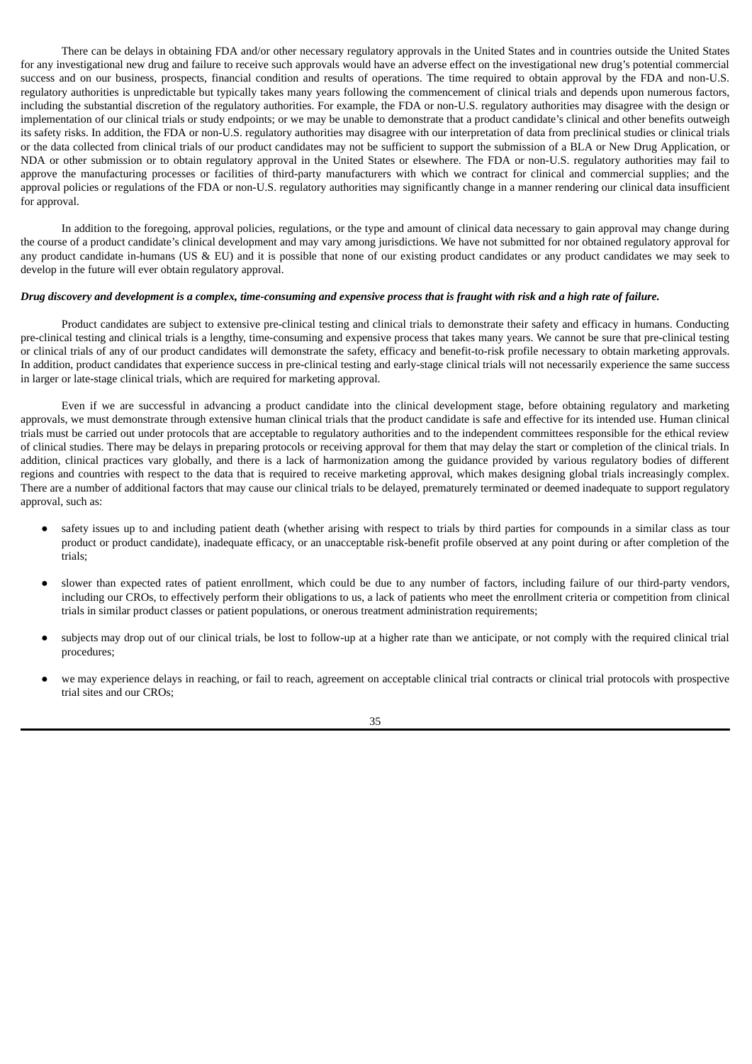There can be delays in obtaining FDA and/or other necessary regulatory approvals in the United States and in countries outside the United States for any investigational new drug and failure to receive such approvals would have an adverse effect on the investigational new drug's potential commercial success and on our business, prospects, financial condition and results of operations. The time required to obtain approval by the FDA and non-U.S. regulatory authorities is unpredictable but typically takes many years following the commencement of clinical trials and depends upon numerous factors, including the substantial discretion of the regulatory authorities. For example, the FDA or non-U.S. regulatory authorities may disagree with the design or implementation of our clinical trials or study endpoints; or we may be unable to demonstrate that a product candidate's clinical and other benefits outweigh its safety risks. In addition, the FDA or non-U.S. regulatory authorities may disagree with our interpretation of data from preclinical studies or clinical trials or the data collected from clinical trials of our product candidates may not be sufficient to support the submission of a BLA or New Drug Application, or NDA or other submission or to obtain regulatory approval in the United States or elsewhere. The FDA or non-U.S. regulatory authorities may fail to approve the manufacturing processes or facilities of third-party manufacturers with which we contract for clinical and commercial supplies; and the approval policies or regulations of the FDA or non-U.S. regulatory authorities may significantly change in a manner rendering our clinical data insufficient for approval.

In addition to the foregoing, approval policies, regulations, or the type and amount of clinical data necessary to gain approval may change during the course of a product candidate's clinical development and may vary among jurisdictions. We have not submitted for nor obtained regulatory approval for any product candidate in-humans (US & EU) and it is possible that none of our existing product candidates or any product candidates we may seek to develop in the future will ever obtain regulatory approval.

***Drug discovery and development is a complex, time-consuming and expensive process that is fraught with risk and a high rate of failure.***

Product candidates are subject to extensive pre-clinical testing and clinical trials to demonstrate their safety and efficacy in humans. Conducting pre-clinical testing and clinical trials is a lengthy, time-consuming and expensive process that takes many years. We cannot be sure that pre-clinical testing or clinical trials of any of our product candidates will demonstrate the safety, efficacy and benefit-to-risk profile necessary to obtain marketing approvals. In addition, product candidates that experience success in pre-clinical testing and early-stage clinical trials will not necessarily experience the same success in larger or late-stage clinical trials, which are required for marketing approval.

Even if we are successful in advancing a product candidate into the clinical development stage, before obtaining regulatory and marketing approvals, we must demonstrate through extensive human clinical trials that the product candidate is safe and effective for its intended use. Human clinical trials must be carried out under protocols that are acceptable to regulatory authorities and to the independent committees responsible for the ethical review of clinical studies. There may be delays in preparing protocols or receiving approval for them that may delay the start or completion of the clinical trials. In addition, clinical practices vary globally, and there is a lack of harmonization among the guidance provided by various regulatory bodies of different regions and countries with respect to the data that is required to receive marketing approval, which makes designing global trials increasingly complex. There are a number of additional factors that may cause our clinical trials to be delayed, prematurely terminated or deemed inadequate to support regulatory approval, such as:

- safety issues up to and including patient death (whether arising with respect to trials by third parties for compounds in a similar class as tour product or product candidate), inadequate efficacy, or an unacceptable risk-benefit profile observed at any point during or after completion of the trials;
- slower than expected rates of patient enrollment, which could be due to any number of factors, including failure of our third-party vendors, including our CROs, to effectively perform their obligations to us, a lack of patients who meet the enrollment criteria or competition from clinical trials in similar product classes or patient populations, or onerous treatment administration requirements;
- subjects may drop out of our clinical trials, be lost to follow-up at a higher rate than we anticipate, or not comply with the required clinical trial procedures;
- we may experience delays in reaching, or fail to reach, agreement on acceptable clinical trial contracts or clinical trial protocols with prospective trial sites and our CROs;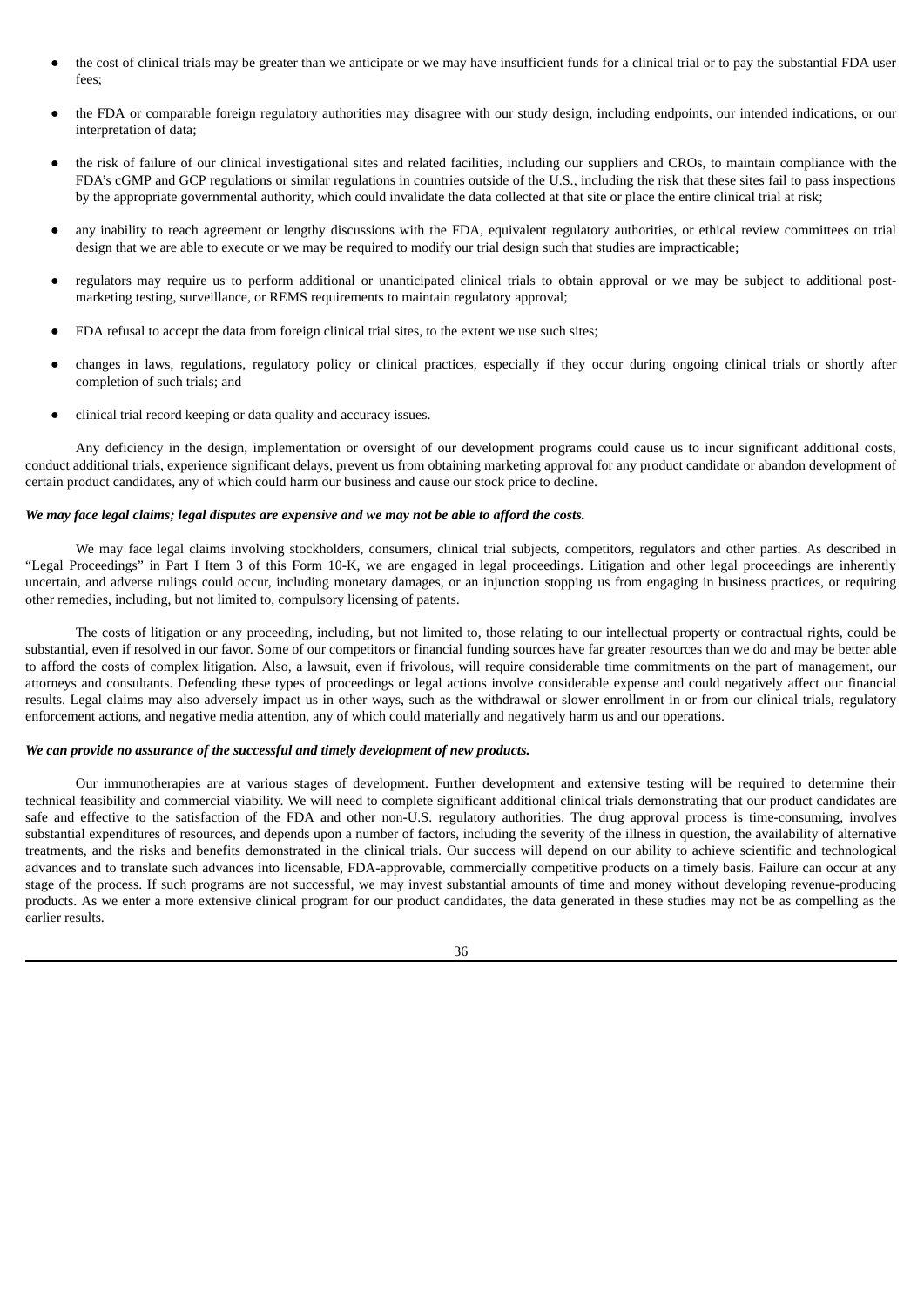- the cost of clinical trials may be greater than we anticipate or we may have insufficient funds for a clinical trial or to pay the substantial FDA user fees;
- the FDA or comparable foreign regulatory authorities may disagree with our study design, including endpoints, our intended indications, or our interpretation of data;
- the risk of failure of our clinical investigational sites and related facilities, including our suppliers and CROs, to maintain compliance with the FDA's cGMP and GCP regulations or similar regulations in countries outside of the U.S., including the risk that these sites fail to pass inspections by the appropriate governmental authority, which could invalidate the data collected at that site or place the entire clinical trial at risk;
- any inability to reach agreement or lengthy discussions with the FDA, equivalent regulatory authorities, or ethical review committees on trial design that we are able to execute or we may be required to modify our trial design such that studies are impracticable;
- regulators may require us to perform additional or unanticipated clinical trials to obtain approval or we may be subject to additional post-marketing testing, surveillance, or REMS requirements to maintain regulatory approval;
- FDA refusal to accept the data from foreign clinical trial sites, to the extent we use such sites;
- changes in laws, regulations, regulatory policy or clinical practices, especially if they occur during ongoing clinical trials or shortly after completion of such trials; and
- clinical trial record keeping or data quality and accuracy issues.

Any deficiency in the design, implementation or oversight of our development programs could cause us to incur significant additional costs, conduct additional trials, experience significant delays, prevent us from obtaining marketing approval for any product candidate or abandon development of certain product candidates, any of which could harm our business and cause our stock price to decline.

***We may face legal claims; legal disputes are expensive and we may not be able to afford the costs.***

We may face legal claims involving stockholders, consumers, clinical trial subjects, competitors, regulators and other parties. As described in "Legal Proceedings" in Part I Item 3 of this Form 10-K, we are engaged in legal proceedings. Litigation and other legal proceedings are inherently uncertain, and adverse rulings could occur, including monetary damages, or an injunction stopping us from engaging in business practices, or requiring other remedies, including, but not limited to, compulsory licensing of patents.

The costs of litigation or any proceeding, including, but not limited to, those relating to our intellectual property or contractual rights, could be substantial, even if resolved in our favor. Some of our competitors or financial funding sources have far greater resources than we do and may be better able to afford the costs of complex litigation. Also, a lawsuit, even if frivolous, will require considerable time commitments on the part of management, our attorneys and consultants. Defending these types of proceedings or legal actions involve considerable expense and could negatively affect our financial results. Legal claims may also adversely impact us in other ways, such as the withdrawal or slower enrollment in or from our clinical trials, regulatory enforcement actions, and negative media attention, any of which could materially and negatively harm us and our operations.

***We can provide no assurance of the successful and timely development of new products.***

Our immunotherapies are at various stages of development. Further development and extensive testing will be required to determine their technical feasibility and commercial viability. We will need to complete significant additional clinical trials demonstrating that our product candidates are safe and effective to the satisfaction of the FDA and other non-U.S. regulatory authorities. The drug approval process is time-consuming, involves substantial expenditures of resources, and depends upon a number of factors, including the severity of the illness in question, the availability of alternative treatments, and the risks and benefits demonstrated in the clinical trials. Our success will depend on our ability to achieve scientific and technological advances and to translate such advances into licensable, FDA-approvable, commercially competitive products on a timely basis. Failure can occur at any stage of the process. If such programs are not successful, we may invest substantial amounts of time and money without developing revenue-producing products. As we enter a more extensive clinical program for our product candidates, the data generated in these studies may not be as compelling as the earlier results.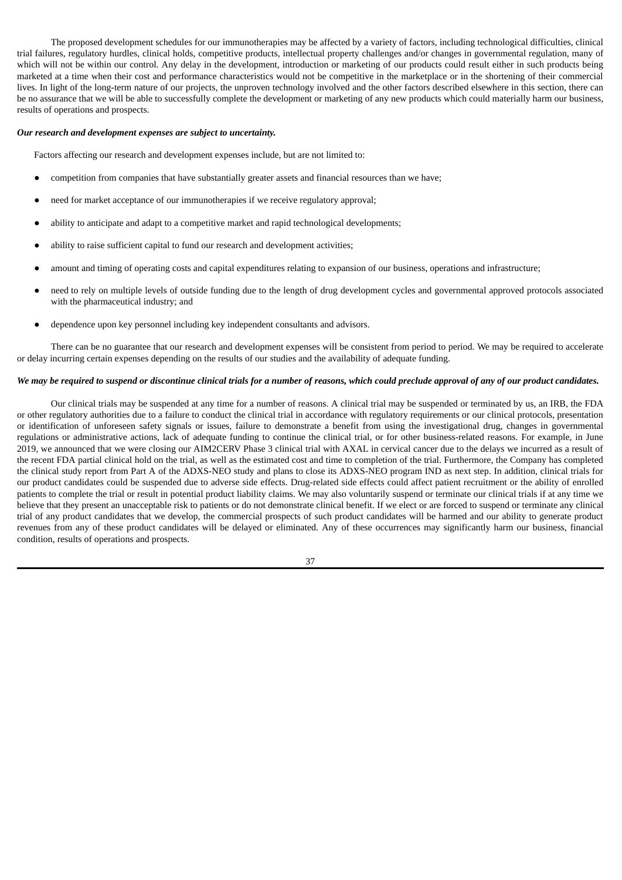The proposed development schedules for our immunotherapies may be affected by a variety of factors, including technological difficulties, clinical trial failures, regulatory hurdles, clinical holds, competitive products, intellectual property challenges and/or changes in governmental regulation, many of which will not be within our control. Any delay in the development, introduction or marketing of our products could result either in such products being marketed at a time when their cost and performance characteristics would not be competitive in the marketplace or in the shortening of their commercial lives. In light of the long-term nature of our projects, the unproven technology involved and the other factors described elsewhere in this section, there can be no assurance that we will be able to successfully complete the development or marketing of any new products which could materially harm our business, results of operations and prospects.

***Our research and development expenses are subject to uncertainty.***

Factors affecting our research and development expenses include, but are not limited to:

- competition from companies that have substantially greater assets and financial resources than we have;
- need for market acceptance of our immunotherapies if we receive regulatory approval;
- ability to anticipate and adapt to a competitive market and rapid technological developments;
- ability to raise sufficient capital to fund our research and development activities;
- amount and timing of operating costs and capital expenditures relating to expansion of our business, operations and infrastructure;
- need to rely on multiple levels of outside funding due to the length of drug development cycles and governmental approved protocols associated with the pharmaceutical industry; and
- dependence upon key personnel including key independent consultants and advisors.

There can be no guarantee that our research and development expenses will be consistent from period to period. We may be required to accelerate or delay incurring certain expenses depending on the results of our studies and the availability of adequate funding.

***We may be required to suspend or discontinue clinical trials for a number of reasons, which could preclude approval of any of our product candidates.***

Our clinical trials may be suspended at any time for a number of reasons. A clinical trial may be suspended or terminated by us, an IRB, the FDA or other regulatory authorities due to a failure to conduct the clinical trial in accordance with regulatory requirements or our clinical protocols, presentation or identification of unforeseen safety signals or issues, failure to demonstrate a benefit from using the investigational drug, changes in governmental regulations or administrative actions, lack of adequate funding to continue the clinical trial, or for other business-related reasons. For example, in June 2019, we announced that we were closing our AIM2CERV Phase 3 clinical trial with AXAL in cervical cancer due to the delays we incurred as a result of the recent FDA partial clinical hold on the trial, as well as the estimated cost and time to completion of the trial. Furthermore, the Company has completed the clinical study report from Part A of the ADXS-NEO study and plans to close its ADXS-NEO program IND as next step. In addition, clinical trials for our product candidates could be suspended due to adverse side effects. Drug-related side effects could affect patient recruitment or the ability of enrolled patients to complete the trial or result in potential product liability claims. We may also voluntarily suspend or terminate our clinical trials if at any time we believe that they present an unacceptable risk to patients or do not demonstrate clinical benefit. If we elect or are forced to suspend or terminate any clinical trial of any product candidates that we develop, the commercial prospects of such product candidates will be harmed and our ability to generate product revenues from any of these product candidates will be delayed or eliminated. Any of these occurrences may significantly harm our business, financial condition, results of operations and prospects.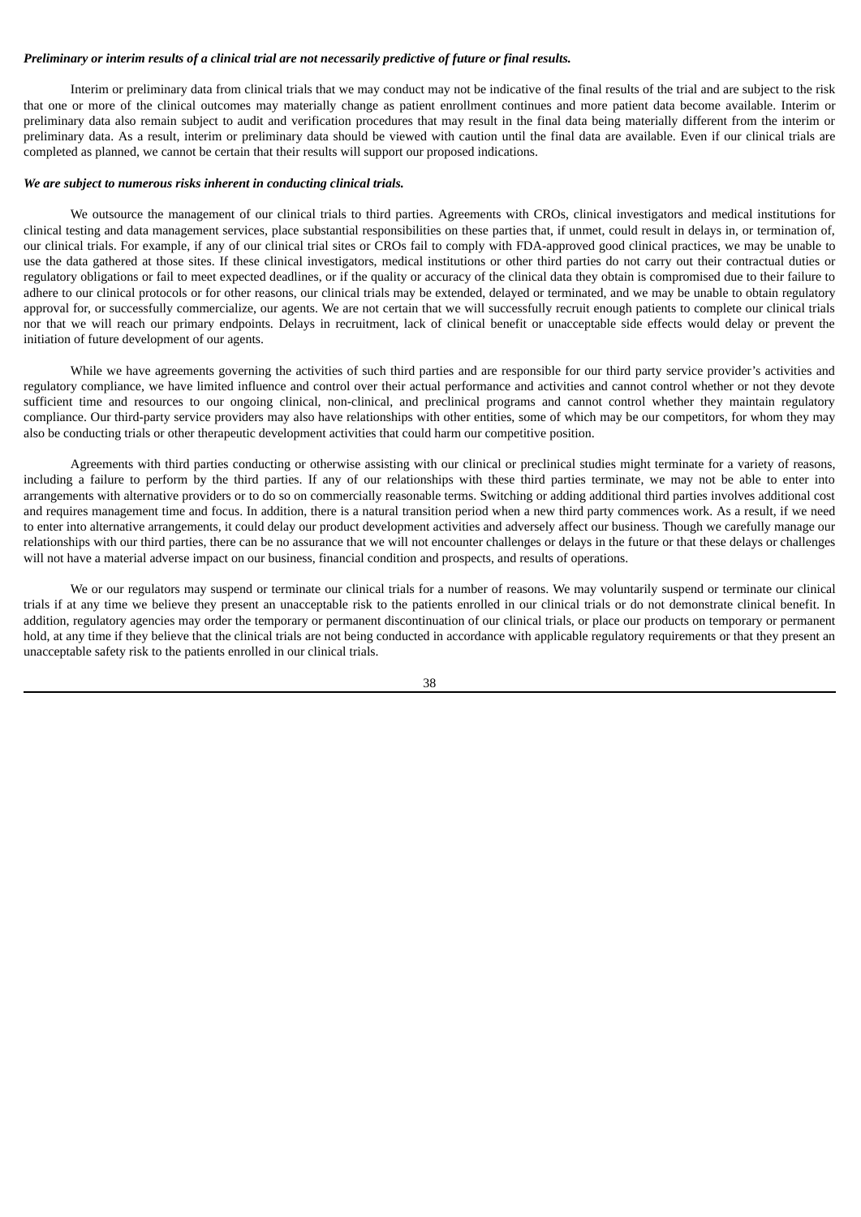***Preliminary or interim results of a clinical trial are not necessarily predictive of future or final results.***

Interim or preliminary data from clinical trials that we may conduct may not be indicative of the final results of the trial and are subject to the risk that one or more of the clinical outcomes may materially change as patient enrollment continues and more patient data become available. Interim or preliminary data also remain subject to audit and verification procedures that may result in the final data being materially different from the interim or preliminary data. As a result, interim or preliminary data should be viewed with caution until the final data are available. Even if our clinical trials are completed as planned, we cannot be certain that their results will support our proposed indications.

***We are subject to numerous risks inherent in conducting clinical trials.***

We outsource the management of our clinical trials to third parties. Agreements with CROs, clinical investigators and medical institutions for clinical testing and data management services, place substantial responsibilities on these parties that, if unmet, could result in delays in, or termination of, our clinical trials. For example, if any of our clinical trial sites or CROs fail to comply with FDA-approved good clinical practices, we may be unable to use the data gathered at those sites. If these clinical investigators, medical institutions or other third parties do not carry out their contractual duties or regulatory obligations or fail to meet expected deadlines, or if the quality or accuracy of the clinical data they obtain is compromised due to their failure to adhere to our clinical protocols or for other reasons, our clinical trials may be extended, delayed or terminated, and we may be unable to obtain regulatory approval for, or successfully commercialize, our agents. We are not certain that we will successfully recruit enough patients to complete our clinical trials nor that we will reach our primary endpoints. Delays in recruitment, lack of clinical benefit or unacceptable side effects would delay or prevent the initiation of future development of our agents.

While we have agreements governing the activities of such third parties and are responsible for our third party service provider's activities and regulatory compliance, we have limited influence and control over their actual performance and activities and cannot control whether or not they devote sufficient time and resources to our ongoing clinical, non-clinical, and preclinical programs and cannot control whether they maintain regulatory compliance. Our third-party service providers may also have relationships with other entities, some of which may be our competitors, for whom they may also be conducting trials or other therapeutic development activities that could harm our competitive position.

Agreements with third parties conducting or otherwise assisting with our clinical or preclinical studies might terminate for a variety of reasons, including a failure to perform by the third parties. If any of our relationships with these third parties terminate, we may not be able to enter into arrangements with alternative providers or to do so on commercially reasonable terms. Switching or adding additional third parties involves additional cost and requires management time and focus. In addition, there is a natural transition period when a new third party commences work. As a result, if we need to enter into alternative arrangements, it could delay our product development activities and adversely affect our business. Though we carefully manage our relationships with our third parties, there can be no assurance that we will not encounter challenges or delays in the future or that these delays or challenges will not have a material adverse impact on our business, financial condition and prospects, and results of operations.

We or our regulators may suspend or terminate our clinical trials for a number of reasons. We may voluntarily suspend or terminate our clinical trials if at any time we believe they present an unacceptable risk to the patients enrolled in our clinical trials or do not demonstrate clinical benefit. In addition, regulatory agencies may order the temporary or permanent discontinuation of our clinical trials, or place our products on temporary or permanent hold, at any time if they believe that the clinical trials are not being conducted in accordance with applicable regulatory requirements or that they present an unacceptable safety risk to the patients enrolled in our clinical trials.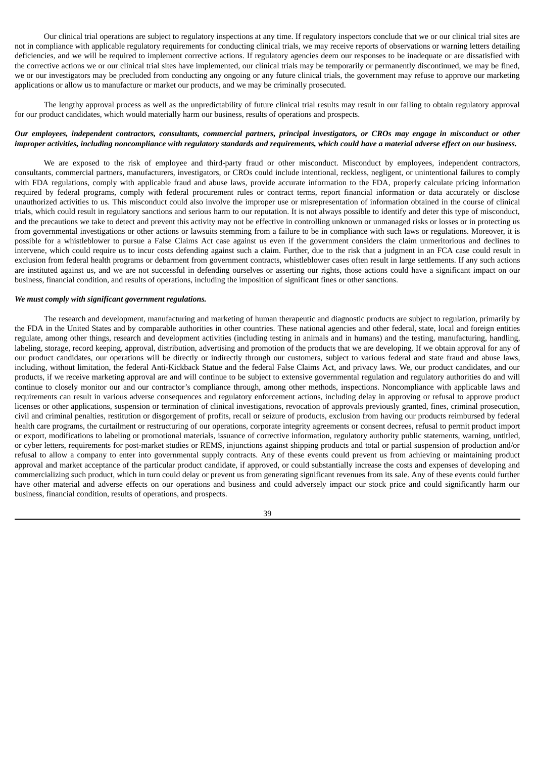Our clinical trial operations are subject to regulatory inspections at any time. If regulatory inspectors conclude that we or our clinical trial sites are not in compliance with applicable regulatory requirements for conducting clinical trials, we may receive reports of observations or warning letters detailing deficiencies, and we will be required to implement corrective actions. If regulatory agencies deem our responses to be inadequate or are dissatisfied with the corrective actions we or our clinical trial sites have implemented, our clinical trials may be temporarily or permanently discontinued, we may be fined, we or our investigators may be precluded from conducting any ongoing or any future clinical trials, the government may refuse to approve our marketing applications or allow us to manufacture or market our products, and we may be criminally prosecuted.

The lengthy approval process as well as the unpredictability of future clinical trial results may result in our failing to obtain regulatory approval for our product candidates, which would materially harm our business, results of operations and prospects.

***Our employees, independent contractors, consultants, commercial partners, principal investigators, or CROs may engage in misconduct or other improper activities, including noncompliance with regulatory standards and requirements, which could have a material adverse effect on our business.***

We are exposed to the risk of employee and third-party fraud or other misconduct. Misconduct by employees, independent contractors, consultants, commercial partners, manufacturers, investigators, or CROs could include intentional, reckless, negligent, or unintentional failures to comply with FDA regulations, comply with applicable fraud and abuse laws, provide accurate information to the FDA, properly calculate pricing information required by federal programs, comply with federal procurement rules or contract terms, report financial information or data accurately or disclose unauthorized activities to us. This misconduct could also involve the improper use or misrepresentation of information obtained in the course of clinical trials, which could result in regulatory sanctions and serious harm to our reputation. It is not always possible to identify and deter this type of misconduct, and the precautions we take to detect and prevent this activity may not be effective in controlling unknown or unmanaged risks or losses or in protecting us from governmental investigations or other actions or lawsuits stemming from a failure to be in compliance with such laws or regulations. Moreover, it is possible for a whistleblower to pursue a False Claims Act case against us even if the government considers the claim unmeritorious and declines to intervene, which could require us to incur costs defending against such a claim. Further, due to the risk that a judgment in an FCA case could result in exclusion from federal health programs or debarment from government contracts, whistleblower cases often result in large settlements. If any such actions are instituted against us, and we are not successful in defending ourselves or asserting our rights, those actions could have a significant impact on our business, financial condition, and results of operations, including the imposition of significant fines or other sanctions.

***We must comply with significant government regulations.***

The research and development, manufacturing and marketing of human therapeutic and diagnostic products are subject to regulation, primarily by the FDA in the United States and by comparable authorities in other countries. These national agencies and other federal, state, local and foreign entities regulate, among other things, research and development activities (including testing in animals and in humans) and the testing, manufacturing, handling, labeling, storage, record keeping, approval, distribution, advertising and promotion of the products that we are developing. If we obtain approval for any of our product candidates, our operations will be directly or indirectly through our customers, subject to various federal and state fraud and abuse laws, including, without limitation, the federal Anti-Kickback Statue and the federal False Claims Act, and privacy laws. We, our product candidates, and our products, if we receive marketing approval are and will continue to be subject to extensive governmental regulation and regulatory authorities do and will continue to closely monitor our and our contractor's compliance through, among other methods, inspections. Noncompliance with applicable laws and requirements can result in various adverse consequences and regulatory enforcement actions, including delay in approving or refusal to approve product licenses or other applications, suspension or termination of clinical investigations, revocation of approvals previously granted, fines, criminal prosecution, civil and criminal penalties, restitution or disgorgement of profits, recall or seizure of products, exclusion from having our products reimbursed by federal health care programs, the curtailment or restructuring of our operations, corporate integrity agreements or consent decrees, refusal to permit product import or export, modifications to labeling or promotional materials, issuance of corrective information, regulatory authority public statements, warning, untitled, or cyber letters, requirements for post-market studies or REMS, injunctions against shipping products and total or partial suspension of production and/or refusal to allow a company to enter into governmental supply contracts. Any of these events could prevent us from achieving or maintaining product approval and market acceptance of the particular product candidate, if approved, or could substantially increase the costs and expenses of developing and commercializing such product, which in turn could delay or prevent us from generating significant revenues from its sale. Any of these events could further have other material and adverse effects on our operations and business and could adversely impact our stock price and could significantly harm our business, financial condition, results of operations, and prospects.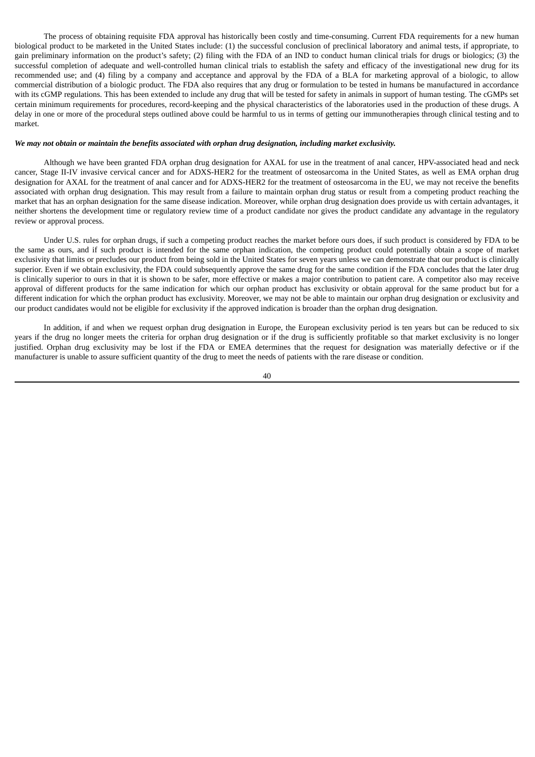The process of obtaining requisite FDA approval has historically been costly and time-consuming. Current FDA requirements for a new human biological product to be marketed in the United States include: (1) the successful conclusion of preclinical laboratory and animal tests, if appropriate, to gain preliminary information on the product's safety; (2) filing with the FDA of an IND to conduct human clinical trials for drugs or biologics; (3) the successful completion of adequate and well-controlled human clinical trials to establish the safety and efficacy of the investigational new drug for its recommended use; and (4) filing by a company and acceptance and approval by the FDA of a BLA for marketing approval of a biologic, to allow commercial distribution of a biologic product. The FDA also requires that any drug or formulation to be tested in humans be manufactured in accordance with its cGMP regulations. This has been extended to include any drug that will be tested for safety in animals in support of human testing. The cGMPs set certain minimum requirements for procedures, record-keeping and the physical characteristics of the laboratories used in the production of these drugs. A delay in one or more of the procedural steps outlined above could be harmful to us in terms of getting our immunotherapies through clinical testing and to market.

***We may not obtain or maintain the benefits associated with orphan drug designation, including market exclusivity.***

Although we have been granted FDA orphan drug designation for AXAL for use in the treatment of anal cancer, HPV-associated head and neck cancer, Stage II-IV invasive cervical cancer and for ADXS-HER2 for the treatment of osteosarcoma in the United States, as well as EMA orphan drug designation for AXAL for the treatment of anal cancer and for ADXS-HER2 for the treatment of osteosarcoma in the EU, we may not receive the benefits associated with orphan drug designation. This may result from a failure to maintain orphan drug status or result from a competing product reaching the market that has an orphan designation for the same disease indication. Moreover, while orphan drug designation does provide us with certain advantages, it neither shortens the development time or regulatory review time of a product candidate nor gives the product candidate any advantage in the regulatory review or approval process.

Under U.S. rules for orphan drugs, if such a competing product reaches the market before ours does, if such product is considered by FDA to be the same as ours, and if such product is intended for the same orphan indication, the competing product could potentially obtain a scope of market exclusivity that limits or precludes our product from being sold in the United States for seven years unless we can demonstrate that our product is clinically superior. Even if we obtain exclusivity, the FDA could subsequently approve the same drug for the same condition if the FDA concludes that the later drug is clinically superior to ours in that it is shown to be safer, more effective or makes a major contribution to patient care. A competitor also may receive approval of different products for the same indication for which our orphan product has exclusivity or obtain approval for the same product but for a different indication for which the orphan product has exclusivity. Moreover, we may not be able to maintain our orphan drug designation or exclusivity and our product candidates would not be eligible for exclusivity if the approved indication is broader than the orphan drug designation.

In addition, if and when we request orphan drug designation in Europe, the European exclusivity period is ten years but can be reduced to six years if the drug no longer meets the criteria for orphan drug designation or if the drug is sufficiently profitable so that market exclusivity is no longer justified. Orphan drug exclusivity may be lost if the FDA or EMEA determines that the request for designation was materially defective or if the manufacturer is unable to assure sufficient quantity of the drug to meet the needs of patients with the rare disease or condition.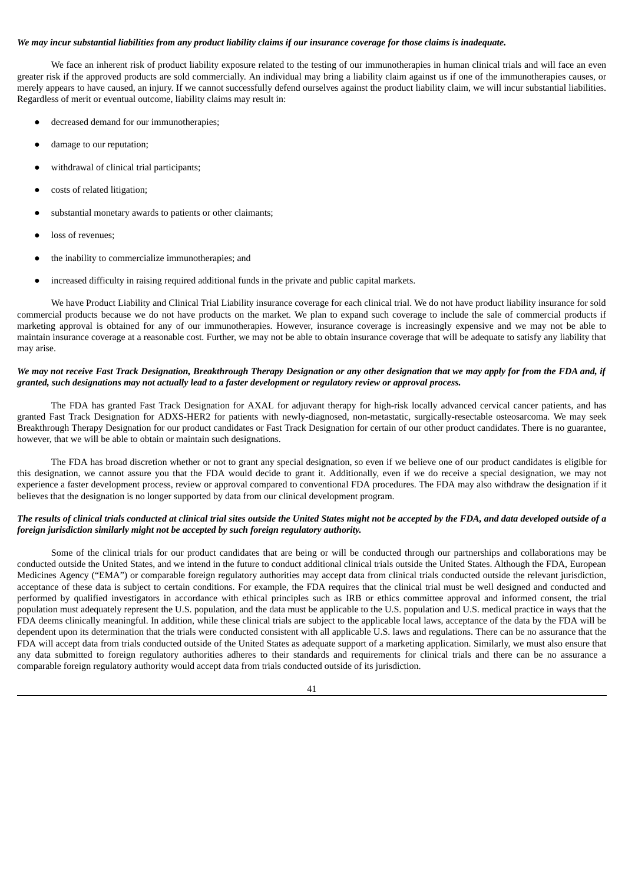***We may incur substantial liabilities from any product liability claims if our insurance coverage for those claims is inadequate.***

We face an inherent risk of product liability exposure related to the testing of our immunotherapies in human clinical trials and will face an even greater risk if the approved products are sold commercially. An individual may bring a liability claim against us if one of the immunotherapies causes, or merely appears to have caused, an injury. If we cannot successfully defend ourselves against the product liability claim, we will incur substantial liabilities. Regardless of merit or eventual outcome, liability claims may result in:

- decreased demand for our immunotherapies;
- damage to our reputation;
- withdrawal of clinical trial participants;
- costs of related litigation;
- substantial monetary awards to patients or other claimants;
- loss of revenues;
- the inability to commercialize immunotherapies; and
- increased difficulty in raising required additional funds in the private and public capital markets.

We have Product Liability and Clinical Trial Liability insurance coverage for each clinical trial. We do not have product liability insurance for sold commercial products because we do not have products on the market. We plan to expand such coverage to include the sale of commercial products if marketing approval is obtained for any of our immunotherapies. However, insurance coverage is increasingly expensive and we may not be able to maintain insurance coverage at a reasonable cost. Further, we may not be able to obtain insurance coverage that will be adequate to satisfy any liability that may arise.

***We may not receive Fast Track Designation, Breakthrough Therapy Designation or any other designation that we may apply for from the FDA and, if granted, such designations may not actually lead to a faster development or regulatory review or approval process.***

The FDA has granted Fast Track Designation for AXAL for adjuvant therapy for high-risk locally advanced cervical cancer patients, and has granted Fast Track Designation for ADXS-HER2 for patients with newly-diagnosed, non-metastatic, surgically-resectable osteosarcoma. We may seek Breakthrough Therapy Designation for our product candidates or Fast Track Designation for certain of our other product candidates. There is no guarantee, however, that we will be able to obtain or maintain such designations.

The FDA has broad discretion whether or not to grant any special designation, so even if we believe one of our product candidates is eligible for this designation, we cannot assure you that the FDA would decide to grant it. Additionally, even if we do receive a special designation, we may not experience a faster development process, review or approval compared to conventional FDA procedures. The FDA may also withdraw the designation if it believes that the designation is no longer supported by data from our clinical development program.

***The results of clinical trials conducted at clinical trial sites outside the United States might not be accepted by the FDA, and data developed outside of a foreign jurisdiction similarly might not be accepted by such foreign regulatory authority.***

Some of the clinical trials for our product candidates that are being or will be conducted through our partnerships and collaborations may be conducted outside the United States, and we intend in the future to conduct additional clinical trials outside the United States. Although the FDA, European Medicines Agency ("EMA") or comparable foreign regulatory authorities may accept data from clinical trials conducted outside the relevant jurisdiction, acceptance of these data is subject to certain conditions. For example, the FDA requires that the clinical trial must be well designed and conducted and performed by qualified investigators in accordance with ethical principles such as IRB or ethics committee approval and informed consent, the trial population must adequately represent the U.S. population, and the data must be applicable to the U.S. population and U.S. medical practice in ways that the FDA deems clinically meaningful. In addition, while these clinical trials are subject to the applicable local laws, acceptance of the data by the FDA will be dependent upon its determination that the trials were conducted consistent with all applicable U.S. laws and regulations. There can be no assurance that the FDA will accept data from trials conducted outside of the United States as adequate support of a marketing application. Similarly, we must also ensure that any data submitted to foreign regulatory authorities adheres to their standards and requirements for clinical trials and there can be no assurance a comparable foreign regulatory authority would accept data from trials conducted outside of its jurisdiction.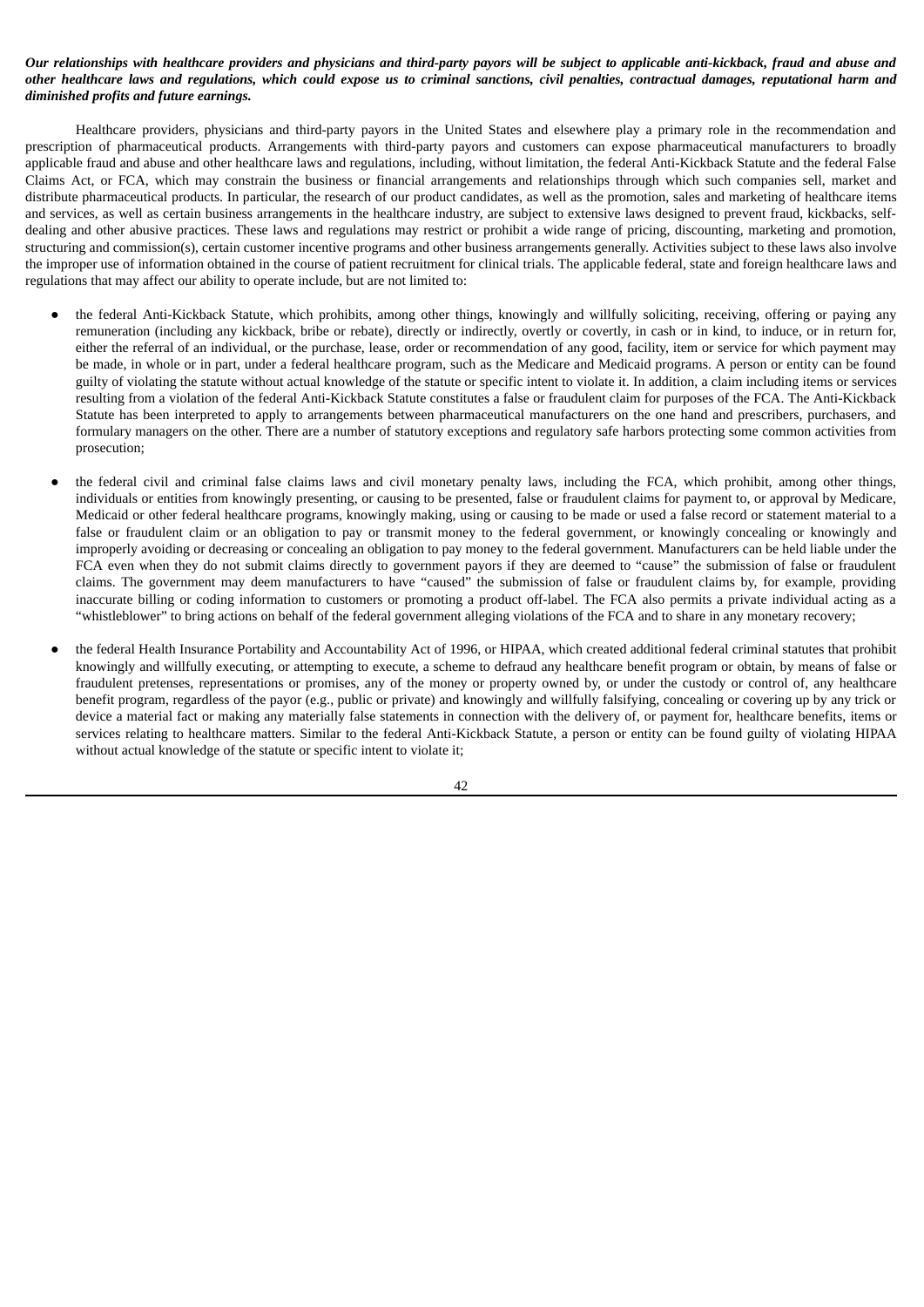***Our relationships with healthcare providers and physicians and third-party payors will be subject to applicable anti-kickback, fraud and abuse and other healthcare laws and regulations, which could expose us to criminal sanctions, civil penalties, contractual damages, reputational harm and diminished profits and future earnings.***

Healthcare providers, physicians and third-party payors in the United States and elsewhere play a primary role in the recommendation and prescription of pharmaceutical products. Arrangements with third-party payors and customers can expose pharmaceutical manufacturers to broadly applicable fraud and abuse and other healthcare laws and regulations, including, without limitation, the federal Anti-Kickback Statute and the federal False Claims Act, or FCA, which may constrain the business or financial arrangements and relationships through which such companies sell, market and distribute pharmaceutical products. In particular, the research of our product candidates, as well as the promotion, sales and marketing of healthcare items and services, as well as certain business arrangements in the healthcare industry, are subject to extensive laws designed to prevent fraud, kickbacks, self-dealing and other abusive practices. These laws and regulations may restrict or prohibit a wide range of pricing, discounting, marketing and promotion, structuring and commission(s), certain customer incentive programs and other business arrangements generally. Activities subject to these laws also involve the improper use of information obtained in the course of patient recruitment for clinical trials. The applicable federal, state and foreign healthcare laws and regulations that may affect our ability to operate include, but are not limited to:

- the federal Anti-Kickback Statute, which prohibits, among other things, knowingly and willfully soliciting, receiving, offering or paying any remuneration (including any kickback, bribe or rebate), directly or indirectly, overtly or covertly, in cash or in kind, to induce, or in return for, either the referral of an individual, or the purchase, lease, order or recommendation of any good, facility, item or service for which payment may be made, in whole or in part, under a federal healthcare program, such as the Medicare and Medicaid programs. A person or entity can be found guilty of violating the statute without actual knowledge of the statute or specific intent to violate it. In addition, a claim including items or services resulting from a violation of the federal Anti-Kickback Statute constitutes a false or fraudulent claim for purposes of the FCA. The Anti-Kickback Statute has been interpreted to apply to arrangements between pharmaceutical manufacturers on the one hand and prescribers, purchasers, and formulary managers on the other. There are a number of statutory exceptions and regulatory safe harbors protecting some common activities from prosecution;

- the federal civil and criminal false claims laws and civil monetary penalty laws, including the FCA, which prohibit, among other things, individuals or entities from knowingly presenting, or causing to be presented, false or fraudulent claims for payment to, or approval by Medicare, Medicaid or other federal healthcare programs, knowingly making, using or causing to be made or used a false record or statement material to a false or fraudulent claim or an obligation to pay or transmit money to the federal government, or knowingly concealing or knowingly and improperly avoiding or decreasing or concealing an obligation to pay money to the federal government. Manufacturers can be held liable under the FCA even when they do not submit claims directly to government payors if they are deemed to "cause" the submission of false or fraudulent claims. The government may deem manufacturers to have "caused" the submission of false or fraudulent claims by, for example, providing inaccurate billing or coding information to customers or promoting a product off-label. The FCA also permits a private individual acting as a "whistleblower" to bring actions on behalf of the federal government alleging violations of the FCA and to share in any monetary recovery;

- the federal Health Insurance Portability and Accountability Act of 1996, or HIPAA, which created additional federal criminal statutes that prohibit knowingly and willfully executing, or attempting to execute, a scheme to defraud any healthcare benefit program or obtain, by means of false or fraudulent pretenses, representations or promises, any of the money or property owned by, or under the custody or control of, any healthcare benefit program, regardless of the payor (e.g., public or private) and knowingly and willfully falsifying, concealing or covering up by any trick or device a material fact or making any materially false statements in connection with the delivery of, or payment for, healthcare benefits, items or services relating to healthcare matters. Similar to the federal Anti-Kickback Statute, a person or entity can be found guilty of violating HIPAA without actual knowledge of the statute or specific intent to violate it;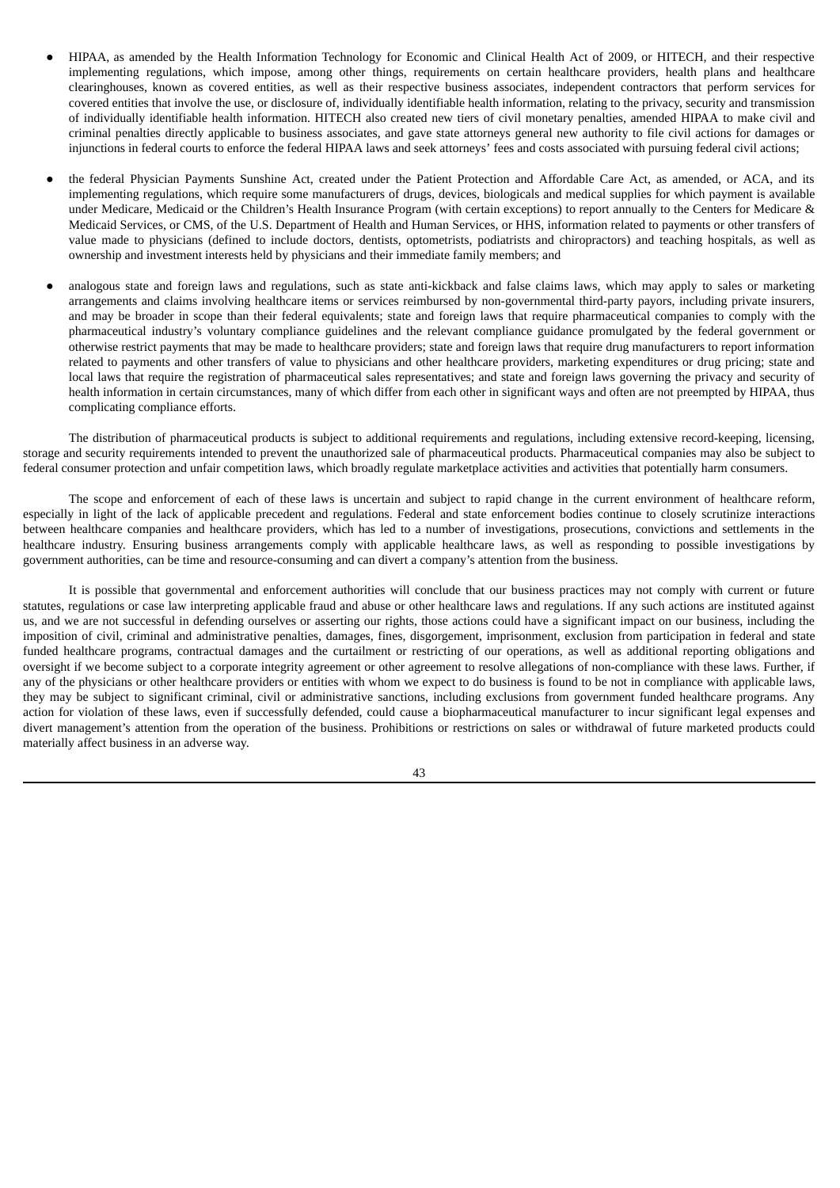- HIPAA, as amended by the Health Information Technology for Economic and Clinical Health Act of 2009, or HITECH, and their respective implementing regulations, which impose, among other things, requirements on certain healthcare providers, health plans and healthcare clearinghouses, known as covered entities, as well as their respective business associates, independent contractors that perform services for covered entities that involve the use, or disclosure of, individually identifiable health information, relating to the privacy, security and transmission of individually identifiable health information. HITECH also created new tiers of civil monetary penalties, amended HIPAA to make civil and criminal penalties directly applicable to business associates, and gave state attorneys general new authority to file civil actions for damages or injunctions in federal courts to enforce the federal HIPAA laws and seek attorneys' fees and costs associated with pursuing federal civil actions;

- the federal Physician Payments Sunshine Act, created under the Patient Protection and Affordable Care Act, as amended, or ACA, and its implementing regulations, which require some manufacturers of drugs, devices, biologicals and medical supplies for which payment is available under Medicare, Medicaid or the Children's Health Insurance Program (with certain exceptions) to report annually to the Centers for Medicare & Medicaid Services, or CMS, of the U.S. Department of Health and Human Services, or HHS, information related to payments or other transfers of value made to physicians (defined to include doctors, dentists, optometrists, podiatrists and chiropractors) and teaching hospitals, as well as ownership and investment interests held by physicians and their immediate family members; and

- analogous state and foreign laws and regulations, such as state anti-kickback and false claims laws, which may apply to sales or marketing arrangements and claims involving healthcare items or services reimbursed by non-governmental third-party payors, including private insurers, and may be broader in scope than their federal equivalents; state and foreign laws that require pharmaceutical companies to comply with the pharmaceutical industry's voluntary compliance guidelines and the relevant compliance guidance promulgated by the federal government or otherwise restrict payments that may be made to healthcare providers; state and foreign laws that require drug manufacturers to report information related to payments and other transfers of value to physicians and other healthcare providers, marketing expenditures or drug pricing; state and local laws that require the registration of pharmaceutical sales representatives; and state and foreign laws governing the privacy and security of health information in certain circumstances, many of which differ from each other in significant ways and often are not preempted by HIPAA, thus complicating compliance efforts.

The distribution of pharmaceutical products is subject to additional requirements and regulations, including extensive record-keeping, licensing, storage and security requirements intended to prevent the unauthorized sale of pharmaceutical products. Pharmaceutical companies may also be subject to federal consumer protection and unfair competition laws, which broadly regulate marketplace activities and activities that potentially harm consumers.

The scope and enforcement of each of these laws is uncertain and subject to rapid change in the current environment of healthcare reform, especially in light of the lack of applicable precedent and regulations. Federal and state enforcement bodies continue to closely scrutinize interactions between healthcare companies and healthcare providers, which has led to a number of investigations, prosecutions, convictions and settlements in the healthcare industry. Ensuring business arrangements comply with applicable healthcare laws, as well as responding to possible investigations by government authorities, can be time and resource-consuming and can divert a company's attention from the business.

It is possible that governmental and enforcement authorities will conclude that our business practices may not comply with current or future statutes, regulations or case law interpreting applicable fraud and abuse or other healthcare laws and regulations. If any such actions are instituted against us, and we are not successful in defending ourselves or asserting our rights, those actions could have a significant impact on our business, including the imposition of civil, criminal and administrative penalties, damages, fines, disgorgement, imprisonment, exclusion from participation in federal and state funded healthcare programs, contractual damages and the curtailment or restricting of our operations, as well as additional reporting obligations and oversight if we become subject to a corporate integrity agreement or other agreement to resolve allegations of non-compliance with these laws. Further, if any of the physicians or other healthcare providers or entities with whom we expect to do business is found to be not in compliance with applicable laws, they may be subject to significant criminal, civil or administrative sanctions, including exclusions from government funded healthcare programs. Any action for violation of these laws, even if successfully defended, could cause a biopharmaceutical manufacturer to incur significant legal expenses and divert management's attention from the operation of the business. Prohibitions or restrictions on sales or withdrawal of future marketed products could materially affect business in an adverse way.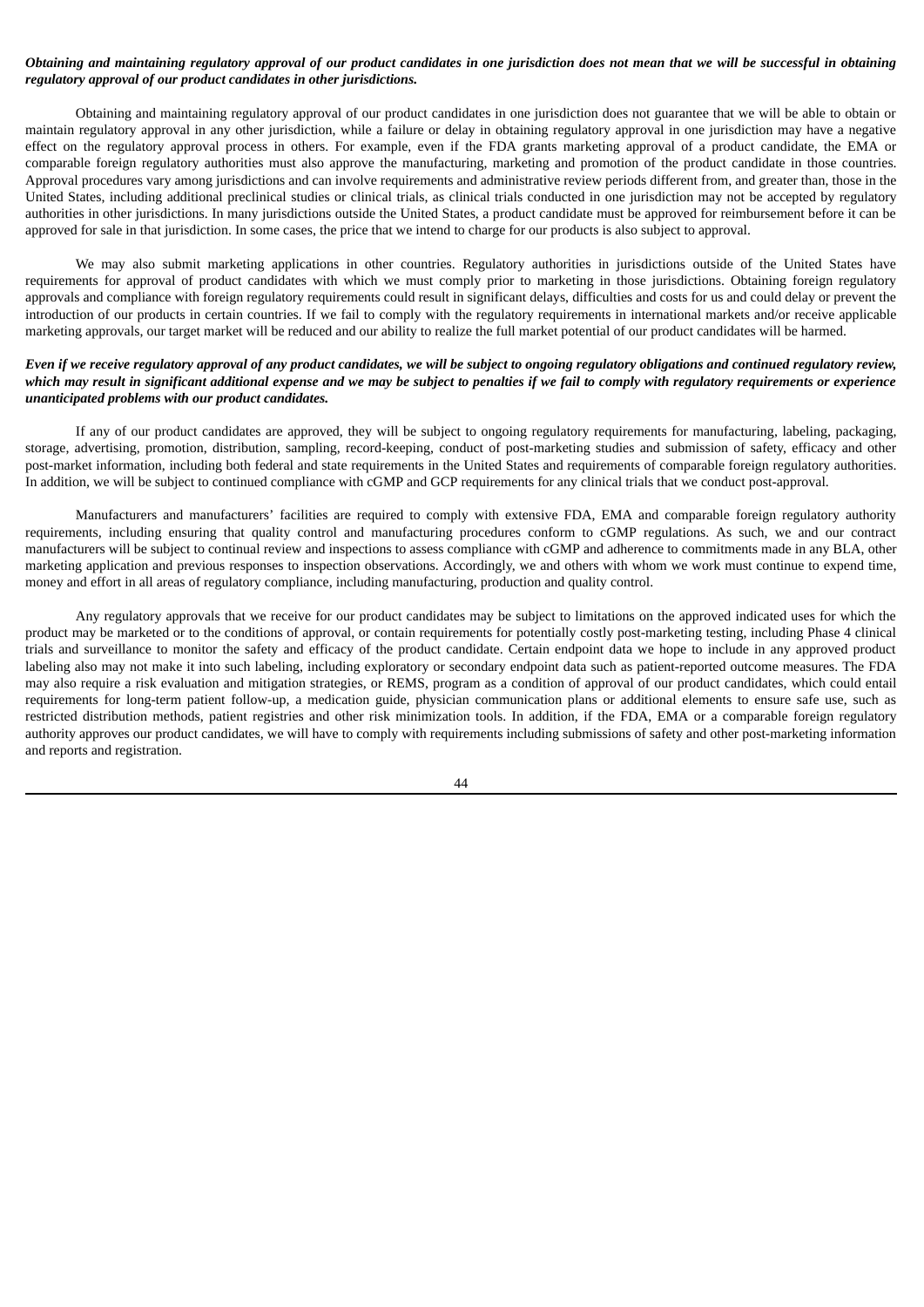***Obtaining and maintaining regulatory approval of our product candidates in one jurisdiction does not mean that we will be successful in obtaining regulatory approval of our product candidates in other jurisdictions.***

Obtaining and maintaining regulatory approval of our product candidates in one jurisdiction does not guarantee that we will be able to obtain or maintain regulatory approval in any other jurisdiction, while a failure or delay in obtaining regulatory approval in one jurisdiction may have a negative effect on the regulatory approval process in others. For example, even if the FDA grants marketing approval of a product candidate, the EMA or comparable foreign regulatory authorities must also approve the manufacturing, marketing and promotion of the product candidate in those countries. Approval procedures vary among jurisdictions and can involve requirements and administrative review periods different from, and greater than, those in the United States, including additional preclinical studies or clinical trials, as clinical trials conducted in one jurisdiction may not be accepted by regulatory authorities in other jurisdictions. In many jurisdictions outside the United States, a product candidate must be approved for reimbursement before it can be approved for sale in that jurisdiction. In some cases, the price that we intend to charge for our products is also subject to approval.

We may also submit marketing applications in other countries. Regulatory authorities in jurisdictions outside of the United States have requirements for approval of product candidates with which we must comply prior to marketing in those jurisdictions. Obtaining foreign regulatory approvals and compliance with foreign regulatory requirements could result in significant delays, difficulties and costs for us and could delay or prevent the introduction of our products in certain countries. If we fail to comply with the regulatory requirements in international markets and/or receive applicable marketing approvals, our target market will be reduced and our ability to realize the full market potential of our product candidates will be harmed.

***Even if we receive regulatory approval of any product candidates, we will be subject to ongoing regulatory obligations and continued regulatory review, which may result in significant additional expense and we may be subject to penalties if we fail to comply with regulatory requirements or experience unanticipated problems with our product candidates.***

If any of our product candidates are approved, they will be subject to ongoing regulatory requirements for manufacturing, labeling, packaging, storage, advertising, promotion, distribution, sampling, record-keeping, conduct of post-marketing studies and submission of safety, efficacy and other post-market information, including both federal and state requirements in the United States and requirements of comparable foreign regulatory authorities. In addition, we will be subject to continued compliance with cGMP and GCP requirements for any clinical trials that we conduct post-approval.

Manufacturers and manufacturers' facilities are required to comply with extensive FDA, EMA and comparable foreign regulatory authority requirements, including ensuring that quality control and manufacturing procedures conform to cGMP regulations. As such, we and our contract manufacturers will be subject to continual review and inspections to assess compliance with cGMP and adherence to commitments made in any BLA, other marketing application and previous responses to inspection observations. Accordingly, we and others with whom we work must continue to expend time, money and effort in all areas of regulatory compliance, including manufacturing, production and quality control.

Any regulatory approvals that we receive for our product candidates may be subject to limitations on the approved indicated uses for which the product may be marketed or to the conditions of approval, or contain requirements for potentially costly post-marketing testing, including Phase 4 clinical trials and surveillance to monitor the safety and efficacy of the product candidate. Certain endpoint data we hope to include in any approved product labeling also may not make it into such labeling, including exploratory or secondary endpoint data such as patient-reported outcome measures. The FDA may also require a risk evaluation and mitigation strategies, or REMS, program as a condition of approval of our product candidates, which could entail requirements for long-term patient follow-up, a medication guide, physician communication plans or additional elements to ensure safe use, such as restricted distribution methods, patient registries and other risk minimization tools. In addition, if the FDA, EMA or a comparable foreign regulatory authority approves our product candidates, we will have to comply with requirements including submissions of safety and other post-marketing information and reports and registration.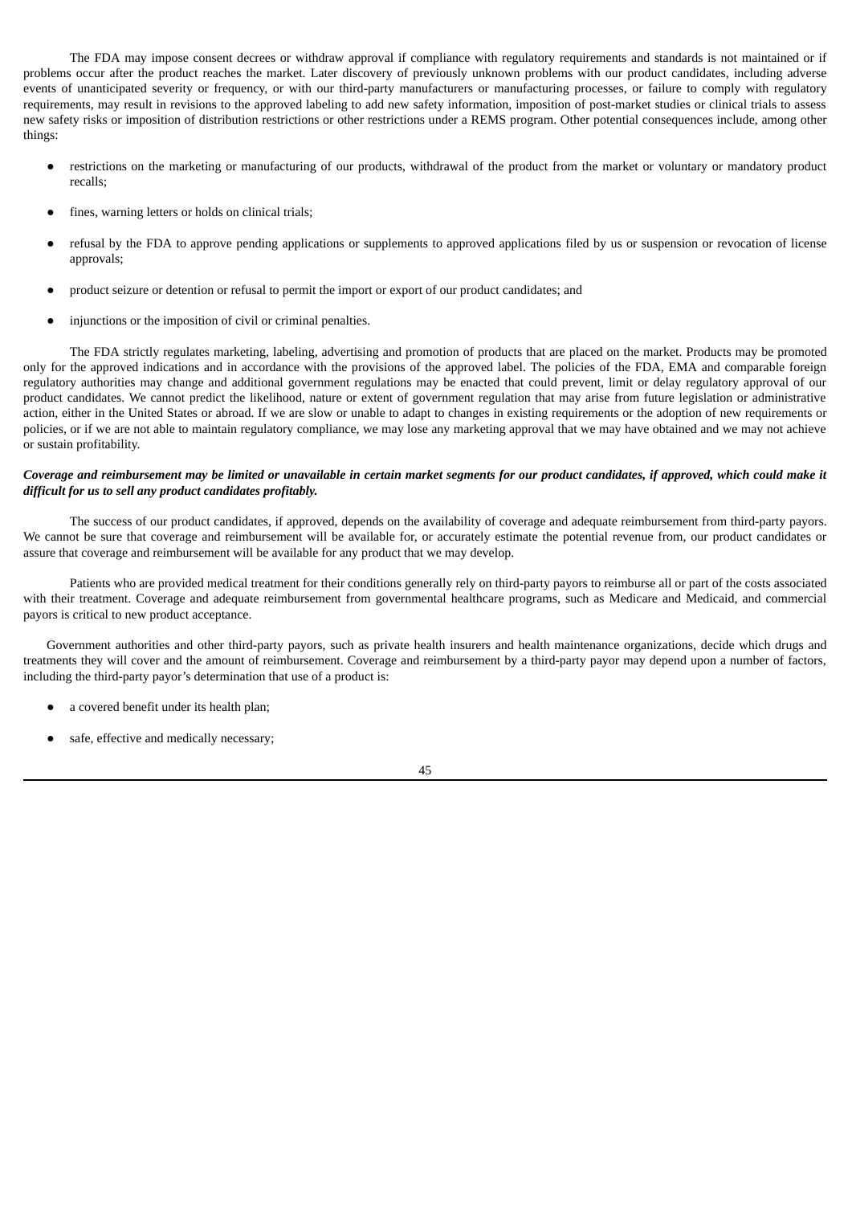The FDA may impose consent decrees or withdraw approval if compliance with regulatory requirements and standards is not maintained or if problems occur after the product reaches the market. Later discovery of previously unknown problems with our product candidates, including adverse events of unanticipated severity or frequency, or with our third-party manufacturers or manufacturing processes, or failure to comply with regulatory requirements, may result in revisions to the approved labeling to add new safety information, imposition of post-market studies or clinical trials to assess new safety risks or imposition of distribution restrictions or other restrictions under a REMS program. Other potential consequences include, among other things:

- restrictions on the marketing or manufacturing of our products, withdrawal of the product from the market or voluntary or mandatory product recalls;
- fines, warning letters or holds on clinical trials;
- refusal by the FDA to approve pending applications or supplements to approved applications filed by us or suspension or revocation of license approvals;
- product seizure or detention or refusal to permit the import or export of our product candidates; and
- injunctions or the imposition of civil or criminal penalties.

The FDA strictly regulates marketing, labeling, advertising and promotion of products that are placed on the market. Products may be promoted only for the approved indications and in accordance with the provisions of the approved label. The policies of the FDA, EMA and comparable foreign regulatory authorities may change and additional government regulations may be enacted that could prevent, limit or delay regulatory approval of our product candidates. We cannot predict the likelihood, nature or extent of government regulation that may arise from future legislation or administrative action, either in the United States or abroad. If we are slow or unable to adapt to changes in existing requirements or the adoption of new requirements or policies, or if we are not able to maintain regulatory compliance, we may lose any marketing approval that we may have obtained and we may not achieve or sustain profitability.

***Coverage and reimbursement may be limited or unavailable in certain market segments for our product candidates, if approved, which could make it difficult for us to sell any product candidates profitably.***

The success of our product candidates, if approved, depends on the availability of coverage and adequate reimbursement from third-party payors. We cannot be sure that coverage and reimbursement will be available for, or accurately estimate the potential revenue from, our product candidates or assure that coverage and reimbursement will be available for any product that we may develop.

Patients who are provided medical treatment for their conditions generally rely on third-party payors to reimburse all or part of the costs associated with their treatment. Coverage and adequate reimbursement from governmental healthcare programs, such as Medicare and Medicaid, and commercial payors is critical to new product acceptance.

Government authorities and other third-party payors, such as private health insurers and health maintenance organizations, decide which drugs and treatments they will cover and the amount of reimbursement. Coverage and reimbursement by a third-party payor may depend upon a number of factors, including the third-party payor's determination that use of a product is:

- a covered benefit under its health plan;
- safe, effective and medically necessary;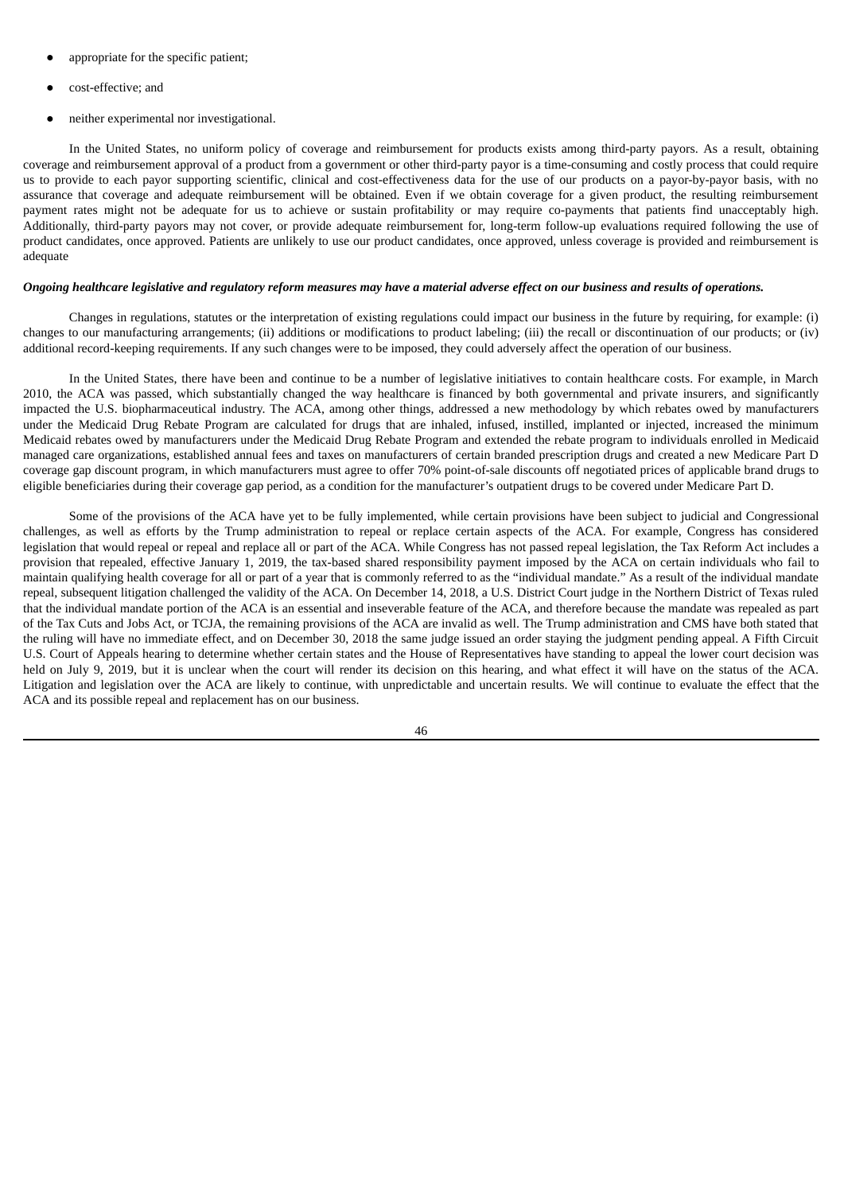- appropriate for the specific patient;
- cost-effective; and
- neither experimental nor investigational.

In the United States, no uniform policy of coverage and reimbursement for products exists among third-party payors. As a result, obtaining coverage and reimbursement approval of a product from a government or other third-party payor is a time-consuming and costly process that could require us to provide to each payor supporting scientific, clinical and cost-effectiveness data for the use of our products on a payor-by-payor basis, with no assurance that coverage and adequate reimbursement will be obtained. Even if we obtain coverage for a given product, the resulting reimbursement payment rates might not be adequate for us to achieve or sustain profitability or may require co-payments that patients find unacceptably high. Additionally, third-party payors may not cover, or provide adequate reimbursement for, long-term follow-up evaluations required following the use of product candidates, once approved. Patients are unlikely to use our product candidates, once approved, unless coverage is provided and reimbursement is adequate

***Ongoing healthcare legislative and regulatory reform measures may have a material adverse effect on our business and results of operations.***

Changes in regulations, statutes or the interpretation of existing regulations could impact our business in the future by requiring, for example: (i) changes to our manufacturing arrangements; (ii) additions or modifications to product labeling; (iii) the recall or discontinuation of our products; or (iv) additional record-keeping requirements. If any such changes were to be imposed, they could adversely affect the operation of our business.

In the United States, there have been and continue to be a number of legislative initiatives to contain healthcare costs. For example, in March 2010, the ACA was passed, which substantially changed the way healthcare is financed by both governmental and private insurers, and significantly impacted the U.S. biopharmaceutical industry. The ACA, among other things, addressed a new methodology by which rebates owed by manufacturers under the Medicaid Drug Rebate Program are calculated for drugs that are inhaled, infused, instilled, implanted or injected, increased the minimum Medicaid rebates owed by manufacturers under the Medicaid Drug Rebate Program and extended the rebate program to individuals enrolled in Medicaid managed care organizations, established annual fees and taxes on manufacturers of certain branded prescription drugs and created a new Medicare Part D coverage gap discount program, in which manufacturers must agree to offer 70% point-of-sale discounts off negotiated prices of applicable brand drugs to eligible beneficiaries during their coverage gap period, as a condition for the manufacturer's outpatient drugs to be covered under Medicare Part D.

Some of the provisions of the ACA have yet to be fully implemented, while certain provisions have been subject to judicial and Congressional challenges, as well as efforts by the Trump administration to repeal or replace certain aspects of the ACA. For example, Congress has considered legislation that would repeal or repeal and replace all or part of the ACA. While Congress has not passed repeal legislation, the Tax Reform Act includes a provision that repealed, effective January 1, 2019, the tax-based shared responsibility payment imposed by the ACA on certain individuals who fail to maintain qualifying health coverage for all or part of a year that is commonly referred to as the "individual mandate." As a result of the individual mandate repeal, subsequent litigation challenged the validity of the ACA. On December 14, 2018, a U.S. District Court judge in the Northern District of Texas ruled that the individual mandate portion of the ACA is an essential and inseverable feature of the ACA, and therefore because the mandate was repealed as part of the Tax Cuts and Jobs Act, or TCJA, the remaining provisions of the ACA are invalid as well. The Trump administration and CMS have both stated that the ruling will have no immediate effect, and on December 30, 2018 the same judge issued an order staying the judgment pending appeal. A Fifth Circuit U.S. Court of Appeals hearing to determine whether certain states and the House of Representatives have standing to appeal the lower court decision was held on July 9, 2019, but it is unclear when the court will render its decision on this hearing, and what effect it will have on the status of the ACA. Litigation and legislation over the ACA are likely to continue, with unpredictable and uncertain results. We will continue to evaluate the effect that the ACA and its possible repeal and replacement has on our business.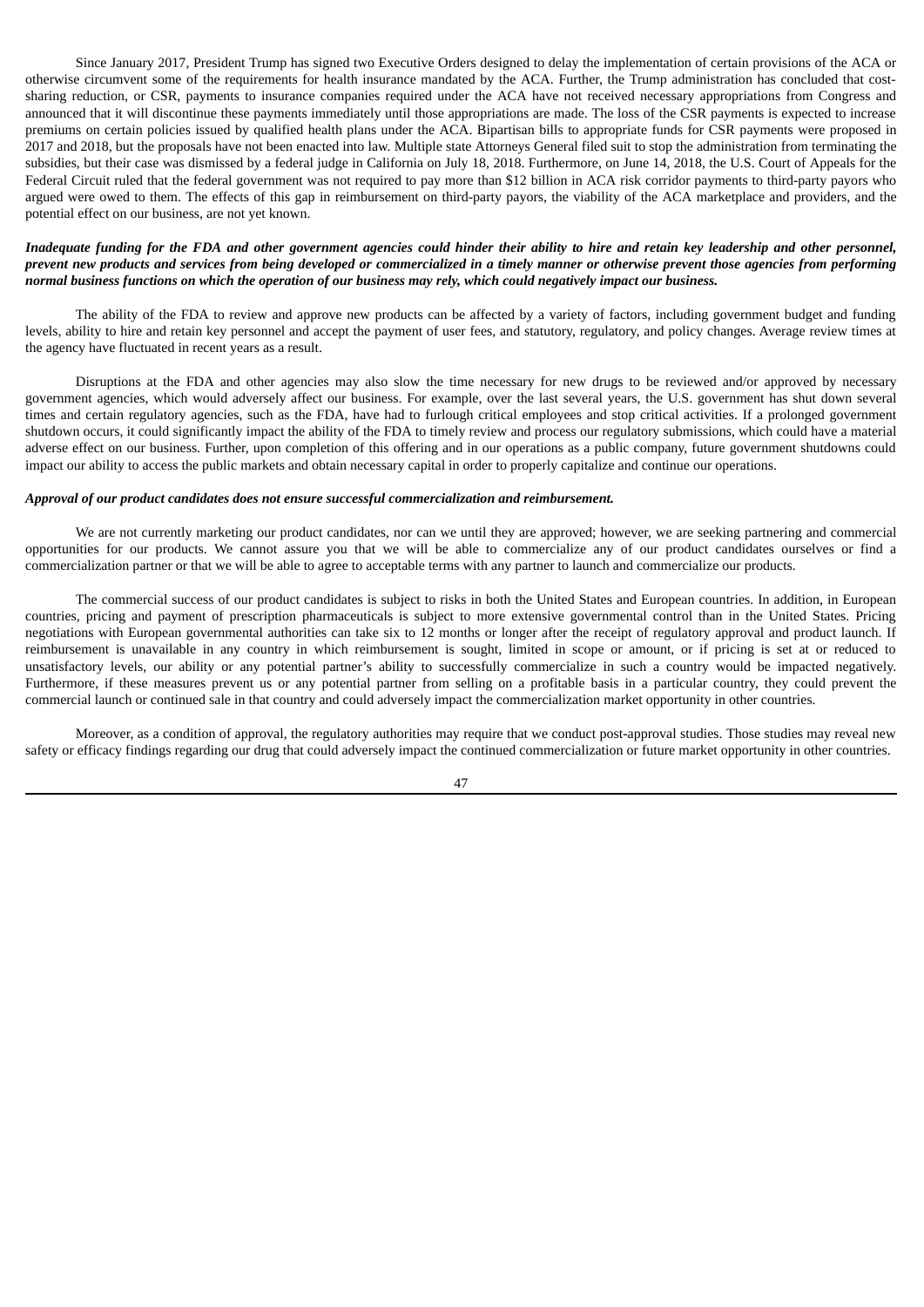Since January 2017, President Trump has signed two Executive Orders designed to delay the implementation of certain provisions of the ACA or otherwise circumvent some of the requirements for health insurance mandated by the ACA. Further, the Trump administration has concluded that cost-sharing reduction, or CSR, payments to insurance companies required under the ACA have not received necessary appropriations from Congress and announced that it will discontinue these payments immediately until those appropriations are made. The loss of the CSR payments is expected to increase premiums on certain policies issued by qualified health plans under the ACA. Bipartisan bills to appropriate funds for CSR payments were proposed in 2017 and 2018, but the proposals have not been enacted into law. Multiple state Attorneys General filed suit to stop the administration from terminating the subsidies, but their case was dismissed by a federal judge in California on July 18, 2018. Furthermore, on June 14, 2018, the U.S. Court of Appeals for the Federal Circuit ruled that the federal government was not required to pay more than $12 billion in ACA risk corridor payments to third-party payors who argued were owed to them. The effects of this gap in reimbursement on third-party payors, the viability of the ACA marketplace and providers, and the potential effect on our business, are not yet known.

***Inadequate funding for the FDA and other government agencies could hinder their ability to hire and retain key leadership and other personnel, prevent new products and services from being developed or commercialized in a timely manner or otherwise prevent those agencies from performing normal business functions on which the operation of our business may rely, which could negatively impact our business.***

The ability of the FDA to review and approve new products can be affected by a variety of factors, including government budget and funding levels, ability to hire and retain key personnel and accept the payment of user fees, and statutory, regulatory, and policy changes. Average review times at the agency have fluctuated in recent years as a result.

Disruptions at the FDA and other agencies may also slow the time necessary for new drugs to be reviewed and/or approved by necessary government agencies, which would adversely affect our business. For example, over the last several years, the U.S. government has shut down several times and certain regulatory agencies, such as the FDA, have had to furlough critical employees and stop critical activities. If a prolonged government shutdown occurs, it could significantly impact the ability of the FDA to timely review and process our regulatory submissions, which could have a material adverse effect on our business. Further, upon completion of this offering and in our operations as a public company, future government shutdowns could impact our ability to access the public markets and obtain necessary capital in order to properly capitalize and continue our operations.

***Approval of our product candidates does not ensure successful commercialization and reimbursement.***

We are not currently marketing our product candidates, nor can we until they are approved; however, we are seeking partnering and commercial opportunities for our products. We cannot assure you that we will be able to commercialize any of our product candidates ourselves or find a commercialization partner or that we will be able to agree to acceptable terms with any partner to launch and commercialize our products.

The commercial success of our product candidates is subject to risks in both the United States and European countries. In addition, in European countries, pricing and payment of prescription pharmaceuticals is subject to more extensive governmental control than in the United States. Pricing negotiations with European governmental authorities can take six to 12 months or longer after the receipt of regulatory approval and product launch. If reimbursement is unavailable in any country in which reimbursement is sought, limited in scope or amount, or if pricing is set at or reduced to unsatisfactory levels, our ability or any potential partner's ability to successfully commercialize in such a country would be impacted negatively. Furthermore, if these measures prevent us or any potential partner from selling on a profitable basis in a particular country, they could prevent the commercial launch or continued sale in that country and could adversely impact the commercialization market opportunity in other countries.

Moreover, as a condition of approval, the regulatory authorities may require that we conduct post-approval studies. Those studies may reveal new safety or efficacy findings regarding our drug that could adversely impact the continued commercialization or future market opportunity in other countries.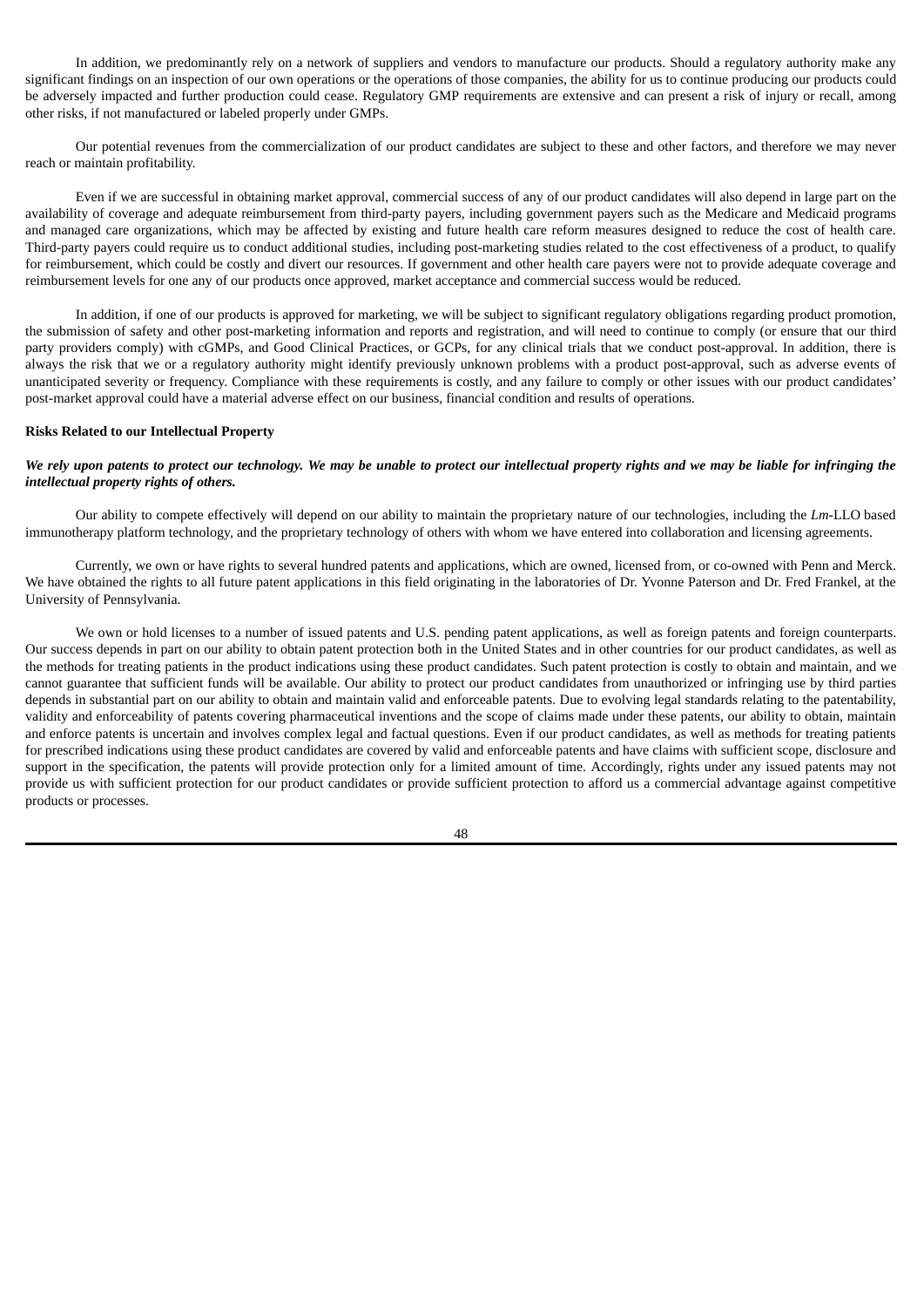In addition, we predominantly rely on a network of suppliers and vendors to manufacture our products. Should a regulatory authority make any significant findings on an inspection of our own operations or the operations of those companies, the ability for us to continue producing our products could be adversely impacted and further production could cease. Regulatory GMP requirements are extensive and can present a risk of injury or recall, among other risks, if not manufactured or labeled properly under GMPs.

Our potential revenues from the commercialization of our product candidates are subject to these and other factors, and therefore we may never reach or maintain profitability.

Even if we are successful in obtaining market approval, commercial success of any of our product candidates will also depend in large part on the availability of coverage and adequate reimbursement from third-party payers, including government payers such as the Medicare and Medicaid programs and managed care organizations, which may be affected by existing and future health care reform measures designed to reduce the cost of health care. Third-party payers could require us to conduct additional studies, including post-marketing studies related to the cost effectiveness of a product, to qualify for reimbursement, which could be costly and divert our resources. If government and other health care payers were not to provide adequate coverage and reimbursement levels for one any of our products once approved, market acceptance and commercial success would be reduced.

In addition, if one of our products is approved for marketing, we will be subject to significant regulatory obligations regarding product promotion, the submission of safety and other post-marketing information and reports and registration, and will need to continue to comply (or ensure that our third party providers comply) with cGMPs, and Good Clinical Practices, or GCPs, for any clinical trials that we conduct post-approval. In addition, there is always the risk that we or a regulatory authority might identify previously unknown problems with a product post-approval, such as adverse events of unanticipated severity or frequency. Compliance with these requirements is costly, and any failure to comply or other issues with our product candidates' post-market approval could have a material adverse effect on our business, financial condition and results of operations.

**Risks Related to our Intellectual Property**

***We rely upon patents to protect our technology. We may be unable to protect our intellectual property rights and we may be liable for infringing the intellectual property rights of others.***

Our ability to compete effectively will depend on our ability to maintain the proprietary nature of our technologies, including the *Lm*-LLO based immunotherapy platform technology, and the proprietary technology of others with whom we have entered into collaboration and licensing agreements.

Currently, we own or have rights to several hundred patents and applications, which are owned, licensed from, or co-owned with Penn and Merck. We have obtained the rights to all future patent applications in this field originating in the laboratories of Dr. Yvonne Paterson and Dr. Fred Frankel, at the University of Pennsylvania.

We own or hold licenses to a number of issued patents and U.S. pending patent applications, as well as foreign patents and foreign counterparts. Our success depends in part on our ability to obtain patent protection both in the United States and in other countries for our product candidates, as well as the methods for treating patients in the product indications using these product candidates. Such patent protection is costly to obtain and maintain, and we cannot guarantee that sufficient funds will be available. Our ability to protect our product candidates from unauthorized or infringing use by third parties depends in substantial part on our ability to obtain and maintain valid and enforceable patents. Due to evolving legal standards relating to the patentability, validity and enforceability of patents covering pharmaceutical inventions and the scope of claims made under these patents, our ability to obtain, maintain and enforce patents is uncertain and involves complex legal and factual questions. Even if our product candidates, as well as methods for treating patients for prescribed indications using these product candidates are covered by valid and enforceable patents and have claims with sufficient scope, disclosure and support in the specification, the patents will provide protection only for a limited amount of time. Accordingly, rights under any issued patents may not provide us with sufficient protection for our product candidates or provide sufficient protection to afford us a commercial advantage against competitive products or processes.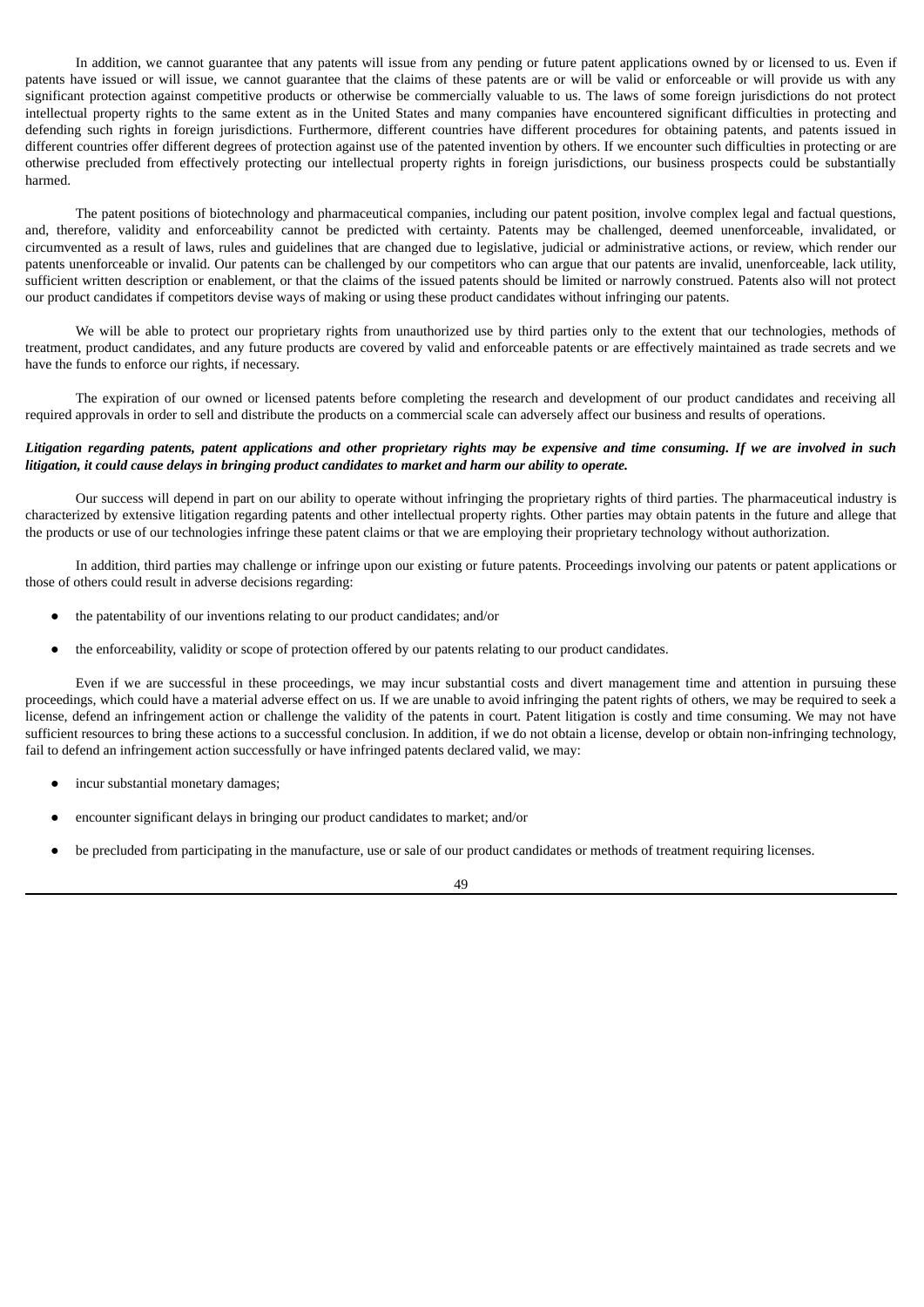In addition, we cannot guarantee that any patents will issue from any pending or future patent applications owned by or licensed to us. Even if patents have issued or will issue, we cannot guarantee that the claims of these patents are or will be valid or enforceable or will provide us with any significant protection against competitive products or otherwise be commercially valuable to us. The laws of some foreign jurisdictions do not protect intellectual property rights to the same extent as in the United States and many companies have encountered significant difficulties in protecting and defending such rights in foreign jurisdictions. Furthermore, different countries have different procedures for obtaining patents, and patents issued in different countries offer different degrees of protection against use of the patented invention by others. If we encounter such difficulties in protecting or are otherwise precluded from effectively protecting our intellectual property rights in foreign jurisdictions, our business prospects could be substantially harmed.

The patent positions of biotechnology and pharmaceutical companies, including our patent position, involve complex legal and factual questions, and, therefore, validity and enforceability cannot be predicted with certainty. Patents may be challenged, deemed unenforceable, invalidated, or circumvented as a result of laws, rules and guidelines that are changed due to legislative, judicial or administrative actions, or review, which render our patents unenforceable or invalid. Our patents can be challenged by our competitors who can argue that our patents are invalid, unenforceable, lack utility, sufficient written description or enablement, or that the claims of the issued patents should be limited or narrowly construed. Patents also will not protect our product candidates if competitors devise ways of making or using these product candidates without infringing our patents.

We will be able to protect our proprietary rights from unauthorized use by third parties only to the extent that our technologies, methods of treatment, product candidates, and any future products are covered by valid and enforceable patents or are effectively maintained as trade secrets and we have the funds to enforce our rights, if necessary.

The expiration of our owned or licensed patents before completing the research and development of our product candidates and receiving all required approvals in order to sell and distribute the products on a commercial scale can adversely affect our business and results of operations.

***Litigation regarding patents, patent applications and other proprietary rights may be expensive and time consuming. If we are involved in such litigation, it could cause delays in bringing product candidates to market and harm our ability to operate.***

Our success will depend in part on our ability to operate without infringing the proprietary rights of third parties. The pharmaceutical industry is characterized by extensive litigation regarding patents and other intellectual property rights. Other parties may obtain patents in the future and allege that the products or use of our technologies infringe these patent claims or that we are employing their proprietary technology without authorization.

In addition, third parties may challenge or infringe upon our existing or future patents. Proceedings involving our patents or patent applications or those of others could result in adverse decisions regarding:

- the patentability of our inventions relating to our product candidates; and/or
- the enforceability, validity or scope of protection offered by our patents relating to our product candidates.

Even if we are successful in these proceedings, we may incur substantial costs and divert management time and attention in pursuing these proceedings, which could have a material adverse effect on us. If we are unable to avoid infringing the patent rights of others, we may be required to seek a license, defend an infringement action or challenge the validity of the patents in court. Patent litigation is costly and time consuming. We may not have sufficient resources to bring these actions to a successful conclusion. In addition, if we do not obtain a license, develop or obtain non-infringing technology, fail to defend an infringement action successfully or have infringed patents declared valid, we may:

- incur substantial monetary damages;
- encounter significant delays in bringing our product candidates to market; and/or
- be precluded from participating in the manufacture, use or sale of our product candidates or methods of treatment requiring licenses.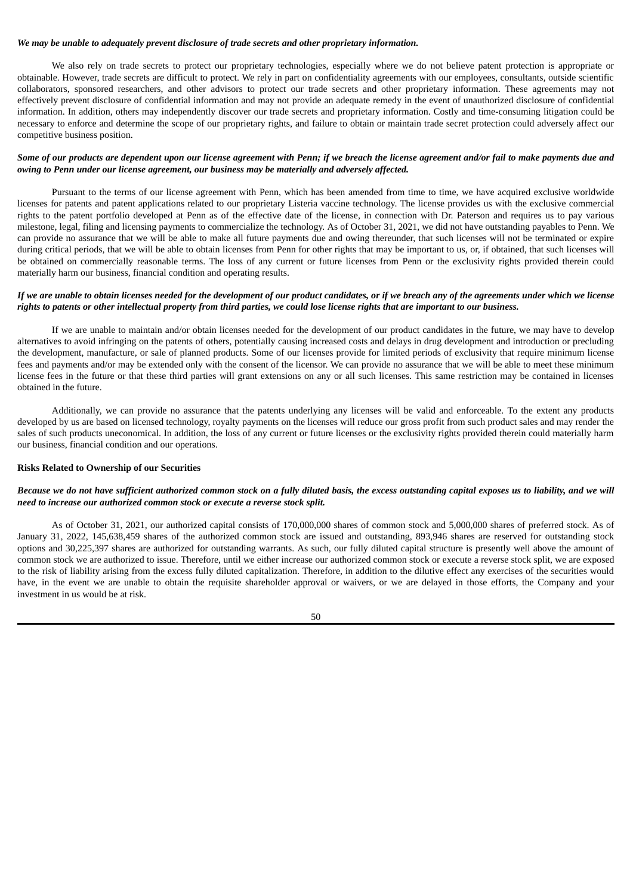***We may be unable to adequately prevent disclosure of trade secrets and other proprietary information.***

We also rely on trade secrets to protect our proprietary technologies, especially where we do not believe patent protection is appropriate or obtainable. However, trade secrets are difficult to protect. We rely in part on confidentiality agreements with our employees, consultants, outside scientific collaborators, sponsored researchers, and other advisors to protect our trade secrets and other proprietary information. These agreements may not effectively prevent disclosure of confidential information and may not provide an adequate remedy in the event of unauthorized disclosure of confidential information. In addition, others may independently discover our trade secrets and proprietary information. Costly and time-consuming litigation could be necessary to enforce and determine the scope of our proprietary rights, and failure to obtain or maintain trade secret protection could adversely affect our competitive business position.

***Some of our products are dependent upon our license agreement with Penn; if we breach the license agreement and/or fail to make payments due and owing to Penn under our license agreement, our business may be materially and adversely affected.***

Pursuant to the terms of our license agreement with Penn, which has been amended from time to time, we have acquired exclusive worldwide licenses for patents and patent applications related to our proprietary Listeria vaccine technology. The license provides us with the exclusive commercial rights to the patent portfolio developed at Penn as of the effective date of the license, in connection with Dr. Paterson and requires us to pay various milestone, legal, filing and licensing payments to commercialize the technology. As of October 31, 2021, we did not have outstanding payables to Penn. We can provide no assurance that we will be able to make all future payments due and owing thereunder, that such licenses will not be terminated or expire during critical periods, that we will be able to obtain licenses from Penn for other rights that may be important to us, or, if obtained, that such licenses will be obtained on commercially reasonable terms. The loss of any current or future licenses from Penn or the exclusivity rights provided therein could materially harm our business, financial condition and operating results.

***If we are unable to obtain licenses needed for the development of our product candidates, or if we breach any of the agreements under which we license rights to patents or other intellectual property from third parties, we could lose license rights that are important to our business.***

If we are unable to maintain and/or obtain licenses needed for the development of our product candidates in the future, we may have to develop alternatives to avoid infringing on the patents of others, potentially causing increased costs and delays in drug development and introduction or precluding the development, manufacture, or sale of planned products. Some of our licenses provide for limited periods of exclusivity that require minimum license fees and payments and/or may be extended only with the consent of the licensor. We can provide no assurance that we will be able to meet these minimum license fees in the future or that these third parties will grant extensions on any or all such licenses. This same restriction may be contained in licenses obtained in the future.

Additionally, we can provide no assurance that the patents underlying any licenses will be valid and enforceable. To the extent any products developed by us are based on licensed technology, royalty payments on the licenses will reduce our gross profit from such product sales and may render the sales of such products uneconomical. In addition, the loss of any current or future licenses or the exclusivity rights provided therein could materially harm our business, financial condition and our operations.

**Risks Related to Ownership of our Securities**

***Because we do not have sufficient authorized common stock on a fully diluted basis, the excess outstanding capital exposes us to liability, and we will need to increase our authorized common stock or execute a reverse stock split.***

As of October 31, 2021, our authorized capital consists of 170,000,000 shares of common stock and 5,000,000 shares of preferred stock. As of January 31, 2022, 145,638,459 shares of the authorized common stock are issued and outstanding, 893,946 shares are reserved for outstanding stock options and 30,225,397 shares are authorized for outstanding warrants. As such, our fully diluted capital structure is presently well above the amount of common stock we are authorized to issue. Therefore, until we either increase our authorized common stock or execute a reverse stock split, we are exposed to the risk of liability arising from the excess fully diluted capitalization. Therefore, in addition to the dilutive effect any exercises of the securities would have, in the event we are unable to obtain the requisite shareholder approval or waivers, or we are delayed in those efforts, the Company and your investment in us would be at risk.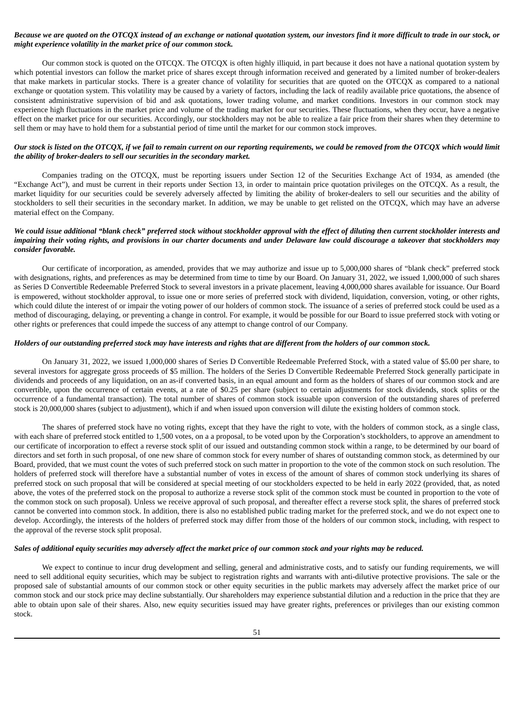***Because we are quoted on the OTCQX instead of an exchange or national quotation system, our investors find it more difficult to trade in our stock, or might experience volatility in the market price of our common stock.***

Our common stock is quoted on the OTCQX. The OTCQX is often highly illiquid, in part because it does not have a national quotation system by which potential investors can follow the market price of shares except through information received and generated by a limited number of broker-dealers that make markets in particular stocks. There is a greater chance of volatility for securities that are quoted on the OTCQX as compared to a national exchange or quotation system. This volatility may be caused by a variety of factors, including the lack of readily available price quotations, the absence of consistent administrative supervision of bid and ask quotations, lower trading volume, and market conditions. Investors in our common stock may experience high fluctuations in the market price and volume of the trading market for our securities. These fluctuations, when they occur, have a negative effect on the market price for our securities. Accordingly, our stockholders may not be able to realize a fair price from their shares when they determine to sell them or may have to hold them for a substantial period of time until the market for our common stock improves.

***Our stock is listed on the OTCQX, if we fail to remain current on our reporting requirements, we could be removed from the OTCQX which would limit the ability of broker-dealers to sell our securities in the secondary market.***

Companies trading on the OTCQX, must be reporting issuers under Section 12 of the Securities Exchange Act of 1934, as amended (the "Exchange Act"), and must be current in their reports under Section 13, in order to maintain price quotation privileges on the OTCQX. As a result, the market liquidity for our securities could be severely adversely affected by limiting the ability of broker-dealers to sell our securities and the ability of stockholders to sell their securities in the secondary market. In addition, we may be unable to get relisted on the OTCQX, which may have an adverse material effect on the Company.

***We could issue additional "blank check" preferred stock without stockholder approval with the effect of diluting then current stockholder interests and impairing their voting rights, and provisions in our charter documents and under Delaware law could discourage a takeover that stockholders may consider favorable.***

Our certificate of incorporation, as amended, provides that we may authorize and issue up to 5,000,000 shares of "blank check" preferred stock with designations, rights, and preferences as may be determined from time to time by our Board. On January 31, 2022, we issued 1,000,000 of such shares as Series D Convertible Redeemable Preferred Stock to several investors in a private placement, leaving 4,000,000 shares available for issuance. Our Board is empowered, without stockholder approval, to issue one or more series of preferred stock with dividend, liquidation, conversion, voting, or other rights, which could dilute the interest of or impair the voting power of our holders of common stock. The issuance of a series of preferred stock could be used as a method of discouraging, delaying, or preventing a change in control. For example, it would be possible for our Board to issue preferred stock with voting or other rights or preferences that could impede the success of any attempt to change control of our Company.

***Holders of our outstanding preferred stock may have interests and rights that are different from the holders of our common stock.***

On January 31, 2022, we issued 1,000,000 shares of Series D Convertible Redeemable Preferred Stock, with a stated value of $5.00 per share, to several investors for aggregate gross proceeds of $5 million. The holders of the Series D Convertible Redeemable Preferred Stock generally participate in dividends and proceeds of any liquidation, on an as-if converted basis, in an equal amount and form as the holders of shares of our common stock and are convertible, upon the occurrence of certain events, at a rate of $0.25 per share (subject to certain adjustments for stock dividends, stock splits or the occurrence of a fundamental transaction). The total number of shares of common stock issuable upon conversion of the outstanding shares of preferred stock is 20,000,000 shares (subject to adjustment), which if and when issued upon conversion will dilute the existing holders of common stock.

The shares of preferred stock have no voting rights, except that they have the right to vote, with the holders of common stock, as a single class, with each share of preferred stock entitled to 1,500 votes, on a a proposal, to be voted upon by the Corporation's stockholders, to approve an amendment to our certificate of incorporation to effect a reverse stock split of our issued and outstanding common stock within a range, to be determined by our board of directors and set forth in such proposal, of one new share of common stock for every number of shares of outstanding common stock, as determined by our Board, provided, that we must count the votes of such preferred stock on such matter in proportion to the vote of the common stock on such resolution. The holders of preferred stock will therefore have a substantial number of votes in excess of the amount of shares of common stock underlying its shares of preferred stock on such proposal that will be considered at special meeting of our stockholders expected to be held in early 2022 (provided, that, as noted above, the votes of the preferred stock on the proposal to authorize a reverse stock split of the common stock must be counted in proportion to the vote of the common stock on such proposal). Unless we receive approval of such proposal, and thereafter effect a reverse stock split, the shares of preferred stock cannot be converted into common stock. In addition, there is also no established public trading market for the preferred stock, and we do not expect one to develop. Accordingly, the interests of the holders of preferred stock may differ from those of the holders of our common stock, including, with respect to the approval of the reverse stock split proposal.

***Sales of additional equity securities may adversely affect the market price of our common stock and your rights may be reduced.***

We expect to continue to incur drug development and selling, general and administrative costs, and to satisfy our funding requirements, we will need to sell additional equity securities, which may be subject to registration rights and warrants with anti-dilutive protective provisions. The sale or the proposed sale of substantial amounts of our common stock or other equity securities in the public markets may adversely affect the market price of our common stock and our stock price may decline substantially. Our shareholders may experience substantial dilution and a reduction in the price that they are able to obtain upon sale of their shares. Also, new equity securities issued may have greater rights, preferences or privileges than our existing common stock.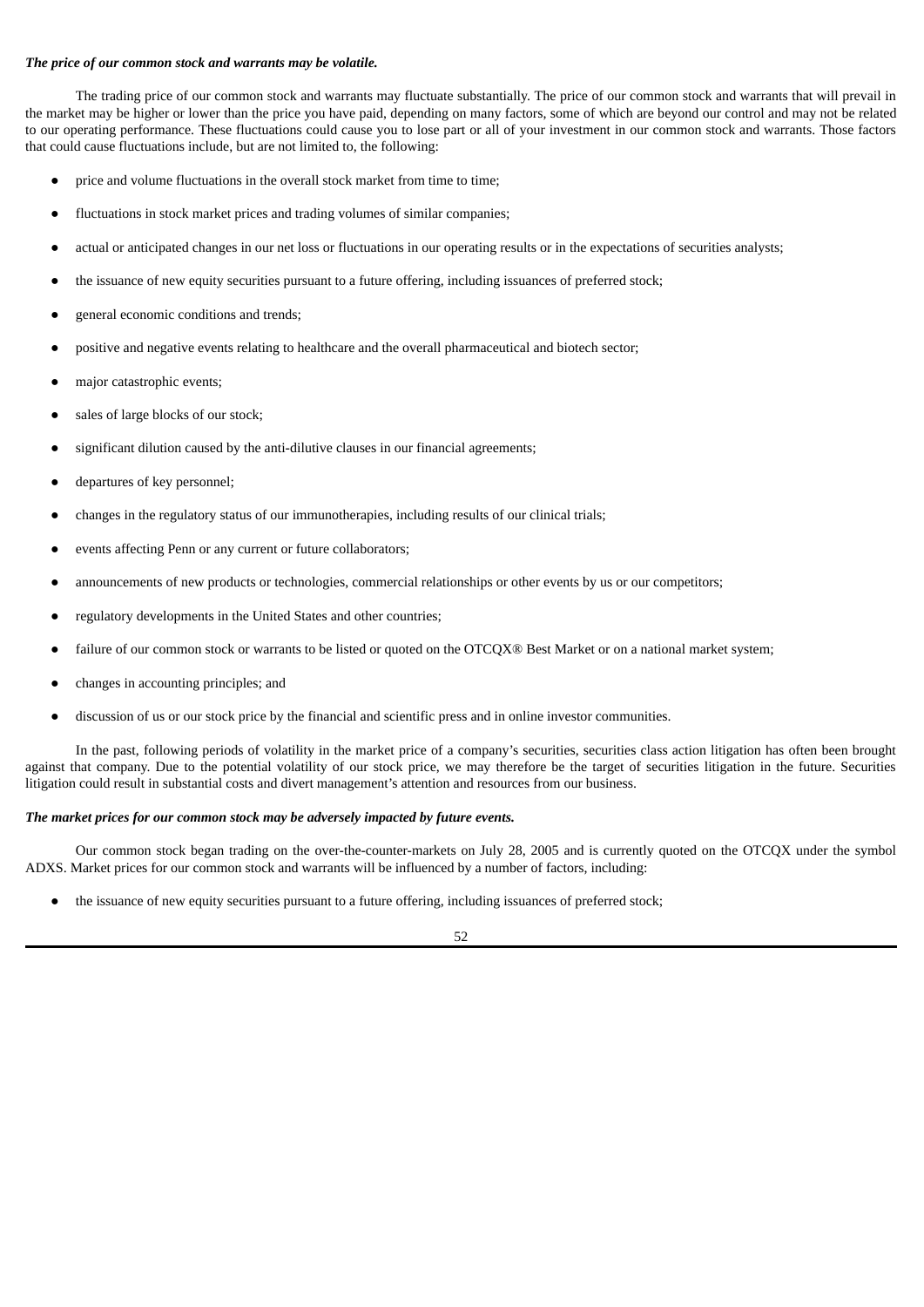***The price of our common stock and warrants may be volatile.***

The trading price of our common stock and warrants may fluctuate substantially. The price of our common stock and warrants that will prevail in the market may be higher or lower than the price you have paid, depending on many factors, some of which are beyond our control and may not be related to our operating performance. These fluctuations could cause you to lose part or all of your investment in our common stock and warrants. Those factors that could cause fluctuations include, but are not limited to, the following:

- price and volume fluctuations in the overall stock market from time to time;
- fluctuations in stock market prices and trading volumes of similar companies;
- actual or anticipated changes in our net loss or fluctuations in our operating results or in the expectations of securities analysts;
- the issuance of new equity securities pursuant to a future offering, including issuances of preferred stock;
- general economic conditions and trends;
- positive and negative events relating to healthcare and the overall pharmaceutical and biotech sector;
- major catastrophic events;
- sales of large blocks of our stock;
- significant dilution caused by the anti-dilutive clauses in our financial agreements;
- departures of key personnel;
- changes in the regulatory status of our immunotherapies, including results of our clinical trials;
- events affecting Penn or any current or future collaborators;
- announcements of new products or technologies, commercial relationships or other events by us or our competitors;
- regulatory developments in the United States and other countries;
- failure of our common stock or warrants to be listed or quoted on the OTCQX® Best Market or on a national market system;
- changes in accounting principles; and
- discussion of us or our stock price by the financial and scientific press and in online investor communities.

In the past, following periods of volatility in the market price of a company's securities, securities class action litigation has often been brought against that company. Due to the potential volatility of our stock price, we may therefore be the target of securities litigation in the future. Securities litigation could result in substantial costs and divert management's attention and resources from our business.

***The market prices for our common stock may be adversely impacted by future events.***

Our common stock began trading on the over-the-counter-markets on July 28, 2005 and is currently quoted on the OTCQX under the symbol ADXS. Market prices for our common stock and warrants will be influenced by a number of factors, including:

- the issuance of new equity securities pursuant to a future offering, including issuances of preferred stock;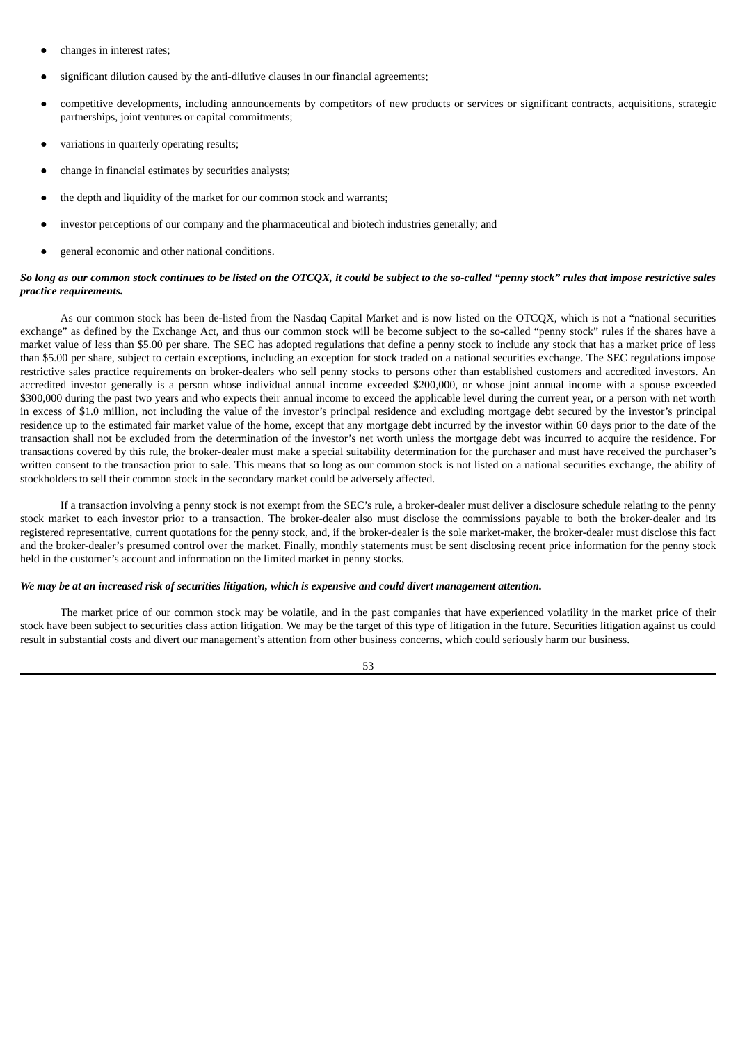- changes in interest rates;
- significant dilution caused by the anti-dilutive clauses in our financial agreements;
- competitive developments, including announcements by competitors of new products or services or significant contracts, acquisitions, strategic partnerships, joint ventures or capital commitments;
- variations in quarterly operating results;
- change in financial estimates by securities analysts;
- the depth and liquidity of the market for our common stock and warrants;
- investor perceptions of our company and the pharmaceutical and biotech industries generally; and
- general economic and other national conditions.

***So long as our common stock continues to be listed on the OTCQX, it could be subject to the so-called "penny stock" rules that impose restrictive sales practice requirements.***

As our common stock has been de-listed from the Nasdaq Capital Market and is now listed on the OTCQX, which is not a "national securities exchange" as defined by the Exchange Act, and thus our common stock will be become subject to the so-called "penny stock" rules if the shares have a market value of less than $5.00 per share. The SEC has adopted regulations that define a penny stock to include any stock that has a market price of less than $5.00 per share, subject to certain exceptions, including an exception for stock traded on a national securities exchange. The SEC regulations impose restrictive sales practice requirements on broker-dealers who sell penny stocks to persons other than established customers and accredited investors. An accredited investor generally is a person whose individual annual income exceeded $200,000, or whose joint annual income with a spouse exceeded $300,000 during the past two years and who expects their annual income to exceed the applicable level during the current year, or a person with net worth in excess of $1.0 million, not including the value of the investor's principal residence and excluding mortgage debt secured by the investor's principal residence up to the estimated fair market value of the home, except that any mortgage debt incurred by the investor within 60 days prior to the date of the transaction shall not be excluded from the determination of the investor's net worth unless the mortgage debt was incurred to acquire the residence. For transactions covered by this rule, the broker-dealer must make a special suitability determination for the purchaser and must have received the purchaser's written consent to the transaction prior to sale. This means that so long as our common stock is not listed on a national securities exchange, the ability of stockholders to sell their common stock in the secondary market could be adversely affected.

If a transaction involving a penny stock is not exempt from the SEC's rule, a broker-dealer must deliver a disclosure schedule relating to the penny stock market to each investor prior to a transaction. The broker-dealer also must disclose the commissions payable to both the broker-dealer and its registered representative, current quotations for the penny stock, and, if the broker-dealer is the sole market-maker, the broker-dealer must disclose this fact and the broker-dealer's presumed control over the market. Finally, monthly statements must be sent disclosing recent price information for the penny stock held in the customer's account and information on the limited market in penny stocks.

***We may be at an increased risk of securities litigation, which is expensive and could divert management attention.***

The market price of our common stock may be volatile, and in the past companies that have experienced volatility in the market price of their stock have been subject to securities class action litigation. We may be the target of this type of litigation in the future. Securities litigation against us could result in substantial costs and divert our management's attention from other business concerns, which could seriously harm our business.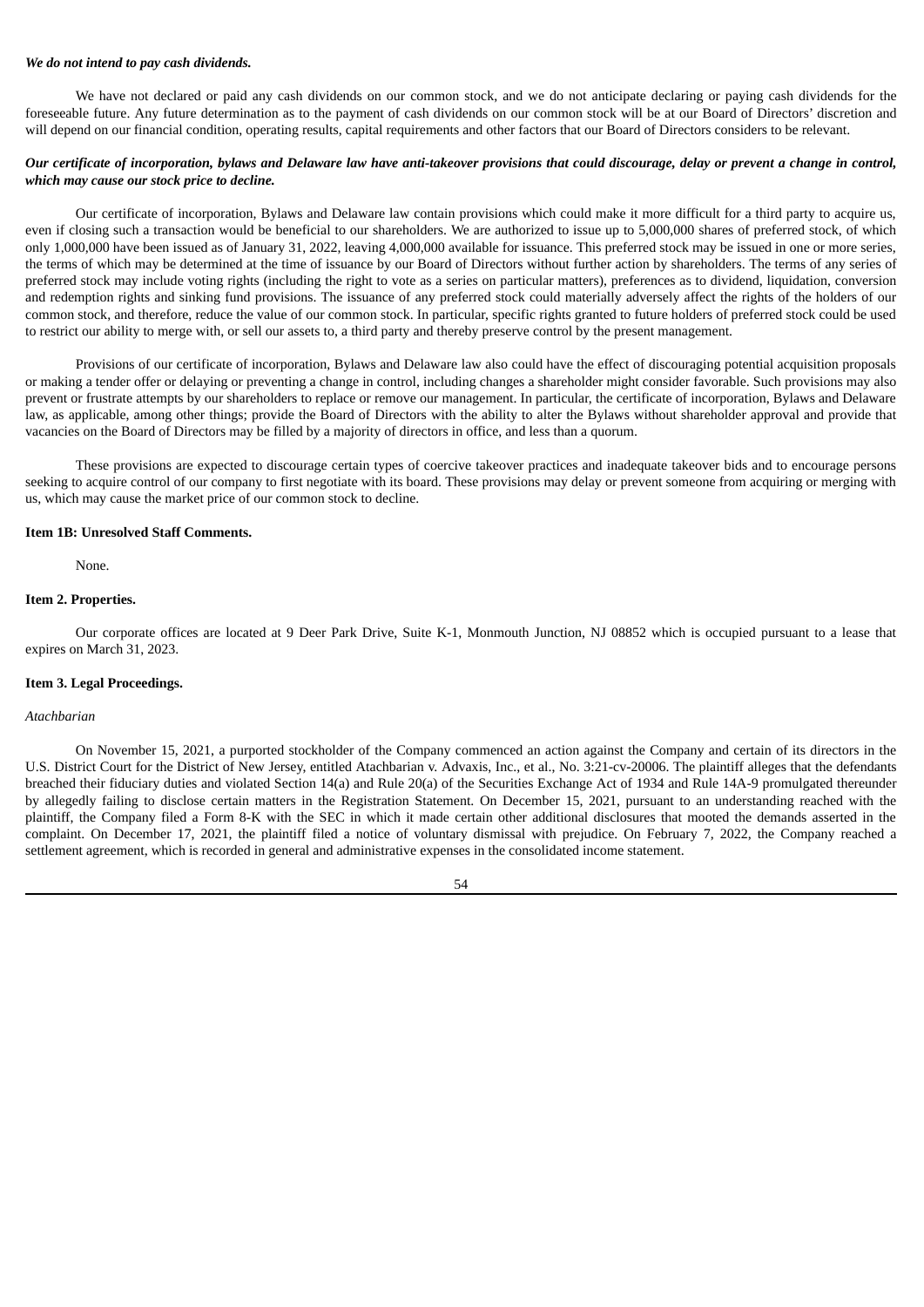***We do not intend to pay cash dividends.***

We have not declared or paid any cash dividends on our common stock, and we do not anticipate declaring or paying cash dividends for the foreseeable future. Any future determination as to the payment of cash dividends on our common stock will be at our Board of Directors' discretion and will depend on our financial condition, operating results, capital requirements and other factors that our Board of Directors considers to be relevant.

***Our certificate of incorporation, bylaws and Delaware law have anti-takeover provisions that could discourage, delay or prevent a change in control, which may cause our stock price to decline.***

Our certificate of incorporation, Bylaws and Delaware law contain provisions which could make it more difficult for a third party to acquire us, even if closing such a transaction would be beneficial to our shareholders. We are authorized to issue up to 5,000,000 shares of preferred stock, of which only 1,000,000 have been issued as of January 31, 2022, leaving 4,000,000 available for issuance. This preferred stock may be issued in one or more series, the terms of which may be determined at the time of issuance by our Board of Directors without further action by shareholders. The terms of any series of preferred stock may include voting rights (including the right to vote as a series on particular matters), preferences as to dividend, liquidation, conversion and redemption rights and sinking fund provisions. The issuance of any preferred stock could materially adversely affect the rights of the holders of our common stock, and therefore, reduce the value of our common stock. In particular, specific rights granted to future holders of preferred stock could be used to restrict our ability to merge with, or sell our assets to, a third party and thereby preserve control by the present management.

Provisions of our certificate of incorporation, Bylaws and Delaware law also could have the effect of discouraging potential acquisition proposals or making a tender offer or delaying or preventing a change in control, including changes a shareholder might consider favorable. Such provisions may also prevent or frustrate attempts by our shareholders to replace or remove our management. In particular, the certificate of incorporation, Bylaws and Delaware law, as applicable, among other things; provide the Board of Directors with the ability to alter the Bylaws without shareholder approval and provide that vacancies on the Board of Directors may be filled by a majority of directors in office, and less than a quorum.

These provisions are expected to discourage certain types of coercive takeover practices and inadequate takeover bids and to encourage persons seeking to acquire control of our company to first negotiate with its board. These provisions may delay or prevent someone from acquiring or merging with us, which may cause the market price of our common stock to decline.

**Item 1B: Unresolved Staff Comments.**

None.

**Item 2. Properties.**

Our corporate offices are located at 9 Deer Park Drive, Suite K-1, Monmouth Junction, NJ 08852 which is occupied pursuant to a lease that expires on March 31, 2023.

**Item 3. Legal Proceedings.**

*Atachbarian*

On November 15, 2021, a purported stockholder of the Company commenced an action against the Company and certain of its directors in the U.S. District Court for the District of New Jersey, entitled Atachbarian v. Advaxis, Inc., et al., No. 3:21-cv-20006. The plaintiff alleges that the defendants breached their fiduciary duties and violated Section 14(a) and Rule 20(a) of the Securities Exchange Act of 1934 and Rule 14A-9 promulgated thereunder by allegedly failing to disclose certain matters in the Registration Statement. On December 15, 2021, pursuant to an understanding reached with the plaintiff, the Company filed a Form 8-K with the SEC in which it made certain other additional disclosures that mooted the demands asserted in the complaint. On December 17, 2021, the plaintiff filed a notice of voluntary dismissal with prejudice. On February 7, 2022, the Company reached a settlement agreement, which is recorded in general and administrative expenses in the consolidated income statement.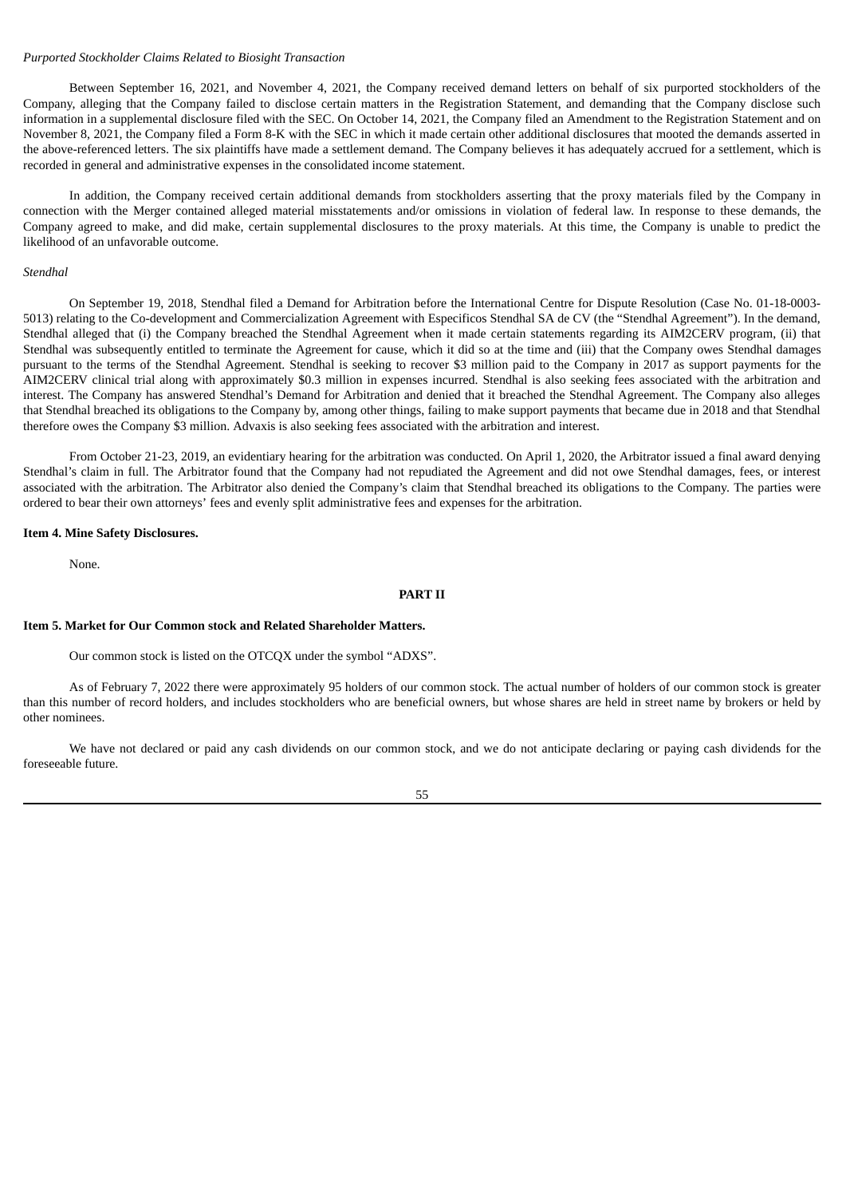*Purported Stockholder Claims Related to Biosight Transaction*

Between September 16, 2021, and November 4, 2021, the Company received demand letters on behalf of six purported stockholders of the Company, alleging that the Company failed to disclose certain matters in the Registration Statement, and demanding that the Company disclose such information in a supplemental disclosure filed with the SEC. On October 14, 2021, the Company filed an Amendment to the Registration Statement and on November 8, 2021, the Company filed a Form 8-K with the SEC in which it made certain other additional disclosures that mooted the demands asserted in the above-referenced letters. The six plaintiffs have made a settlement demand. The Company believes it has adequately accrued for a settlement, which is recorded in general and administrative expenses in the consolidated income statement.

In addition, the Company received certain additional demands from stockholders asserting that the proxy materials filed by the Company in connection with the Merger contained alleged material misstatements and/or omissions in violation of federal law. In response to these demands, the Company agreed to make, and did make, certain supplemental disclosures to the proxy materials. At this time, the Company is unable to predict the likelihood of an unfavorable outcome.

*Stendhal*

On September 19, 2018, Stendhal filed a Demand for Arbitration before the International Centre for Dispute Resolution (Case No. 01-18-0003-5013) relating to the Co-development and Commercialization Agreement with Especificos Stendhal SA de CV (the "Stendhal Agreement"). In the demand, Stendhal alleged that (i) the Company breached the Stendhal Agreement when it made certain statements regarding its AIM2CERV program, (ii) that Stendhal was subsequently entitled to terminate the Agreement for cause, which it did so at the time and (iii) that the Company owes Stendhal damages pursuant to the terms of the Stendhal Agreement. Stendhal is seeking to recover $3 million paid to the Company in 2017 as support payments for the AIM2CERV clinical trial along with approximately $0.3 million in expenses incurred. Stendhal is also seeking fees associated with the arbitration and interest. The Company has answered Stendhal's Demand for Arbitration and denied that it breached the Stendhal Agreement. The Company also alleges that Stendhal breached its obligations to the Company by, among other things, failing to make support payments that became due in 2018 and that Stendhal therefore owes the Company $3 million. Advaxis is also seeking fees associated with the arbitration and interest.

From October 21-23, 2019, an evidentiary hearing for the arbitration was conducted. On April 1, 2020, the Arbitrator issued a final award denying Stendhal's claim in full. The Arbitrator found that the Company had not repudiated the Agreement and did not owe Stendhal damages, fees, or interest associated with the arbitration. The Arbitrator also denied the Company's claim that Stendhal breached its obligations to the Company. The parties were ordered to bear their own attorneys' fees and evenly split administrative fees and expenses for the arbitration.

### Item 4. Mine Safety Disclosures.

None.

## PART II

### Item 5. Market for Our Common stock and Related Shareholder Matters.

Our common stock is listed on the OTCQX under the symbol "ADXS".

As of February 7, 2022 there were approximately 95 holders of our common stock. The actual number of holders of our common stock is greater than this number of record holders, and includes stockholders who are beneficial owners, but whose shares are held in street name by brokers or held by other nominees.

We have not declared or paid any cash dividends on our common stock, and we do not anticipate declaring or paying cash dividends for the foreseeable future.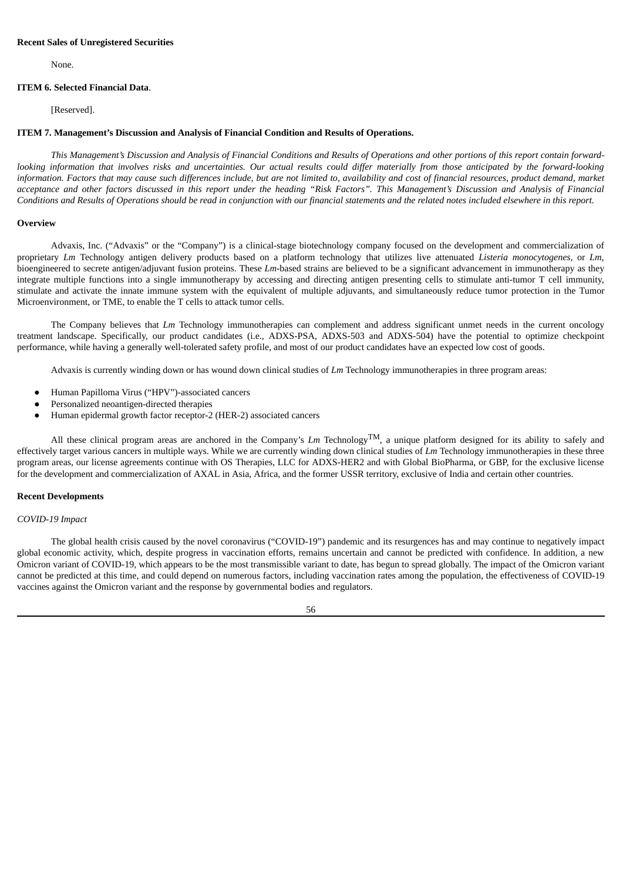**Recent Sales of Unregistered Securities**

None.

**ITEM 6. Selected Financial Data**.

[Reserved].

**ITEM 7. Management's Discussion and Analysis of Financial Condition and Results of Operations.**

*This Management's Discussion and Analysis of Financial Conditions and Results of Operations and other portions of this report contain forward-looking information that involves risks and uncertainties. Our actual results could differ materially from those anticipated by the forward-looking information. Factors that may cause such differences include, but are not limited to, availability and cost of financial resources, product demand, market acceptance and other factors discussed in this report under the heading "Risk Factors". This Management's Discussion and Analysis of Financial Conditions and Results of Operations should be read in conjunction with our financial statements and the related notes included elsewhere in this report.*

**Overview**

Advaxis, Inc. ("Advaxis" or the "Company") is a clinical-stage biotechnology company focused on the development and commercialization of proprietary *Lm* Technology antigen delivery products based on a platform technology that utilizes live attenuated *Listeria monocytogenes*, or *Lm*, bioengineered to secrete antigen/adjuvant fusion proteins. These *Lm*-based strains are believed to be a significant advancement in immunotherapy as they integrate multiple functions into a single immunotherapy by accessing and directing antigen presenting cells to stimulate anti-tumor T cell immunity, stimulate and activate the innate immune system with the equivalent of multiple adjuvants, and simultaneously reduce tumor protection in the Tumor Microenvironment, or TME, to enable the T cells to attack tumor cells.

The Company believes that *Lm* Technology immunotherapies can complement and address significant unmet needs in the current oncology treatment landscape. Specifically, our product candidates (i.e., ADXS-PSA, ADXS-503 and ADXS-504) have the potential to optimize checkpoint performance, while having a generally well-tolerated safety profile, and most of our product candidates have an expected low cost of goods.

Advaxis is currently winding down or has wound down clinical studies of *Lm* Technology immunotherapies in three program areas:

- Human Papilloma Virus ("HPV")-associated cancers
- Personalized neoantigen-directed therapies
- Human epidermal growth factor receptor-2 (HER-2) associated cancers

All these clinical program areas are anchored in the Company's *Lm* Technology™, a unique platform designed for its ability to safely and effectively target various cancers in multiple ways. While we are currently winding down clinical studies of *Lm* Technology immunotherapies in these three program areas, our license agreements continue with OS Therapies, LLC for ADXS-HER2 and with Global BioPharma, or GBP, for the exclusive license for the development and commercialization of AXAL in Asia, Africa, and the former USSR territory, exclusive of India and certain other countries.

**Recent Developments**

*COVID-19 Impact*

The global health crisis caused by the novel coronavirus ("COVID-19") pandemic and its resurgences has and may continue to negatively impact global economic activity, which, despite progress in vaccination efforts, remains uncertain and cannot be predicted with confidence. In addition, a new Omicron variant of COVID-19, which appears to be the most transmissible variant to date, has begun to spread globally. The impact of the Omicron variant cannot be predicted at this time, and could depend on numerous factors, including vaccination rates among the population, the effectiveness of COVID-19 vaccines against the Omicron variant and the response by governmental bodies and regulators.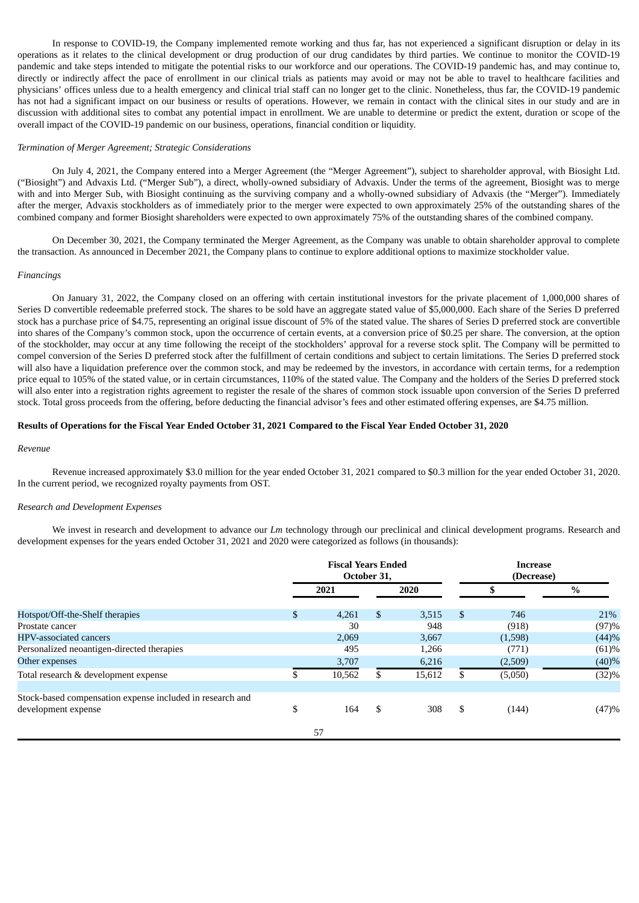In response to COVID-19, the Company implemented remote working and thus far, has not experienced a significant disruption or delay in its operations as it relates to the clinical development or drug production of our drug candidates by third parties. We continue to monitor the COVID-19 pandemic and take steps intended to mitigate the potential risks to our workforce and our operations. The COVID-19 pandemic has, and may continue to, directly or indirectly affect the pace of enrollment in our clinical trials as patients may avoid or may not be able to travel to healthcare facilities and physicians' offices unless due to a health emergency and clinical trial staff can no longer get to the clinic. Nonetheless, thus far, the COVID-19 pandemic has not had a significant impact on our business or results of operations. However, we remain in contact with the clinical sites in our study and are in discussion with additional sites to combat any potential impact in enrollment. We are unable to determine or predict the extent, duration or scope of the overall impact of the COVID-19 pandemic on our business, operations, financial condition or liquidity.

*Termination of Merger Agreement; Strategic Considerations*

On July 4, 2021, the Company entered into a Merger Agreement (the "Merger Agreement"), subject to shareholder approval, with Biosight Ltd. ("Biosight") and Advaxis Ltd. ("Merger Sub"), a direct, wholly-owned subsidiary of Advaxis. Under the terms of the agreement, Biosight was to merge with and into Merger Sub, with Biosight continuing as the surviving company and a wholly-owned subsidiary of Advaxis (the "Merger"). Immediately after the merger, Advaxis stockholders as of immediately prior to the merger were expected to own approximately 25% of the outstanding shares of the combined company and former Biosight shareholders were expected to own approximately 75% of the outstanding shares of the combined company.

On December 30, 2021, the Company terminated the Merger Agreement, as the Company was unable to obtain shareholder approval to complete the transaction. As announced in December 2021, the Company plans to continue to explore additional options to maximize stockholder value.

*Financings*

On January 31, 2022, the Company closed on an offering with certain institutional investors for the private placement of 1,000,000 shares of Series D convertible redeemable preferred stock. The shares to be sold have an aggregate stated value of $5,000,000. Each share of the Series D preferred stock has a purchase price of $4.75, representing an original issue discount of 5% of the stated value. The shares of Series D preferred stock are convertible into shares of the Company's common stock, upon the occurrence of certain events, at a conversion price of $0.25 per share. The conversion, at the option of the stockholder, may occur at any time following the receipt of the stockholders' approval for a reverse stock split. The Company will be permitted to compel conversion of the Series D preferred stock after the fulfillment of certain conditions and subject to certain limitations. The Series D preferred stock will also have a liquidation preference over the common stock, and may be redeemed by the investors, in accordance with certain terms, for a redemption price equal to 105% of the stated value, or in certain circumstances, 110% of the stated value. The Company and the holders of the Series D preferred stock will also enter into a registration rights agreement to register the resale of the shares of common stock issuable upon conversion of the Series D preferred stock. Total gross proceeds from the offering, before deducting the financial advisor's fees and other estimated offering expenses, are $4.75 million.

**Results of Operations for the Fiscal Year Ended October 31, 2021 Compared to the Fiscal Year Ended October 31, 2020**

*Revenue*

Revenue increased approximately $3.0 million for the year ended October 31, 2021 compared to $0.3 million for the year ended October 31, 2020. In the current period, we recognized royalty payments from OST.

*Research and Development Expenses*

We invest in research and development to advance our *Lm* technology through our preclinical and clinical development programs. Research and development expenses for the years ended October 31, 2021 and 2020 were categorized as follows (in thousands):

| | Fiscal Years Ended October 31, | | Increase (Decrease) | |
|---|---|---|---|---|
| | 2021 | 2020 | $ | % |
| Hotspot/Off-the-Shelf therapies | $ 4,261 | $ 3,515 | $ 746 | 21% |
| Prostate cancer | 30 | 948 | (918) | (97)% |
| HPV-associated cancers | 2,069 | 3,667 | (1,598) | (44)% |
| Personalized neoantigen-directed therapies | 495 | 1,266 | (771) | (61)% |
| Other expenses | 3,707 | 6,216 | (2,509) | (40)% |
| Total research & development expense | $ 10,562 | $ 15,612 | $ (5,050) | (32)% |
| | | | | |
| Stock-based compensation expense included in research and development expense | $ 164 | $ 308 | $ (144) | (47)% |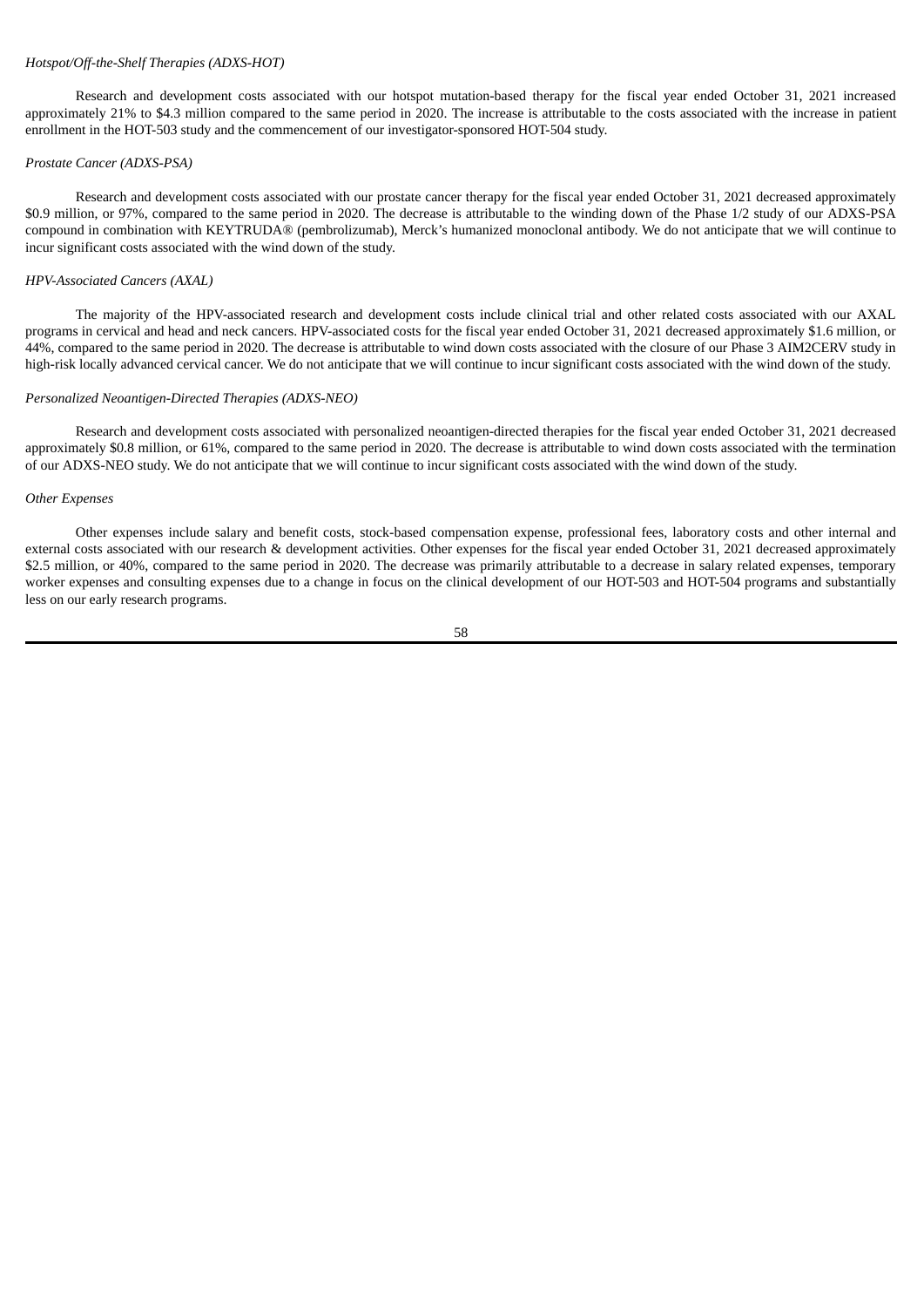*Hotspot/Off-the-Shelf Therapies (ADXS-HOT)*

Research and development costs associated with our hotspot mutation-based therapy for the fiscal year ended October 31, 2021 increased approximately 21% to $4.3 million compared to the same period in 2020. The increase is attributable to the costs associated with the increase in patient enrollment in the HOT-503 study and the commencement of our investigator-sponsored HOT-504 study.

*Prostate Cancer (ADXS-PSA)*

Research and development costs associated with our prostate cancer therapy for the fiscal year ended October 31, 2021 decreased approximately $0.9 million, or 97%, compared to the same period in 2020. The decrease is attributable to the winding down of the Phase 1/2 study of our ADXS-PSA compound in combination with KEYTRUDA® (pembrolizumab), Merck's humanized monoclonal antibody. We do not anticipate that we will continue to incur significant costs associated with the wind down of the study.

*HPV-Associated Cancers (AXAL)*

The majority of the HPV-associated research and development costs include clinical trial and other related costs associated with our AXAL programs in cervical and head and neck cancers. HPV-associated costs for the fiscal year ended October 31, 2021 decreased approximately $1.6 million, or 44%, compared to the same period in 2020. The decrease is attributable to wind down costs associated with the closure of our Phase 3 AIM2CERV study in high-risk locally advanced cervical cancer. We do not anticipate that we will continue to incur significant costs associated with the wind down of the study.

*Personalized Neoantigen-Directed Therapies (ADXS-NEO)*

Research and development costs associated with personalized neoantigen-directed therapies for the fiscal year ended October 31, 2021 decreased approximately $0.8 million, or 61%, compared to the same period in 2020. The decrease is attributable to wind down costs associated with the termination of our ADXS-NEO study. We do not anticipate that we will continue to incur significant costs associated with the wind down of the study.

*Other Expenses*

Other expenses include salary and benefit costs, stock-based compensation expense, professional fees, laboratory costs and other internal and external costs associated with our research & development activities. Other expenses for the fiscal year ended October 31, 2021 decreased approximately $2.5 million, or 40%, compared to the same period in 2020. The decrease was primarily attributable to a decrease in salary related expenses, temporary worker expenses and consulting expenses due to a change in focus on the clinical development of our HOT-503 and HOT-504 programs and substantially less on our early research programs.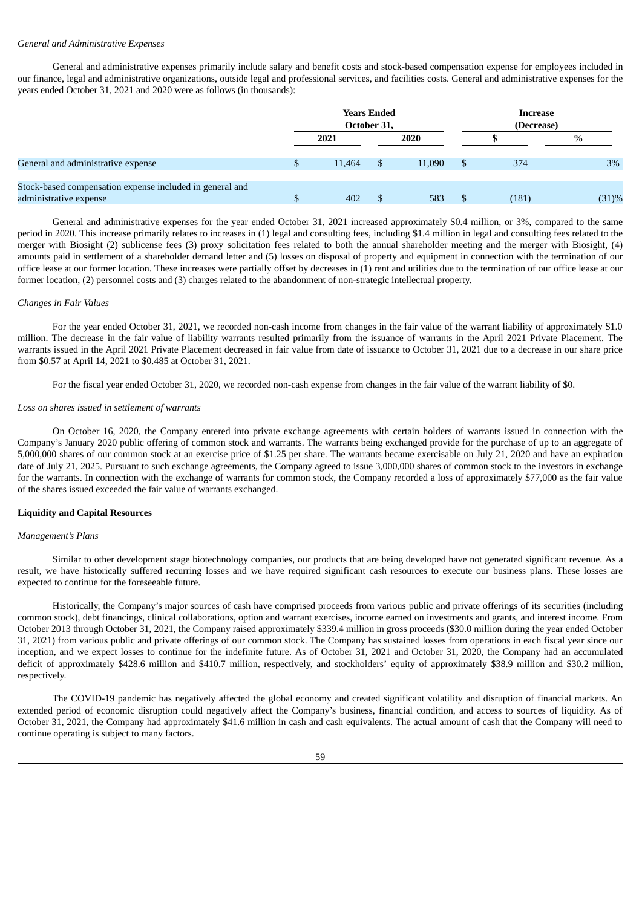*General and Administrative Expenses*

General and administrative expenses primarily include salary and benefit costs and stock-based compensation expense for employees included in our finance, legal and administrative organizations, outside legal and professional services, and facilities costs. General and administrative expenses for the years ended October 31, 2021 and 2020 were as follows (in thousands):

| | Years Ended October 31, | | Increase (Decrease) | |
|---|---|---|---|---|
| | 2021 | 2020 | $ | % |
| General and administrative expense | $ 11,464 | $ 11,090 | $ 374 | 3% |
| Stock-based compensation expense included in general and administrative expense | $ 402 | $ 583 | $ (181) | (31)% |

General and administrative expenses for the year ended October 31, 2021 increased approximately $0.4 million, or 3%, compared to the same period in 2020. This increase primarily relates to increases in (1) legal and consulting fees, including $1.4 million in legal and consulting fees related to the merger with Biosight (2) sublicense fees (3) proxy solicitation fees related to both the annual shareholder meeting and the merger with Biosight, (4) amounts paid in settlement of a shareholder demand letter and (5) losses on disposal of property and equipment in connection with the termination of our office lease at our former location. These increases were partially offset by decreases in (1) rent and utilities due to the termination of our office lease at our former location, (2) personnel costs and (3) charges related to the abandonment of non-strategic intellectual property.

*Changes in Fair Values*

For the year ended October 31, 2021, we recorded non-cash income from changes in the fair value of the warrant liability of approximately $1.0 million. The decrease in the fair value of liability warrants resulted primarily from the issuance of warrants in the April 2021 Private Placement. The warrants issued in the April 2021 Private Placement decreased in fair value from date of issuance to October 31, 2021 due to a decrease in our share price from $0.57 at April 14, 2021 to $0.485 at October 31, 2021.

For the fiscal year ended October 31, 2020, we recorded non-cash expense from changes in the fair value of the warrant liability of $0.

*Loss on shares issued in settlement of warrants*

On October 16, 2020, the Company entered into private exchange agreements with certain holders of warrants issued in connection with the Company's January 2020 public offering of common stock and warrants. The warrants being exchanged provide for the purchase of up to an aggregate of 5,000,000 shares of our common stock at an exercise price of $1.25 per share. The warrants became exercisable on July 21, 2020 and have an expiration date of July 21, 2025. Pursuant to such exchange agreements, the Company agreed to issue 3,000,000 shares of common stock to the investors in exchange for the warrants. In connection with the exchange of warrants for common stock, the Company recorded a loss of approximately $77,000 as the fair value of the shares issued exceeded the fair value of warrants exchanged.

**Liquidity and Capital Resources**

*Management's Plans*

Similar to other development stage biotechnology companies, our products that are being developed have not generated significant revenue. As a result, we have historically suffered recurring losses and we have required significant cash resources to execute our business plans. These losses are expected to continue for the foreseeable future.

Historically, the Company's major sources of cash have comprised proceeds from various public and private offerings of its securities (including common stock), debt financings, clinical collaborations, option and warrant exercises, income earned on investments and grants, and interest income. From October 2013 through October 31, 2021, the Company raised approximately $339.4 million in gross proceeds ($30.0 million during the year ended October 31, 2021) from various public and private offerings of our common stock. The Company has sustained losses from operations in each fiscal year since our inception, and we expect losses to continue for the indefinite future. As of October 31, 2021 and October 31, 2020, the Company had an accumulated deficit of approximately $428.6 million and $410.7 million, respectively, and stockholders' equity of approximately $38.9 million and $30.2 million, respectively.

The COVID-19 pandemic has negatively affected the global economy and created significant volatility and disruption of financial markets. An extended period of economic disruption could negatively affect the Company's business, financial condition, and access to sources of liquidity. As of October 31, 2021, the Company had approximately $41.6 million in cash and cash equivalents. The actual amount of cash that the Company will need to continue operating is subject to many factors.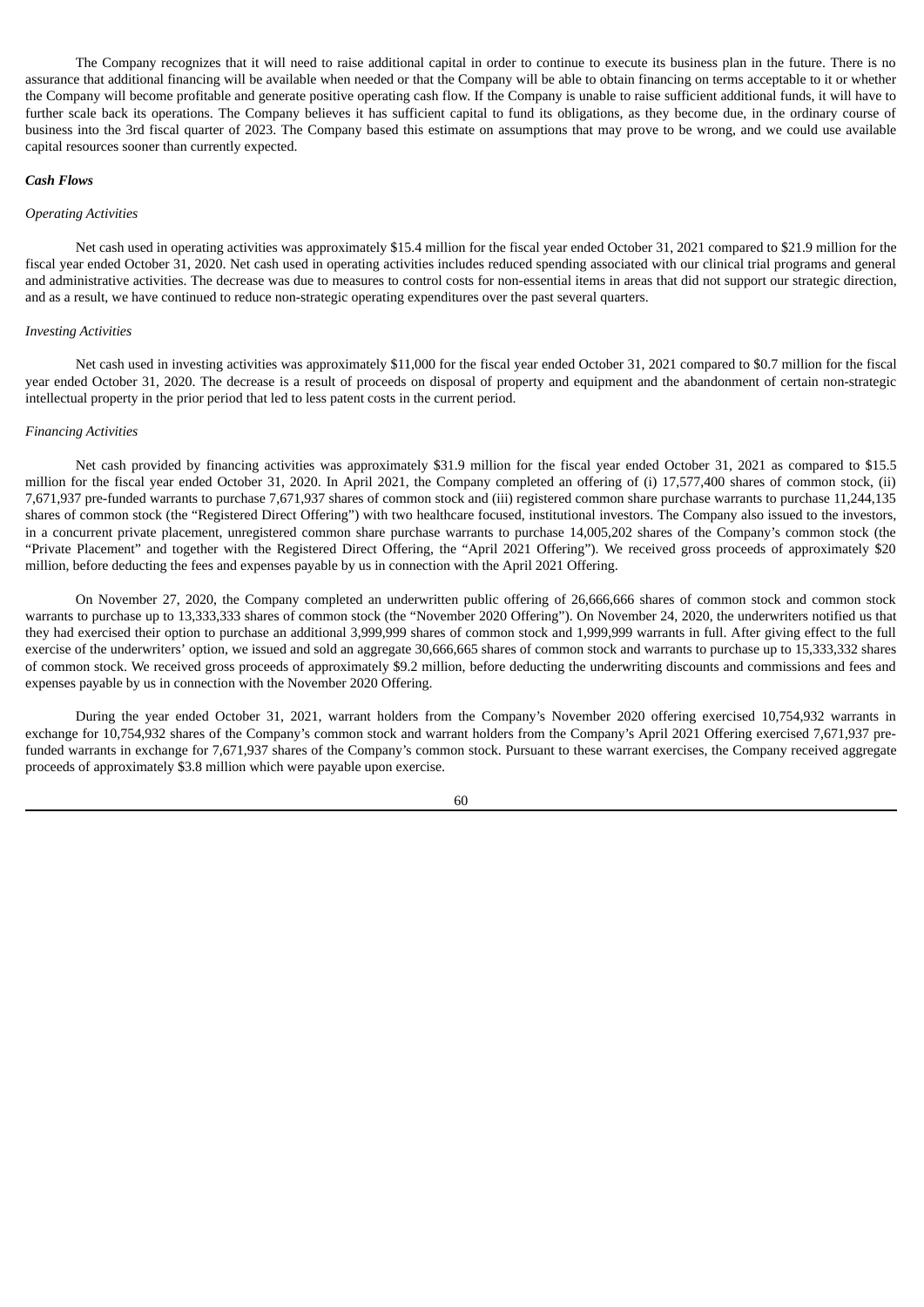The Company recognizes that it will need to raise additional capital in order to continue to execute its business plan in the future. There is no assurance that additional financing will be available when needed or that the Company will be able to obtain financing on terms acceptable to it or whether the Company will become profitable and generate positive operating cash flow. If the Company is unable to raise sufficient additional funds, it will have to further scale back its operations. The Company believes it has sufficient capital to fund its obligations, as they become due, in the ordinary course of business into the 3rd fiscal quarter of 2023. The Company based this estimate on assumptions that may prove to be wrong, and we could use available capital resources sooner than currently expected.

***Cash Flows***

*Operating Activities*

Net cash used in operating activities was approximately $15.4 million for the fiscal year ended October 31, 2021 compared to $21.9 million for the fiscal year ended October 31, 2020. Net cash used in operating activities includes reduced spending associated with our clinical trial programs and general and administrative activities. The decrease was due to measures to control costs for non-essential items in areas that did not support our strategic direction, and as a result, we have continued to reduce non-strategic operating expenditures over the past several quarters.

*Investing Activities*

Net cash used in investing activities was approximately $11,000 for the fiscal year ended October 31, 2021 compared to $0.7 million for the fiscal year ended October 31, 2020. The decrease is a result of proceeds on disposal of property and equipment and the abandonment of certain non-strategic intellectual property in the prior period that led to less patent costs in the current period.

*Financing Activities*

Net cash provided by financing activities was approximately $31.9 million for the fiscal year ended October 31, 2021 as compared to $15.5 million for the fiscal year ended October 31, 2020. In April 2021, the Company completed an offering of (i) 17,577,400 shares of common stock, (ii) 7,671,937 pre-funded warrants to purchase 7,671,937 shares of common stock and (iii) registered common share purchase warrants to purchase 11,244,135 shares of common stock (the "Registered Direct Offering") with two healthcare focused, institutional investors. The Company also issued to the investors, in a concurrent private placement, unregistered common share purchase warrants to purchase 14,005,202 shares of the Company's common stock (the "Private Placement" and together with the Registered Direct Offering, the "April 2021 Offering"). We received gross proceeds of approximately $20 million, before deducting the fees and expenses payable by us in connection with the April 2021 Offering.

On November 27, 2020, the Company completed an underwritten public offering of 26,666,666 shares of common stock and common stock warrants to purchase up to 13,333,333 shares of common stock (the "November 2020 Offering"). On November 24, 2020, the underwriters notified us that they had exercised their option to purchase an additional 3,999,999 shares of common stock and 1,999,999 warrants in full. After giving effect to the full exercise of the underwriters' option, we issued and sold an aggregate 30,666,665 shares of common stock and warrants to purchase up to 15,333,332 shares of common stock. We received gross proceeds of approximately $9.2 million, before deducting the underwriting discounts and commissions and fees and expenses payable by us in connection with the November 2020 Offering.

During the year ended October 31, 2021, warrant holders from the Company's November 2020 offering exercised 10,754,932 warrants in exchange for 10,754,932 shares of the Company's common stock and warrant holders from the Company's April 2021 Offering exercised 7,671,937 pre-funded warrants in exchange for 7,671,937 shares of the Company's common stock. Pursuant to these warrant exercises, the Company received aggregate proceeds of approximately $3.8 million which were payable upon exercise.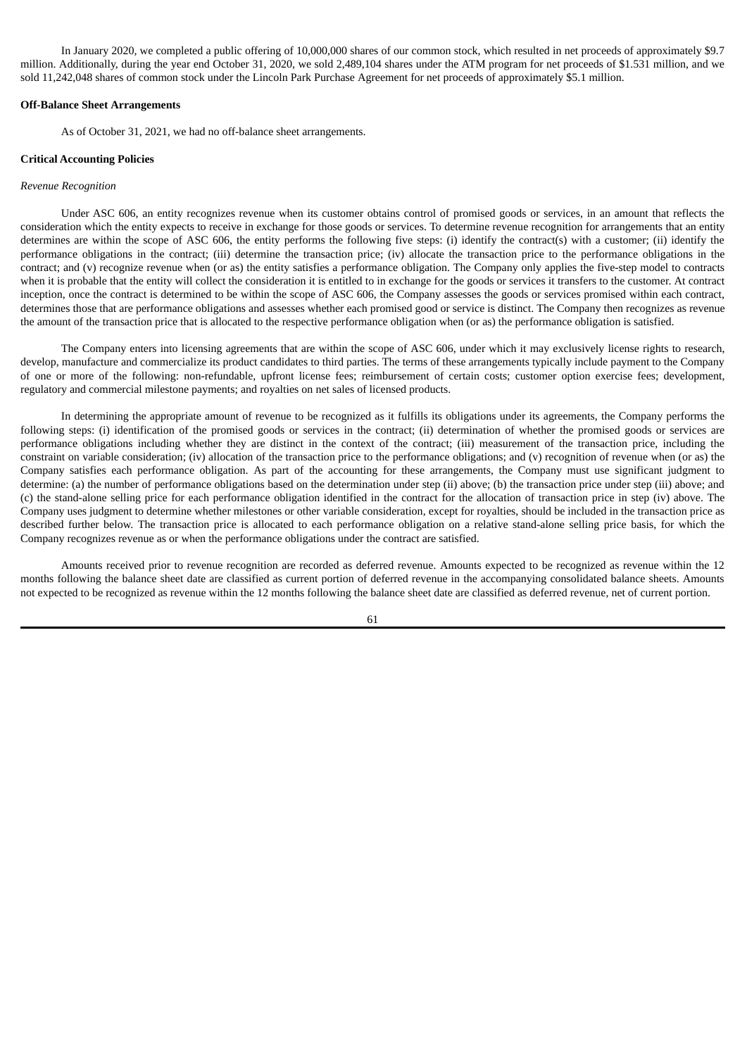In January 2020, we completed a public offering of 10,000,000 shares of our common stock, which resulted in net proceeds of approximately $9.7 million. Additionally, during the year end October 31, 2020, we sold 2,489,104 shares under the ATM program for net proceeds of $1.531 million, and we sold 11,242,048 shares of common stock under the Lincoln Park Purchase Agreement for net proceeds of approximately $5.1 million.

**Off-Balance Sheet Arrangements**

As of October 31, 2021, we had no off-balance sheet arrangements.

**Critical Accounting Policies**

*Revenue Recognition*

Under ASC 606, an entity recognizes revenue when its customer obtains control of promised goods or services, in an amount that reflects the consideration which the entity expects to receive in exchange for those goods or services. To determine revenue recognition for arrangements that an entity determines are within the scope of ASC 606, the entity performs the following five steps: (i) identify the contract(s) with a customer; (ii) identify the performance obligations in the contract; (iii) determine the transaction price; (iv) allocate the transaction price to the performance obligations in the contract; and (v) recognize revenue when (or as) the entity satisfies a performance obligation. The Company only applies the five-step model to contracts when it is probable that the entity will collect the consideration it is entitled to in exchange for the goods or services it transfers to the customer. At contract inception, once the contract is determined to be within the scope of ASC 606, the Company assesses the goods or services promised within each contract, determines those that are performance obligations and assesses whether each promised good or service is distinct. The Company then recognizes as revenue the amount of the transaction price that is allocated to the respective performance obligation when (or as) the performance obligation is satisfied.

The Company enters into licensing agreements that are within the scope of ASC 606, under which it may exclusively license rights to research, develop, manufacture and commercialize its product candidates to third parties. The terms of these arrangements typically include payment to the Company of one or more of the following: non-refundable, upfront license fees; reimbursement of certain costs; customer option exercise fees; development, regulatory and commercial milestone payments; and royalties on net sales of licensed products.

In determining the appropriate amount of revenue to be recognized as it fulfills its obligations under its agreements, the Company performs the following steps: (i) identification of the promised goods or services in the contract; (ii) determination of whether the promised goods or services are performance obligations including whether they are distinct in the context of the contract; (iii) measurement of the transaction price, including the constraint on variable consideration; (iv) allocation of the transaction price to the performance obligations; and (v) recognition of revenue when (or as) the Company satisfies each performance obligation. As part of the accounting for these arrangements, the Company must use significant judgment to determine: (a) the number of performance obligations based on the determination under step (ii) above; (b) the transaction price under step (iii) above; and (c) the stand-alone selling price for each performance obligation identified in the contract for the allocation of transaction price in step (iv) above. The Company uses judgment to determine whether milestones or other variable consideration, except for royalties, should be included in the transaction price as described further below. The transaction price is allocated to each performance obligation on a relative stand-alone selling price basis, for which the Company recognizes revenue as or when the performance obligations under the contract are satisfied.

Amounts received prior to revenue recognition are recorded as deferred revenue. Amounts expected to be recognized as revenue within the 12 months following the balance sheet date are classified as current portion of deferred revenue in the accompanying consolidated balance sheets. Amounts not expected to be recognized as revenue within the 12 months following the balance sheet date are classified as deferred revenue, net of current portion.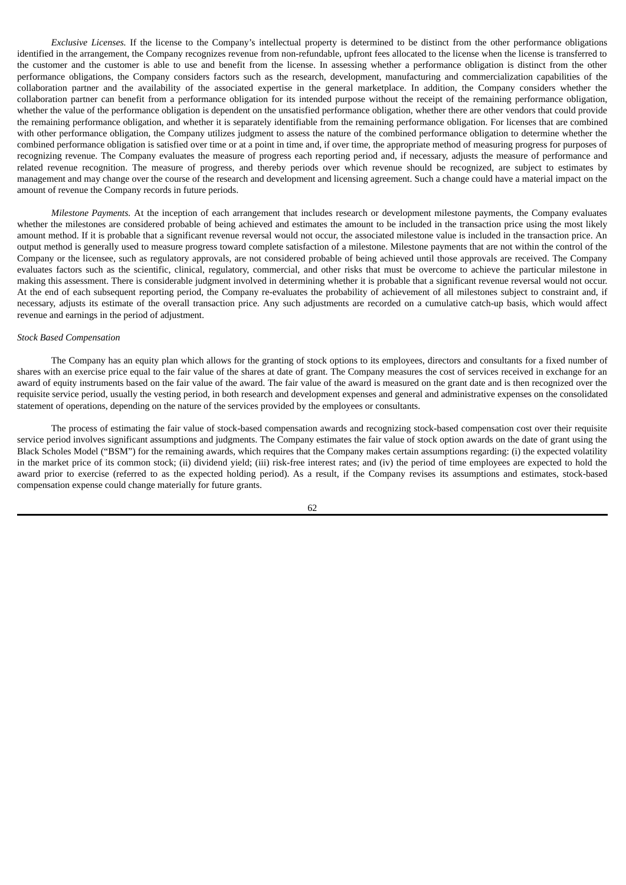*Exclusive Licenses.* If the license to the Company's intellectual property is determined to be distinct from the other performance obligations identified in the arrangement, the Company recognizes revenue from non-refundable, upfront fees allocated to the license when the license is transferred to the customer and the customer is able to use and benefit from the license. In assessing whether a performance obligation is distinct from the other performance obligations, the Company considers factors such as the research, development, manufacturing and commercialization capabilities of the collaboration partner and the availability of the associated expertise in the general marketplace. In addition, the Company considers whether the collaboration partner can benefit from a performance obligation for its intended purpose without the receipt of the remaining performance obligation, whether the value of the performance obligation is dependent on the unsatisfied performance obligation, whether there are other vendors that could provide the remaining performance obligation, and whether it is separately identifiable from the remaining performance obligation. For licenses that are combined with other performance obligation, the Company utilizes judgment to assess the nature of the combined performance obligation to determine whether the combined performance obligation is satisfied over time or at a point in time and, if over time, the appropriate method of measuring progress for purposes of recognizing revenue. The Company evaluates the measure of progress each reporting period and, if necessary, adjusts the measure of performance and related revenue recognition. The measure of progress, and thereby periods over which revenue should be recognized, are subject to estimates by management and may change over the course of the research and development and licensing agreement. Such a change could have a material impact on the amount of revenue the Company records in future periods.

*Milestone Payments.* At the inception of each arrangement that includes research or development milestone payments, the Company evaluates whether the milestones are considered probable of being achieved and estimates the amount to be included in the transaction price using the most likely amount method. If it is probable that a significant revenue reversal would not occur, the associated milestone value is included in the transaction price. An output method is generally used to measure progress toward complete satisfaction of a milestone. Milestone payments that are not within the control of the Company or the licensee, such as regulatory approvals, are not considered probable of being achieved until those approvals are received. The Company evaluates factors such as the scientific, clinical, regulatory, commercial, and other risks that must be overcome to achieve the particular milestone in making this assessment. There is considerable judgment involved in determining whether it is probable that a significant revenue reversal would not occur. At the end of each subsequent reporting period, the Company re-evaluates the probability of achievement of all milestones subject to constraint and, if necessary, adjusts its estimate of the overall transaction price. Any such adjustments are recorded on a cumulative catch-up basis, which would affect revenue and earnings in the period of adjustment.

*Stock Based Compensation*

The Company has an equity plan which allows for the granting of stock options to its employees, directors and consultants for a fixed number of shares with an exercise price equal to the fair value of the shares at date of grant. The Company measures the cost of services received in exchange for an award of equity instruments based on the fair value of the award. The fair value of the award is measured on the grant date and is then recognized over the requisite service period, usually the vesting period, in both research and development expenses and general and administrative expenses on the consolidated statement of operations, depending on the nature of the services provided by the employees or consultants.

The process of estimating the fair value of stock-based compensation awards and recognizing stock-based compensation cost over their requisite service period involves significant assumptions and judgments. The Company estimates the fair value of stock option awards on the date of grant using the Black Scholes Model ("BSM") for the remaining awards, which requires that the Company makes certain assumptions regarding: (i) the expected volatility in the market price of its common stock; (ii) dividend yield; (iii) risk-free interest rates; and (iv) the period of time employees are expected to hold the award prior to exercise (referred to as the expected holding period). As a result, if the Company revises its assumptions and estimates, stock-based compensation expense could change materially for future grants.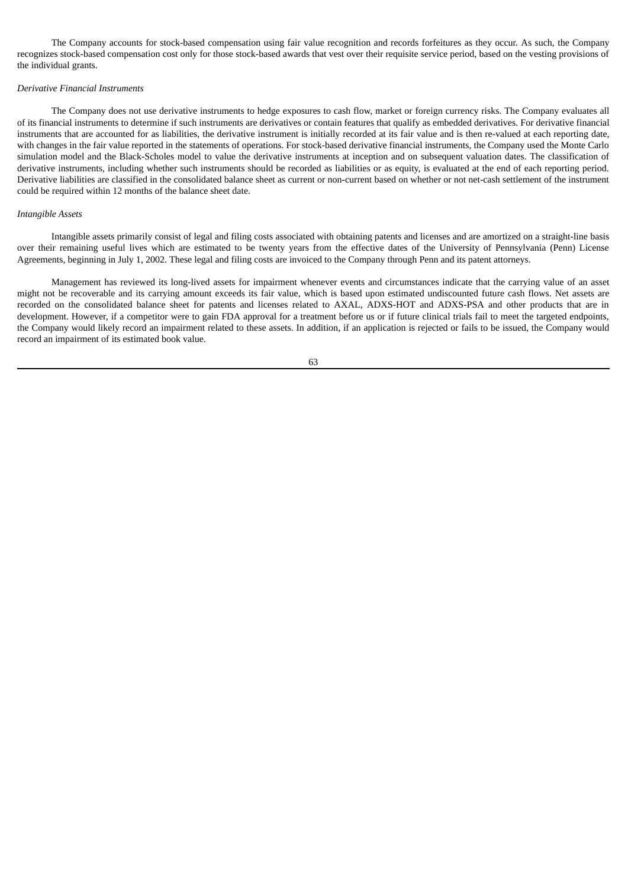The Company accounts for stock-based compensation using fair value recognition and records forfeitures as they occur. As such, the Company recognizes stock-based compensation cost only for those stock-based awards that vest over their requisite service period, based on the vesting provisions of the individual grants.

*Derivative Financial Instruments*

The Company does not use derivative instruments to hedge exposures to cash flow, market or foreign currency risks. The Company evaluates all of its financial instruments to determine if such instruments are derivatives or contain features that qualify as embedded derivatives. For derivative financial instruments that are accounted for as liabilities, the derivative instrument is initially recorded at its fair value and is then re-valued at each reporting date, with changes in the fair value reported in the statements of operations. For stock-based derivative financial instruments, the Company used the Monte Carlo simulation model and the Black-Scholes model to value the derivative instruments at inception and on subsequent valuation dates. The classification of derivative instruments, including whether such instruments should be recorded as liabilities or as equity, is evaluated at the end of each reporting period. Derivative liabilities are classified in the consolidated balance sheet as current or non-current based on whether or not net-cash settlement of the instrument could be required within 12 months of the balance sheet date.

*Intangible Assets*

Intangible assets primarily consist of legal and filing costs associated with obtaining patents and licenses and are amortized on a straight-line basis over their remaining useful lives which are estimated to be twenty years from the effective dates of the University of Pennsylvania (Penn) License Agreements, beginning in July 1, 2002. These legal and filing costs are invoiced to the Company through Penn and its patent attorneys.

Management has reviewed its long-lived assets for impairment whenever events and circumstances indicate that the carrying value of an asset might not be recoverable and its carrying amount exceeds its fair value, which is based upon estimated undiscounted future cash flows. Net assets are recorded on the consolidated balance sheet for patents and licenses related to AXAL, ADXS-HOT and ADXS-PSA and other products that are in development. However, if a competitor were to gain FDA approval for a treatment before us or if future clinical trials fail to meet the targeted endpoints, the Company would likely record an impairment related to these assets. In addition, if an application is rejected or fails to be issued, the Company would record an impairment of its estimated book value.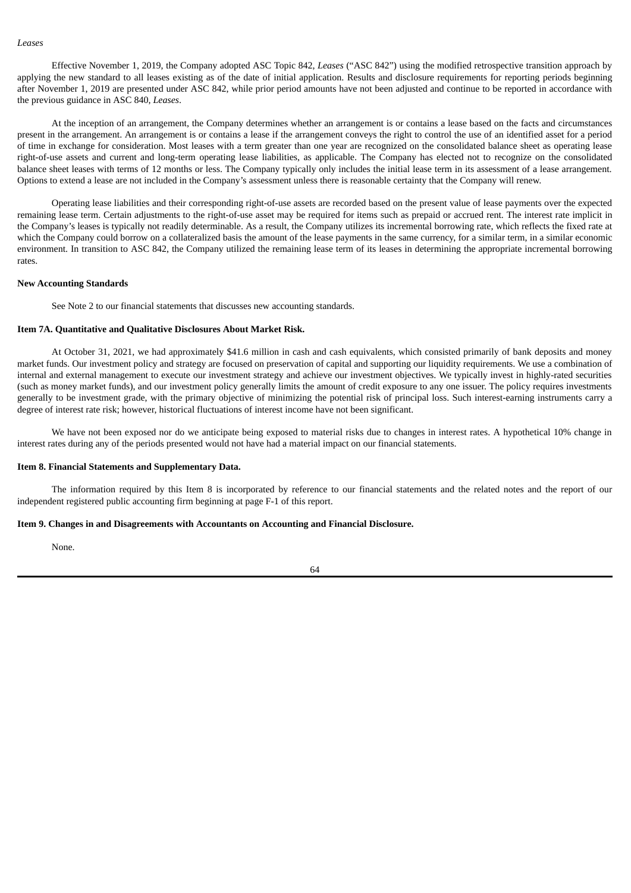*Leases*

Effective November 1, 2019, the Company adopted ASC Topic 842, *Leases* ("ASC 842") using the modified retrospective transition approach by applying the new standard to all leases existing as of the date of initial application. Results and disclosure requirements for reporting periods beginning after November 1, 2019 are presented under ASC 842, while prior period amounts have not been adjusted and continue to be reported in accordance with the previous guidance in ASC 840, *Leases*.

At the inception of an arrangement, the Company determines whether an arrangement is or contains a lease based on the facts and circumstances present in the arrangement. An arrangement is or contains a lease if the arrangement conveys the right to control the use of an identified asset for a period of time in exchange for consideration. Most leases with a term greater than one year are recognized on the consolidated balance sheet as operating lease right-of-use assets and current and long-term operating lease liabilities, as applicable. The Company has elected not to recognize on the consolidated balance sheet leases with terms of 12 months or less. The Company typically only includes the initial lease term in its assessment of a lease arrangement. Options to extend a lease are not included in the Company's assessment unless there is reasonable certainty that the Company will renew.

Operating lease liabilities and their corresponding right-of-use assets are recorded based on the present value of lease payments over the expected remaining lease term. Certain adjustments to the right-of-use asset may be required for items such as prepaid or accrued rent. The interest rate implicit in the Company's leases is typically not readily determinable. As a result, the Company utilizes its incremental borrowing rate, which reflects the fixed rate at which the Company could borrow on a collateralized basis the amount of the lease payments in the same currency, for a similar term, in a similar economic environment. In transition to ASC 842, the Company utilized the remaining lease term of its leases in determining the appropriate incremental borrowing rates.

**New Accounting Standards**

See Note 2 to our financial statements that discusses new accounting standards.

**Item 7A. Quantitative and Qualitative Disclosures About Market Risk.**

At October 31, 2021, we had approximately $41.6 million in cash and cash equivalents, which consisted primarily of bank deposits and money market funds. Our investment policy and strategy are focused on preservation of capital and supporting our liquidity requirements. We use a combination of internal and external management to execute our investment strategy and achieve our investment objectives. We typically invest in highly-rated securities (such as money market funds), and our investment policy generally limits the amount of credit exposure to any one issuer. The policy requires investments generally to be investment grade, with the primary objective of minimizing the potential risk of principal loss. Such interest-earning instruments carry a degree of interest rate risk; however, historical fluctuations of interest income have not been significant.

We have not been exposed nor do we anticipate being exposed to material risks due to changes in interest rates. A hypothetical 10% change in interest rates during any of the periods presented would not have had a material impact on our financial statements.

**Item 8. Financial Statements and Supplementary Data.**

The information required by this Item 8 is incorporated by reference to our financial statements and the related notes and the report of our independent registered public accounting firm beginning at page F-1 of this report.

**Item 9. Changes in and Disagreements with Accountants on Accounting and Financial Disclosure.**

None.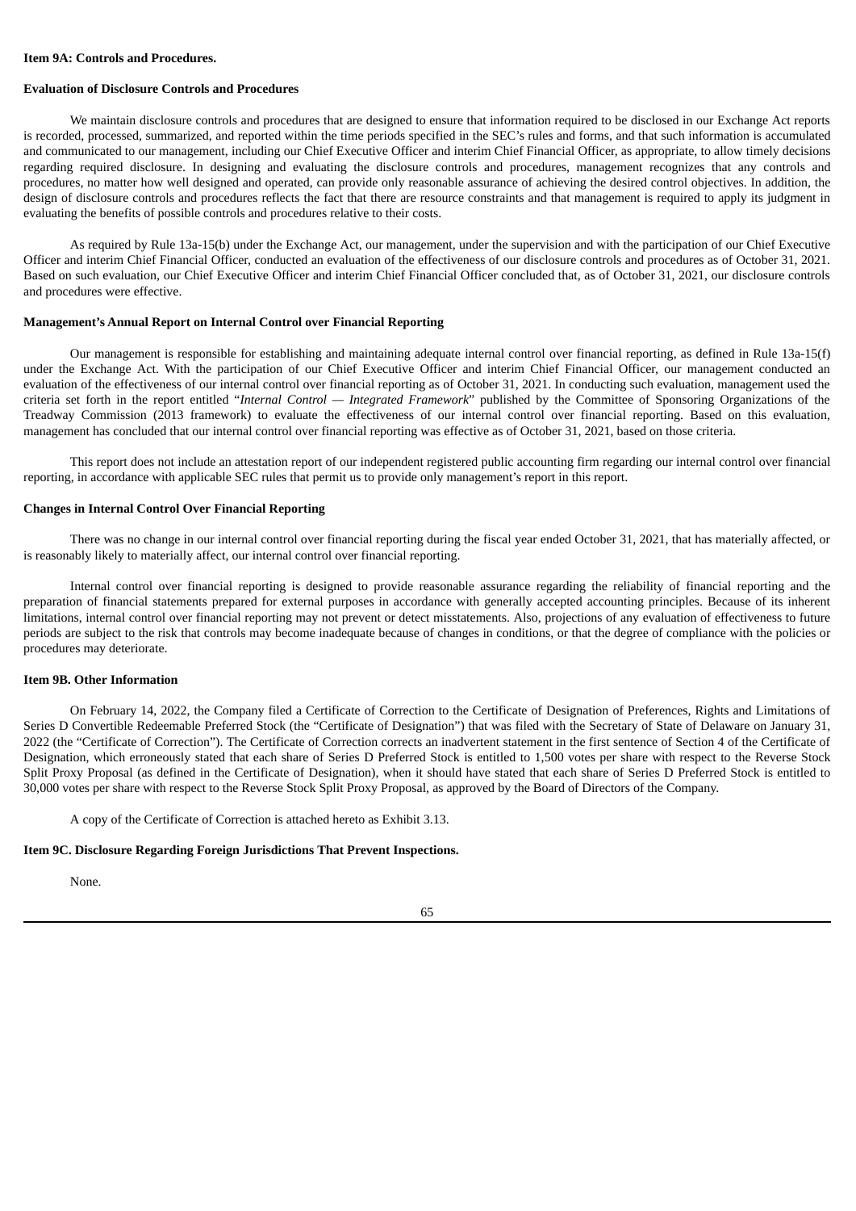### Item 9A: Controls and Procedures.

#### Evaluation of Disclosure Controls and Procedures

We maintain disclosure controls and procedures that are designed to ensure that information required to be disclosed in our Exchange Act reports is recorded, processed, summarized, and reported within the time periods specified in the SEC's rules and forms, and that such information is accumulated and communicated to our management, including our Chief Executive Officer and interim Chief Financial Officer, as appropriate, to allow timely decisions regarding required disclosure. In designing and evaluating the disclosure controls and procedures, management recognizes that any controls and procedures, no matter how well designed and operated, can provide only reasonable assurance of achieving the desired control objectives. In addition, the design of disclosure controls and procedures reflects the fact that there are resource constraints and that management is required to apply its judgment in evaluating the benefits of possible controls and procedures relative to their costs.

As required by Rule 13a-15(b) under the Exchange Act, our management, under the supervision and with the participation of our Chief Executive Officer and interim Chief Financial Officer, conducted an evaluation of the effectiveness of our disclosure controls and procedures as of October 31, 2021. Based on such evaluation, our Chief Executive Officer and interim Chief Financial Officer concluded that, as of October 31, 2021, our disclosure controls and procedures were effective.

#### Management's Annual Report on Internal Control over Financial Reporting

Our management is responsible for establishing and maintaining adequate internal control over financial reporting, as defined in Rule 13a-15(f) under the Exchange Act. With the participation of our Chief Executive Officer and interim Chief Financial Officer, our management conducted an evaluation of the effectiveness of our internal control over financial reporting as of October 31, 2021. In conducting such evaluation, management used the criteria set forth in the report entitled "*Internal Control — Integrated Framework*" published by the Committee of Sponsoring Organizations of the Treadway Commission (2013 framework) to evaluate the effectiveness of our internal control over financial reporting. Based on this evaluation, management has concluded that our internal control over financial reporting was effective as of October 31, 2021, based on those criteria.

This report does not include an attestation report of our independent registered public accounting firm regarding our internal control over financial reporting, in accordance with applicable SEC rules that permit us to provide only management's report in this report.

#### Changes in Internal Control Over Financial Reporting

There was no change in our internal control over financial reporting during the fiscal year ended October 31, 2021, that has materially affected, or is reasonably likely to materially affect, our internal control over financial reporting.

Internal control over financial reporting is designed to provide reasonable assurance regarding the reliability of financial reporting and the preparation of financial statements prepared for external purposes in accordance with generally accepted accounting principles. Because of its inherent limitations, internal control over financial reporting may not prevent or detect misstatements. Also, projections of any evaluation of effectiveness to future periods are subject to the risk that controls may become inadequate because of changes in conditions, or that the degree of compliance with the policies or procedures may deteriorate.

### Item 9B. Other Information

On February 14, 2022, the Company filed a Certificate of Correction to the Certificate of Designation of Preferences, Rights and Limitations of Series D Convertible Redeemable Preferred Stock (the "Certificate of Designation") that was filed with the Secretary of State of Delaware on January 31, 2022 (the "Certificate of Correction"). The Certificate of Correction corrects an inadvertent statement in the first sentence of Section 4 of the Certificate of Designation, which erroneously stated that each share of Series D Preferred Stock is entitled to 1,500 votes per share with respect to the Reverse Stock Split Proxy Proposal (as defined in the Certificate of Designation), when it should have stated that each share of Series D Preferred Stock is entitled to 30,000 votes per share with respect to the Reverse Stock Split Proxy Proposal, as approved by the Board of Directors of the Company.

A copy of the Certificate of Correction is attached hereto as Exhibit 3.13.

### Item 9C. Disclosure Regarding Foreign Jurisdictions That Prevent Inspections.

None.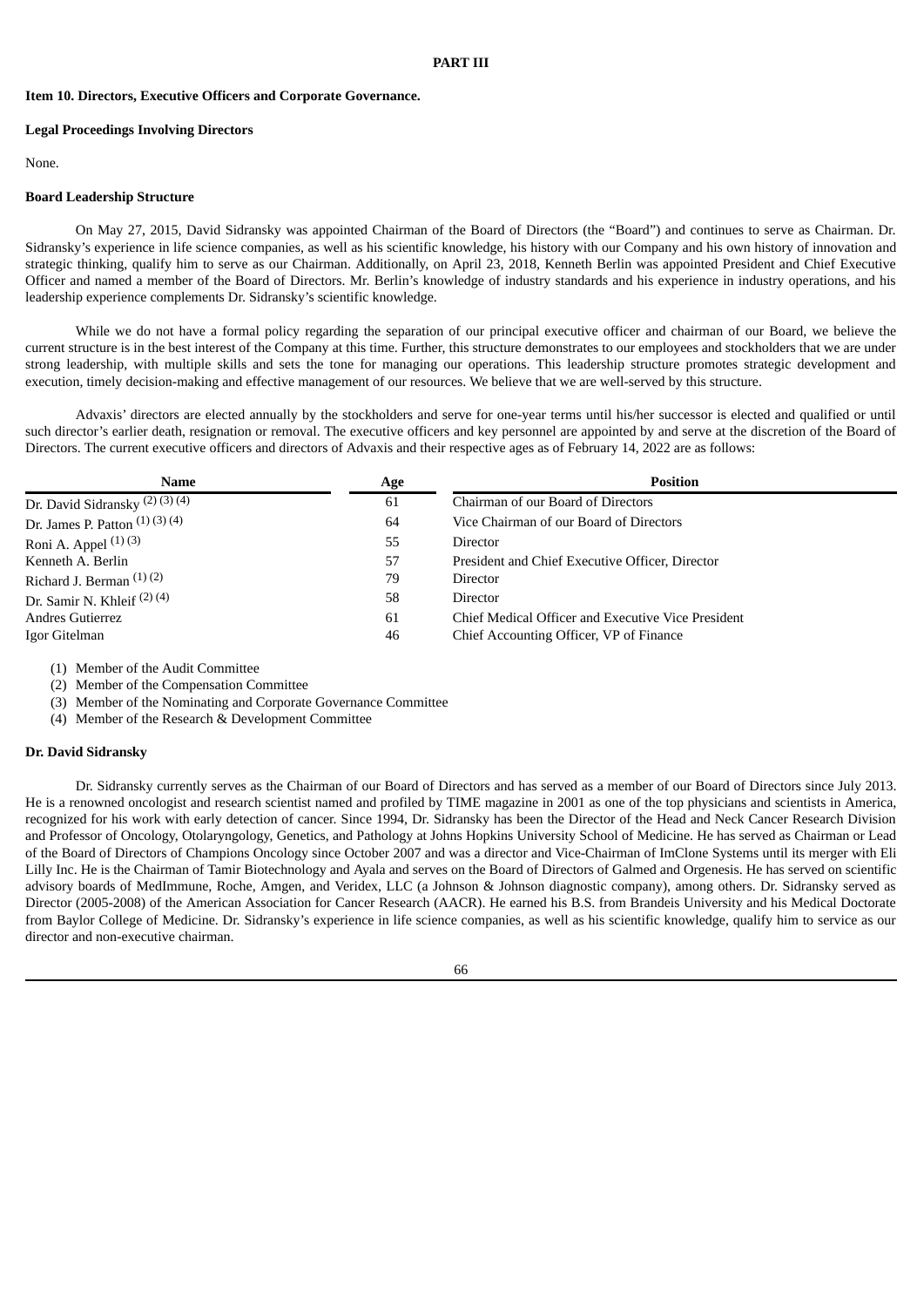**PART III**

### Item 10. Directors, Executive Officers and Corporate Governance.

**Legal Proceedings Involving Directors**

None.

**Board Leadership Structure**

On May 27, 2015, David Sidransky was appointed Chairman of the Board of Directors (the "Board") and continues to serve as Chairman. Dr. Sidransky's experience in life science companies, as well as his scientific knowledge, his history with our Company and his own history of innovation and strategic thinking, qualify him to serve as our Chairman. Additionally, on April 23, 2018, Kenneth Berlin was appointed President and Chief Executive Officer and named a member of the Board of Directors. Mr. Berlin's knowledge of industry standards and his experience in industry operations, and his leadership experience complements Dr. Sidransky's scientific knowledge.

While we do not have a formal policy regarding the separation of our principal executive officer and chairman of our Board, we believe the current structure is in the best interest of the Company at this time. Further, this structure demonstrates to our employees and stockholders that we are under strong leadership, with multiple skills and sets the tone for managing our operations. This leadership structure promotes strategic development and execution, timely decision-making and effective management of our resources. We believe that we are well-served by this structure.

Advaxis' directors are elected annually by the stockholders and serve for one-year terms until his/her successor is elected and qualified or until such director's earlier death, resignation or removal. The executive officers and key personnel are appointed by and serve at the discretion of the Board of Directors. The current executive officers and directors of Advaxis and their respective ages as of February 14, 2022 are as follows:

| Name | Age | Position |
|---|---|---|
| Dr. David Sidransky (2) (3) (4) | 61 | Chairman of our Board of Directors |
| Dr. James P. Patton (1) (3) (4) | 64 | Vice Chairman of our Board of Directors |
| Roni A. Appel (1) (3) | 55 | Director |
| Kenneth A. Berlin | 57 | President and Chief Executive Officer, Director |
| Richard J. Berman (1) (2) | 79 | Director |
| Dr. Samir N. Khleif (2) (4) | 58 | Director |
| Andres Gutierrez | 61 | Chief Medical Officer and Executive Vice President |
| Igor Gitelman | 46 | Chief Accounting Officer, VP of Finance |

(1) Member of the Audit Committee

(2) Member of the Compensation Committee

(3) Member of the Nominating and Corporate Governance Committee

(4) Member of the Research & Development Committee

**Dr. David Sidransky**

Dr. Sidransky currently serves as the Chairman of our Board of Directors and has served as a member of our Board of Directors since July 2013. He is a renowned oncologist and research scientist named and profiled by TIME magazine in 2001 as one of the top physicians and scientists in America, recognized for his work with early detection of cancer. Since 1994, Dr. Sidransky has been the Director of the Head and Neck Cancer Research Division and Professor of Oncology, Otolaryngology, Genetics, and Pathology at Johns Hopkins University School of Medicine. He has served as Chairman or Lead of the Board of Directors of Champions Oncology since October 2007 and was a director and Vice-Chairman of ImClone Systems until its merger with Eli Lilly Inc. He is the Chairman of Tamir Biotechnology and Ayala and serves on the Board of Directors of Galmed and Orgenesis. He has served on scientific advisory boards of MedImmune, Roche, Amgen, and Veridex, LLC (a Johnson & Johnson diagnostic company), among others. Dr. Sidransky served as Director (2005-2008) of the American Association for Cancer Research (AACR). He earned his B.S. from Brandeis University and his Medical Doctorate from Baylor College of Medicine. Dr. Sidransky's experience in life science companies, as well as his scientific knowledge, qualify him to service as our director and non-executive chairman.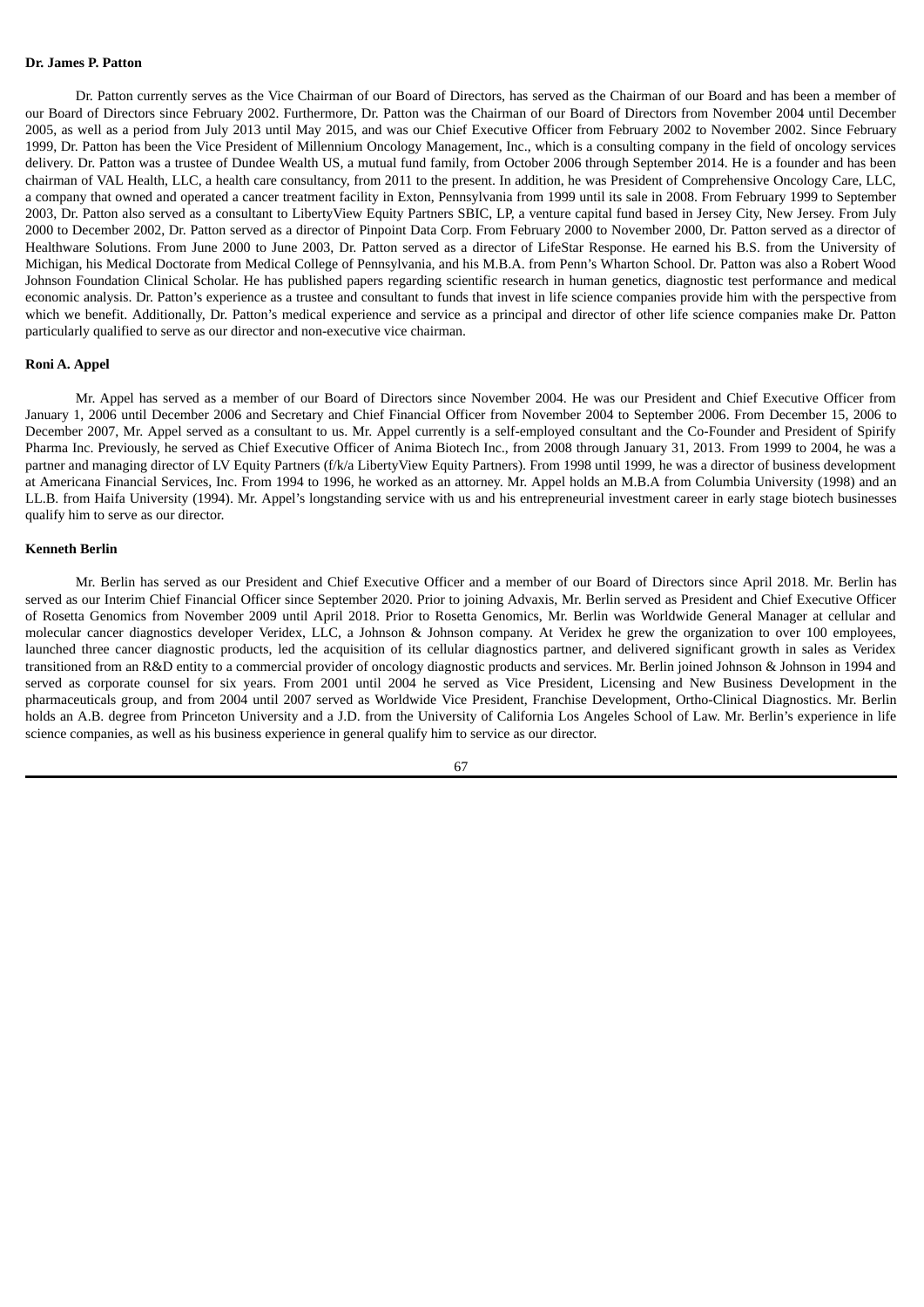**Dr. James P. Patton**

Dr. Patton currently serves as the Vice Chairman of our Board of Directors, has served as the Chairman of our Board and has been a member of our Board of Directors since February 2002. Furthermore, Dr. Patton was the Chairman of our Board of Directors from November 2004 until December 2005, as well as a period from July 2013 until May 2015, and was our Chief Executive Officer from February 2002 to November 2002. Since February 1999, Dr. Patton has been the Vice President of Millennium Oncology Management, Inc., which is a consulting company in the field of oncology services delivery. Dr. Patton was a trustee of Dundee Wealth US, a mutual fund family, from October 2006 through September 2014. He is a founder and has been chairman of VAL Health, LLC, a health care consultancy, from 2011 to the present. In addition, he was President of Comprehensive Oncology Care, LLC, a company that owned and operated a cancer treatment facility in Exton, Pennsylvania from 1999 until its sale in 2008. From February 1999 to September 2003, Dr. Patton also served as a consultant to LibertyView Equity Partners SBIC, LP, a venture capital fund based in Jersey City, New Jersey. From July 2000 to December 2002, Dr. Patton served as a director of Pinpoint Data Corp. From February 2000 to November 2000, Dr. Patton served as a director of Healthware Solutions. From June 2000 to June 2003, Dr. Patton served as a director of LifeStar Response. He earned his B.S. from the University of Michigan, his Medical Doctorate from Medical College of Pennsylvania, and his M.B.A. from Penn's Wharton School. Dr. Patton was also a Robert Wood Johnson Foundation Clinical Scholar. He has published papers regarding scientific research in human genetics, diagnostic test performance and medical economic analysis. Dr. Patton's experience as a trustee and consultant to funds that invest in life science companies provide him with the perspective from which we benefit. Additionally, Dr. Patton's medical experience and service as a principal and director of other life science companies make Dr. Patton particularly qualified to serve as our director and non-executive vice chairman.

**Roni A. Appel**

Mr. Appel has served as a member of our Board of Directors since November 2004. He was our President and Chief Executive Officer from January 1, 2006 until December 2006 and Secretary and Chief Financial Officer from November 2004 to September 2006. From December 15, 2006 to December 2007, Mr. Appel served as a consultant to us. Mr. Appel currently is a self-employed consultant and the Co-Founder and President of Spirify Pharma Inc. Previously, he served as Chief Executive Officer of Anima Biotech Inc., from 2008 through January 31, 2013. From 1999 to 2004, he was a partner and managing director of LV Equity Partners (f/k/a LibertyView Equity Partners). From 1998 until 1999, he was a director of business development at Americana Financial Services, Inc. From 1994 to 1996, he worked as an attorney. Mr. Appel holds an M.B.A from Columbia University (1998) and an LL.B. from Haifa University (1994). Mr. Appel's longstanding service with us and his entrepreneurial investment career in early stage biotech businesses qualify him to serve as our director.

**Kenneth Berlin**

Mr. Berlin has served as our President and Chief Executive Officer and a member of our Board of Directors since April 2018. Mr. Berlin has served as our Interim Chief Financial Officer since September 2020. Prior to joining Advaxis, Mr. Berlin served as President and Chief Executive Officer of Rosetta Genomics from November 2009 until April 2018. Prior to Rosetta Genomics, Mr. Berlin was Worldwide General Manager at cellular and molecular cancer diagnostics developer Veridex, LLC, a Johnson & Johnson company. At Veridex he grew the organization to over 100 employees, launched three cancer diagnostic products, led the acquisition of its cellular diagnostics partner, and delivered significant growth in sales as Veridex transitioned from an R&D entity to a commercial provider of oncology diagnostic products and services. Mr. Berlin joined Johnson & Johnson in 1994 and served as corporate counsel for six years. From 2001 until 2004 he served as Vice President, Licensing and New Business Development in the pharmaceuticals group, and from 2004 until 2007 served as Worldwide Vice President, Franchise Development, Ortho-Clinical Diagnostics. Mr. Berlin holds an A.B. degree from Princeton University and a J.D. from the University of California Los Angeles School of Law. Mr. Berlin's experience in life science companies, as well as his business experience in general qualify him to service as our director.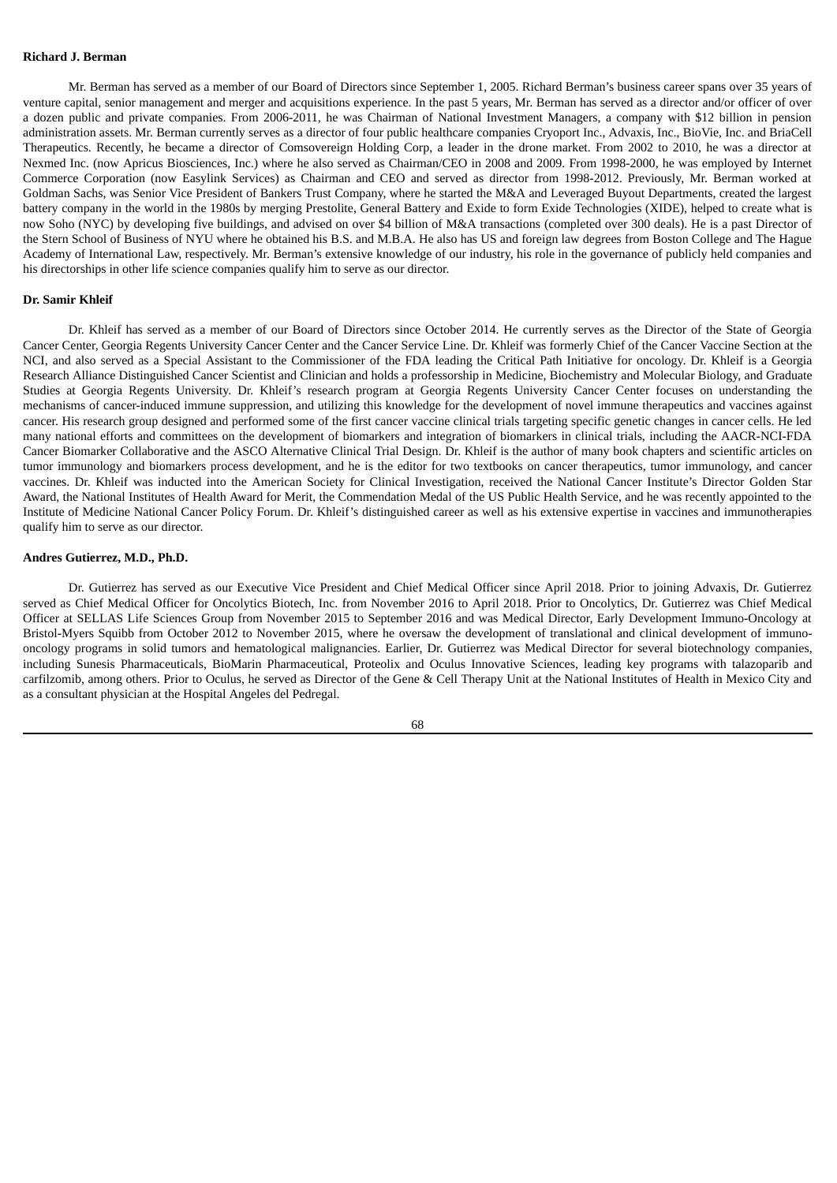**Richard J. Berman**

Mr. Berman has served as a member of our Board of Directors since September 1, 2005. Richard Berman's business career spans over 35 years of venture capital, senior management and merger and acquisitions experience. In the past 5 years, Mr. Berman has served as a director and/or officer of over a dozen public and private companies. From 2006-2011, he was Chairman of National Investment Managers, a company with $12 billion in pension administration assets. Mr. Berman currently serves as a director of four public healthcare companies Cryoport Inc., Advaxis, Inc., BioVie, Inc. and BriaCell Therapeutics. Recently, he became a director of Comsovereign Holding Corp, a leader in the drone market. From 2002 to 2010, he was a director at Nexmed Inc. (now Apricus Biosciences, Inc.) where he also served as Chairman/CEO in 2008 and 2009. From 1998-2000, he was employed by Internet Commerce Corporation (now Easylink Services) as Chairman and CEO and served as director from 1998-2012. Previously, Mr. Berman worked at Goldman Sachs, was Senior Vice President of Bankers Trust Company, where he started the M&A and Leveraged Buyout Departments, created the largest battery company in the world in the 1980s by merging Prestolite, General Battery and Exide to form Exide Technologies (XIDE), helped to create what is now Soho (NYC) by developing five buildings, and advised on over $4 billion of M&A transactions (completed over 300 deals). He is a past Director of the Stern School of Business of NYU where he obtained his B.S. and M.B.A. He also has US and foreign law degrees from Boston College and The Hague Academy of International Law, respectively. Mr. Berman's extensive knowledge of our industry, his role in the governance of publicly held companies and his directorships in other life science companies qualify him to serve as our director.

**Dr. Samir Khleif**

Dr. Khleif has served as a member of our Board of Directors since October 2014. He currently serves as the Director of the State of Georgia Cancer Center, Georgia Regents University Cancer Center and the Cancer Service Line. Dr. Khleif was formerly Chief of the Cancer Vaccine Section at the NCI, and also served as a Special Assistant to the Commissioner of the FDA leading the Critical Path Initiative for oncology. Dr. Khleif is a Georgia Research Alliance Distinguished Cancer Scientist and Clinician and holds a professorship in Medicine, Biochemistry and Molecular Biology, and Graduate Studies at Georgia Regents University. Dr. Khleif's research program at Georgia Regents University Cancer Center focuses on understanding the mechanisms of cancer-induced immune suppression, and utilizing this knowledge for the development of novel immune therapeutics and vaccines against cancer. His research group designed and performed some of the first cancer vaccine clinical trials targeting specific genetic changes in cancer cells. He led many national efforts and committees on the development of biomarkers and integration of biomarkers in clinical trials, including the AACR-NCI-FDA Cancer Biomarker Collaborative and the ASCO Alternative Clinical Trial Design. Dr. Khleif is the author of many book chapters and scientific articles on tumor immunology and biomarkers process development, and he is the editor for two textbooks on cancer therapeutics, tumor immunology, and cancer vaccines. Dr. Khleif was inducted into the American Society for Clinical Investigation, received the National Cancer Institute's Director Golden Star Award, the National Institutes of Health Award for Merit, the Commendation Medal of the US Public Health Service, and he was recently appointed to the Institute of Medicine National Cancer Policy Forum. Dr. Khleif's distinguished career as well as his extensive expertise in vaccines and immunotherapies qualify him to serve as our director.

**Andres Gutierrez, M.D., Ph.D.**

Dr. Gutierrez has served as our Executive Vice President and Chief Medical Officer since April 2018. Prior to joining Advaxis, Dr. Gutierrez served as Chief Medical Officer for Oncolytics Biotech, Inc. from November 2016 to April 2018. Prior to Oncolytics, Dr. Gutierrez was Chief Medical Officer at SELLAS Life Sciences Group from November 2015 to September 2016 and was Medical Director, Early Development Immuno-Oncology at Bristol-Myers Squibb from October 2012 to November 2015, where he oversaw the development of translational and clinical development of immuno-oncology programs in solid tumors and hematological malignancies. Earlier, Dr. Gutierrez was Medical Director for several biotechnology companies, including Sunesis Pharmaceuticals, BioMarin Pharmaceutical, Proteolix and Oculus Innovative Sciences, leading key programs with talazoparib and carfilzomib, among others. Prior to Oculus, he served as Director of the Gene & Cell Therapy Unit at the National Institutes of Health in Mexico City and as a consultant physician at the Hospital Angeles del Pedregal.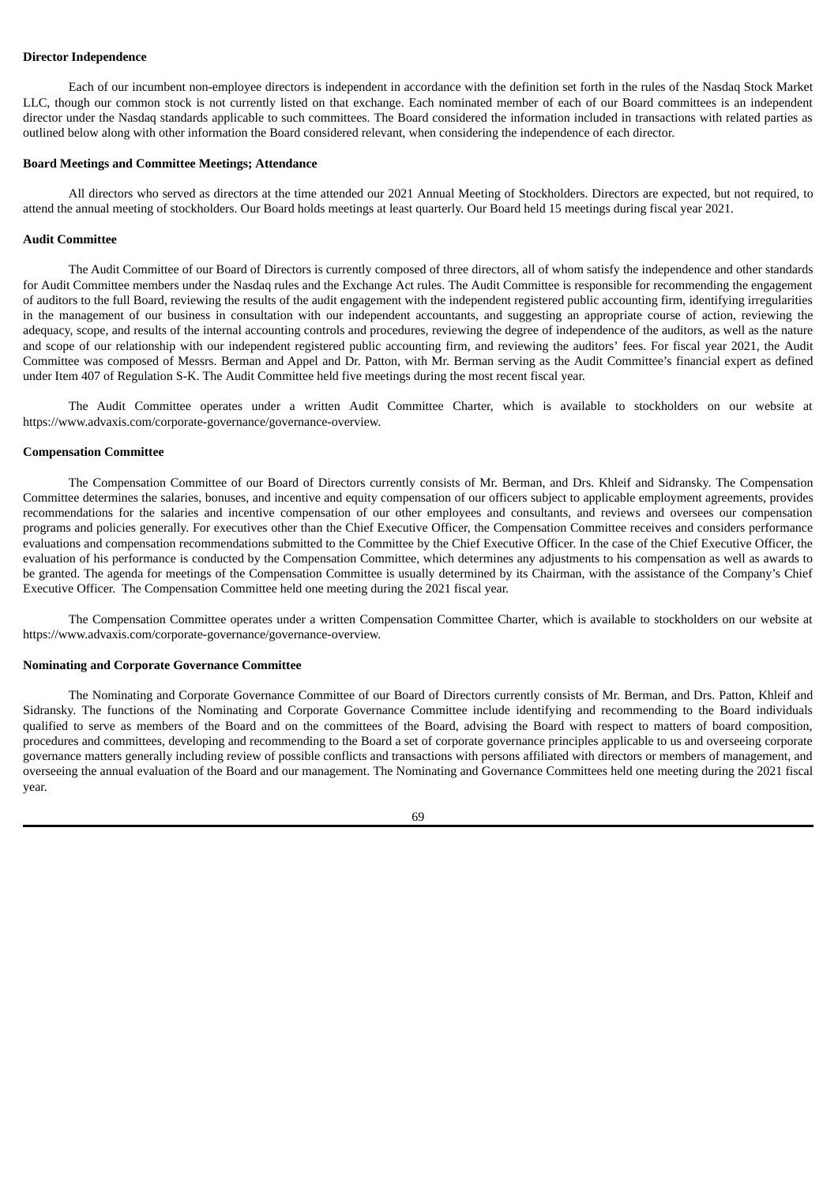**Director Independence**

Each of our incumbent non-employee directors is independent in accordance with the definition set forth in the rules of the Nasdaq Stock Market LLC, though our common stock is not currently listed on that exchange. Each nominated member of each of our Board committees is an independent director under the Nasdaq standards applicable to such committees. The Board considered the information included in transactions with related parties as outlined below along with other information the Board considered relevant, when considering the independence of each director.

**Board Meetings and Committee Meetings; Attendance**

All directors who served as directors at the time attended our 2021 Annual Meeting of Stockholders. Directors are expected, but not required, to attend the annual meeting of stockholders. Our Board holds meetings at least quarterly. Our Board held 15 meetings during fiscal year 2021.

**Audit Committee**

The Audit Committee of our Board of Directors is currently composed of three directors, all of whom satisfy the independence and other standards for Audit Committee members under the Nasdaq rules and the Exchange Act rules. The Audit Committee is responsible for recommending the engagement of auditors to the full Board, reviewing the results of the audit engagement with the independent registered public accounting firm, identifying irregularities in the management of our business in consultation with our independent accountants, and suggesting an appropriate course of action, reviewing the adequacy, scope, and results of the internal accounting controls and procedures, reviewing the degree of independence of the auditors, as well as the nature and scope of our relationship with our independent registered public accounting firm, and reviewing the auditors' fees. For fiscal year 2021, the Audit Committee was composed of Messrs. Berman and Appel and Dr. Patton, with Mr. Berman serving as the Audit Committee's financial expert as defined under Item 407 of Regulation S-K. The Audit Committee held five meetings during the most recent fiscal year.

The Audit Committee operates under a written Audit Committee Charter, which is available to stockholders on our website at https://www.advaxis.com/corporate-governance/governance-overview.

**Compensation Committee**

The Compensation Committee of our Board of Directors currently consists of Mr. Berman, and Drs. Khleif and Sidransky. The Compensation Committee determines the salaries, bonuses, and incentive and equity compensation of our officers subject to applicable employment agreements, provides recommendations for the salaries and incentive compensation of our other employees and consultants, and reviews and oversees our compensation programs and policies generally. For executives other than the Chief Executive Officer, the Compensation Committee receives and considers performance evaluations and compensation recommendations submitted to the Committee by the Chief Executive Officer. In the case of the Chief Executive Officer, the evaluation of his performance is conducted by the Compensation Committee, which determines any adjustments to his compensation as well as awards to be granted. The agenda for meetings of the Compensation Committee is usually determined by its Chairman, with the assistance of the Company's Chief Executive Officer. The Compensation Committee held one meeting during the 2021 fiscal year.

The Compensation Committee operates under a written Compensation Committee Charter, which is available to stockholders on our website at https://www.advaxis.com/corporate-governance/governance-overview.

**Nominating and Corporate Governance Committee**

The Nominating and Corporate Governance Committee of our Board of Directors currently consists of Mr. Berman, and Drs. Patton, Khleif and Sidransky. The functions of the Nominating and Corporate Governance Committee include identifying and recommending to the Board individuals qualified to serve as members of the Board and on the committees of the Board, advising the Board with respect to matters of board composition, procedures and committees, developing and recommending to the Board a set of corporate governance principles applicable to us and overseeing corporate governance matters generally including review of possible conflicts and transactions with persons affiliated with directors or members of management, and overseeing the annual evaluation of the Board and our management. The Nominating and Governance Committees held one meeting during the 2021 fiscal year.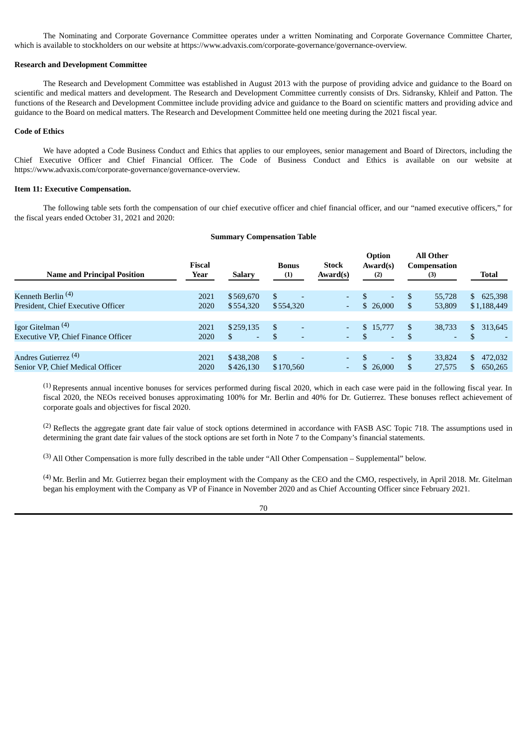The Nominating and Corporate Governance Committee operates under a written Nominating and Corporate Governance Committee Charter, which is available to stockholders on our website at https://www.advaxis.com/corporate-governance/governance-overview.

**Research and Development Committee**

The Research and Development Committee was established in August 2013 with the purpose of providing advice and guidance to the Board on scientific and medical matters and development. The Research and Development Committee currently consists of Drs. Sidransky, Khleif and Patton. The functions of the Research and Development Committee include providing advice and guidance to the Board on scientific matters and providing advice and guidance to the Board on medical matters. The Research and Development Committee held one meeting during the 2021 fiscal year.

**Code of Ethics**

We have adopted a Code Business Conduct and Ethics that applies to our employees, senior management and Board of Directors, including the Chief Executive Officer and Chief Financial Officer. The Code of Business Conduct and Ethics is available on our website at https://www.advaxis.com/corporate-governance/governance-overview.

**Item 11: Executive Compensation.**

The following table sets forth the compensation of our chief executive officer and chief financial officer, and our "named executive officers," for the fiscal years ended October 31, 2021 and 2020:

**Summary Compensation Table**

| Name and Principal Position | Fiscal Year | Salary | Bonus (1) | Stock Award(s) | Option Award(s) (2) | All Other Compensation (3) | Total |
|---|---|---|---|---|---|---|---|
| Kenneth Berlin (4) | 2021 | $569,670 | $ - | - | $ - | $ 55,728 | $ 625,398 |
| President, Chief Executive Officer | 2020 | $554,320 | $554,320 | - | $ 26,000 | $ 53,809 | $1,188,449 |
| Igor Gitelman (4) | 2021 | $259,135 | $ - | - | $ 15,777 | $ 38,733 | $ 313,645 |
| Executive VP, Chief Finance Officer | 2020 | $ - | $ - | - | $ - | $ - | $ - |
| Andres Gutierrez (4) | 2021 | $438,208 | $ - | - | $ - | $ 33,824 | $ 472,032 |
| Senior VP, Chief Medical Officer | 2020 | $426,130 | $170,560 | - | $ 26,000 | $ 27,575 | $ 650,265 |

(1) Represents annual incentive bonuses for services performed during fiscal 2020, which in each case were paid in the following fiscal year. In fiscal 2020, the NEOs received bonuses approximating 100% for Mr. Berlin and 40% for Dr. Gutierrez. These bonuses reflect achievement of corporate goals and objectives for fiscal 2020.

(2) Reflects the aggregate grant date fair value of stock options determined in accordance with FASB ASC Topic 718. The assumptions used in determining the grant date fair values of the stock options are set forth in Note 7 to the Company's financial statements.

(3) All Other Compensation is more fully described in the table under "All Other Compensation – Supplemental" below.

(4) Mr. Berlin and Mr. Gutierrez began their employment with the Company as the CEO and the CMO, respectively, in April 2018. Mr. Gitelman began his employment with the Company as VP of Finance in November 2020 and as Chief Accounting Officer since February 2021.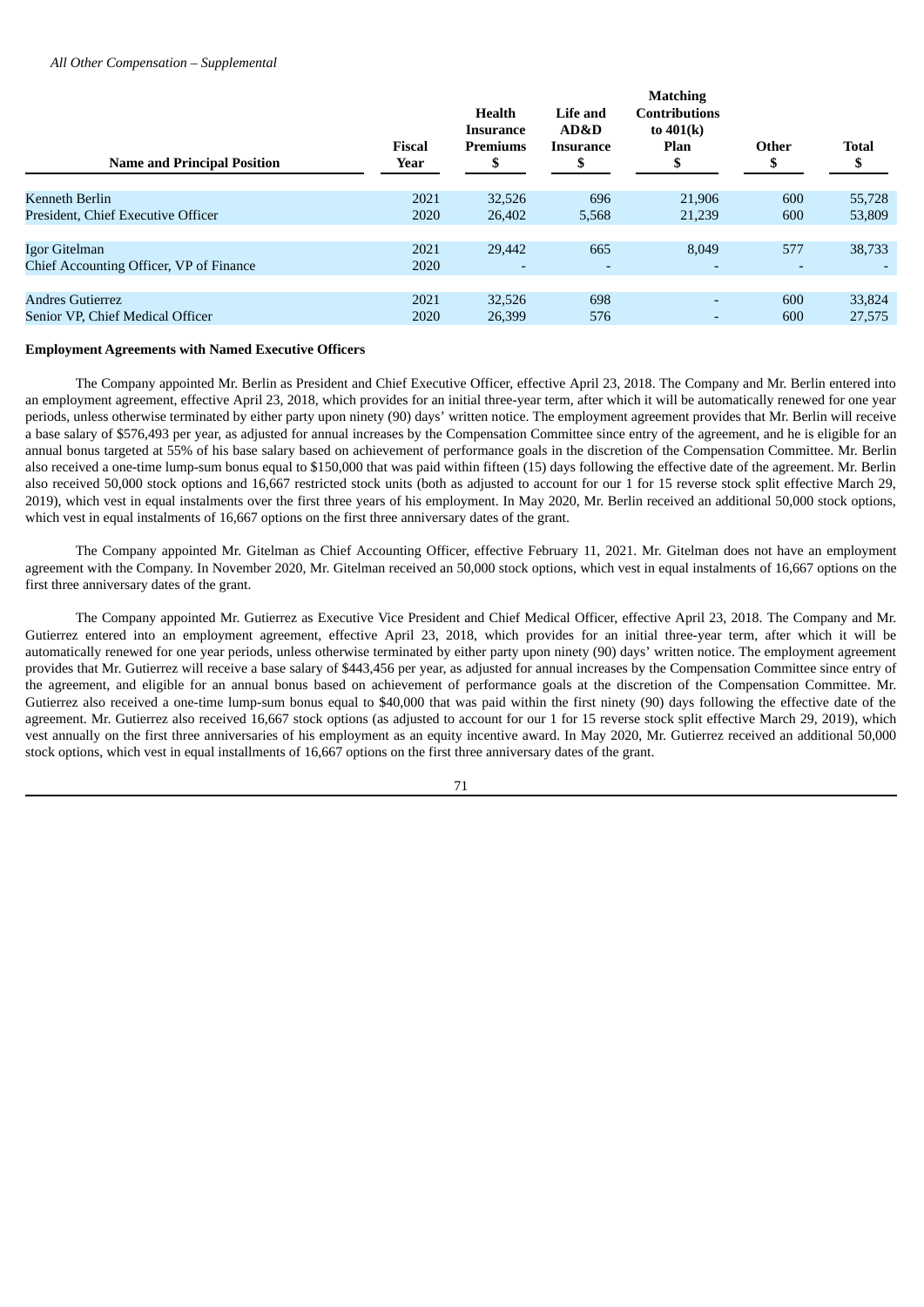*All Other Compensation – Supplemental*

| Name and Principal Position | Fiscal Year | Health Insurance Premiums $ | Life and AD&D Insurance $ | Matching Contributions to 401(k) Plan $ | Other $ | Total $ |
|---|---|---|---|---|---|---|
| Kenneth Berlin | 2021 | 32,526 | 696 | 21,906 | 600 | 55,728 |
| President, Chief Executive Officer | 2020 | 26,402 | 5,568 | 21,239 | 600 | 53,809 |
| Igor Gitelman | 2021 | 29,442 | 665 | 8,049 | 577 | 38,733 |
| Chief Accounting Officer, VP of Finance | 2020 | - | - | - | - | - |
| Andres Gutierrez | 2021 | 32,526 | 698 | - | 600 | 33,824 |
| Senior VP, Chief Medical Officer | 2020 | 26,399 | 576 | - | 600 | 27,575 |

**Employment Agreements with Named Executive Officers**

The Company appointed Mr. Berlin as President and Chief Executive Officer, effective April 23, 2018. The Company and Mr. Berlin entered into an employment agreement, effective April 23, 2018, which provides for an initial three-year term, after which it will be automatically renewed for one year periods, unless otherwise terminated by either party upon ninety (90) days' written notice. The employment agreement provides that Mr. Berlin will receive a base salary of $576,493 per year, as adjusted for annual increases by the Compensation Committee since entry of the agreement, and he is eligible for an annual bonus targeted at 55% of his base salary based on achievement of performance goals in the discretion of the Compensation Committee. Mr. Berlin also received a one-time lump-sum bonus equal to $150,000 that was paid within fifteen (15) days following the effective date of the agreement. Mr. Berlin also received 50,000 stock options and 16,667 restricted stock units (both as adjusted to account for our 1 for 15 reverse stock split effective March 29, 2019), which vest in equal instalments over the first three years of his employment. In May 2020, Mr. Berlin received an additional 50,000 stock options, which vest in equal instalments of 16,667 options on the first three anniversary dates of the grant.

The Company appointed Mr. Gitelman as Chief Accounting Officer, effective February 11, 2021. Mr. Gitelman does not have an employment agreement with the Company. In November 2020, Mr. Gitelman received an 50,000 stock options, which vest in equal instalments of 16,667 options on the first three anniversary dates of the grant.

The Company appointed Mr. Gutierrez as Executive Vice President and Chief Medical Officer, effective April 23, 2018. The Company and Mr. Gutierrez entered into an employment agreement, effective April 23, 2018, which provides for an initial three-year term, after which it will be automatically renewed for one year periods, unless otherwise terminated by either party upon ninety (90) days' written notice. The employment agreement provides that Mr. Gutierrez will receive a base salary of $443,456 per year, as adjusted for annual increases by the Compensation Committee since entry of the agreement, and eligible for an annual bonus based on achievement of performance goals at the discretion of the Compensation Committee. Mr. Gutierrez also received a one-time lump-sum bonus equal to $40,000 that was paid within the first ninety (90) days following the effective date of the agreement. Mr. Gutierrez also received 16,667 stock options (as adjusted to account for our 1 for 15 reverse stock split effective March 29, 2019), which vest annually on the first three anniversaries of his employment as an equity incentive award. In May 2020, Mr. Gutierrez received an additional 50,000 stock options, which vest in equal installments of 16,667 options on the first three anniversary dates of the grant.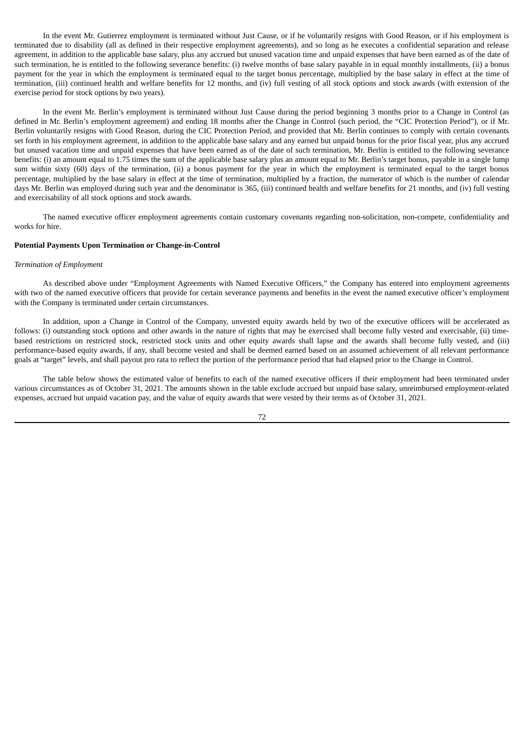In the event Mr. Gutierrez employment is terminated without Just Cause, or if he voluntarily resigns with Good Reason, or if his employment is terminated due to disability (all as defined in their respective employment agreements), and so long as he executes a confidential separation and release agreement, in addition to the applicable base salary, plus any accrued but unused vacation time and unpaid expenses that have been earned as of the date of such termination, he is entitled to the following severance benefits: (i) twelve months of base salary payable in in equal monthly installments, (ii) a bonus payment for the year in which the employment is terminated equal to the target bonus percentage, multiplied by the base salary in effect at the time of termination, (iii) continued health and welfare benefits for 12 months, and (iv) full vesting of all stock options and stock awards (with extension of the exercise period for stock options by two years).

In the event Mr. Berlin's employment is terminated without Just Cause during the period beginning 3 months prior to a Change in Control (as defined in Mr. Berlin's employment agreement) and ending 18 months after the Change in Control (such period, the "CIC Protection Period"), or if Mr. Berlin voluntarily resigns with Good Reason, during the CIC Protection Period, and provided that Mr. Berlin continues to comply with certain covenants set forth in his employment agreement, in addition to the applicable base salary and any earned but unpaid bonus for the prior fiscal year, plus any accrued but unused vacation time and unpaid expenses that have been earned as of the date of such termination, Mr. Berlin is entitled to the following severance benefits: (i) an amount equal to 1.75 times the sum of the applicable base salary plus an amount equal to Mr. Berlin's target bonus, payable in a single lump sum within sixty (60) days of the termination, (ii) a bonus payment for the year in which the employment is terminated equal to the target bonus percentage, multiplied by the base salary in effect at the time of termination, multiplied by a fraction, the numerator of which is the number of calendar days Mr. Berlin was employed during such year and the denominator is 365, (iii) continued health and welfare benefits for 21 months, and (iv) full vesting and exercisability of all stock options and stock awards.

The named executive officer employment agreements contain customary covenants regarding non-solicitation, non-compete, confidentiality and works for hire.

**Potential Payments Upon Termination or Change-in-Control**

*Termination of Employment*

As described above under "Employment Agreements with Named Executive Officers," the Company has entered into employment agreements with two of the named executive officers that provide for certain severance payments and benefits in the event the named executive officer's employment with the Company is terminated under certain circumstances.

In addition, upon a Change in Control of the Company, unvested equity awards held by two of the executive officers will be accelerated as follows: (i) outstanding stock options and other awards in the nature of rights that may be exercised shall become fully vested and exercisable, (ii) time-based restrictions on restricted stock, restricted stock units and other equity awards shall lapse and the awards shall become fully vested, and (iii) performance-based equity awards, if any, shall become vested and shall be deemed earned based on an assumed achievement of all relevant performance goals at "target" levels, and shall payout pro rata to reflect the portion of the performance period that had elapsed prior to the Change in Control.

The table below shows the estimated value of benefits to each of the named executive officers if their employment had been terminated under various circumstances as of October 31, 2021. The amounts shown in the table exclude accrued but unpaid base salary, unreimbursed employment-related expenses, accrued but unpaid vacation pay, and the value of equity awards that were vested by their terms as of October 31, 2021.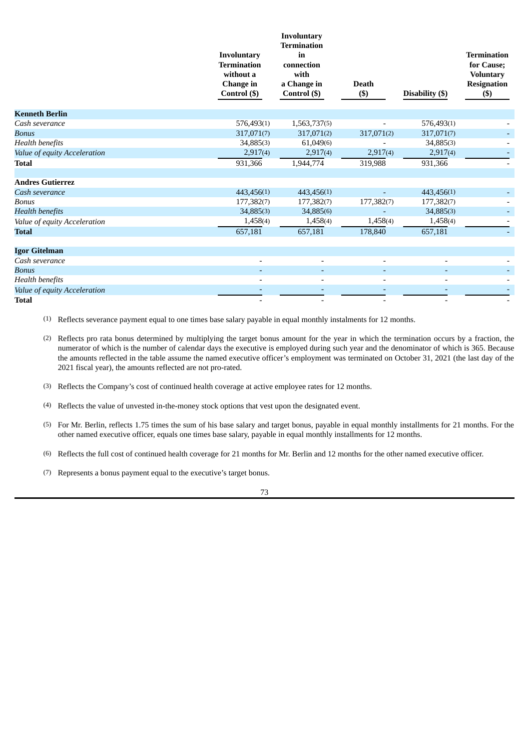| | Involuntary Termination without a Change in Control ($) | Involuntary Termination in connection with a Change in Control ($) | Death ($) | Disability ($) | Termination for Cause; Voluntary Resignation ($) |
|---|---|---|---|---|---|
| **Kenneth Berlin** | | | | | |
| *Cash severance* | 576,493(1) | 1,563,737(5) | - | 576,493(1) | - |
| *Bonus* | 317,071(7) | 317,071(2) | 317,071(2) | 317,071(7) | - |
| *Health benefits* | 34,885(3) | 61,049(6) | - | 34,885(3) | - |
| *Value of equity Acceleration* | 2,917(4) | 2,917(4) | 2,917(4) | 2,917(4) | - |
| **Total** | 931,366 | 1,944,774 | 319,988 | 931,366 | - |
| **Andres Gutierrez** | | | | | |
| *Cash severance* | 443,456(1) | 443,456(1) | - | 443,456(1) | - |
| *Bonus* | 177,382(7) | 177,382(7) | 177,382(7) | 177,382(7) | - |
| *Health benefits* | 34,885(3) | 34,885(6) | - | 34,885(3) | - |
| *Value of equity Acceleration* | 1,458(4) | 1,458(4) | 1,458(4) | 1,458(4) | - |
| **Total** | 657,181 | 657,181 | 178,840 | 657,181 | - |
| **Igor Gitelman** | | | | | |
| *Cash severance* | - | - | - | - | - |
| *Bonus* | - | - | - | - | - |
| *Health benefits* | - | - | - | - | - |
| *Value of equity Acceleration* | - | - | - | - | - |
| **Total** | - | - | - | - | - |

(1) Reflects severance payment equal to one times base salary payable in equal monthly instalments for 12 months.

(2) Reflects pro rata bonus determined by multiplying the target bonus amount for the year in which the termination occurs by a fraction, the numerator of which is the number of calendar days the executive is employed during such year and the denominator of which is 365. Because the amounts reflected in the table assume the named executive officer's employment was terminated on October 31, 2021 (the last day of the 2021 fiscal year), the amounts reflected are not pro-rated.

(3) Reflects the Company's cost of continued health coverage at active employee rates for 12 months.

(4) Reflects the value of unvested in-the-money stock options that vest upon the designated event.

(5) For Mr. Berlin, reflects 1.75 times the sum of his base salary and target bonus, payable in equal monthly installments for 21 months. For the other named executive officer, equals one times base salary, payable in equal monthly installments for 12 months.

(6) Reflects the full cost of continued health coverage for 21 months for Mr. Berlin and 12 months for the other named executive officer.

(7) Represents a bonus payment equal to the executive's target bonus.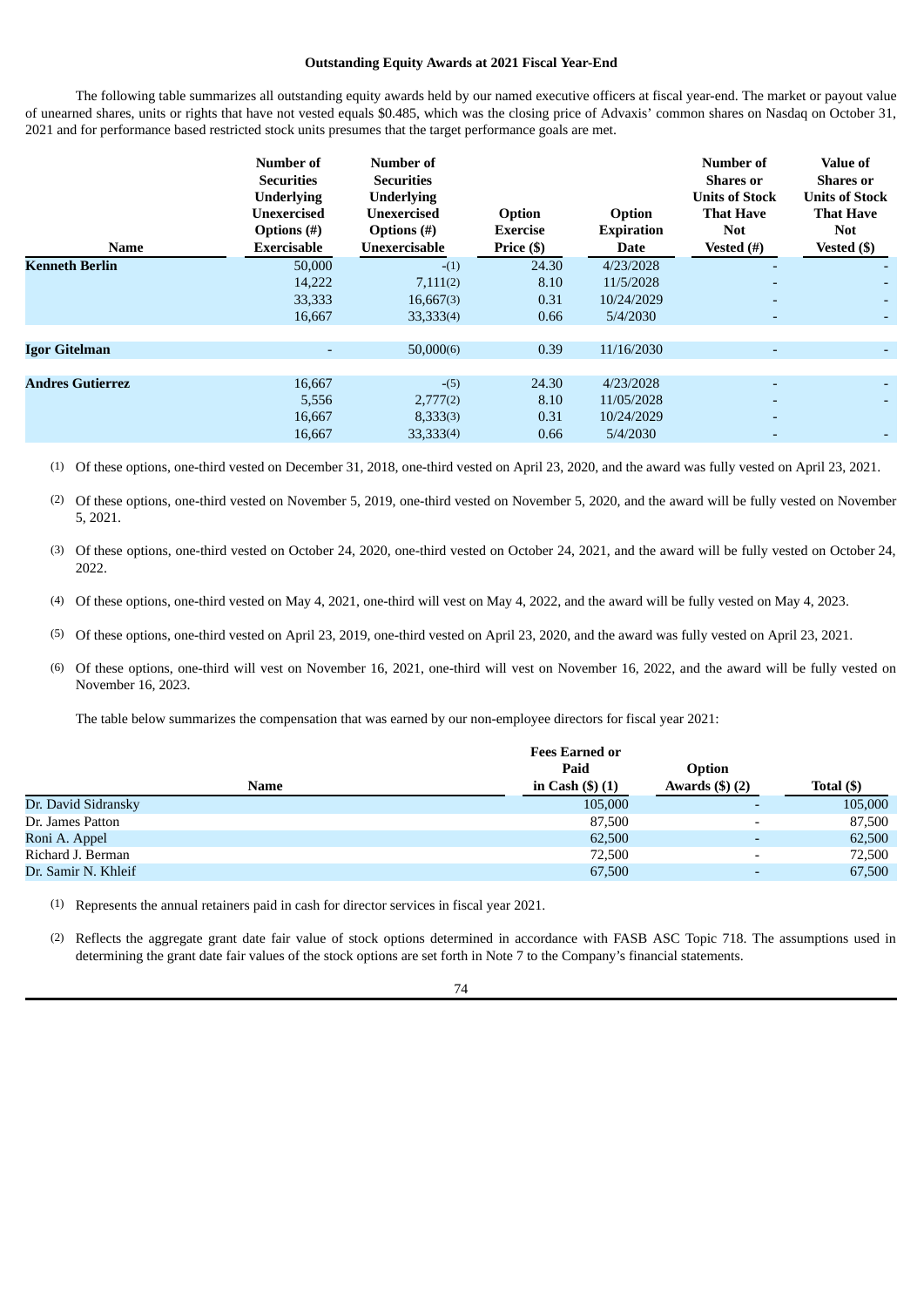### Outstanding Equity Awards at 2021 Fiscal Year-End

The following table summarizes all outstanding equity awards held by our named executive officers at fiscal year-end. The market or payout value of unearned shares, units or rights that have not vested equals $0.485, which was the closing price of Advaxis' common shares on Nasdaq on October 31, 2021 and for performance based restricted stock units presumes that the target performance goals are met.

| Name | Number of Securities Underlying Unexercised Options (#) Exercisable | Number of Securities Underlying Unexercised Options (#) Unexercisable | Option Exercise Price ($) | Option Expiration Date | Number of Shares or Units of Stock That Have Not Vested (#) | Value of Shares or Units of Stock That Have Not Vested ($) |
|---|---|---|---|---|---|---|
| **Kenneth Berlin** | 50,000 | -(1) | 24.30 | 4/23/2028 | - | - |
| | 14,222 | 7,111(2) | 8.10 | 11/5/2028 | - | - |
| | 33,333 | 16,667(3) | 0.31 | 10/24/2029 | - | - |
| | 16,667 | 33,333(4) | 0.66 | 5/4/2030 | - | - |
| **Igor Gitelman** | - | 50,000(6) | 0.39 | 11/16/2030 | - | - |
| **Andres Gutierrez** | 16,667 | -(5) | 24.30 | 4/23/2028 | - | - |
| | 5,556 | 2,777(2) | 8.10 | 11/05/2028 | - | - |
| | 16,667 | 8,333(3) | 0.31 | 10/24/2029 | - | |
| | 16,667 | 33,333(4) | 0.66 | 5/4/2030 | - | - |

(1) Of these options, one-third vested on December 31, 2018, one-third vested on April 23, 2020, and the award was fully vested on April 23, 2021.

(2) Of these options, one-third vested on November 5, 2019, one-third vested on November 5, 2020, and the award will be fully vested on November 5, 2021.

(3) Of these options, one-third vested on October 24, 2020, one-third vested on October 24, 2021, and the award will be fully vested on October 24, 2022.

(4) Of these options, one-third vested on May 4, 2021, one-third will vest on May 4, 2022, and the award will be fully vested on May 4, 2023.

(5) Of these options, one-third vested on April 23, 2019, one-third vested on April 23, 2020, and the award was fully vested on April 23, 2021.

(6) Of these options, one-third will vest on November 16, 2021, one-third will vest on November 16, 2022, and the award will be fully vested on November 16, 2023.

The table below summarizes the compensation that was earned by our non-employee directors for fiscal year 2021:

| Name | Fees Earned or Paid in Cash ($) (1) | Option Awards ($) (2) | Total ($) |
|---|---|---|---|
| Dr. David Sidransky | 105,000 | - | 105,000 |
| Dr. James Patton | 87,500 | - | 87,500 |
| Roni A. Appel | 62,500 | - | 62,500 |
| Richard J. Berman | 72,500 | - | 72,500 |
| Dr. Samir N. Khleif | 67,500 | - | 67,500 |

(1) Represents the annual retainers paid in cash for director services in fiscal year 2021.

(2) Reflects the aggregate grant date fair value of stock options determined in accordance with FASB ASC Topic 718. The assumptions used in determining the grant date fair values of the stock options are set forth in Note 7 to the Company's financial statements.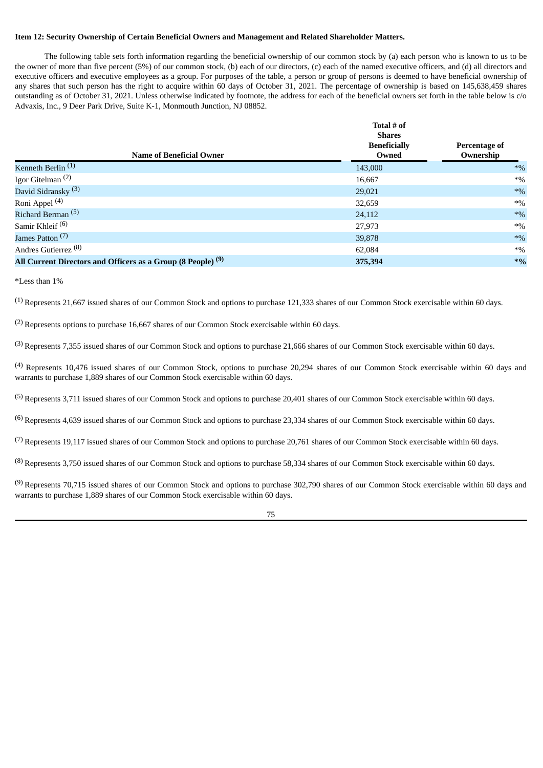**Item 12: Security Ownership of Certain Beneficial Owners and Management and Related Shareholder Matters.**

The following table sets forth information regarding the beneficial ownership of our common stock by (a) each person who is known to us to be the owner of more than five percent (5%) of our common stock, (b) each of our directors, (c) each of the named executive officers, and (d) all directors and executive officers and executive employees as a group. For purposes of the table, a person or group of persons is deemed to have beneficial ownership of any shares that such person has the right to acquire within 60 days of October 31, 2021. The percentage of ownership is based on 145,638,459 shares outstanding as of October 31, 2021. Unless otherwise indicated by footnote, the address for each of the beneficial owners set forth in the table below is c/o Advaxis, Inc., 9 Deer Park Drive, Suite K-1, Monmouth Junction, NJ 08852.

| Name of Beneficial Owner | Total # of Shares Beneficially Owned | Percentage of Ownership |
|---|---|---|
| Kenneth Berlin [(1)] | 143,000 | *% |
| Igor Gitelman [(2)] | 16,667 | *% |
| David Sidransky [(3)] | 29,021 | *% |
| Roni Appel [(4)] | 32,659 | *% |
| Richard Berman [(5)] | 24,112 | *% |
| Samir Khleif [(6)] | 27,973 | *% |
| James Patton [(7)] | 39,878 | *% |
| Andres Gutierrez [(8)] | 62,084 | *% |
| **All Current Directors and Officers as a Group (8 People) [(9)]** | **375,394** | ***%** |

*Less than 1%

[(1)] Represents 21,667 issued shares of our Common Stock and options to purchase 121,333 shares of our Common Stock exercisable within 60 days.

[(2)] Represents options to purchase 16,667 shares of our Common Stock exercisable within 60 days.

[(3)] Represents 7,355 issued shares of our Common Stock and options to purchase 21,666 shares of our Common Stock exercisable within 60 days.

[(4)] Represents 10,476 issued shares of our Common Stock, options to purchase 20,294 shares of our Common Stock exercisable within 60 days and warrants to purchase 1,889 shares of our Common Stock exercisable within 60 days.

[(5)] Represents 3,711 issued shares of our Common Stock and options to purchase 20,401 shares of our Common Stock exercisable within 60 days.

[(6)] Represents 4,639 issued shares of our Common Stock and options to purchase 23,334 shares of our Common Stock exercisable within 60 days.

[(7)] Represents 19,117 issued shares of our Common Stock and options to purchase 20,761 shares of our Common Stock exercisable within 60 days.

[(8)] Represents 3,750 issued shares of our Common Stock and options to purchase 58,334 shares of our Common Stock exercisable within 60 days.

[(9)] Represents 70,715 issued shares of our Common Stock and options to purchase 302,790 shares of our Common Stock exercisable within 60 days and warrants to purchase 1,889 shares of our Common Stock exercisable within 60 days.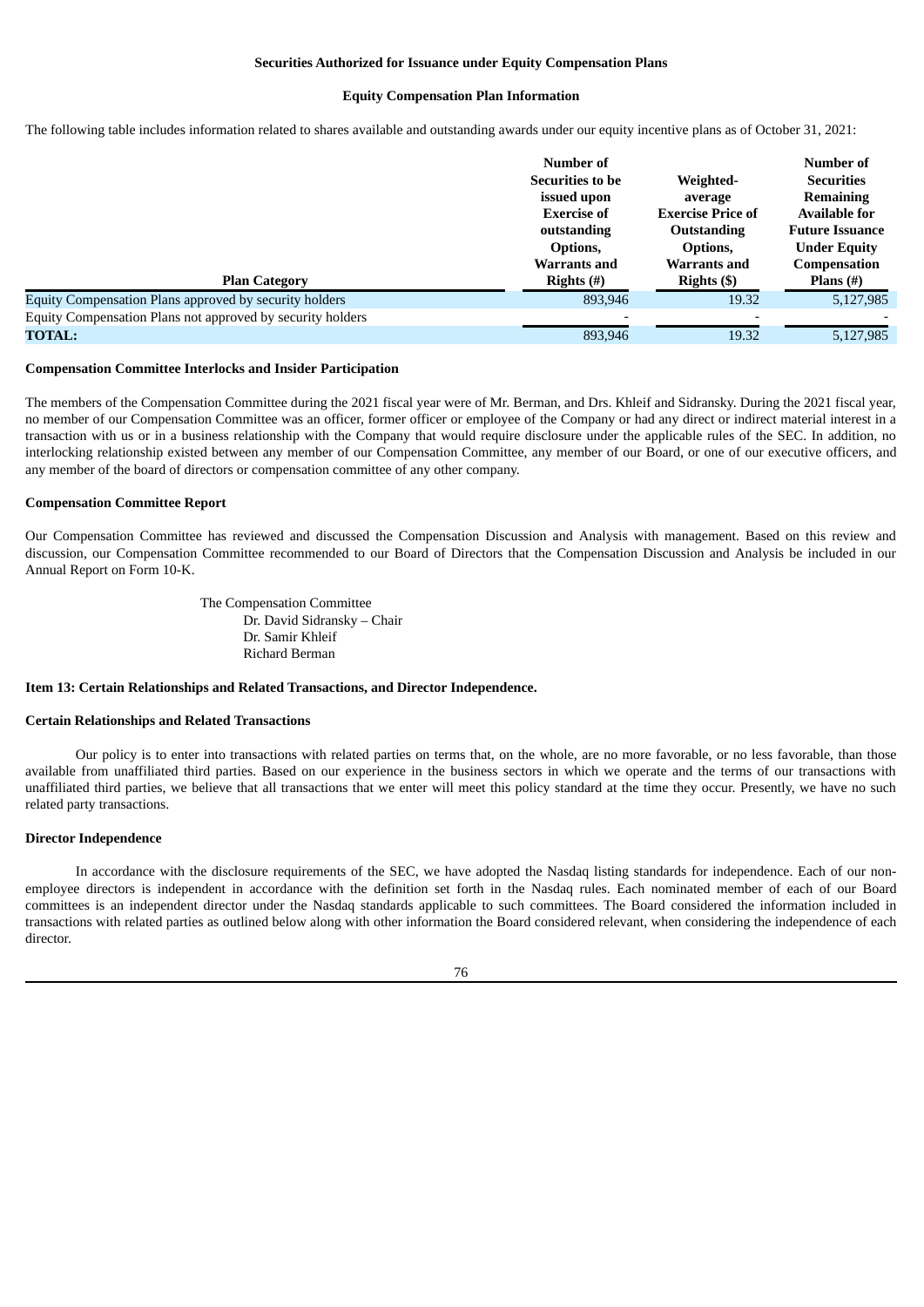### Securities Authorized for Issuance under Equity Compensation Plans

### Equity Compensation Plan Information

The following table includes information related to shares available and outstanding awards under our equity incentive plans as of October 31, 2021:

| Plan Category | Number of Securities to be issued upon Exercise of outstanding Options, Warrants and Rights (#) | Weighted-average Exercise Price of Outstanding Options, Warrants and Rights ($) | Number of Securities Remaining Available for Future Issuance Under Equity Compensation Plans (#) |
|---|---|---|---|
| Equity Compensation Plans approved by security holders | 893,946 | 19.32 | 5,127,985 |
| Equity Compensation Plans not approved by security holders | - | - | - |
| **TOTAL:** | 893,946 | 19.32 | 5,127,985 |

**Compensation Committee Interlocks and Insider Participation**

The members of the Compensation Committee during the 2021 fiscal year were of Mr. Berman, and Drs. Khleif and Sidransky. During the 2021 fiscal year, no member of our Compensation Committee was an officer, former officer or employee of the Company or had any direct or indirect material interest in a transaction with us or in a business relationship with the Company that would require disclosure under the applicable rules of the SEC. In addition, no interlocking relationship existed between any member of our Compensation Committee, any member of our Board, or one of our executive officers, and any member of the board of directors or compensation committee of any other company.

**Compensation Committee Report**

Our Compensation Committee has reviewed and discussed the Compensation Discussion and Analysis with management. Based on this review and discussion, our Compensation Committee recommended to our Board of Directors that the Compensation Discussion and Analysis be included in our Annual Report on Form 10-K.

The Compensation Committee
Dr. David Sidransky – Chair
Dr. Samir Khleif
Richard Berman

**Item 13: Certain Relationships and Related Transactions, and Director Independence.**

**Certain Relationships and Related Transactions**

Our policy is to enter into transactions with related parties on terms that, on the whole, are no more favorable, or no less favorable, than those available from unaffiliated third parties. Based on our experience in the business sectors in which we operate and the terms of our transactions with unaffiliated third parties, we believe that all transactions that we enter will meet this policy standard at the time they occur. Presently, we have no such related party transactions.

**Director Independence**

In accordance with the disclosure requirements of the SEC, we have adopted the Nasdaq listing standards for independence. Each of our non-employee directors is independent in accordance with the definition set forth in the Nasdaq rules. Each nominated member of each of our Board committees is an independent director under the Nasdaq standards applicable to such committees. The Board considered the information included in transactions with related parties as outlined below along with other information the Board considered relevant, when considering the independence of each director.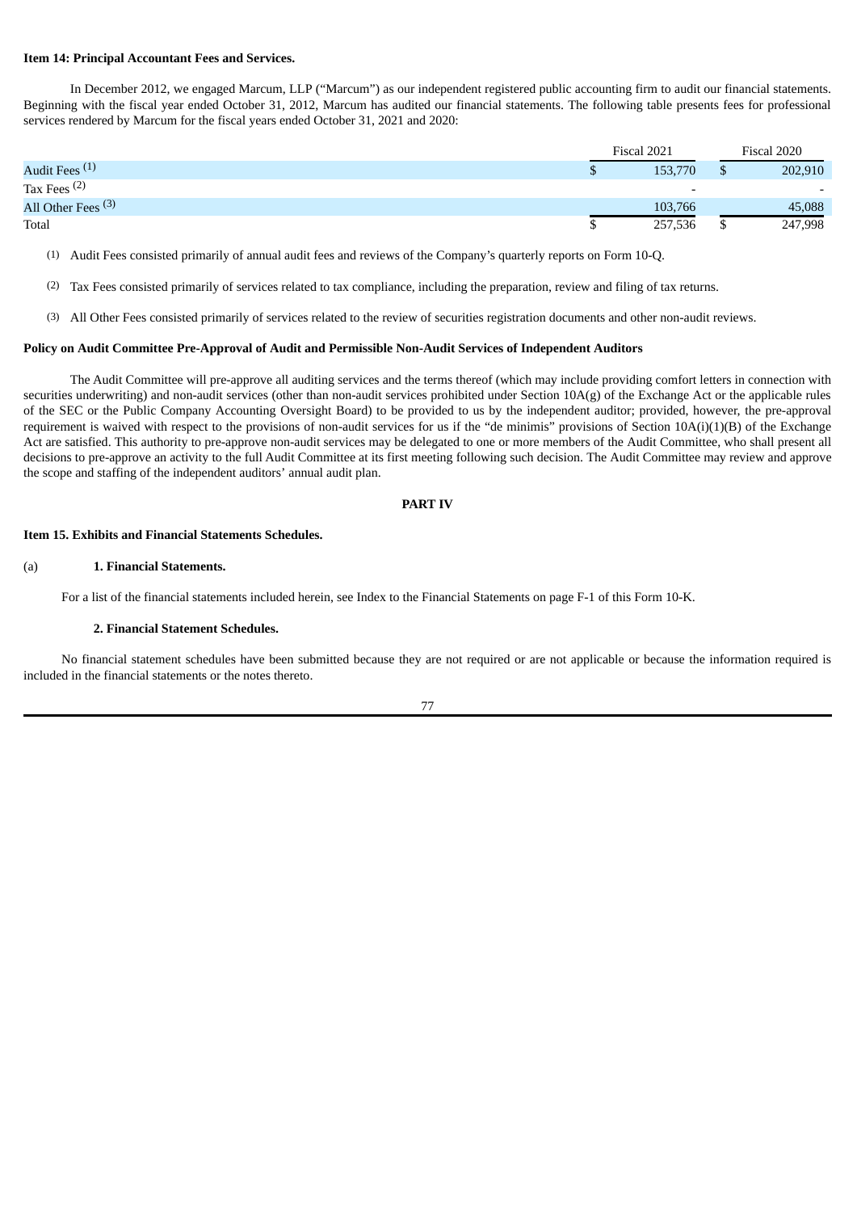**Item 14: Principal Accountant Fees and Services.**

In December 2012, we engaged Marcum, LLP ("Marcum") as our independent registered public accounting firm to audit our financial statements. Beginning with the fiscal year ended October 31, 2012, Marcum has audited our financial statements. The following table presents fees for professional services rendered by Marcum for the fiscal years ended October 31, 2021 and 2020:

| | Fiscal 2021 | Fiscal 2020 |
|---|---|---|
| Audit Fees [(1)] | $ 153,770 | $ 202,910 |
| Tax Fees [(2)] | - | - |
| All Other Fees [(3)] | 103,766 | 45,088 |
| Total | $ 257,536 | $ 247,998 |

(1) Audit Fees consisted primarily of annual audit fees and reviews of the Company's quarterly reports on Form 10-Q.

(2) Tax Fees consisted primarily of services related to tax compliance, including the preparation, review and filing of tax returns.

(3) All Other Fees consisted primarily of services related to the review of securities registration documents and other non-audit reviews.

**Policy on Audit Committee Pre-Approval of Audit and Permissible Non-Audit Services of Independent Auditors**

The Audit Committee will pre-approve all auditing services and the terms thereof (which may include providing comfort letters in connection with securities underwriting) and non-audit services (other than non-audit services prohibited under Section 10A(g) of the Exchange Act or the applicable rules of the SEC or the Public Company Accounting Oversight Board) to be provided to us by the independent auditor; provided, however, the pre-approval requirement is waived with respect to the provisions of non-audit services for us if the "de minimis" provisions of Section 10A(i)(1)(B) of the Exchange Act are satisfied. This authority to pre-approve non-audit services may be delegated to one or more members of the Audit Committee, who shall present all decisions to pre-approve an activity to the full Audit Committee at its first meeting following such decision. The Audit Committee may review and approve the scope and staffing of the independent auditors' annual audit plan.

**PART IV**

**Item 15. Exhibits and Financial Statements Schedules.**

(a) **1. Financial Statements.**

For a list of the financial statements included herein, see Index to the Financial Statements on page F-1 of this Form 10-K.

**2. Financial Statement Schedules.**

No financial statement schedules have been submitted because they are not required or are not applicable or because the information required is included in the financial statements or the notes thereto.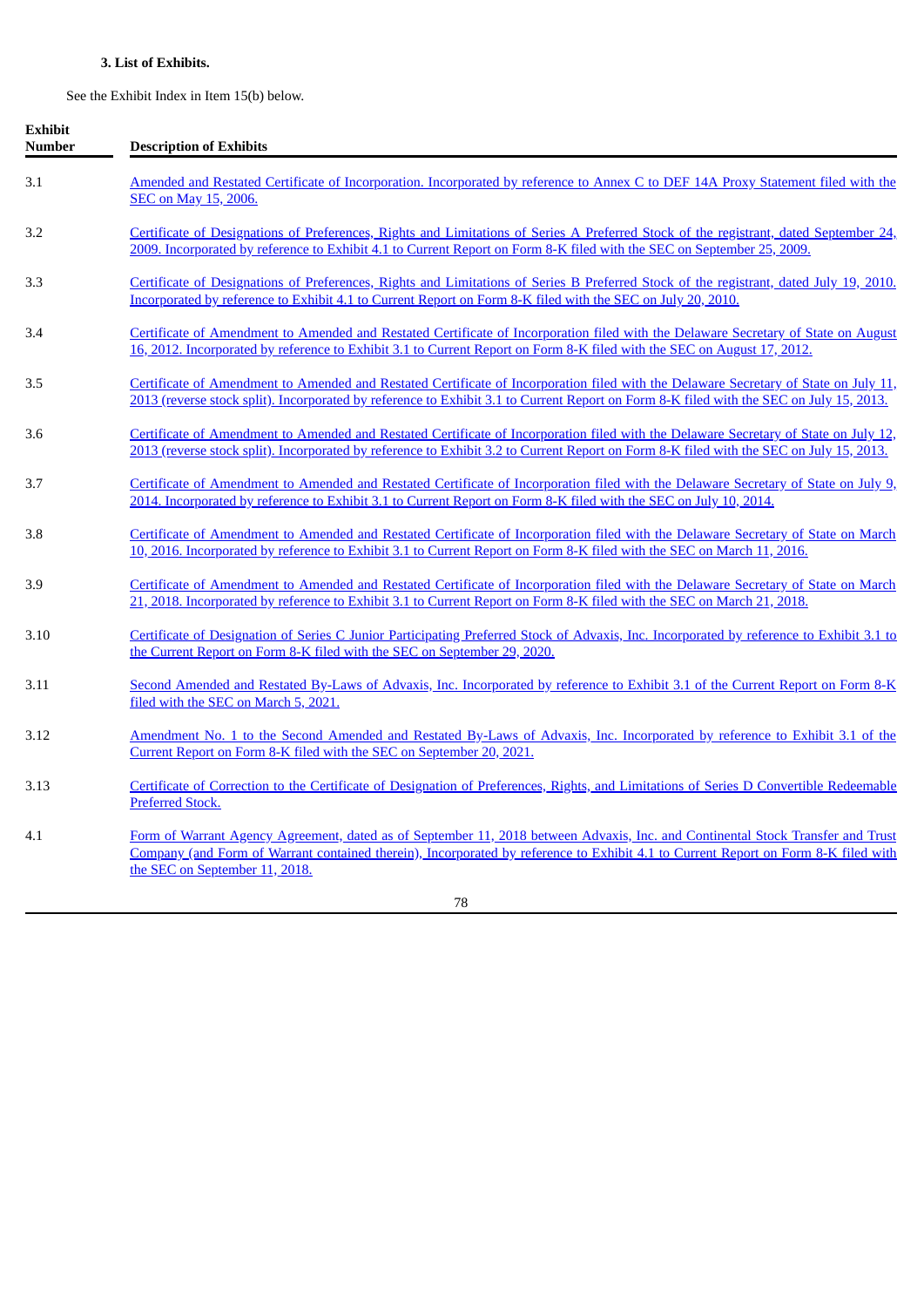**3. List of Exhibits.**

See the Exhibit Index in Item 15(b) below.

| Exhibit Number | Description of Exhibits |
|---|---|
| 3.1 | Amended and Restated Certificate of Incorporation. Incorporated by reference to Annex C to DEF 14A Proxy Statement filed with the SEC on May 15, 2006. |
| 3.2 | Certificate of Designations of Preferences, Rights and Limitations of Series A Preferred Stock of the registrant, dated September 24, 2009. Incorporated by reference to Exhibit 4.1 to Current Report on Form 8-K filed with the SEC on September 25, 2009. |
| 3.3 | Certificate of Designations of Preferences, Rights and Limitations of Series B Preferred Stock of the registrant, dated July 19, 2010. Incorporated by reference to Exhibit 4.1 to Current Report on Form 8-K filed with the SEC on July 20, 2010. |
| 3.4 | Certificate of Amendment to Amended and Restated Certificate of Incorporation filed with the Delaware Secretary of State on August 16, 2012. Incorporated by reference to Exhibit 3.1 to Current Report on Form 8-K filed with the SEC on August 17, 2012. |
| 3.5 | Certificate of Amendment to Amended and Restated Certificate of Incorporation filed with the Delaware Secretary of State on July 11, 2013 (reverse stock split). Incorporated by reference to Exhibit 3.1 to Current Report on Form 8-K filed with the SEC on July 15, 2013. |
| 3.6 | Certificate of Amendment to Amended and Restated Certificate of Incorporation filed with the Delaware Secretary of State on July 12, 2013 (reverse stock split). Incorporated by reference to Exhibit 3.2 to Current Report on Form 8-K filed with the SEC on July 15, 2013. |
| 3.7 | Certificate of Amendment to Amended and Restated Certificate of Incorporation filed with the Delaware Secretary of State on July 9, 2014. Incorporated by reference to Exhibit 3.1 to Current Report on Form 8-K filed with the SEC on July 10, 2014. |
| 3.8 | Certificate of Amendment to Amended and Restated Certificate of Incorporation filed with the Delaware Secretary of State on March 10, 2016. Incorporated by reference to Exhibit 3.1 to Current Report on Form 8-K filed with the SEC on March 11, 2016. |
| 3.9 | Certificate of Amendment to Amended and Restated Certificate of Incorporation filed with the Delaware Secretary of State on March 21, 2018. Incorporated by reference to Exhibit 3.1 to Current Report on Form 8-K filed with the SEC on March 21, 2018. |
| 3.10 | Certificate of Designation of Series C Junior Participating Preferred Stock of Advaxis, Inc. Incorporated by reference to Exhibit 3.1 to the Current Report on Form 8-K filed with the SEC on September 29, 2020. |
| 3.11 | Second Amended and Restated By-Laws of Advaxis, Inc. Incorporated by reference to Exhibit 3.1 of the Current Report on Form 8-K filed with the SEC on March 5, 2021. |
| 3.12 | Amendment No. 1 to the Second Amended and Restated By-Laws of Advaxis, Inc. Incorporated by reference to Exhibit 3.1 of the Current Report on Form 8-K filed with the SEC on September 20, 2021. |
| 3.13 | Certificate of Correction to the Certificate of Designation of Preferences, Rights, and Limitations of Series D Convertible Redeemable Preferred Stock. |
| 4.1 | Form of Warrant Agency Agreement, dated as of September 11, 2018 between Advaxis, Inc. and Continental Stock Transfer and Trust Company (and Form of Warrant contained therein), Incorporated by reference to Exhibit 4.1 to Current Report on Form 8-K filed with the SEC on September 11, 2018. |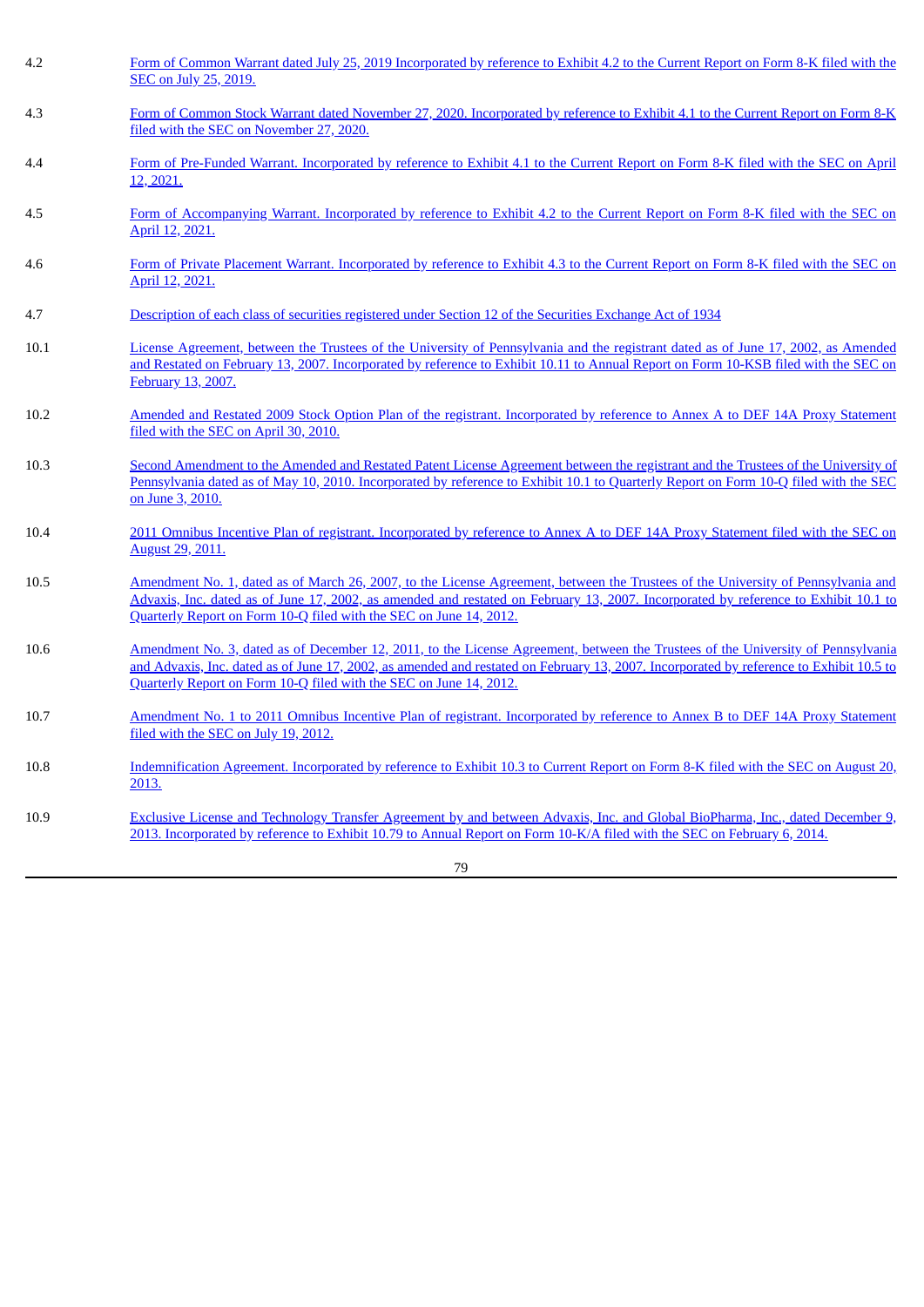| | |
|---|---|
| 4.2 | Form of Common Warrant dated July 25, 2019 Incorporated by reference to Exhibit 4.2 to the Current Report on Form 8-K filed with the SEC on July 25, 2019. |
| 4.3 | Form of Common Stock Warrant dated November 27, 2020. Incorporated by reference to Exhibit 4.1 to the Current Report on Form 8-K filed with the SEC on November 27, 2020. |
| 4.4 | Form of Pre-Funded Warrant. Incorporated by reference to Exhibit 4.1 to the Current Report on Form 8-K filed with the SEC on April 12, 2021. |
| 4.5 | Form of Accompanying Warrant. Incorporated by reference to Exhibit 4.2 to the Current Report on Form 8-K filed with the SEC on April 12, 2021. |
| 4.6 | Form of Private Placement Warrant. Incorporated by reference to Exhibit 4.3 to the Current Report on Form 8-K filed with the SEC on April 12, 2021. |
| 4.7 | Description of each class of securities registered under Section 12 of the Securities Exchange Act of 1934 |
| 10.1 | License Agreement, between the Trustees of the University of Pennsylvania and the registrant dated as of June 17, 2002, as Amended and Restated on February 13, 2007. Incorporated by reference to Exhibit 10.11 to Annual Report on Form 10-KSB filed with the SEC on February 13, 2007. |
| 10.2 | Amended and Restated 2009 Stock Option Plan of the registrant. Incorporated by reference to Annex A to DEF 14A Proxy Statement filed with the SEC on April 30, 2010. |
| 10.3 | Second Amendment to the Amended and Restated Patent License Agreement between the registrant and the Trustees of the University of Pennsylvania dated as of May 10, 2010. Incorporated by reference to Exhibit 10.1 to Quarterly Report on Form 10-Q filed with the SEC on June 3, 2010. |
| 10.4 | 2011 Omnibus Incentive Plan of registrant. Incorporated by reference to Annex A to DEF 14A Proxy Statement filed with the SEC on August 29, 2011. |
| 10.5 | Amendment No. 1, dated as of March 26, 2007, to the License Agreement, between the Trustees of the University of Pennsylvania and Advaxis, Inc. dated as of June 17, 2002, as amended and restated on February 13, 2007. Incorporated by reference to Exhibit 10.1 to Quarterly Report on Form 10-Q filed with the SEC on June 14, 2012. |
| 10.6 | Amendment No. 3, dated as of December 12, 2011, to the License Agreement, between the Trustees of the University of Pennsylvania and Advaxis, Inc. dated as of June 17, 2002, as amended and restated on February 13, 2007. Incorporated by reference to Exhibit 10.5 to Quarterly Report on Form 10-Q filed with the SEC on June 14, 2012. |
| 10.7 | Amendment No. 1 to 2011 Omnibus Incentive Plan of registrant. Incorporated by reference to Annex B to DEF 14A Proxy Statement filed with the SEC on July 19, 2012. |
| 10.8 | Indemnification Agreement. Incorporated by reference to Exhibit 10.3 to Current Report on Form 8-K filed with the SEC on August 20, 2013. |
| 10.9 | Exclusive License and Technology Transfer Agreement by and between Advaxis, Inc. and Global BioPharma, Inc., dated December 9, 2013. Incorporated by reference to Exhibit 10.79 to Annual Report on Form 10-K/A filed with the SEC on February 6, 2014. |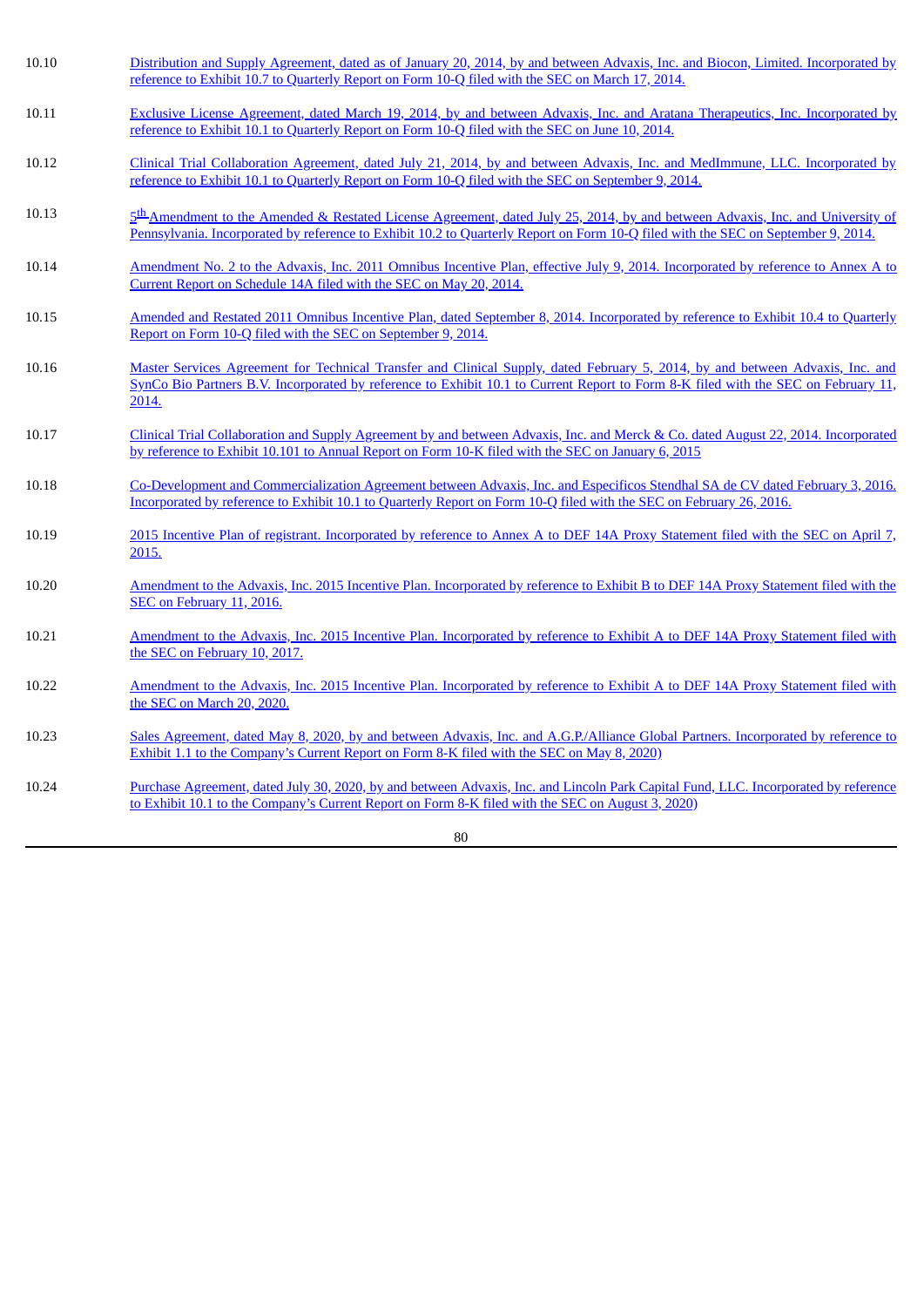| | |
|---|---|
| 10.10 | Distribution and Supply Agreement, dated as of January 20, 2014, by and between Advaxis, Inc. and Biocon, Limited. Incorporated by reference to Exhibit 10.7 to Quarterly Report on Form 10-Q filed with the SEC on March 17, 2014. |
| 10.11 | Exclusive License Agreement, dated March 19, 2014, by and between Advaxis, Inc. and Aratana Therapeutics, Inc. Incorporated by reference to Exhibit 10.1 to Quarterly Report on Form 10-Q filed with the SEC on June 10, 2014. |
| 10.12 | Clinical Trial Collaboration Agreement, dated July 21, 2014, by and between Advaxis, Inc. and MedImmune, LLC. Incorporated by reference to Exhibit 10.1 to Quarterly Report on Form 10-Q filed with the SEC on September 9, 2014. |
| 10.13 | 5th Amendment to the Amended & Restated License Agreement, dated July 25, 2014, by and between Advaxis, Inc. and University of Pennsylvania. Incorporated by reference to Exhibit 10.2 to Quarterly Report on Form 10-Q filed with the SEC on September 9, 2014. |
| 10.14 | Amendment No. 2 to the Advaxis, Inc. 2011 Omnibus Incentive Plan, effective July 9, 2014. Incorporated by reference to Annex A to Current Report on Schedule 14A filed with the SEC on May 20, 2014. |
| 10.15 | Amended and Restated 2011 Omnibus Incentive Plan, dated September 8, 2014. Incorporated by reference to Exhibit 10.4 to Quarterly Report on Form 10-Q filed with the SEC on September 9, 2014. |
| 10.16 | Master Services Agreement for Technical Transfer and Clinical Supply, dated February 5, 2014, by and between Advaxis, Inc. and SynCo Bio Partners B.V. Incorporated by reference to Exhibit 10.1 to Current Report to Form 8-K filed with the SEC on February 11, 2014. |
| 10.17 | Clinical Trial Collaboration and Supply Agreement by and between Advaxis, Inc. and Merck & Co. dated August 22, 2014. Incorporated by reference to Exhibit 10.101 to Annual Report on Form 10-K filed with the SEC on January 6, 2015 |
| 10.18 | Co-Development and Commercialization Agreement between Advaxis, Inc. and Especificos Stendhal SA de CV dated February 3, 2016. Incorporated by reference to Exhibit 10.1 to Quarterly Report on Form 10-Q filed with the SEC on February 26, 2016. |
| 10.19 | 2015 Incentive Plan of registrant. Incorporated by reference to Annex A to DEF 14A Proxy Statement filed with the SEC on April 7, 2015. |
| 10.20 | Amendment to the Advaxis, Inc. 2015 Incentive Plan. Incorporated by reference to Exhibit B to DEF 14A Proxy Statement filed with the SEC on February 11, 2016. |
| 10.21 | Amendment to the Advaxis, Inc. 2015 Incentive Plan. Incorporated by reference to Exhibit A to DEF 14A Proxy Statement filed with the SEC on February 10, 2017. |
| 10.22 | Amendment to the Advaxis, Inc. 2015 Incentive Plan. Incorporated by reference to Exhibit A to DEF 14A Proxy Statement filed with the SEC on March 20, 2020. |
| 10.23 | Sales Agreement, dated May 8, 2020, by and between Advaxis, Inc. and A.G.P./Alliance Global Partners. Incorporated by reference to Exhibit 1.1 to the Company's Current Report on Form 8-K filed with the SEC on May 8, 2020) |
| 10.24 | Purchase Agreement, dated July 30, 2020, by and between Advaxis, Inc. and Lincoln Park Capital Fund, LLC. Incorporated by reference to Exhibit 10.1 to the Company's Current Report on Form 8-K filed with the SEC on August 3, 2020) |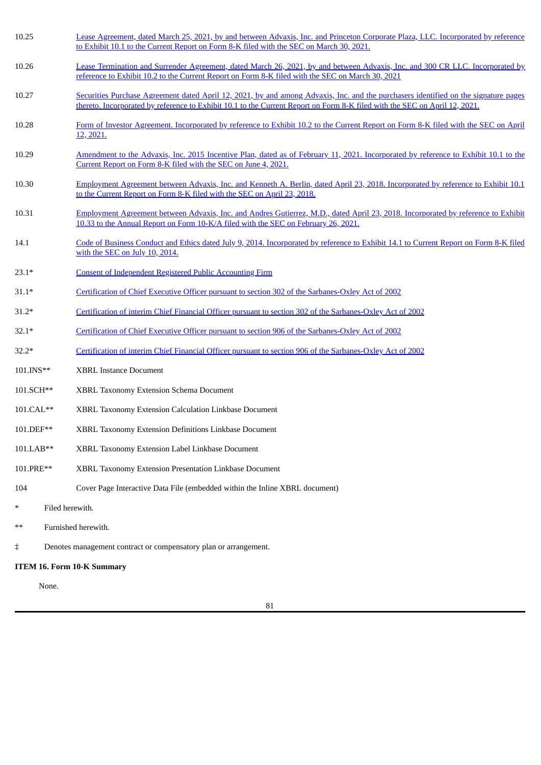| | |
|---|---|
| 10.25 | Lease Agreement, dated March 25, 2021, by and between Advaxis, Inc. and Princeton Corporate Plaza, LLC. Incorporated by reference to Exhibit 10.1 to the Current Report on Form 8-K filed with the SEC on March 30, 2021. |
| 10.26 | Lease Termination and Surrender Agreement, dated March 26, 2021, by and between Advaxis, Inc. and 300 CR LLC. Incorporated by reference to Exhibit 10.2 to the Current Report on Form 8-K filed with the SEC on March 30, 2021 |
| 10.27 | Securities Purchase Agreement dated April 12, 2021, by and among Advaxis, Inc. and the purchasers identified on the signature pages thereto. Incorporated by reference to Exhibit 10.1 to the Current Report on Form 8-K filed with the SEC on April 12, 2021. |
| 10.28 | Form of Investor Agreement. Incorporated by reference to Exhibit 10.2 to the Current Report on Form 8-K filed with the SEC on April 12, 2021. |
| 10.29 | Amendment to the Advaxis, Inc. 2015 Incentive Plan, dated as of February 11, 2021. Incorporated by reference to Exhibit 10.1 to the Current Report on Form 8-K filed with the SEC on June 4, 2021. |
| 10.30 | Employment Agreement between Advaxis, Inc. and Kenneth A. Berlin, dated April 23, 2018. Incorporated by reference to Exhibit 10.1 to the Current Report on Form 8-K filed with the SEC on April 23, 2018. |
| 10.31 | Employment Agreement between Advaxis, Inc. and Andres Gutierrez, M.D., dated April 23, 2018. Incorporated by reference to Exhibit 10.33 to the Annual Report on Form 10-K/A filed with the SEC on February 26, 2021. |
| 14.1 | Code of Business Conduct and Ethics dated July 9, 2014. Incorporated by reference to Exhibit 14.1 to Current Report on Form 8-K filed with the SEC on July 10, 2014. |
| 23.1* | Consent of Independent Registered Public Accounting Firm |
| 31.1* | Certification of Chief Executive Officer pursuant to section 302 of the Sarbanes-Oxley Act of 2002 |
| 31.2* | Certification of interim Chief Financial Officer pursuant to section 302 of the Sarbanes-Oxley Act of 2002 |
| 32.1* | Certification of Chief Executive Officer pursuant to section 906 of the Sarbanes-Oxley Act of 2002 |
| 32.2* | Certification of interim Chief Financial Officer pursuant to section 906 of the Sarbanes-Oxley Act of 2002 |
| 101.INS** | XBRL Instance Document |
| 101.SCH** | XBRL Taxonomy Extension Schema Document |
| 101.CAL** | XBRL Taxonomy Extension Calculation Linkbase Document |
| 101.DEF** | XBRL Taxonomy Extension Definitions Linkbase Document |
| 101.LAB** | XBRL Taxonomy Extension Label Linkbase Document |
| 101.PRE** | XBRL Taxonomy Extension Presentation Linkbase Document |
| 104 | Cover Page Interactive Data File (embedded within the Inline XBRL document) |

\* Filed herewith.

\*\* Furnished herewith.

‡ Denotes management contract or compensatory plan or arrangement.

**ITEM 16. Form 10-K Summary**

None.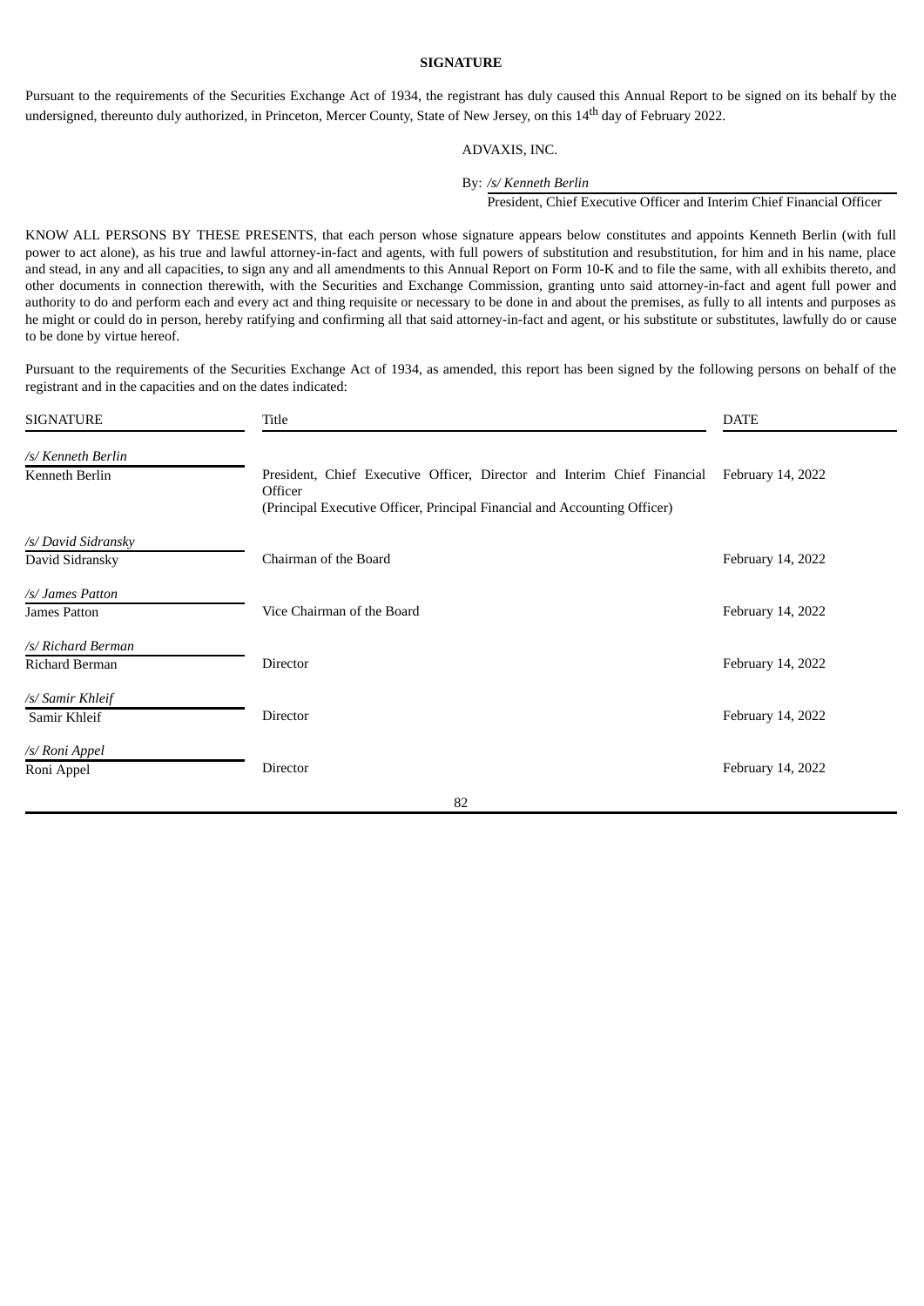**SIGNATURE**

Pursuant to the requirements of the Securities Exchange Act of 1934, the registrant has duly caused this Annual Report to be signed on its behalf by the undersigned, thereunto duly authorized, in Princeton, Mercer County, State of New Jersey, on this 14th day of February 2022.

ADVAXIS, INC.

By: */s/ Kenneth Berlin*
President, Chief Executive Officer and Interim Chief Financial Officer

KNOW ALL PERSONS BY THESE PRESENTS, that each person whose signature appears below constitutes and appoints Kenneth Berlin (with full power to act alone), as his true and lawful attorney-in-fact and agents, with full powers of substitution and resubstitution, for him and in his name, place and stead, in any and all capacities, to sign any and all amendments to this Annual Report on Form 10-K and to file the same, with all exhibits thereto, and other documents in connection therewith, with the Securities and Exchange Commission, granting unto said attorney-in-fact and agent full power and authority to do and perform each and every act and thing requisite or necessary to be done in and about the premises, as fully to all intents and purposes as he might or could do in person, hereby ratifying and confirming all that said attorney-in-fact and agent, or his substitute or substitutes, lawfully do or cause to be done by virtue hereof.

Pursuant to the requirements of the Securities Exchange Act of 1934, as amended, this report has been signed by the following persons on behalf of the registrant and in the capacities and on the dates indicated:

| SIGNATURE | Title | DATE |
|---|---|---|
| */s/ Kenneth Berlin*<br>Kenneth Berlin | President, Chief Executive Officer, Director and Interim Chief Financial Officer<br>(Principal Executive Officer, Principal Financial and Accounting Officer) | February 14, 2022 |
| */s/ David Sidransky*<br>David Sidransky | Chairman of the Board | February 14, 2022 |
| */s/ James Patton*<br>James Patton | Vice Chairman of the Board | February 14, 2022 |
| */s/ Richard Berman*<br>Richard Berman | Director | February 14, 2022 |
| */s/ Samir Khleif*<br>Samir Khleif | Director | February 14, 2022 |
| */s/ Roni Appel*<br>Roni Appel | Director | February 14, 2022 |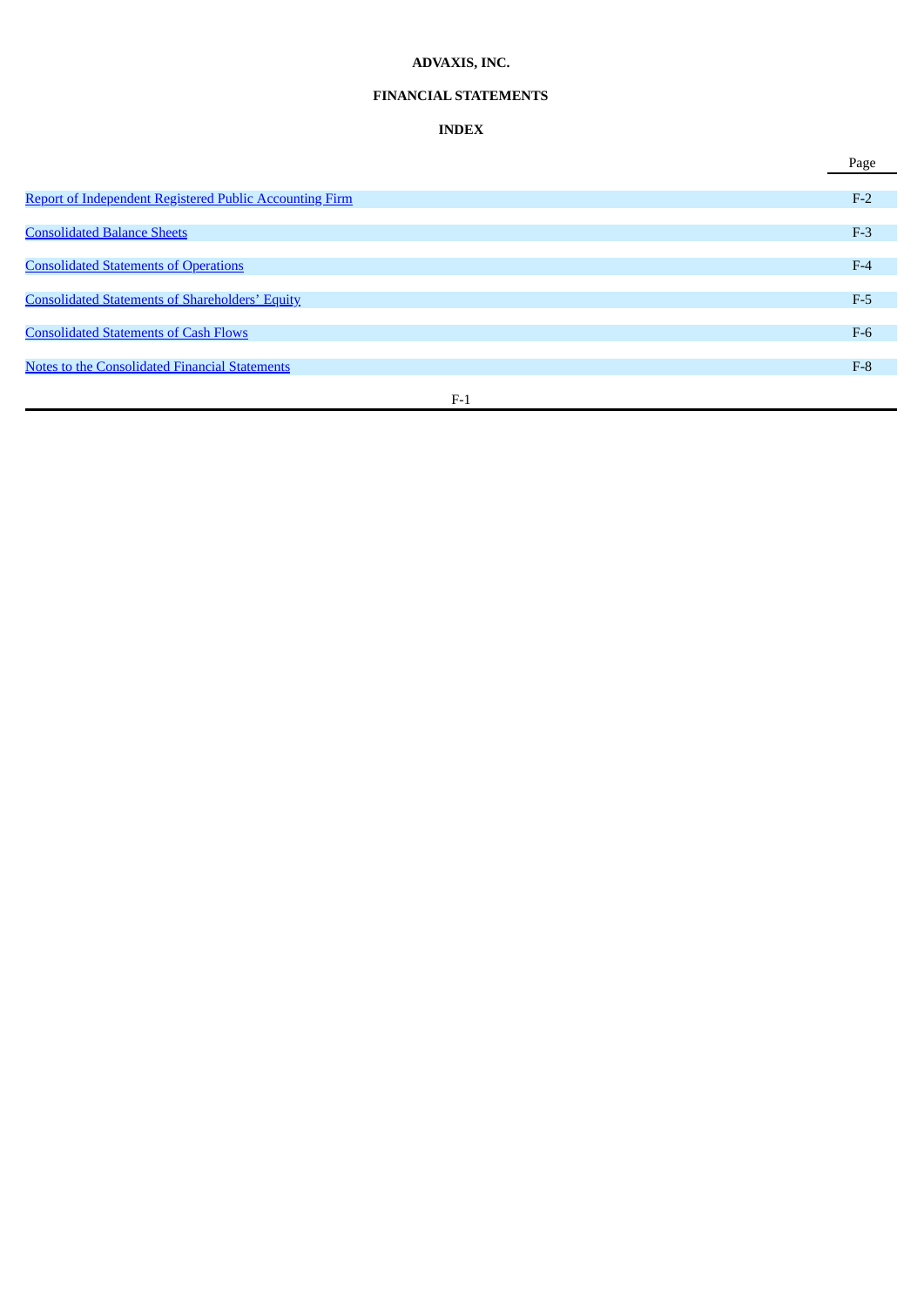**ADVAXIS, INC.**

**FINANCIAL STATEMENTS**

**INDEX**

| | Page |
|---|---|
| Report of Independent Registered Public Accounting Firm | F-2 |
| Consolidated Balance Sheets | F-3 |
| Consolidated Statements of Operations | F-4 |
| Consolidated Statements of Shareholders' Equity | F-5 |
| Consolidated Statements of Cash Flows | F-6 |
| Notes to the Consolidated Financial Statements | F-8 |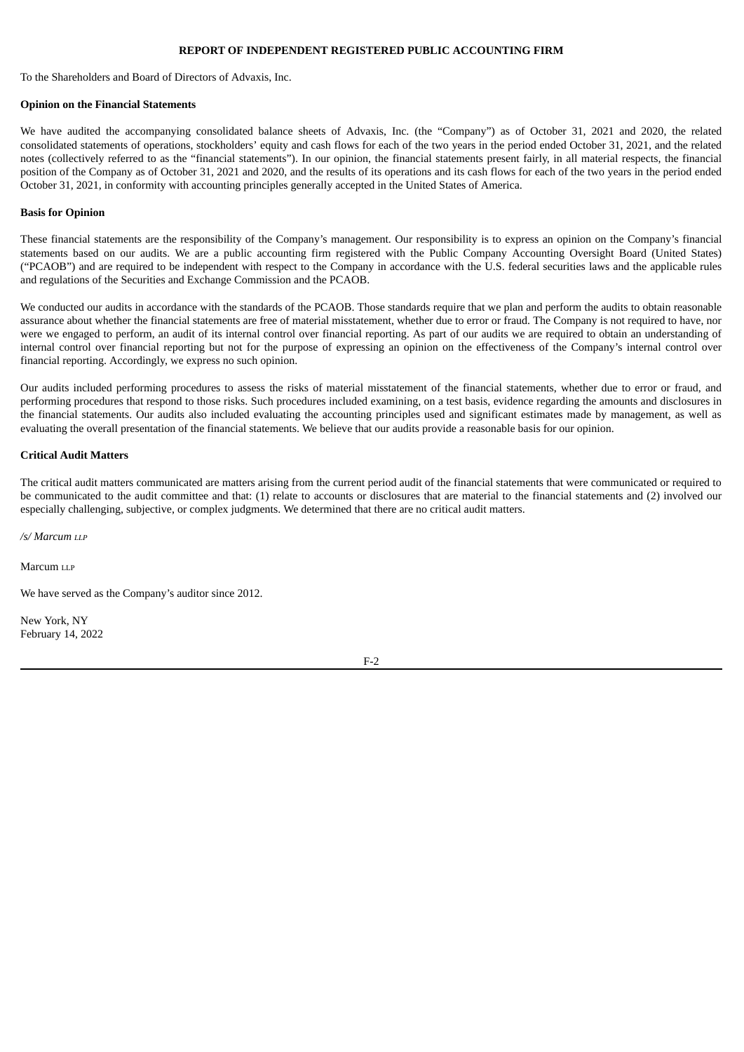**REPORT OF INDEPENDENT REGISTERED PUBLIC ACCOUNTING FIRM**

To the Shareholders and Board of Directors of Advaxis, Inc.

**Opinion on the Financial Statements**

We have audited the accompanying consolidated balance sheets of Advaxis, Inc. (the "Company") as of October 31, 2021 and 2020, the related consolidated statements of operations, stockholders' equity and cash flows for each of the two years in the period ended October 31, 2021, and the related notes (collectively referred to as the "financial statements"). In our opinion, the financial statements present fairly, in all material respects, the financial position of the Company as of October 31, 2021 and 2020, and the results of its operations and its cash flows for each of the two years in the period ended October 31, 2021, in conformity with accounting principles generally accepted in the United States of America.

**Basis for Opinion**

These financial statements are the responsibility of the Company's management. Our responsibility is to express an opinion on the Company's financial statements based on our audits. We are a public accounting firm registered with the Public Company Accounting Oversight Board (United States) ("PCAOB") and are required to be independent with respect to the Company in accordance with the U.S. federal securities laws and the applicable rules and regulations of the Securities and Exchange Commission and the PCAOB.

We conducted our audits in accordance with the standards of the PCAOB. Those standards require that we plan and perform the audits to obtain reasonable assurance about whether the financial statements are free of material misstatement, whether due to error or fraud. The Company is not required to have, nor were we engaged to perform, an audit of its internal control over financial reporting. As part of our audits we are required to obtain an understanding of internal control over financial reporting but not for the purpose of expressing an opinion on the effectiveness of the Company's internal control over financial reporting. Accordingly, we express no such opinion.

Our audits included performing procedures to assess the risks of material misstatement of the financial statements, whether due to error or fraud, and performing procedures that respond to those risks. Such procedures included examining, on a test basis, evidence regarding the amounts and disclosures in the financial statements. Our audits also included evaluating the accounting principles used and significant estimates made by management, as well as evaluating the overall presentation of the financial statements. We believe that our audits provide a reasonable basis for our opinion.

**Critical Audit Matters**

The critical audit matters communicated are matters arising from the current period audit of the financial statements that were communicated or required to be communicated to the audit committee and that: (1) relate to accounts or disclosures that are material to the financial statements and (2) involved our especially challenging, subjective, or complex judgments. We determined that there are no critical audit matters.

*/s/ Marcum LLP*

Marcum LLP

We have served as the Company's auditor since 2012.

New York, NY
February 14, 2022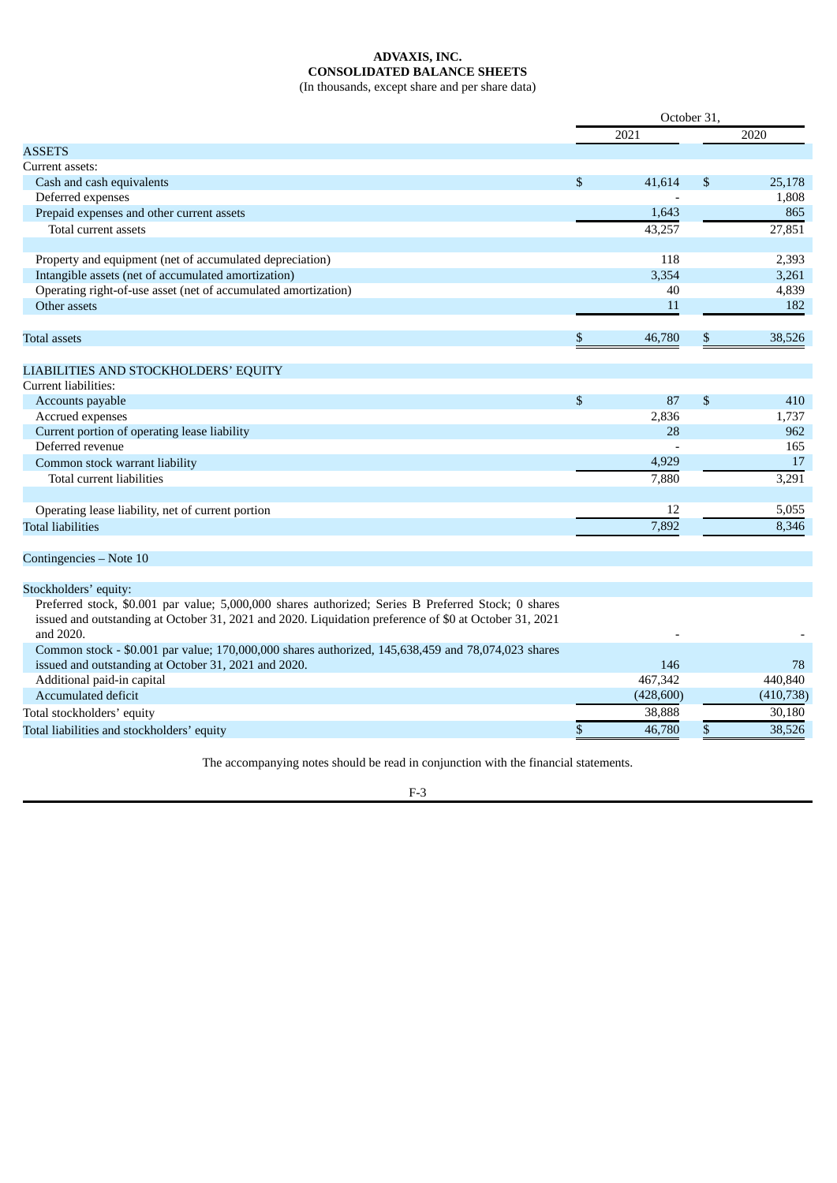# ADVAXIS, INC.
## CONSOLIDATED BALANCE SHEETS
(In thousands, except share and per share data)

| | October 31, 2021 | October 31, 2020 |
|---|---|---|
| **ASSETS** | | |
| Current assets: | | |
| Cash and cash equivalents | $ 41,614 | $ 25,178 |
| Deferred expenses | - | 1,808 |
| Prepaid expenses and other current assets | 1,643 | 865 |
| Total current assets | 43,257 | 27,851 |
| | | |
| Property and equipment (net of accumulated depreciation) | 118 | 2,393 |
| Intangible assets (net of accumulated amortization) | 3,354 | 3,261 |
| Operating right-of-use asset (net of accumulated amortization) | 40 | 4,839 |
| Other assets | 11 | 182 |
| | | |
| Total assets | $ 46,780 | $ 38,526 |
| | | |
| **LIABILITIES AND STOCKHOLDERS' EQUITY** | | |
| Current liabilities: | | |
| Accounts payable | $ 87 | $ 410 |
| Accrued expenses | 2,836 | 1,737 |
| Current portion of operating lease liability | 28 | 962 |
| Deferred revenue | - | 165 |
| Common stock warrant liability | 4,929 | 17 |
| Total current liabilities | 7,880 | 3,291 |
| | | |
| Operating lease liability, net of current portion | 12 | 5,055 |
| Total liabilities | 7,892 | 8,346 |
| | | |
| Contingencies – Note 10 | | |
| | | |
| Stockholders' equity: | | |
| Preferred stock, $0.001 par value; 5,000,000 shares authorized; Series B Preferred Stock; 0 shares issued and outstanding at October 31, 2021 and 2020. Liquidation preference of $0 at October 31, 2021 and 2020. | - | - |
| Common stock - $0.001 par value; 170,000,000 shares authorized, 145,638,459 and 78,074,023 shares issued and outstanding at October 31, 2021 and 2020. | 146 | 78 |
| Additional paid-in capital | 467,342 | 440,840 |
| Accumulated deficit | (428,600) | (410,738) |
| Total stockholders' equity | 38,888 | 30,180 |
| Total liabilities and stockholders' equity | $ 46,780 | $ 38,526 |

The accompanying notes should be read in conjunction with the financial statements.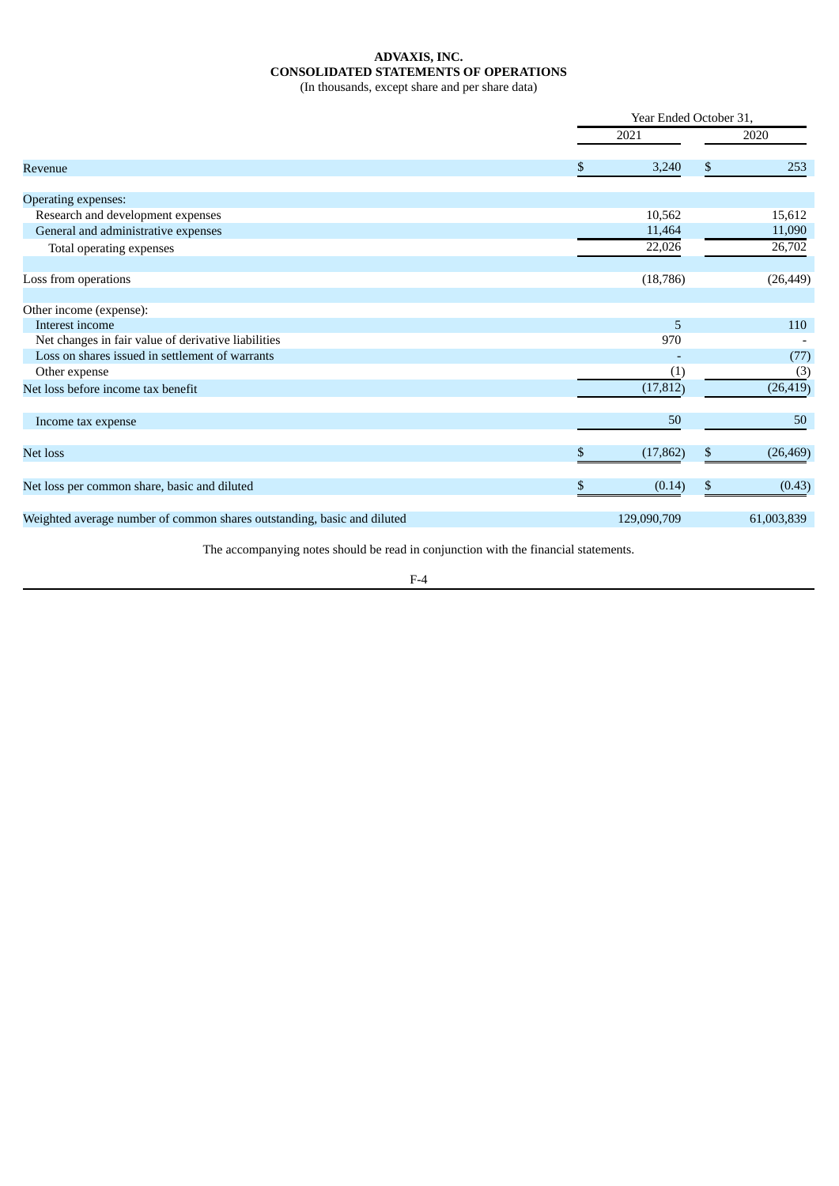**ADVAXIS, INC.**
**CONSOLIDATED STATEMENTS OF OPERATIONS**
(In thousands, except share and per share data)

| | Year Ended October 31, | |
|---|---|---|
| | 2021 | 2020 |
| Revenue | $ 3,240 | $ 253 |
| Operating expenses: | | |
| Research and development expenses | 10,562 | 15,612 |
| General and administrative expenses | 11,464 | 11,090 |
| Total operating expenses | 22,026 | 26,702 |
| Loss from operations | (18,786) | (26,449) |
| Other income (expense): | | |
| Interest income | 5 | 110 |
| Net changes in fair value of derivative liabilities | 970 | - |
| Loss on shares issued in settlement of warrants | - | (77) |
| Other expense | (1) | (3) |
| Net loss before income tax benefit | (17,812) | (26,419) |
| Income tax expense | 50 | 50 |
| Net loss | $ (17,862) | $ (26,469) |
| Net loss per common share, basic and diluted | $ (0.14) | $ (0.43) |
| Weighted average number of common shares outstanding, basic and diluted | 129,090,709 | 61,003,839 |

The accompanying notes should be read in conjunction with the financial statements.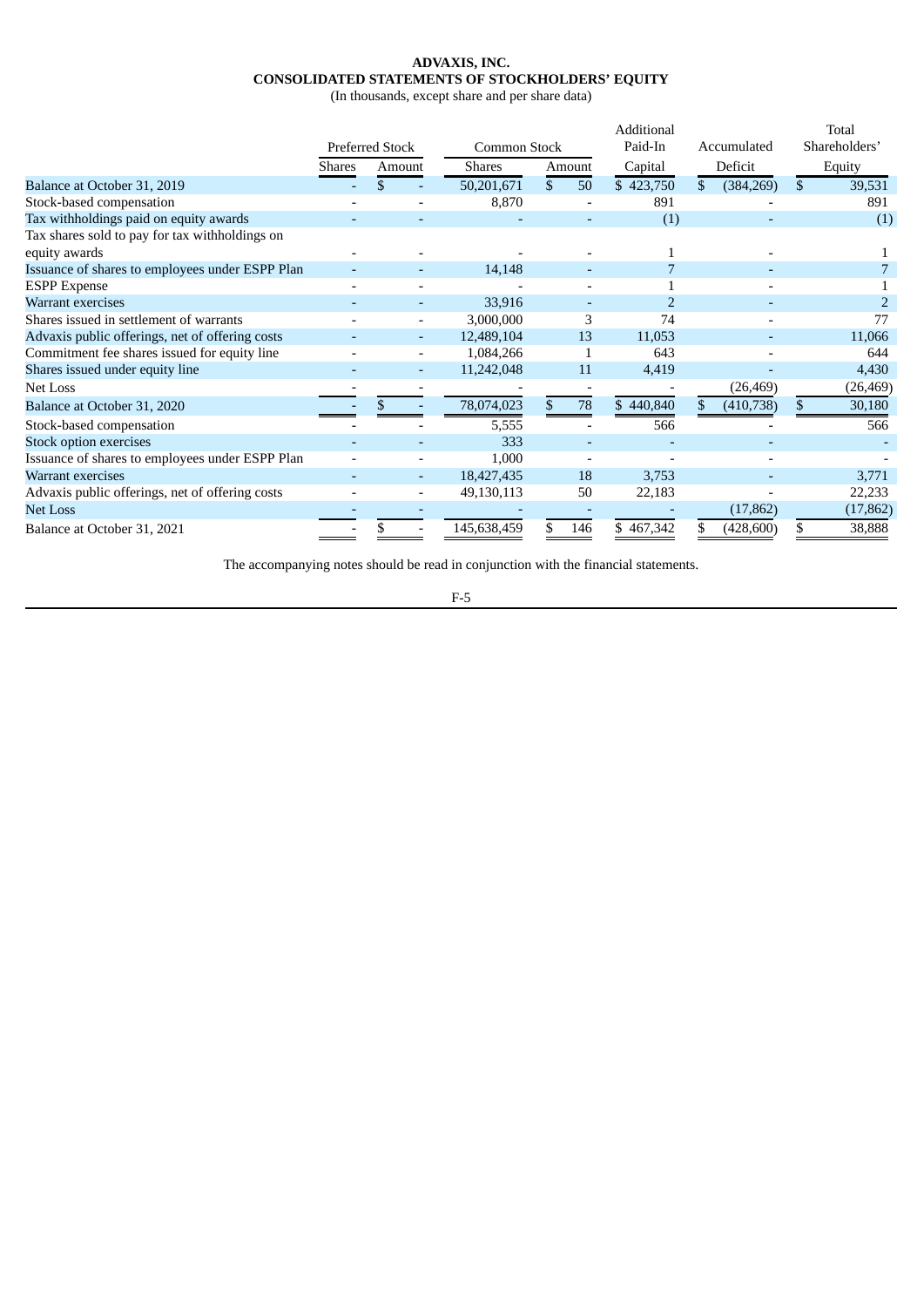**ADVAXIS, INC.**
**CONSOLIDATED STATEMENTS OF STOCKHOLDERS' EQUITY**
(In thousands, except share and per share data)

| | Preferred Stock | | Common Stock | | Additional Paid-In | Accumulated | Total Shareholders' |
|---|---|---|---|---|---|---|---|
| | Shares | Amount | Shares | Amount | Capital | Deficit | Equity |
| Balance at October 31, 2019 | - | $ - | 50,201,671 | $ 50 | $ 423,750 | $ (384,269) | $ 39,531 |
| Stock-based compensation | - | - | 8,870 | - | 891 | - | 891 |
| Tax withholdings paid on equity awards | - | - | - | - | (1) | - | (1) |
| Tax shares sold to pay for tax withholdings on equity awards | - | - | - | - | 1 | - | 1 |
| Issuance of shares to employees under ESPP Plan | - | - | 14,148 | - | 7 | - | 7 |
| ESPP Expense | - | - | - | - | 1 | - | 1 |
| Warrant exercises | - | - | 33,916 | - | 2 | - | 2 |
| Shares issued in settlement of warrants | - | - | 3,000,000 | 3 | 74 | - | 77 |
| Advaxis public offerings, net of offering costs | - | - | 12,489,104 | 13 | 11,053 | - | 11,066 |
| Commitment fee shares issued for equity line | - | - | 1,084,266 | 1 | 643 | - | 644 |
| Shares issued under equity line | - | - | 11,242,048 | 11 | 4,419 | - | 4,430 |
| Net Loss | - | - | - | - | - | (26,469) | (26,469) |
| Balance at October 31, 2020 | - | $ - | 78,074,023 | $ 78 | $ 440,840 | $ (410,738) | $ 30,180 |
| Stock-based compensation | - | - | 5,555 | - | 566 | - | 566 |
| Stock option exercises | - | - | 333 | - | - | - | - |
| Issuance of shares to employees under ESPP Plan | - | - | 1,000 | - | - | - | - |
| Warrant exercises | - | - | 18,427,435 | 18 | 3,753 | - | 3,771 |
| Advaxis public offerings, net of offering costs | - | - | 49,130,113 | 50 | 22,183 | - | 22,233 |
| Net Loss | - | - | - | - | - | (17,862) | (17,862) |
| Balance at October 31, 2021 | - | $ - | 145,638,459 | $ 146 | $ 467,342 | $ (428,600) | $ 38,888 |

The accompanying notes should be read in conjunction with the financial statements.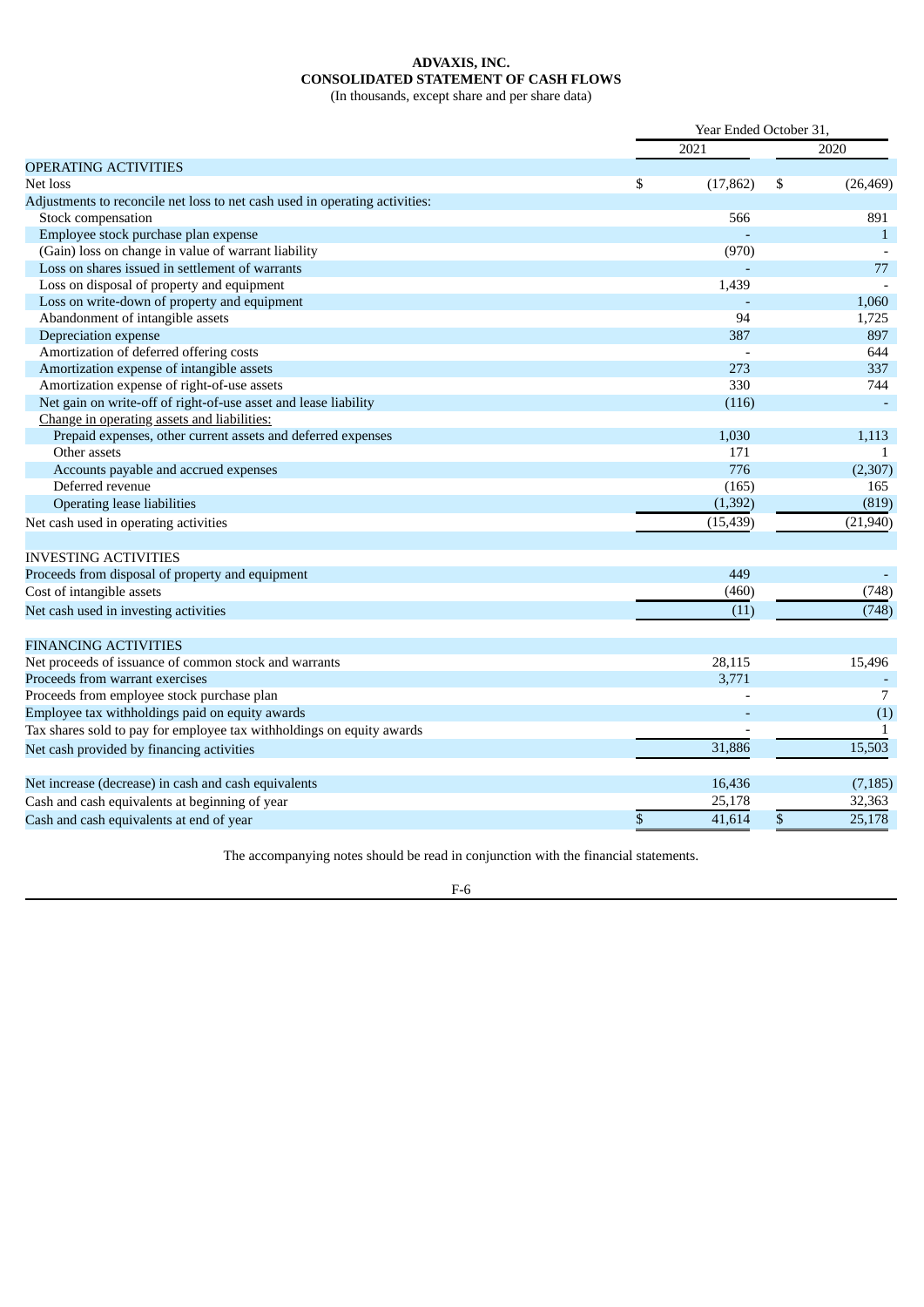**ADVAXIS, INC.**
**CONSOLIDATED STATEMENT OF CASH FLOWS**
(In thousands, except share and per share data)

| | Year Ended October 31, | |
|---|---|---|
| | 2021 | 2020 |
| OPERATING ACTIVITIES | | |
| Net loss | $ (17,862) | $ (26,469) |
| Adjustments to reconcile net loss to net cash used in operating activities: | | |
| Stock compensation | 566 | 891 |
| Employee stock purchase plan expense | - | 1 |
| (Gain) loss on change in value of warrant liability | (970) | - |
| Loss on shares issued in settlement of warrants | - | 77 |
| Loss on disposal of property and equipment | 1,439 | - |
| Loss on write-down of property and equipment | - | 1,060 |
| Abandonment of intangible assets | 94 | 1,725 |
| Depreciation expense | 387 | 897 |
| Amortization of deferred offering costs | - | 644 |
| Amortization expense of intangible assets | 273 | 337 |
| Amortization expense of right-of-use assets | 330 | 744 |
| Net gain on write-off of right-of-use asset and lease liability | (116) | - |
| Change in operating assets and liabilities: | | |
| Prepaid expenses, other current assets and deferred expenses | 1,030 | 1,113 |
| Other assets | 171 | 1 |
| Accounts payable and accrued expenses | 776 | (2,307) |
| Deferred revenue | (165) | 165 |
| Operating lease liabilities | (1,392) | (819) |
| Net cash used in operating activities | (15,439) | (21,940) |
| | | |
| INVESTING ACTIVITIES | | |
| Proceeds from disposal of property and equipment | 449 | - |
| Cost of intangible assets | (460) | (748) |
| Net cash used in investing activities | (11) | (748) |
| | | |
| FINANCING ACTIVITIES | | |
| Net proceeds of issuance of common stock and warrants | 28,115 | 15,496 |
| Proceeds from warrant exercises | 3,771 | - |
| Proceeds from employee stock purchase plan | - | 7 |
| Employee tax withholdings paid on equity awards | - | (1) |
| Tax shares sold to pay for employee tax withholdings on equity awards | - | 1 |
| Net cash provided by financing activities | 31,886 | 15,503 |
| | | |
| Net increase (decrease) in cash and cash equivalents | 16,436 | (7,185) |
| Cash and cash equivalents at beginning of year | 25,178 | 32,363 |
| Cash and cash equivalents at end of year | $ 41,614 | $ 25,178 |

The accompanying notes should be read in conjunction with the financial statements.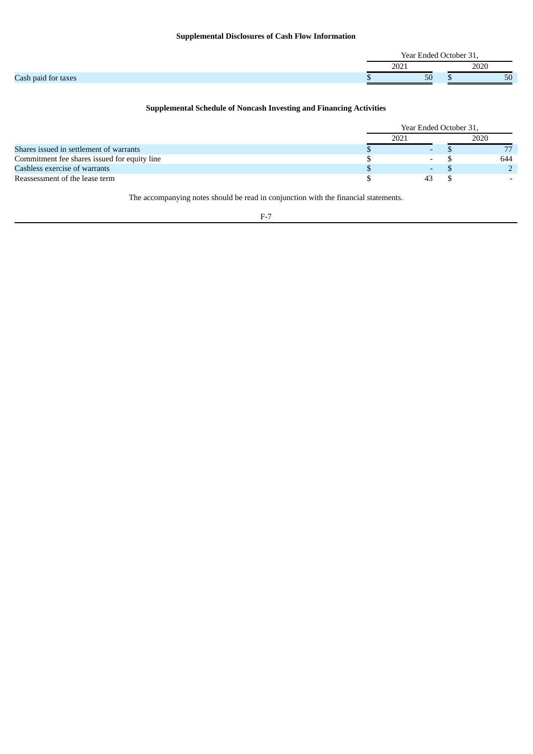**Supplemental Disclosures of Cash Flow Information**

| | Year Ended October 31, | |
|---|---|---|
| | 2021 | 2020 |
| Cash paid for taxes | $ 50 | $ 50 |

**Supplemental Schedule of Noncash Investing and Financing Activities**

| | Year Ended October 31, | |
|---|---|---|
| | 2021 | 2020 |
| Shares issued in settlement of warrants | $ - | $ 77 |
| Commitment fee shares issued for equity line | $ - | $ 644 |
| Cashless exercise of warrants | $ - | $ 2 |
| Reassessment of the lease term | $ 43 | $ - |

The accompanying notes should be read in conjunction with the financial statements.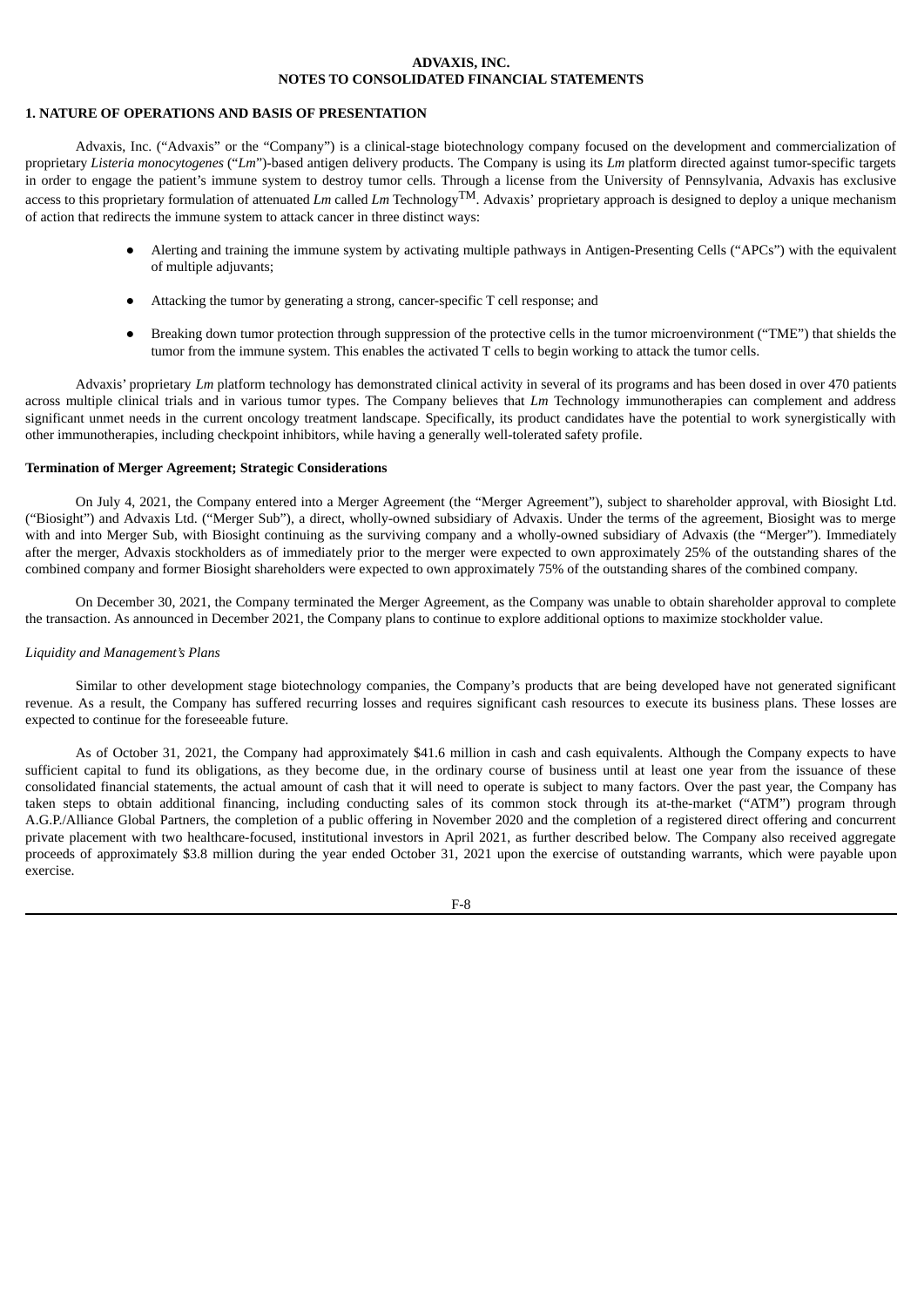**ADVAXIS, INC.**
**NOTES TO CONSOLIDATED FINANCIAL STATEMENTS**

## 1. NATURE OF OPERATIONS AND BASIS OF PRESENTATION

Advaxis, Inc. ("Advaxis" or the "Company") is a clinical-stage biotechnology company focused on the development and commercialization of proprietary *Listeria monocytogenes* ("*Lm*")-based antigen delivery products. The Company is using its *Lm* platform directed against tumor-specific targets in order to engage the patient's immune system to destroy tumor cells. Through a license from the University of Pennsylvania, Advaxis has exclusive access to this proprietary formulation of attenuated *Lm* called *Lm* Technology™. Advaxis' proprietary approach is designed to deploy a unique mechanism of action that redirects the immune system to attack cancer in three distinct ways:

- Alerting and training the immune system by activating multiple pathways in Antigen-Presenting Cells ("APCs") with the equivalent of multiple adjuvants;
- Attacking the tumor by generating a strong, cancer-specific T cell response; and
- Breaking down tumor protection through suppression of the protective cells in the tumor microenvironment ("TME") that shields the tumor from the immune system. This enables the activated T cells to begin working to attack the tumor cells.

Advaxis' proprietary *Lm* platform technology has demonstrated clinical activity in several of its programs and has been dosed in over 470 patients across multiple clinical trials and in various tumor types. The Company believes that *Lm* Technology immunotherapies can complement and address significant unmet needs in the current oncology treatment landscape. Specifically, its product candidates have the potential to work synergistically with other immunotherapies, including checkpoint inhibitors, while having a generally well-tolerated safety profile.

### Termination of Merger Agreement; Strategic Considerations

On July 4, 2021, the Company entered into a Merger Agreement (the "Merger Agreement"), subject to shareholder approval, with Biosight Ltd. ("Biosight") and Advaxis Ltd. ("Merger Sub"), a direct, wholly-owned subsidiary of Advaxis. Under the terms of the agreement, Biosight was to merge with and into Merger Sub, with Biosight continuing as the surviving company and a wholly-owned subsidiary of Advaxis (the "Merger"). Immediately after the merger, Advaxis stockholders as of immediately prior to the merger were expected to own approximately 25% of the outstanding shares of the combined company and former Biosight shareholders were expected to own approximately 75% of the outstanding shares of the combined company.

On December 30, 2021, the Company terminated the Merger Agreement, as the Company was unable to obtain shareholder approval to complete the transaction. As announced in December 2021, the Company plans to continue to explore additional options to maximize stockholder value.

*Liquidity and Management's Plans*

Similar to other development stage biotechnology companies, the Company's products that are being developed have not generated significant revenue. As a result, the Company has suffered recurring losses and requires significant cash resources to execute its business plans. These losses are expected to continue for the foreseeable future.

As of October 31, 2021, the Company had approximately $41.6 million in cash and cash equivalents. Although the Company expects to have sufficient capital to fund its obligations, as they become due, in the ordinary course of business until at least one year from the issuance of these consolidated financial statements, the actual amount of cash that it will need to operate is subject to many factors. Over the past year, the Company has taken steps to obtain additional financing, including conducting sales of its common stock through its at-the-market ("ATM") program through A.G.P./Alliance Global Partners, the completion of a public offering in November 2020 and the completion of a registered direct offering and concurrent private placement with two healthcare-focused, institutional investors in April 2021, as further described below. The Company also received aggregate proceeds of approximately $3.8 million during the year ended October 31, 2021 upon the exercise of outstanding warrants, which were payable upon exercise.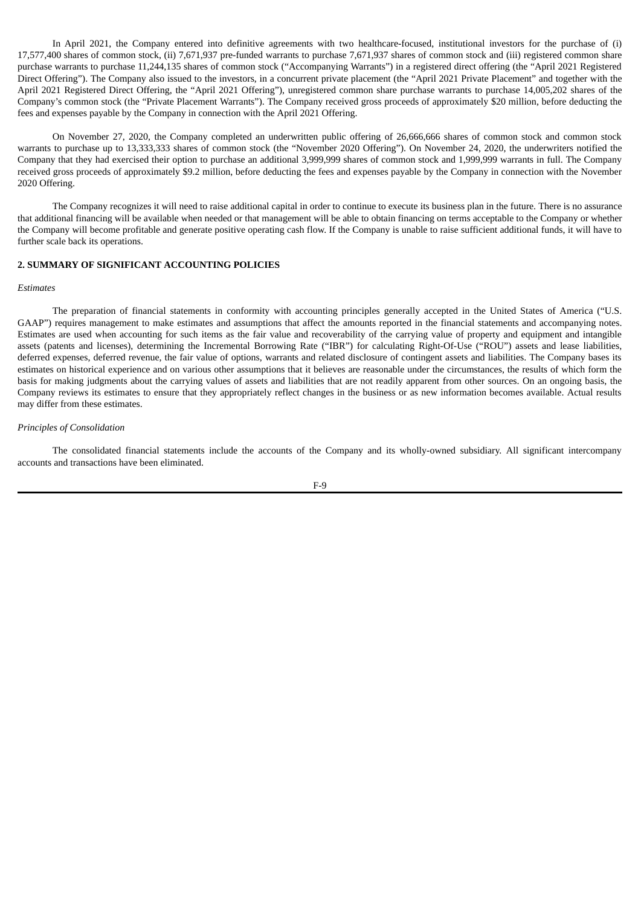In April 2021, the Company entered into definitive agreements with two healthcare-focused, institutional investors for the purchase of (i) 17,577,400 shares of common stock, (ii) 7,671,937 pre-funded warrants to purchase 7,671,937 shares of common stock and (iii) registered common share purchase warrants to purchase 11,244,135 shares of common stock ("Accompanying Warrants") in a registered direct offering (the "April 2021 Registered Direct Offering"). The Company also issued to the investors, in a concurrent private placement (the "April 2021 Private Placement" and together with the April 2021 Registered Direct Offering, the "April 2021 Offering"), unregistered common share purchase warrants to purchase 14,005,202 shares of the Company's common stock (the "Private Placement Warrants"). The Company received gross proceeds of approximately $20 million, before deducting the fees and expenses payable by the Company in connection with the April 2021 Offering.

On November 27, 2020, the Company completed an underwritten public offering of 26,666,666 shares of common stock and common stock warrants to purchase up to 13,333,333 shares of common stock (the "November 2020 Offering"). On November 24, 2020, the underwriters notified the Company that they had exercised their option to purchase an additional 3,999,999 shares of common stock and 1,999,999 warrants in full. The Company received gross proceeds of approximately $9.2 million, before deducting the fees and expenses payable by the Company in connection with the November 2020 Offering.

The Company recognizes it will need to raise additional capital in order to continue to execute its business plan in the future. There is no assurance that additional financing will be available when needed or that management will be able to obtain financing on terms acceptable to the Company or whether the Company will become profitable and generate positive operating cash flow. If the Company is unable to raise sufficient additional funds, it will have to further scale back its operations.

## 2. SUMMARY OF SIGNIFICANT ACCOUNTING POLICIES

*Estimates*

The preparation of financial statements in conformity with accounting principles generally accepted in the United States of America ("U.S. GAAP") requires management to make estimates and assumptions that affect the amounts reported in the financial statements and accompanying notes. Estimates are used when accounting for such items as the fair value and recoverability of the carrying value of property and equipment and intangible assets (patents and licenses), determining the Incremental Borrowing Rate ("IBR") for calculating Right-Of-Use ("ROU") assets and lease liabilities, deferred expenses, deferred revenue, the fair value of options, warrants and related disclosure of contingent assets and liabilities. The Company bases its estimates on historical experience and on various other assumptions that it believes are reasonable under the circumstances, the results of which form the basis for making judgments about the carrying values of assets and liabilities that are not readily apparent from other sources. On an ongoing basis, the Company reviews its estimates to ensure that they appropriately reflect changes in the business or as new information becomes available. Actual results may differ from these estimates.

*Principles of Consolidation*

The consolidated financial statements include the accounts of the Company and its wholly-owned subsidiary. All significant intercompany accounts and transactions have been eliminated.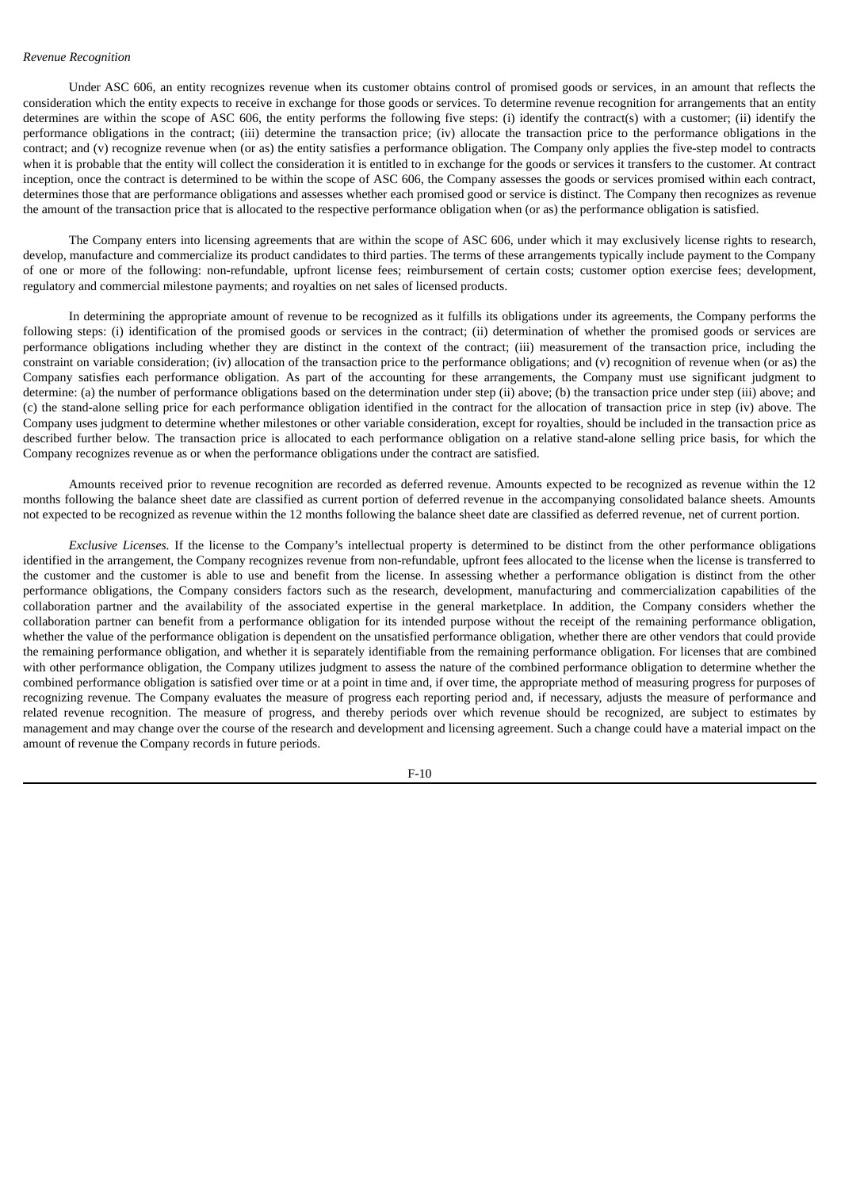*Revenue Recognition*

Under ASC 606, an entity recognizes revenue when its customer obtains control of promised goods or services, in an amount that reflects the consideration which the entity expects to receive in exchange for those goods or services. To determine revenue recognition for arrangements that an entity determines are within the scope of ASC 606, the entity performs the following five steps: (i) identify the contract(s) with a customer; (ii) identify the performance obligations in the contract; (iii) determine the transaction price; (iv) allocate the transaction price to the performance obligations in the contract; and (v) recognize revenue when (or as) the entity satisfies a performance obligation. The Company only applies the five-step model to contracts when it is probable that the entity will collect the consideration it is entitled to in exchange for the goods or services it transfers to the customer. At contract inception, once the contract is determined to be within the scope of ASC 606, the Company assesses the goods or services promised within each contract, determines those that are performance obligations and assesses whether each promised good or service is distinct. The Company then recognizes as revenue the amount of the transaction price that is allocated to the respective performance obligation when (or as) the performance obligation is satisfied.

The Company enters into licensing agreements that are within the scope of ASC 606, under which it may exclusively license rights to research, develop, manufacture and commercialize its product candidates to third parties. The terms of these arrangements typically include payment to the Company of one or more of the following: non-refundable, upfront license fees; reimbursement of certain costs; customer option exercise fees; development, regulatory and commercial milestone payments; and royalties on net sales of licensed products.

In determining the appropriate amount of revenue to be recognized as it fulfills its obligations under its agreements, the Company performs the following steps: (i) identification of the promised goods or services in the contract; (ii) determination of whether the promised goods or services are performance obligations including whether they are distinct in the context of the contract; (iii) measurement of the transaction price, including the constraint on variable consideration; (iv) allocation of the transaction price to the performance obligations; and (v) recognition of revenue when (or as) the Company satisfies each performance obligation. As part of the accounting for these arrangements, the Company must use significant judgment to determine: (a) the number of performance obligations based on the determination under step (ii) above; (b) the transaction price under step (iii) above; and (c) the stand-alone selling price for each performance obligation identified in the contract for the allocation of transaction price in step (iv) above. The Company uses judgment to determine whether milestones or other variable consideration, except for royalties, should be included in the transaction price as described further below. The transaction price is allocated to each performance obligation on a relative stand-alone selling price basis, for which the Company recognizes revenue as or when the performance obligations under the contract are satisfied.

Amounts received prior to revenue recognition are recorded as deferred revenue. Amounts expected to be recognized as revenue within the 12 months following the balance sheet date are classified as current portion of deferred revenue in the accompanying consolidated balance sheets. Amounts not expected to be recognized as revenue within the 12 months following the balance sheet date are classified as deferred revenue, net of current portion.

*Exclusive Licenses.* If the license to the Company's intellectual property is determined to be distinct from the other performance obligations identified in the arrangement, the Company recognizes revenue from non-refundable, upfront fees allocated to the license when the license is transferred to the customer and the customer is able to use and benefit from the license. In assessing whether a performance obligation is distinct from the other performance obligations, the Company considers factors such as the research, development, manufacturing and commercialization capabilities of the collaboration partner and the availability of the associated expertise in the general marketplace. In addition, the Company considers whether the collaboration partner can benefit from a performance obligation for its intended purpose without the receipt of the remaining performance obligation, whether the value of the performance obligation is dependent on the unsatisfied performance obligation, whether there are other vendors that could provide the remaining performance obligation, and whether it is separately identifiable from the remaining performance obligation. For licenses that are combined with other performance obligation, the Company utilizes judgment to assess the nature of the combined performance obligation to determine whether the combined performance obligation is satisfied over time or at a point in time and, if over time, the appropriate method of measuring progress for purposes of recognizing revenue. The Company evaluates the measure of progress each reporting period and, if necessary, adjusts the measure of performance and related revenue recognition. The measure of progress, and thereby periods over which revenue should be recognized, are subject to estimates by management and may change over the course of the research and development and licensing agreement. Such a change could have a material impact on the amount of revenue the Company records in future periods.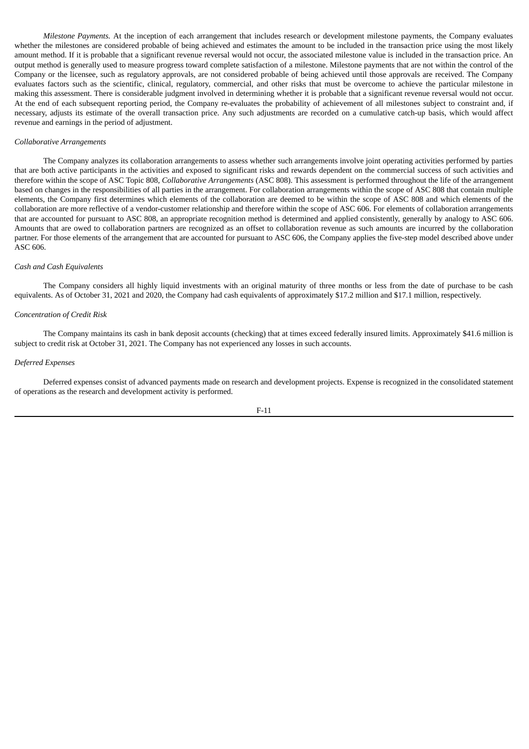*Milestone Payments.* At the inception of each arrangement that includes research or development milestone payments, the Company evaluates whether the milestones are considered probable of being achieved and estimates the amount to be included in the transaction price using the most likely amount method. If it is probable that a significant revenue reversal would not occur, the associated milestone value is included in the transaction price. An output method is generally used to measure progress toward complete satisfaction of a milestone. Milestone payments that are not within the control of the Company or the licensee, such as regulatory approvals, are not considered probable of being achieved until those approvals are received. The Company evaluates factors such as the scientific, clinical, regulatory, commercial, and other risks that must be overcome to achieve the particular milestone in making this assessment. There is considerable judgment involved in determining whether it is probable that a significant revenue reversal would not occur. At the end of each subsequent reporting period, the Company re-evaluates the probability of achievement of all milestones subject to constraint and, if necessary, adjusts its estimate of the overall transaction price. Any such adjustments are recorded on a cumulative catch-up basis, which would affect revenue and earnings in the period of adjustment.

*Collaborative Arrangements*

The Company analyzes its collaboration arrangements to assess whether such arrangements involve joint operating activities performed by parties that are both active participants in the activities and exposed to significant risks and rewards dependent on the commercial success of such activities and therefore within the scope of ASC Topic 808, *Collaborative Arrangements* (ASC 808). This assessment is performed throughout the life of the arrangement based on changes in the responsibilities of all parties in the arrangement. For collaboration arrangements within the scope of ASC 808 that contain multiple elements, the Company first determines which elements of the collaboration are deemed to be within the scope of ASC 808 and which elements of the collaboration are more reflective of a vendor-customer relationship and therefore within the scope of ASC 606. For elements of collaboration arrangements that are accounted for pursuant to ASC 808, an appropriate recognition method is determined and applied consistently, generally by analogy to ASC 606. Amounts that are owed to collaboration partners are recognized as an offset to collaboration revenue as such amounts are incurred by the collaboration partner. For those elements of the arrangement that are accounted for pursuant to ASC 606, the Company applies the five-step model described above under ASC 606.

*Cash and Cash Equivalents*

The Company considers all highly liquid investments with an original maturity of three months or less from the date of purchase to be cash equivalents. As of October 31, 2021 and 2020, the Company had cash equivalents of approximately $17.2 million and $17.1 million, respectively.

*Concentration of Credit Risk*

The Company maintains its cash in bank deposit accounts (checking) that at times exceed federally insured limits. Approximately $41.6 million is subject to credit risk at October 31, 2021. The Company has not experienced any losses in such accounts.

*Deferred Expenses*

Deferred expenses consist of advanced payments made on research and development projects. Expense is recognized in the consolidated statement of operations as the research and development activity is performed.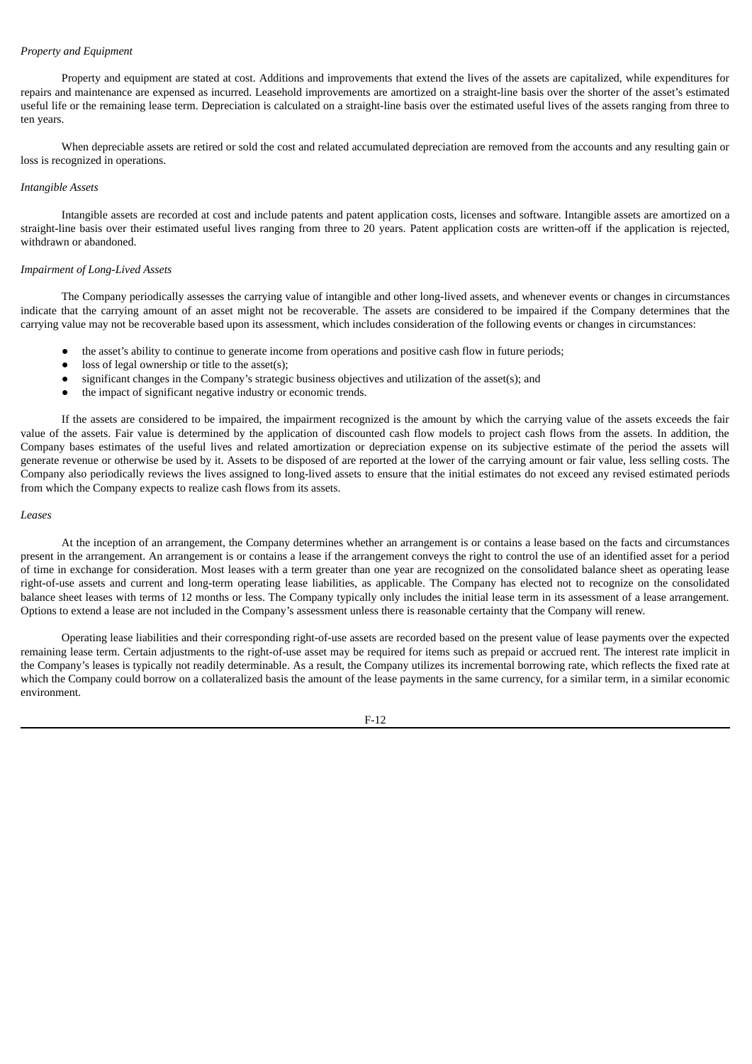*Property and Equipment*

Property and equipment are stated at cost. Additions and improvements that extend the lives of the assets are capitalized, while expenditures for repairs and maintenance are expensed as incurred. Leasehold improvements are amortized on a straight-line basis over the shorter of the asset's estimated useful life or the remaining lease term. Depreciation is calculated on a straight-line basis over the estimated useful lives of the assets ranging from three to ten years.

When depreciable assets are retired or sold the cost and related accumulated depreciation are removed from the accounts and any resulting gain or loss is recognized in operations.

*Intangible Assets*

Intangible assets are recorded at cost and include patents and patent application costs, licenses and software. Intangible assets are amortized on a straight-line basis over their estimated useful lives ranging from three to 20 years. Patent application costs are written-off if the application is rejected, withdrawn or abandoned.

*Impairment of Long-Lived Assets*

The Company periodically assesses the carrying value of intangible and other long-lived assets, and whenever events or changes in circumstances indicate that the carrying amount of an asset might not be recoverable. The assets are considered to be impaired if the Company determines that the carrying value may not be recoverable based upon its assessment, which includes consideration of the following events or changes in circumstances:

- the asset's ability to continue to generate income from operations and positive cash flow in future periods;
- loss of legal ownership or title to the asset(s);
- significant changes in the Company's strategic business objectives and utilization of the asset(s); and
- the impact of significant negative industry or economic trends.

If the assets are considered to be impaired, the impairment recognized is the amount by which the carrying value of the assets exceeds the fair value of the assets. Fair value is determined by the application of discounted cash flow models to project cash flows from the assets. In addition, the Company bases estimates of the useful lives and related amortization or depreciation expense on its subjective estimate of the period the assets will generate revenue or otherwise be used by it. Assets to be disposed of are reported at the lower of the carrying amount or fair value, less selling costs. The Company also periodically reviews the lives assigned to long-lived assets to ensure that the initial estimates do not exceed any revised estimated periods from which the Company expects to realize cash flows from its assets.

*Leases*

At the inception of an arrangement, the Company determines whether an arrangement is or contains a lease based on the facts and circumstances present in the arrangement. An arrangement is or contains a lease if the arrangement conveys the right to control the use of an identified asset for a period of time in exchange for consideration. Most leases with a term greater than one year are recognized on the consolidated balance sheet as operating lease right-of-use assets and current and long-term operating lease liabilities, as applicable. The Company has elected not to recognize on the consolidated balance sheet leases with terms of 12 months or less. The Company typically only includes the initial lease term in its assessment of a lease arrangement. Options to extend a lease are not included in the Company's assessment unless there is reasonable certainty that the Company will renew.

Operating lease liabilities and their corresponding right-of-use assets are recorded based on the present value of lease payments over the expected remaining lease term. Certain adjustments to the right-of-use asset may be required for items such as prepaid or accrued rent. The interest rate implicit in the Company's leases is typically not readily determinable. As a result, the Company utilizes its incremental borrowing rate, which reflects the fixed rate at which the Company could borrow on a collateralized basis the amount of the lease payments in the same currency, for a similar term, in a similar economic environment.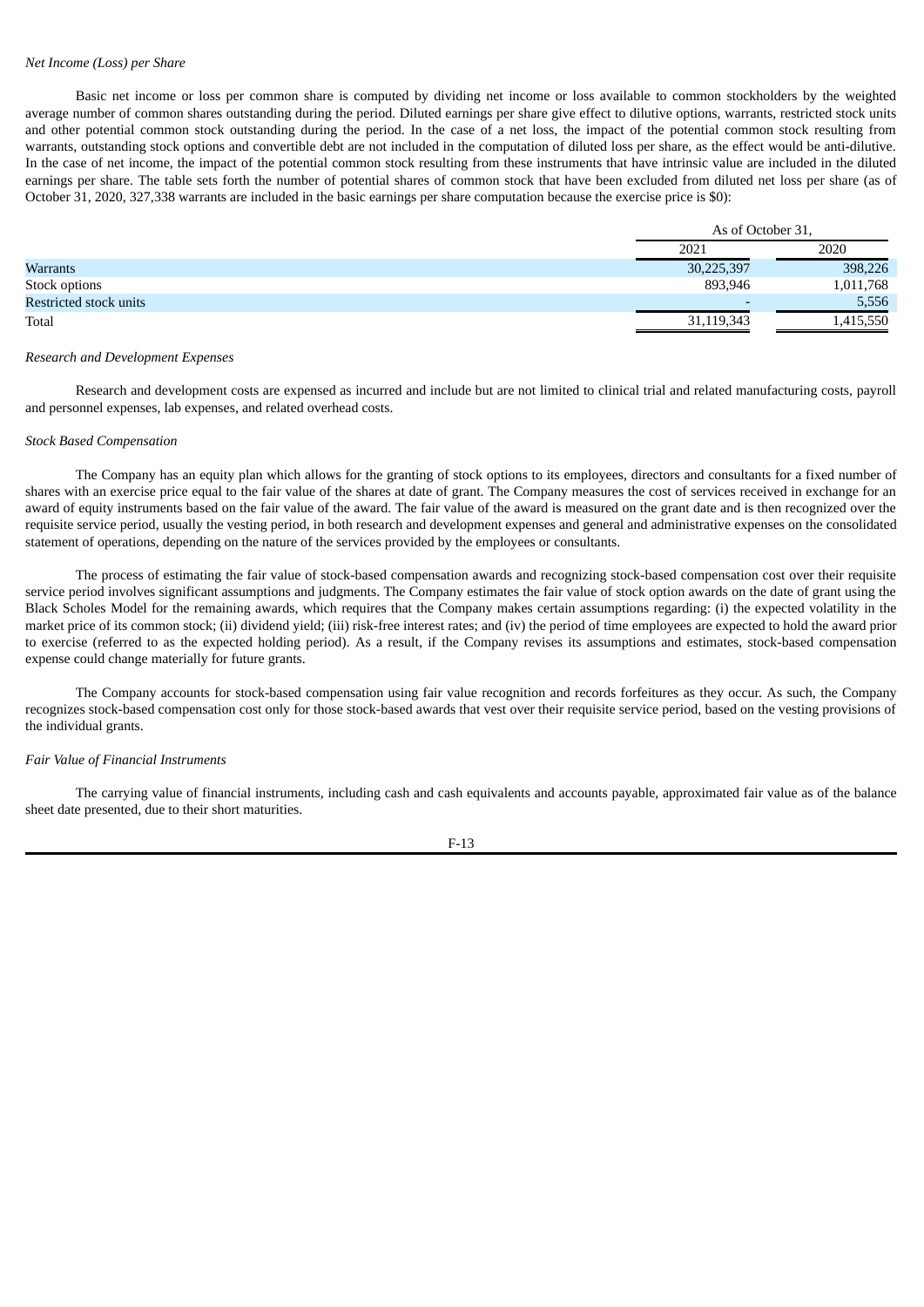*Net Income (Loss) per Share*

Basic net income or loss per common share is computed by dividing net income or loss available to common stockholders by the weighted average number of common shares outstanding during the period. Diluted earnings per share give effect to dilutive options, warrants, restricted stock units and other potential common stock outstanding during the period. In the case of a net loss, the impact of the potential common stock resulting from warrants, outstanding stock options and convertible debt are not included in the computation of diluted loss per share, as the effect would be anti-dilutive. In the case of net income, the impact of the potential common stock resulting from these instruments that have intrinsic value are included in the diluted earnings per share. The table sets forth the number of potential shares of common stock that have been excluded from diluted net loss per share (as of October 31, 2020, 327,338 warrants are included in the basic earnings per share computation because the exercise price is $0):

| | As of October 31, | |
|---|---|---|
| | 2021 | 2020 |
| Warrants | 30,225,397 | 398,226 |
| Stock options | 893,946 | 1,011,768 |
| Restricted stock units | - | 5,556 |
| Total | 31,119,343 | 1,415,550 |

*Research and Development Expenses*

Research and development costs are expensed as incurred and include but are not limited to clinical trial and related manufacturing costs, payroll and personnel expenses, lab expenses, and related overhead costs.

*Stock Based Compensation*

The Company has an equity plan which allows for the granting of stock options to its employees, directors and consultants for a fixed number of shares with an exercise price equal to the fair value of the shares at date of grant. The Company measures the cost of services received in exchange for an award of equity instruments based on the fair value of the award. The fair value of the award is measured on the grant date and is then recognized over the requisite service period, usually the vesting period, in both research and development expenses and general and administrative expenses on the consolidated statement of operations, depending on the nature of the services provided by the employees or consultants.

The process of estimating the fair value of stock-based compensation awards and recognizing stock-based compensation cost over their requisite service period involves significant assumptions and judgments. The Company estimates the fair value of stock option awards on the date of grant using the Black Scholes Model for the remaining awards, which requires that the Company makes certain assumptions regarding: (i) the expected volatility in the market price of its common stock; (ii) dividend yield; (iii) risk-free interest rates; and (iv) the period of time employees are expected to hold the award prior to exercise (referred to as the expected holding period). As a result, if the Company revises its assumptions and estimates, stock-based compensation expense could change materially for future grants.

The Company accounts for stock-based compensation using fair value recognition and records forfeitures as they occur. As such, the Company recognizes stock-based compensation cost only for those stock-based awards that vest over their requisite service period, based on the vesting provisions of the individual grants.

*Fair Value of Financial Instruments*

The carrying value of financial instruments, including cash and cash equivalents and accounts payable, approximated fair value as of the balance sheet date presented, due to their short maturities.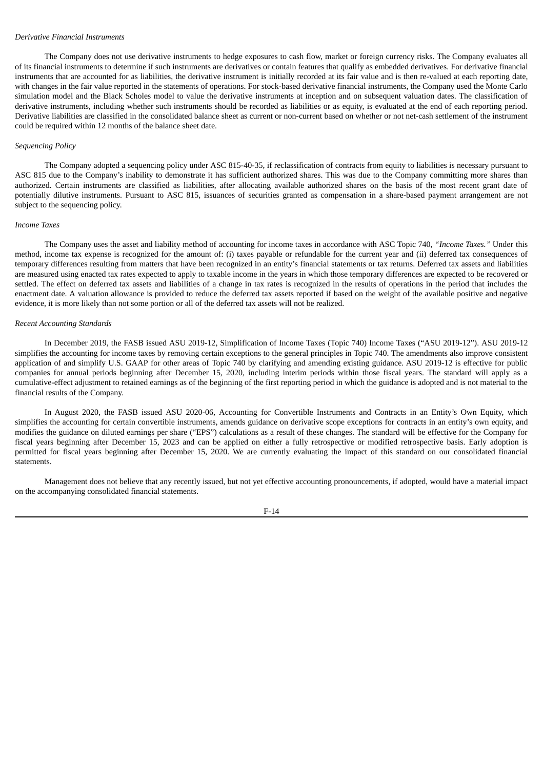*Derivative Financial Instruments*

The Company does not use derivative instruments to hedge exposures to cash flow, market or foreign currency risks. The Company evaluates all of its financial instruments to determine if such instruments are derivatives or contain features that qualify as embedded derivatives. For derivative financial instruments that are accounted for as liabilities, the derivative instrument is initially recorded at its fair value and is then re-valued at each reporting date, with changes in the fair value reported in the statements of operations. For stock-based derivative financial instruments, the Company used the Monte Carlo simulation model and the Black Scholes model to value the derivative instruments at inception and on subsequent valuation dates. The classification of derivative instruments, including whether such instruments should be recorded as liabilities or as equity, is evaluated at the end of each reporting period. Derivative liabilities are classified in the consolidated balance sheet as current or non-current based on whether or not net-cash settlement of the instrument could be required within 12 months of the balance sheet date.

*Sequencing Policy*

The Company adopted a sequencing policy under ASC 815-40-35, if reclassification of contracts from equity to liabilities is necessary pursuant to ASC 815 due to the Company's inability to demonstrate it has sufficient authorized shares. This was due to the Company committing more shares than authorized. Certain instruments are classified as liabilities, after allocating available authorized shares on the basis of the most recent grant date of potentially dilutive instruments. Pursuant to ASC 815, issuances of securities granted as compensation in a share-based payment arrangement are not subject to the sequencing policy.

*Income Taxes*

The Company uses the asset and liability method of accounting for income taxes in accordance with ASC Topic 740, *"Income Taxes."* Under this method, income tax expense is recognized for the amount of: (i) taxes payable or refundable for the current year and (ii) deferred tax consequences of temporary differences resulting from matters that have been recognized in an entity's financial statements or tax returns. Deferred tax assets and liabilities are measured using enacted tax rates expected to apply to taxable income in the years in which those temporary differences are expected to be recovered or settled. The effect on deferred tax assets and liabilities of a change in tax rates is recognized in the results of operations in the period that includes the enactment date. A valuation allowance is provided to reduce the deferred tax assets reported if based on the weight of the available positive and negative evidence, it is more likely than not some portion or all of the deferred tax assets will not be realized.

*Recent Accounting Standards*

In December 2019, the FASB issued ASU 2019-12, Simplification of Income Taxes (Topic 740) Income Taxes ("ASU 2019-12"). ASU 2019-12 simplifies the accounting for income taxes by removing certain exceptions to the general principles in Topic 740. The amendments also improve consistent application of and simplify U.S. GAAP for other areas of Topic 740 by clarifying and amending existing guidance. ASU 2019-12 is effective for public companies for annual periods beginning after December 15, 2020, including interim periods within those fiscal years. The standard will apply as a cumulative-effect adjustment to retained earnings as of the beginning of the first reporting period in which the guidance is adopted and is not material to the financial results of the Company.

In August 2020, the FASB issued ASU 2020-06, Accounting for Convertible Instruments and Contracts in an Entity's Own Equity, which simplifies the accounting for certain convertible instruments, amends guidance on derivative scope exceptions for contracts in an entity's own equity, and modifies the guidance on diluted earnings per share ("EPS") calculations as a result of these changes. The standard will be effective for the Company for fiscal years beginning after December 15, 2023 and can be applied on either a fully retrospective or modified retrospective basis. Early adoption is permitted for fiscal years beginning after December 15, 2020. We are currently evaluating the impact of this standard on our consolidated financial statements.

Management does not believe that any recently issued, but not yet effective accounting pronouncements, if adopted, would have a material impact on the accompanying consolidated financial statements.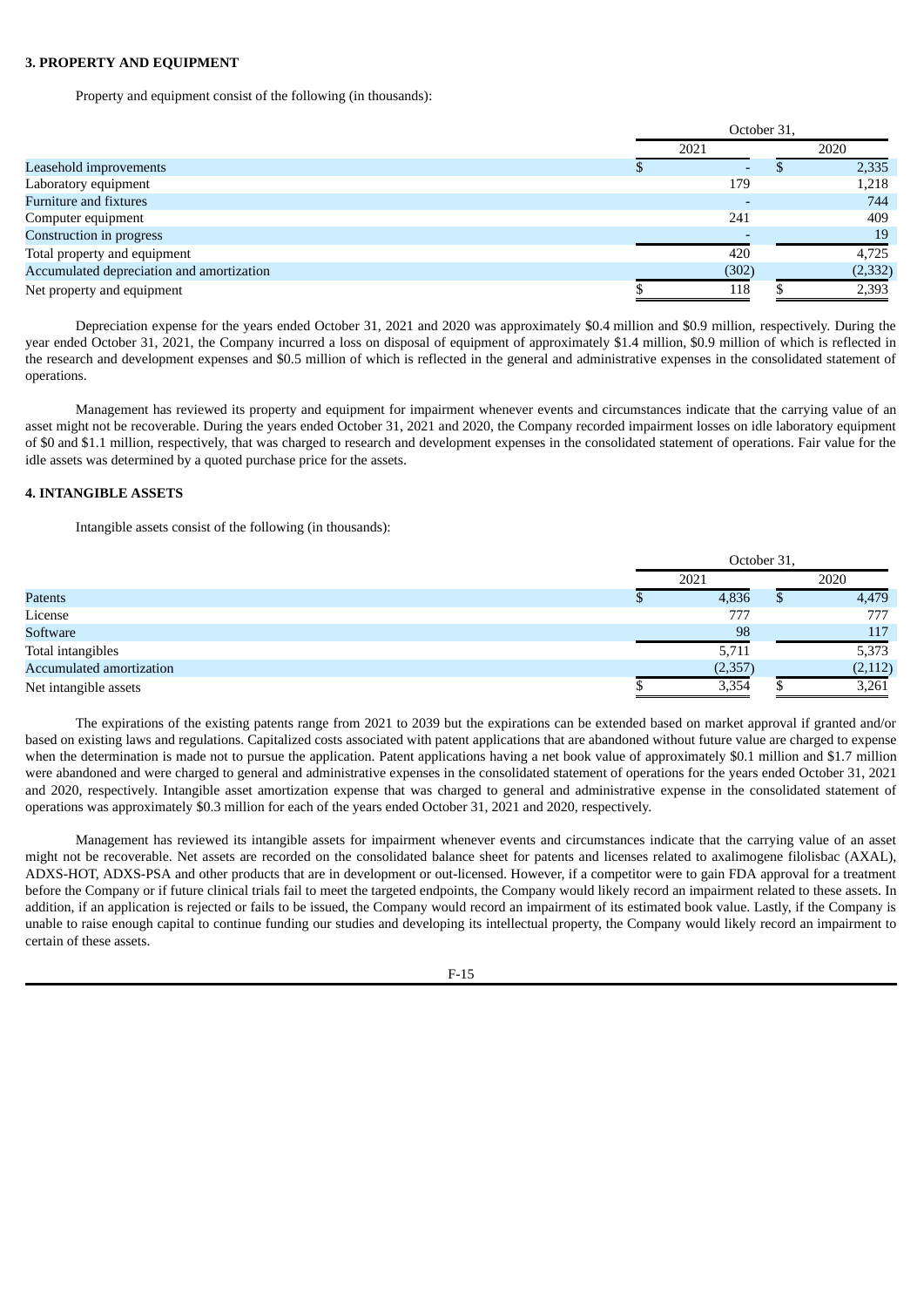**3. PROPERTY AND EQUIPMENT**

Property and equipment consist of the following (in thousands):

| | October 31, | |
|---|---|---|
| | 2021 | 2020 |
| Leasehold improvements | $ - | $ 2,335 |
| Laboratory equipment | 179 | 1,218 |
| Furniture and fixtures | - | 744 |
| Computer equipment | 241 | 409 |
| Construction in progress | - | 19 |
| Total property and equipment | 420 | 4,725 |
| Accumulated depreciation and amortization | (302) | (2,332) |
| Net property and equipment | $ 118 | $ 2,393 |

Depreciation expense for the years ended October 31, 2021 and 2020 was approximately $0.4 million and $0.9 million, respectively. During the year ended October 31, 2021, the Company incurred a loss on disposal of equipment of approximately $1.4 million, $0.9 million of which is reflected in the research and development expenses and $0.5 million of which is reflected in the general and administrative expenses in the consolidated statement of operations.

Management has reviewed its property and equipment for impairment whenever events and circumstances indicate that the carrying value of an asset might not be recoverable. During the years ended October 31, 2021 and 2020, the Company recorded impairment losses on idle laboratory equipment of $0 and $1.1 million, respectively, that was charged to research and development expenses in the consolidated statement of operations. Fair value for the idle assets was determined by a quoted purchase price for the assets.

**4. INTANGIBLE ASSETS**

Intangible assets consist of the following (in thousands):

| | October 31, | |
|---|---|---|
| | 2021 | 2020 |
| Patents | $ 4,836 | $ 4,479 |
| License | 777 | 777 |
| Software | 98 | 117 |
| Total intangibles | 5,711 | 5,373 |
| Accumulated amortization | (2,357) | (2,112) |
| Net intangible assets | $ 3,354 | $ 3,261 |

The expirations of the existing patents range from 2021 to 2039 but the expirations can be extended based on market approval if granted and/or based on existing laws and regulations. Capitalized costs associated with patent applications that are abandoned without future value are charged to expense when the determination is made not to pursue the application. Patent applications having a net book value of approximately $0.1 million and $1.7 million were abandoned and were charged to general and administrative expenses in the consolidated statement of operations for the years ended October 31, 2021 and 2020, respectively. Intangible asset amortization expense that was charged to general and administrative expense in the consolidated statement of operations was approximately $0.3 million for each of the years ended October 31, 2021 and 2020, respectively.

Management has reviewed its intangible assets for impairment whenever events and circumstances indicate that the carrying value of an asset might not be recoverable. Net assets are recorded on the consolidated balance sheet for patents and licenses related to axalimogene filolisbac (AXAL), ADXS-HOT, ADXS-PSA and other products that are in development or out-licensed. However, if a competitor were to gain FDA approval for a treatment before the Company or if future clinical trials fail to meet the targeted endpoints, the Company would likely record an impairment related to these assets. In addition, if an application is rejected or fails to be issued, the Company would record an impairment of its estimated book value. Lastly, if the Company is unable to raise enough capital to continue funding our studies and developing its intellectual property, the Company would likely record an impairment to certain of these assets.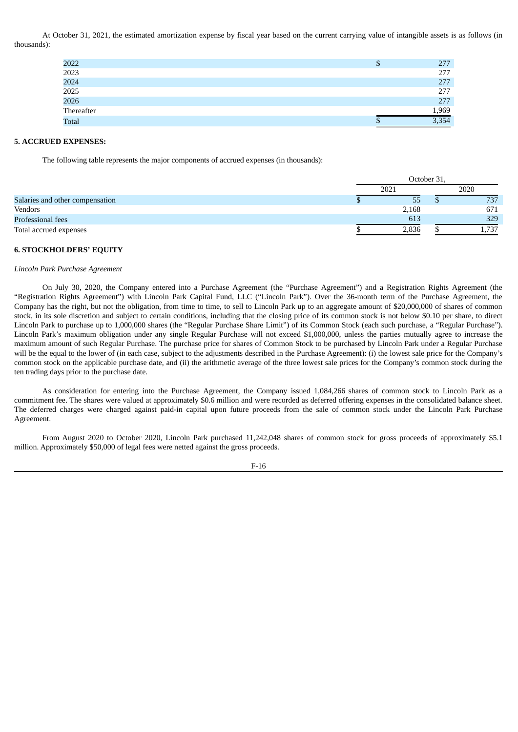At October 31, 2021, the estimated amortization expense by fiscal year based on the current carrying value of intangible assets is as follows (in thousands):

| | |
|---|---|
| 2022 | $ 277 |
| 2023 | 277 |
| 2024 | 277 |
| 2025 | 277 |
| 2026 | 277 |
| Thereafter | 1,969 |
| Total | $ 3,354 |

**5. ACCRUED EXPENSES:**

The following table represents the major components of accrued expenses (in thousands):

| | October 31, | |
|---|---|---|
| | 2021 | 2020 |
| Salaries and other compensation | $ 55 | $ 737 |
| Vendors | 2,168 | 671 |
| Professional fees | 613 | 329 |
| Total accrued expenses | $ 2,836 | $ 1,737 |

**6. STOCKHOLDERS' EQUITY**

*Lincoln Park Purchase Agreement*

On July 30, 2020, the Company entered into a Purchase Agreement (the "Purchase Agreement") and a Registration Rights Agreement (the "Registration Rights Agreement") with Lincoln Park Capital Fund, LLC ("Lincoln Park"). Over the 36-month term of the Purchase Agreement, the Company has the right, but not the obligation, from time to time, to sell to Lincoln Park up to an aggregate amount of $20,000,000 of shares of common stock, in its sole discretion and subject to certain conditions, including that the closing price of its common stock is not below $0.10 per share, to direct Lincoln Park to purchase up to 1,000,000 shares (the "Regular Purchase Share Limit") of its Common Stock (each such purchase, a "Regular Purchase"). Lincoln Park's maximum obligation under any single Regular Purchase will not exceed $1,000,000, unless the parties mutually agree to increase the maximum amount of such Regular Purchase. The purchase price for shares of Common Stock to be purchased by Lincoln Park under a Regular Purchase will be the equal to the lower of (in each case, subject to the adjustments described in the Purchase Agreement): (i) the lowest sale price for the Company's common stock on the applicable purchase date, and (ii) the arithmetic average of the three lowest sale prices for the Company's common stock during the ten trading days prior to the purchase date.

As consideration for entering into the Purchase Agreement, the Company issued 1,084,266 shares of common stock to Lincoln Park as a commitment fee. The shares were valued at approximately $0.6 million and were recorded as deferred offering expenses in the consolidated balance sheet. The deferred charges were charged against paid-in capital upon future proceeds from the sale of common stock under the Lincoln Park Purchase Agreement.

From August 2020 to October 2020, Lincoln Park purchased 11,242,048 shares of common stock for gross proceeds of approximately $5.1 million. Approximately $50,000 of legal fees were netted against the gross proceeds.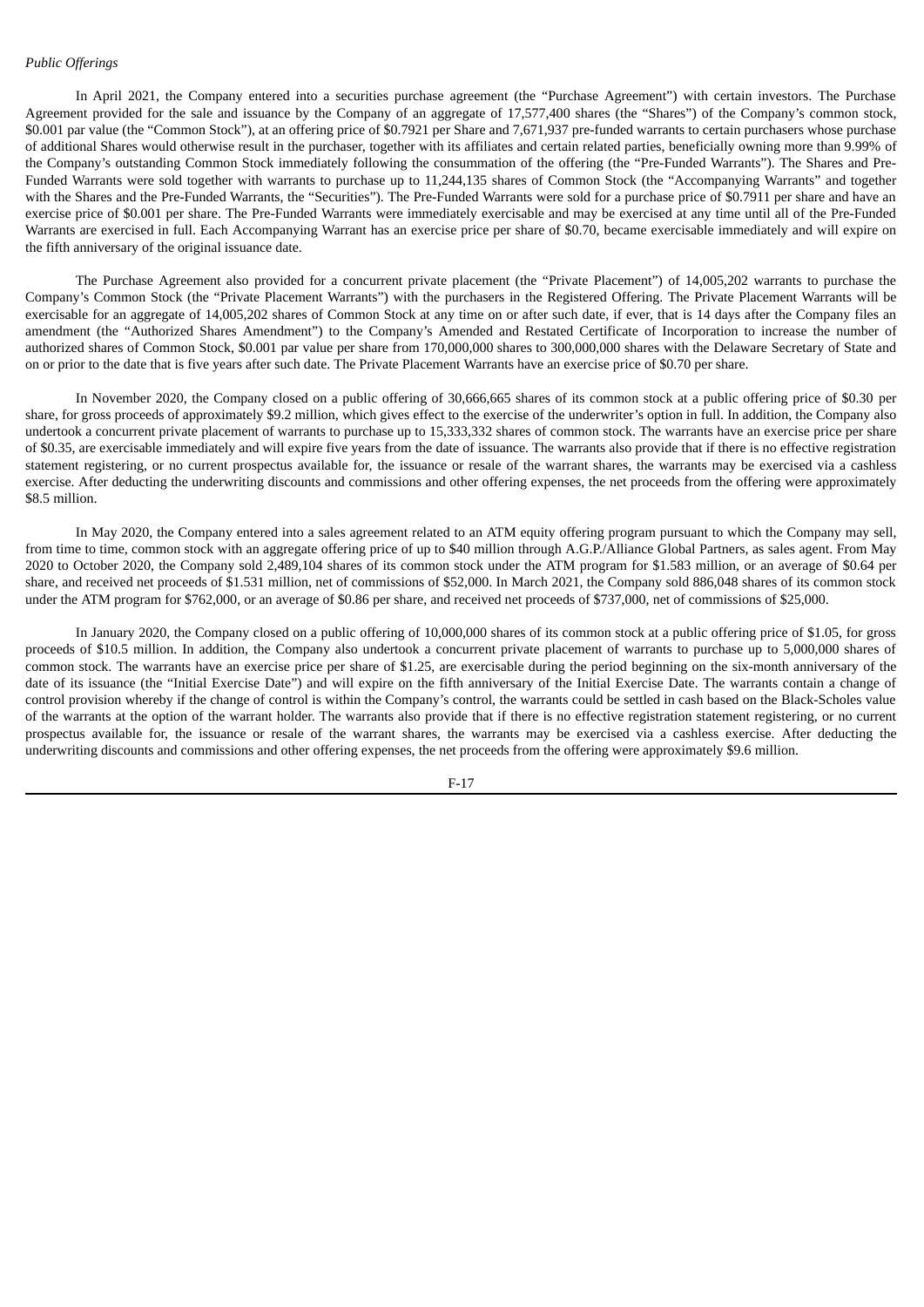*Public Offerings*

In April 2021, the Company entered into a securities purchase agreement (the "Purchase Agreement") with certain investors. The Purchase Agreement provided for the sale and issuance by the Company of an aggregate of 17,577,400 shares (the "Shares") of the Company's common stock, $0.001 par value (the "Common Stock"), at an offering price of $0.7921 per Share and 7,671,937 pre-funded warrants to certain purchasers whose purchase of additional Shares would otherwise result in the purchaser, together with its affiliates and certain related parties, beneficially owning more than 9.99% of the Company's outstanding Common Stock immediately following the consummation of the offering (the "Pre-Funded Warrants"). The Shares and Pre-Funded Warrants were sold together with warrants to purchase up to 11,244,135 shares of Common Stock (the "Accompanying Warrants" and together with the Shares and the Pre-Funded Warrants, the "Securities"). The Pre-Funded Warrants were sold for a purchase price of $0.7911 per share and have an exercise price of $0.001 per share. The Pre-Funded Warrants were immediately exercisable and may be exercised at any time until all of the Pre-Funded Warrants are exercised in full. Each Accompanying Warrant has an exercise price per share of $0.70, became exercisable immediately and will expire on the fifth anniversary of the original issuance date.

The Purchase Agreement also provided for a concurrent private placement (the "Private Placement") of 14,005,202 warrants to purchase the Company's Common Stock (the "Private Placement Warrants") with the purchasers in the Registered Offering. The Private Placement Warrants will be exercisable for an aggregate of 14,005,202 shares of Common Stock at any time on or after such date, if ever, that is 14 days after the Company files an amendment (the "Authorized Shares Amendment") to the Company's Amended and Restated Certificate of Incorporation to increase the number of authorized shares of Common Stock, $0.001 par value per share from 170,000,000 shares to 300,000,000 shares with the Delaware Secretary of State and on or prior to the date that is five years after such date. The Private Placement Warrants have an exercise price of $0.70 per share.

In November 2020, the Company closed on a public offering of 30,666,665 shares of its common stock at a public offering price of $0.30 per share, for gross proceeds of approximately $9.2 million, which gives effect to the exercise of the underwriter's option in full. In addition, the Company also undertook a concurrent private placement of warrants to purchase up to 15,333,332 shares of common stock. The warrants have an exercise price per share of $0.35, are exercisable immediately and will expire five years from the date of issuance. The warrants also provide that if there is no effective registration statement registering, or no current prospectus available for, the issuance or resale of the warrant shares, the warrants may be exercised via a cashless exercise. After deducting the underwriting discounts and commissions and other offering expenses, the net proceeds from the offering were approximately $8.5 million.

In May 2020, the Company entered into a sales agreement related to an ATM equity offering program pursuant to which the Company may sell, from time to time, common stock with an aggregate offering price of up to $40 million through A.G.P./Alliance Global Partners, as sales agent. From May 2020 to October 2020, the Company sold 2,489,104 shares of its common stock under the ATM program for $1.583 million, or an average of $0.64 per share, and received net proceeds of $1.531 million, net of commissions of $52,000. In March 2021, the Company sold 886,048 shares of its common stock under the ATM program for $762,000, or an average of $0.86 per share, and received net proceeds of $737,000, net of commissions of $25,000.

In January 2020, the Company closed on a public offering of 10,000,000 shares of its common stock at a public offering price of $1.05, for gross proceeds of $10.5 million. In addition, the Company also undertook a concurrent private placement of warrants to purchase up to 5,000,000 shares of common stock. The warrants have an exercise price per share of $1.25, are exercisable during the period beginning on the six-month anniversary of the date of its issuance (the "Initial Exercise Date") and will expire on the fifth anniversary of the Initial Exercise Date. The warrants contain a change of control provision whereby if the change of control is within the Company's control, the warrants could be settled in cash based on the Black-Scholes value of the warrants at the option of the warrant holder. The warrants also provide that if there is no effective registration statement registering, or no current prospectus available for, the issuance or resale of the warrant shares, the warrants may be exercised via a cashless exercise. After deducting the underwriting discounts and commissions and other offering expenses, the net proceeds from the offering were approximately $9.6 million.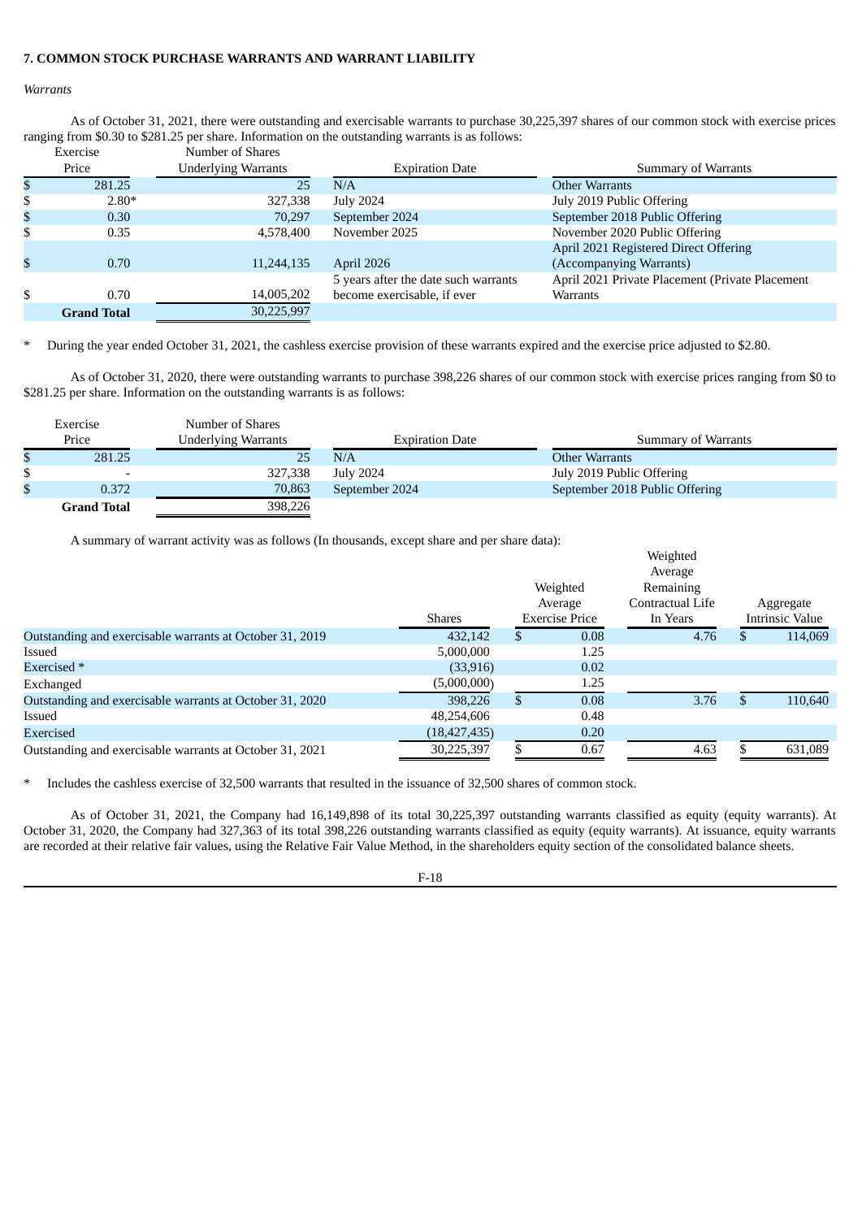**7. COMMON STOCK PURCHASE WARRANTS AND WARRANT LIABILITY**

*Warrants*

As of October 31, 2021, there were outstanding and exercisable warrants to purchase 30,225,397 shares of our common stock with exercise prices ranging from $0.30 to $281.25 per share. Information on the outstanding warrants is as follows:

| Exercise Price | Number of Shares Underlying Warrants | Expiration Date | Summary of Warrants |
|---|---|---|---|
| $ 281.25 | 25 | N/A | Other Warrants |
| $ 2.80* | 327,338 | July 2024 | July 2019 Public Offering |
| $ 0.30 | 70,297 | September 2024 | September 2018 Public Offering |
| $ 0.35 | 4,578,400 | November 2025 | November 2020 Public Offering |
| $ 0.70 | 11,244,135 | April 2026 | April 2021 Registered Direct Offering (Accompanying Warrants) |
| $ 0.70 | 14,005,202 | 5 years after the date such warrants become exercisable, if ever | April 2021 Private Placement (Private Placement Warrants) |
| **Grand Total** | 30,225,997 | | |

\* During the year ended October 31, 2021, the cashless exercise provision of these warrants expired and the exercise price adjusted to $2.80.

As of October 31, 2020, there were outstanding warrants to purchase 398,226 shares of our common stock with exercise prices ranging from $0 to $281.25 per share. Information on the outstanding warrants is as follows:

| Exercise Price | Number of Shares Underlying Warrants | Expiration Date | Summary of Warrants |
|---|---|---|---|
| $ 281.25 | 25 | N/A | Other Warrants |
| $ - | 327,338 | July 2024 | July 2019 Public Offering |
| $ 0.372 | 70,863 | September 2024 | September 2018 Public Offering |
| **Grand Total** | 398,226 | | |

A summary of warrant activity was as follows (In thousands, except share and per share data):

| | Shares | Weighted Average Exercise Price | Weighted Average Remaining Contractual Life In Years | Aggregate Intrinsic Value |
|---|---|---|---|---|
| Outstanding and exercisable warrants at October 31, 2019 | 432,142 | $ 0.08 | 4.76 | $ 114,069 |
| Issued | 5,000,000 | 1.25 | | |
| Exercised * | (33,916) | 0.02 | | |
| Exchanged | (5,000,000) | 1.25 | | |
| Outstanding and exercisable warrants at October 31, 2020 | 398,226 | $ 0.08 | 3.76 | $ 110,640 |
| Issued | 48,254,606 | 0.48 | | |
| Exercised | (18,427,435) | 0.20 | | |
| Outstanding and exercisable warrants at October 31, 2021 | 30,225,397 | $ 0.67 | 4.63 | $ 631,089 |

\* Includes the cashless exercise of 32,500 warrants that resulted in the issuance of 32,500 shares of common stock.

As of October 31, 2021, the Company had 16,149,898 of its total 30,225,397 outstanding warrants classified as equity (equity warrants). At October 31, 2020, the Company had 327,363 of its total 398,226 outstanding warrants classified as equity (equity warrants). At issuance, equity warrants are recorded at their relative fair values, using the Relative Fair Value Method, in the shareholders equity section of the consolidated balance sheets.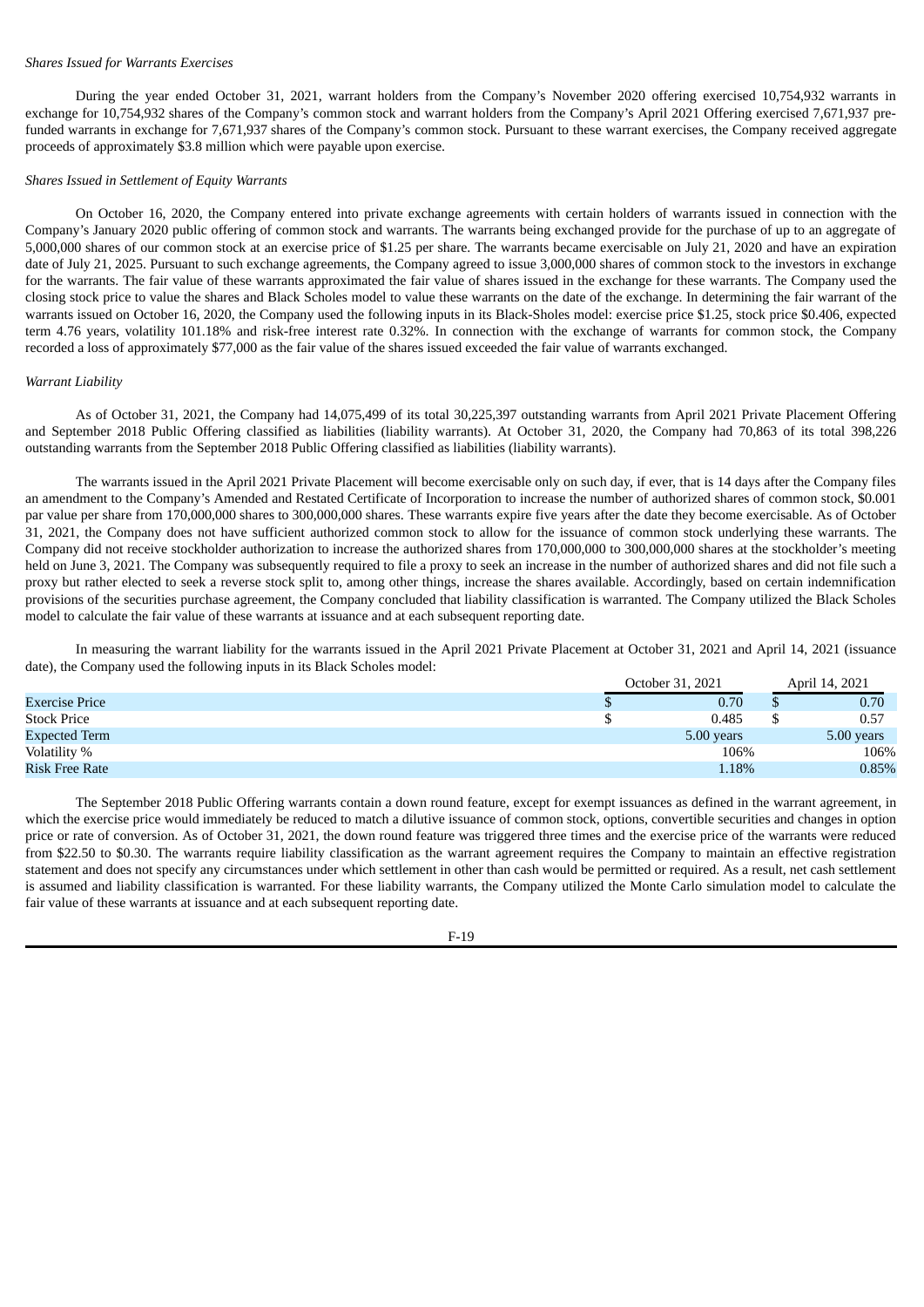*Shares Issued for Warrants Exercises*

During the year ended October 31, 2021, warrant holders from the Company's November 2020 offering exercised 10,754,932 warrants in exchange for 10,754,932 shares of the Company's common stock and warrant holders from the Company's April 2021 Offering exercised 7,671,937 pre-funded warrants in exchange for 7,671,937 shares of the Company's common stock. Pursuant to these warrant exercises, the Company received aggregate proceeds of approximately $3.8 million which were payable upon exercise.

*Shares Issued in Settlement of Equity Warrants*

On October 16, 2020, the Company entered into private exchange agreements with certain holders of warrants issued in connection with the Company's January 2020 public offering of common stock and warrants. The warrants being exchanged provide for the purchase of up to an aggregate of 5,000,000 shares of our common stock at an exercise price of $1.25 per share. The warrants became exercisable on July 21, 2020 and have an expiration date of July 21, 2025. Pursuant to such exchange agreements, the Company agreed to issue 3,000,000 shares of common stock to the investors in exchange for the warrants. The fair value of these warrants approximated the fair value of shares issued in the exchange for these warrants. The Company used the closing stock price to value the shares and Black Scholes model to value these warrants on the date of the exchange. In determining the fair warrant of the warrants issued on October 16, 2020, the Company used the following inputs in its Black-Sholes model: exercise price $1.25, stock price $0.406, expected term 4.76 years, volatility 101.18% and risk-free interest rate 0.32%. In connection with the exchange of warrants for common stock, the Company recorded a loss of approximately $77,000 as the fair value of the shares issued exceeded the fair value of warrants exchanged.

*Warrant Liability*

As of October 31, 2021, the Company had 14,075,499 of its total 30,225,397 outstanding warrants from April 2021 Private Placement Offering and September 2018 Public Offering classified as liabilities (liability warrants). At October 31, 2020, the Company had 70,863 of its total 398,226 outstanding warrants from the September 2018 Public Offering classified as liabilities (liability warrants).

The warrants issued in the April 2021 Private Placement will become exercisable only on such day, if ever, that is 14 days after the Company files an amendment to the Company's Amended and Restated Certificate of Incorporation to increase the number of authorized shares of common stock, $0.001 par value per share from 170,000,000 shares to 300,000,000 shares. These warrants expire five years after the date they become exercisable. As of October 31, 2021, the Company does not have sufficient authorized common stock to allow for the issuance of common stock underlying these warrants. The Company did not receive stockholder authorization to increase the authorized shares from 170,000,000 to 300,000,000 shares at the stockholder's meeting held on June 3, 2021. The Company was subsequently required to file a proxy to seek an increase in the number of authorized shares and did not file such a proxy but rather elected to seek a reverse stock split to, among other things, increase the shares available. Accordingly, based on certain indemnification provisions of the securities purchase agreement, the Company concluded that liability classification is warranted. The Company utilized the Black Scholes model to calculate the fair value of these warrants at issuance and at each subsequent reporting date.

In measuring the warrant liability for the warrants issued in the April 2021 Private Placement at October 31, 2021 and April 14, 2021 (issuance date), the Company used the following inputs in its Black Scholes model:

| | October 31, 2021 | April 14, 2021 |
|---|---|---|
| Exercise Price | $ 0.70 | $ 0.70 |
| Stock Price | $ 0.485 | $ 0.57 |
| Expected Term | 5.00 years | 5.00 years |
| Volatility % | 106% | 106% |
| Risk Free Rate | 1.18% | 0.85% |

The September 2018 Public Offering warrants contain a down round feature, except for exempt issuances as defined in the warrant agreement, in which the exercise price would immediately be reduced to match a dilutive issuance of common stock, options, convertible securities and changes in option price or rate of conversion. As of October 31, 2021, the down round feature was triggered three times and the exercise price of the warrants were reduced from $22.50 to $0.30. The warrants require liability classification as the warrant agreement requires the Company to maintain an effective registration statement and does not specify any circumstances under which settlement in other than cash would be permitted or required. As a result, net cash settlement is assumed and liability classification is warranted. For these liability warrants, the Company utilized the Monte Carlo simulation model to calculate the fair value of these warrants at issuance and at each subsequent reporting date.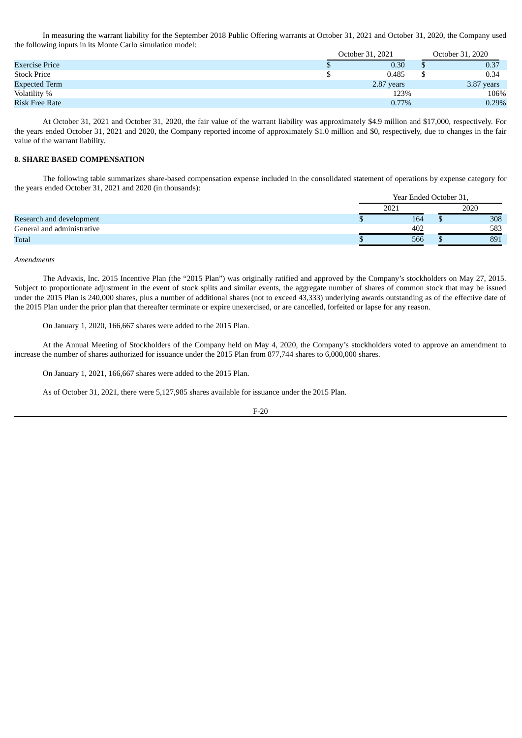In measuring the warrant liability for the September 2018 Public Offering warrants at October 31, 2021 and October 31, 2020, the Company used the following inputs in its Monte Carlo simulation model:

| | October 31, 2021 | October 31, 2020 |
|---|---|---|
| Exercise Price | $ 0.30 | $ 0.37 |
| Stock Price | $ 0.485 | $ 0.34 |
| Expected Term | 2.87 years | 3.87 years |
| Volatility % | 123% | 106% |
| Risk Free Rate | 0.77% | 0.29% |

At October 31, 2021 and October 31, 2020, the fair value of the warrant liability was approximately $4.9 million and $17,000, respectively. For the years ended October 31, 2021 and 2020, the Company reported income of approximately $1.0 million and $0, respectively, due to changes in the fair value of the warrant liability.

## 8. SHARE BASED COMPENSATION

The following table summarizes share-based compensation expense included in the consolidated statement of operations by expense category for the years ended October 31, 2021 and 2020 (in thousands):

| | Year Ended October 31, | |
|---|---|---|
| | 2021 | 2020 |
| Research and development | $ 164 | $ 308 |
| General and administrative | 402 | 583 |
| Total | $ 566 | $ 891 |

*Amendments*

The Advaxis, Inc. 2015 Incentive Plan (the "2015 Plan") was originally ratified and approved by the Company's stockholders on May 27, 2015. Subject to proportionate adjustment in the event of stock splits and similar events, the aggregate number of shares of common stock that may be issued under the 2015 Plan is 240,000 shares, plus a number of additional shares (not to exceed 43,333) underlying awards outstanding as of the effective date of the 2015 Plan under the prior plan that thereafter terminate or expire unexercised, or are cancelled, forfeited or lapse for any reason.

On January 1, 2020, 166,667 shares were added to the 2015 Plan.

At the Annual Meeting of Stockholders of the Company held on May 4, 2020, the Company's stockholders voted to approve an amendment to increase the number of shares authorized for issuance under the 2015 Plan from 877,744 shares to 6,000,000 shares.

On January 1, 2021, 166,667 shares were added to the 2015 Plan.

As of October 31, 2021, there were 5,127,985 shares available for issuance under the 2015 Plan.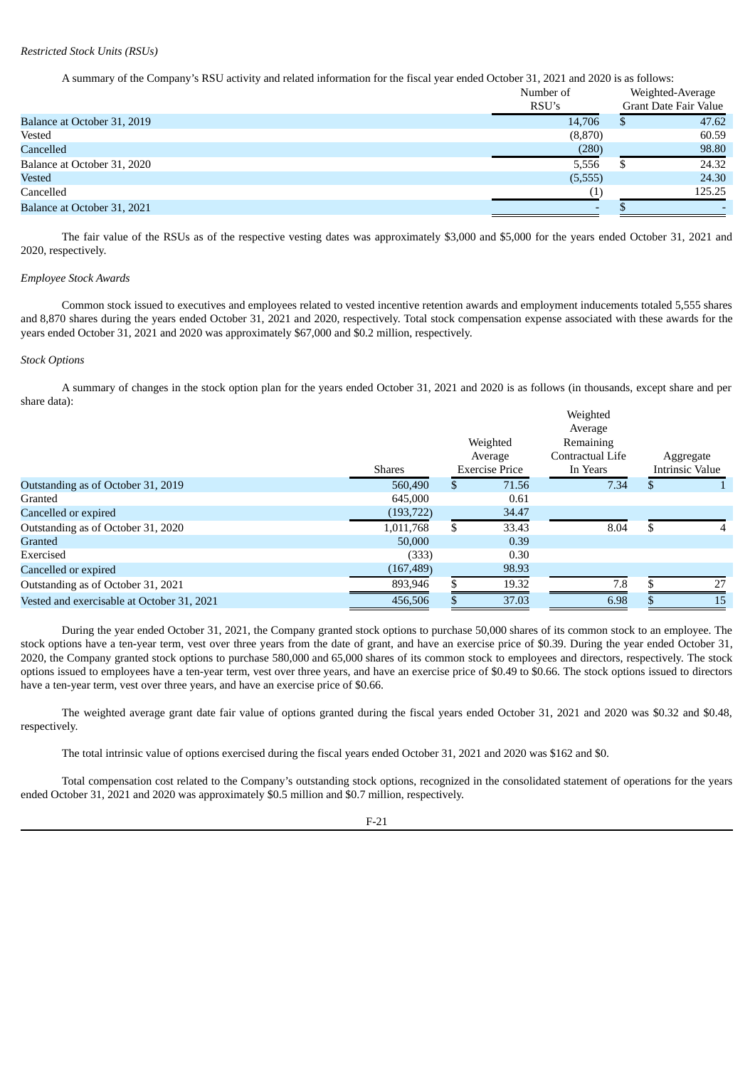*Restricted Stock Units (RSUs)*

A summary of the Company's RSU activity and related information for the fiscal year ended October 31, 2021 and 2020 is as follows:

| | Number of RSU's | Weighted-Average Grant Date Fair Value |
|---|---|---|
| Balance at October 31, 2019 | 14,706 | $ 47.62 |
| Vested | (8,870) | 60.59 |
| Cancelled | (280) | 98.80 |
| Balance at October 31, 2020 | 5,556 | $ 24.32 |
| Vested | (5,555) | 24.30 |
| Cancelled | (1) | 125.25 |
| Balance at October 31, 2021 | - | $ - |

The fair value of the RSUs as of the respective vesting dates was approximately $3,000 and $5,000 for the years ended October 31, 2021 and 2020, respectively.

*Employee Stock Awards*

Common stock issued to executives and employees related to vested incentive retention awards and employment inducements totaled 5,555 shares and 8,870 shares during the years ended October 31, 2021 and 2020, respectively. Total stock compensation expense associated with these awards for the years ended October 31, 2021 and 2020 was approximately $67,000 and $0.2 million, respectively.

*Stock Options*

A summary of changes in the stock option plan for the years ended October 31, 2021 and 2020 is as follows (in thousands, except share and per share data):

| | Shares | Weighted Average Exercise Price | Weighted Average Remaining Contractual Life In Years | Aggregate Intrinsic Value |
|---|---|---|---|---|
| Outstanding as of October 31, 2019 | 560,490 | $ 71.56 | 7.34 | $ 1 |
| Granted | 645,000 | 0.61 | | |
| Cancelled or expired | (193,722) | 34.47 | | |
| Outstanding as of October 31, 2020 | 1,011,768 | $ 33.43 | 8.04 | $ 4 |
| Granted | 50,000 | 0.39 | | |
| Exercised | (333) | 0.30 | | |
| Cancelled or expired | (167,489) | 98.93 | | |
| Outstanding as of October 31, 2021 | 893,946 | $ 19.32 | 7.8 | $ 27 |
| Vested and exercisable at October 31, 2021 | 456,506 | $ 37.03 | 6.98 | $ 15 |

During the year ended October 31, 2021, the Company granted stock options to purchase 50,000 shares of its common stock to an employee. The stock options have a ten-year term, vest over three years from the date of grant, and have an exercise price of $0.39. During the year ended October 31, 2020, the Company granted stock options to purchase 580,000 and 65,000 shares of its common stock to employees and directors, respectively. The stock options issued to employees have a ten-year term, vest over three years, and have an exercise price of $0.49 to $0.66. The stock options issued to directors have a ten-year term, vest over three years, and have an exercise price of $0.66.

The weighted average grant date fair value of options granted during the fiscal years ended October 31, 2021 and 2020 was $0.32 and $0.48, respectively.

The total intrinsic value of options exercised during the fiscal years ended October 31, 2021 and 2020 was $162 and $0.

Total compensation cost related to the Company's outstanding stock options, recognized in the consolidated statement of operations for the years ended October 31, 2021 and 2020 was approximately $0.5 million and $0.7 million, respectively.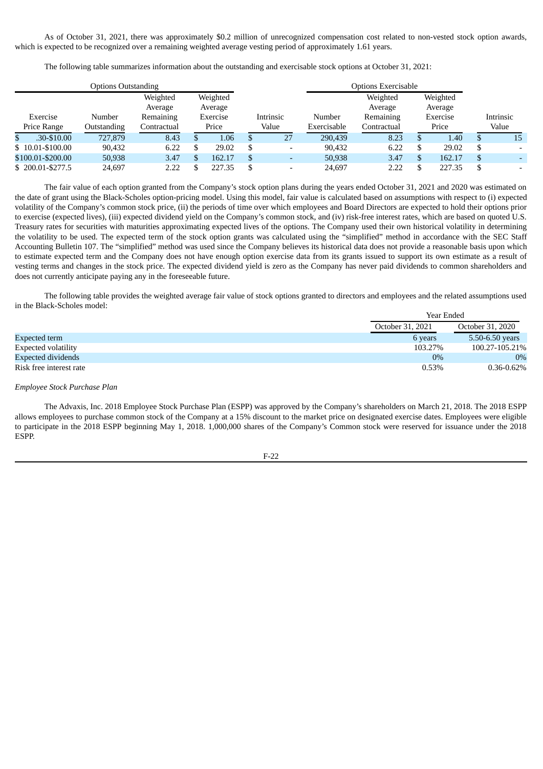As of October 31, 2021, there was approximately $0.2 million of unrecognized compensation cost related to non-vested stock option awards, which is expected to be recognized over a remaining weighted average vesting period of approximately 1.61 years.

The following table summarizes information about the outstanding and exercisable stock options at October 31, 2021:

| Options Outstanding | | | | | Options Exercisable | | | |
|---|---|---|---|---|---|---|---|---|
| Exercise Price Range | Number Outstanding | Weighted Average Remaining Contractual | Weighted Average Exercise Price | Intrinsic Value | Number Exercisable | Weighted Average Remaining Contractual | Weighted Average Exercise Price | Intrinsic Value |
| $ .30-$10.00 | 727,879 | 8.43 | $ 1.06 | $ 27 | 290,439 | 8.23 | $ 1.40 | $ 15 |
| $ 10.01-$100.00 | 90,432 | 6.22 | $ 29.02 | $ - | 90,432 | 6.22 | $ 29.02 | $ - |
| $100.01-$200.00 | 50,938 | 3.47 | $ 162.17 | $ - | 50,938 | 3.47 | $ 162.17 | $ - |
| $ 200.01-$277.5 | 24,697 | 2.22 | $ 227.35 | $ - | 24,697 | 2.22 | $ 227.35 | $ - |

The fair value of each option granted from the Company's stock option plans during the years ended October 31, 2021 and 2020 was estimated on the date of grant using the Black-Scholes option-pricing model. Using this model, fair value is calculated based on assumptions with respect to (i) expected volatility of the Company's common stock price, (ii) the periods of time over which employees and Board Directors are expected to hold their options prior to exercise (expected lives), (iii) expected dividend yield on the Company's common stock, and (iv) risk-free interest rates, which are based on quoted U.S. Treasury rates for securities with maturities approximating expected lives of the options. The Company used their own historical volatility in determining the volatility to be used. The expected term of the stock option grants was calculated using the "simplified" method in accordance with the SEC Staff Accounting Bulletin 107. The "simplified" method was used since the Company believes its historical data does not provide a reasonable basis upon which to estimate expected term and the Company does not have enough option exercise data from its grants issued to support its own estimate as a result of vesting terms and changes in the stock price. The expected dividend yield is zero as the Company has never paid dividends to common shareholders and does not currently anticipate paying any in the foreseeable future.

The following table provides the weighted average fair value of stock options granted to directors and employees and the related assumptions used in the Black-Scholes model:

| | Year Ended | |
|---|---|---|
| | October 31, 2021 | October 31, 2020 |
| Expected term | 6 years | 5.50-6.50 years |
| Expected volatility | 103.27% | 100.27-105.21% |
| Expected dividends | 0% | 0% |
| Risk free interest rate | 0.53% | 0.36-0.62% |

*Employee Stock Purchase Plan*

The Advaxis, Inc. 2018 Employee Stock Purchase Plan (ESPP) was approved by the Company's shareholders on March 21, 2018. The 2018 ESPP allows employees to purchase common stock of the Company at a 15% discount to the market price on designated exercise dates. Employees were eligible to participate in the 2018 ESPP beginning May 1, 2018. 1,000,000 shares of the Company's Common stock were reserved for issuance under the 2018 ESPP.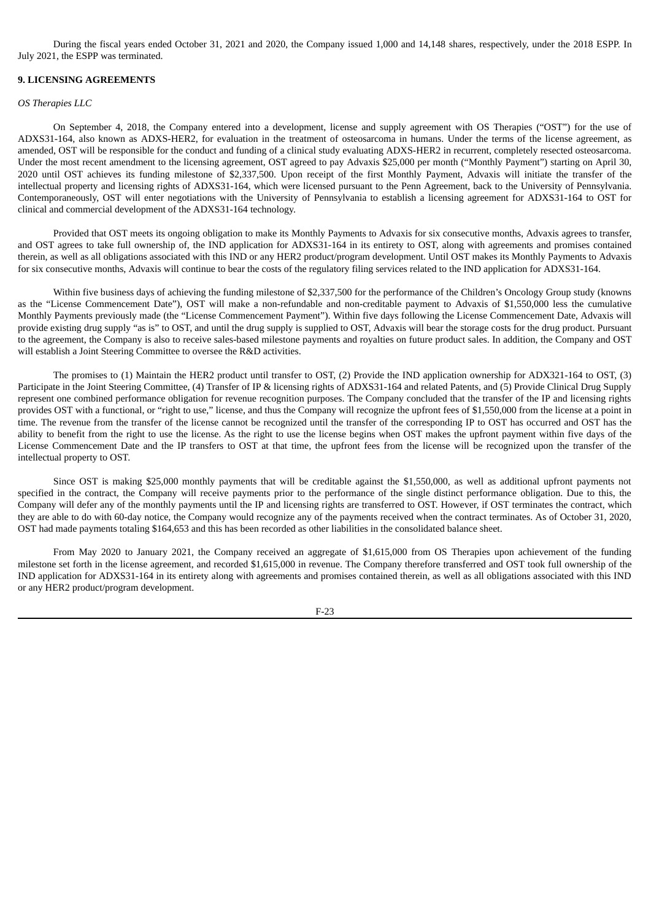During the fiscal years ended October 31, 2021 and 2020, the Company issued 1,000 and 14,148 shares, respectively, under the 2018 ESPP. In July 2021, the ESPP was terminated.

## 9. LICENSING AGREEMENTS

*OS Therapies LLC*

On September 4, 2018, the Company entered into a development, license and supply agreement with OS Therapies ("OST") for the use of ADXS31-164, also known as ADXS-HER2, for evaluation in the treatment of osteosarcoma in humans. Under the terms of the license agreement, as amended, OST will be responsible for the conduct and funding of a clinical study evaluating ADXS-HER2 in recurrent, completely resected osteosarcoma. Under the most recent amendment to the licensing agreement, OST agreed to pay Advaxis $25,000 per month ("Monthly Payment") starting on April 30, 2020 until OST achieves its funding milestone of $2,337,500. Upon receipt of the first Monthly Payment, Advaxis will initiate the transfer of the intellectual property and licensing rights of ADXS31-164, which were licensed pursuant to the Penn Agreement, back to the University of Pennsylvania. Contemporaneously, OST will enter negotiations with the University of Pennsylvania to establish a licensing agreement for ADXS31-164 to OST for clinical and commercial development of the ADXS31-164 technology.

Provided that OST meets its ongoing obligation to make its Monthly Payments to Advaxis for six consecutive months, Advaxis agrees to transfer, and OST agrees to take full ownership of, the IND application for ADXS31-164 in its entirety to OST, along with agreements and promises contained therein, as well as all obligations associated with this IND or any HER2 product/program development. Until OST makes its Monthly Payments to Advaxis for six consecutive months, Advaxis will continue to bear the costs of the regulatory filing services related to the IND application for ADXS31-164.

Within five business days of achieving the funding milestone of $2,337,500 for the performance of the Children's Oncology Group study (knowns as the "License Commencement Date"), OST will make a non-refundable and non-creditable payment to Advaxis of $1,550,000 less the cumulative Monthly Payments previously made (the "License Commencement Payment"). Within five days following the License Commencement Date, Advaxis will provide existing drug supply "as is" to OST, and until the drug supply is supplied to OST, Advaxis will bear the storage costs for the drug product. Pursuant to the agreement, the Company is also to receive sales-based milestone payments and royalties on future product sales. In addition, the Company and OST will establish a Joint Steering Committee to oversee the R&D activities.

The promises to (1) Maintain the HER2 product until transfer to OST, (2) Provide the IND application ownership for ADX321-164 to OST, (3) Participate in the Joint Steering Committee, (4) Transfer of IP & licensing rights of ADXS31-164 and related Patents, and (5) Provide Clinical Drug Supply represent one combined performance obligation for revenue recognition purposes. The Company concluded that the transfer of the IP and licensing rights provides OST with a functional, or "right to use," license, and thus the Company will recognize the upfront fees of $1,550,000 from the license at a point in time. The revenue from the transfer of the license cannot be recognized until the transfer of the corresponding IP to OST has occurred and OST has the ability to benefit from the right to use the license. As the right to use the license begins when OST makes the upfront payment within five days of the License Commencement Date and the IP transfers to OST at that time, the upfront fees from the license will be recognized upon the transfer of the intellectual property to OST.

Since OST is making $25,000 monthly payments that will be creditable against the $1,550,000, as well as additional upfront payments not specified in the contract, the Company will receive payments prior to the performance of the single distinct performance obligation. Due to this, the Company will defer any of the monthly payments until the IP and licensing rights are transferred to OST. However, if OST terminates the contract, which they are able to do with 60-day notice, the Company would recognize any of the payments received when the contract terminates. As of October 31, 2020, OST had made payments totaling $164,653 and this has been recorded as other liabilities in the consolidated balance sheet.

From May 2020 to January 2021, the Company received an aggregate of $1,615,000 from OS Therapies upon achievement of the funding milestone set forth in the license agreement, and recorded $1,615,000 in revenue. The Company therefore transferred and OST took full ownership of the IND application for ADXS31-164 in its entirety along with agreements and promises contained therein, as well as all obligations associated with this IND or any HER2 product/program development.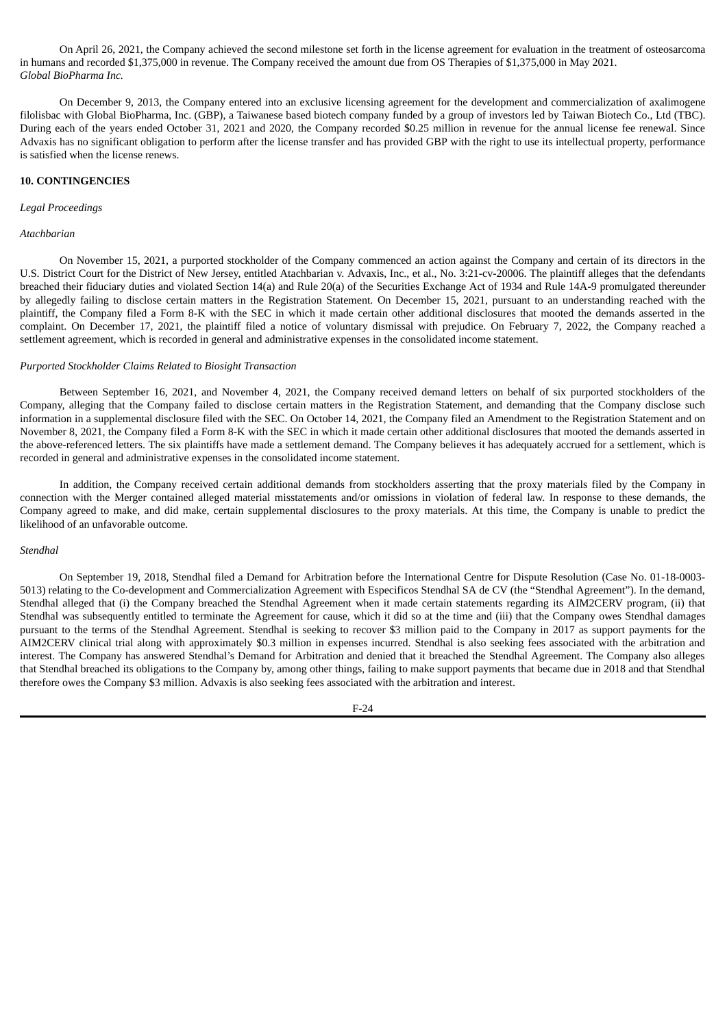On April 26, 2021, the Company achieved the second milestone set forth in the license agreement for evaluation in the treatment of osteosarcoma in humans and recorded $1,375,000 in revenue. The Company received the amount due from OS Therapies of $1,375,000 in May 2021.

*Global BioPharma Inc.*

On December 9, 2013, the Company entered into an exclusive licensing agreement for the development and commercialization of axalimogene filolisbac with Global BioPharma, Inc. (GBP), a Taiwanese based biotech company funded by a group of investors led by Taiwan Biotech Co., Ltd (TBC). During each of the years ended October 31, 2021 and 2020, the Company recorded $0.25 million in revenue for the annual license fee renewal. Since Advaxis has no significant obligation to perform after the license transfer and has provided GBP with the right to use its intellectual property, performance is satisfied when the license renews.

## 10. CONTINGENCIES

*Legal Proceedings*

*Atachbarian*

On November 15, 2021, a purported stockholder of the Company commenced an action against the Company and certain of its directors in the U.S. District Court for the District of New Jersey, entitled Atachbarian v. Advaxis, Inc., et al., No. 3:21-cv-20006. The plaintiff alleges that the defendants breached their fiduciary duties and violated Section 14(a) and Rule 20(a) of the Securities Exchange Act of 1934 and Rule 14A-9 promulgated thereunder by allegedly failing to disclose certain matters in the Registration Statement. On December 15, 2021, pursuant to an understanding reached with the plaintiff, the Company filed a Form 8-K with the SEC in which it made certain other additional disclosures that mooted the demands asserted in the complaint. On December 17, 2021, the plaintiff filed a notice of voluntary dismissal with prejudice. On February 7, 2022, the Company reached a settlement agreement, which is recorded in general and administrative expenses in the consolidated income statement.

*Purported Stockholder Claims Related to Biosight Transaction*

Between September 16, 2021, and November 4, 2021, the Company received demand letters on behalf of six purported stockholders of the Company, alleging that the Company failed to disclose certain matters in the Registration Statement, and demanding that the Company disclose such information in a supplemental disclosure filed with the SEC. On October 14, 2021, the Company filed an Amendment to the Registration Statement and on November 8, 2021, the Company filed a Form 8-K with the SEC in which it made certain other additional disclosures that mooted the demands asserted in the above-referenced letters. The six plaintiffs have made a settlement demand. The Company believes it has adequately accrued for a settlement, which is recorded in general and administrative expenses in the consolidated income statement.

In addition, the Company received certain additional demands from stockholders asserting that the proxy materials filed by the Company in connection with the Merger contained alleged material misstatements and/or omissions in violation of federal law. In response to these demands, the Company agreed to make, and did make, certain supplemental disclosures to the proxy materials. At this time, the Company is unable to predict the likelihood of an unfavorable outcome.

*Stendhal*

On September 19, 2018, Stendhal filed a Demand for Arbitration before the International Centre for Dispute Resolution (Case No. 01-18-0003-5013) relating to the Co-development and Commercialization Agreement with Especificos Stendhal SA de CV (the "Stendhal Agreement"). In the demand, Stendhal alleged that (i) the Company breached the Stendhal Agreement when it made certain statements regarding its AIM2CERV program, (ii) that Stendhal was subsequently entitled to terminate the Agreement for cause, which it did so at the time and (iii) that the Company owes Stendhal damages pursuant to the terms of the Stendhal Agreement. Stendhal is seeking to recover $3 million paid to the Company in 2017 as support payments for the AIM2CERV clinical trial along with approximately $0.3 million in expenses incurred. Stendhal is also seeking fees associated with the arbitration and interest. The Company has answered Stendhal's Demand for Arbitration and denied that it breached the Stendhal Agreement. The Company also alleges that Stendhal breached its obligations to the Company by, among other things, failing to make support payments that became due in 2018 and that Stendhal therefore owes the Company $3 million. Advaxis is also seeking fees associated with the arbitration and interest.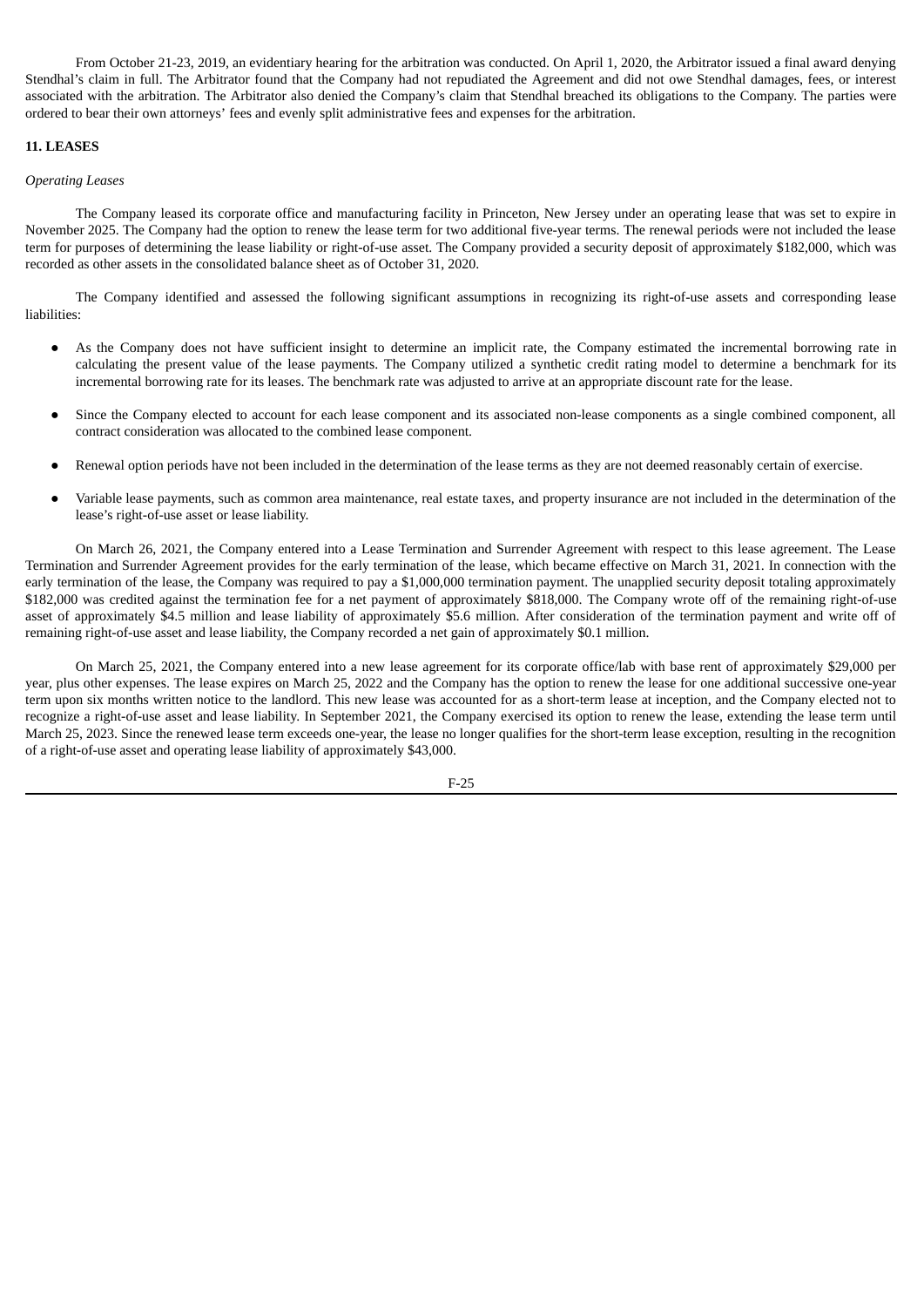From October 21-23, 2019, an evidentiary hearing for the arbitration was conducted. On April 1, 2020, the Arbitrator issued a final award denying Stendhal's claim in full. The Arbitrator found that the Company had not repudiated the Agreement and did not owe Stendhal damages, fees, or interest associated with the arbitration. The Arbitrator also denied the Company's claim that Stendhal breached its obligations to the Company. The parties were ordered to bear their own attorneys' fees and evenly split administrative fees and expenses for the arbitration.

**11. LEASES**

*Operating Leases*

The Company leased its corporate office and manufacturing facility in Princeton, New Jersey under an operating lease that was set to expire in November 2025. The Company had the option to renew the lease term for two additional five-year terms. The renewal periods were not included the lease term for purposes of determining the lease liability or right-of-use asset. The Company provided a security deposit of approximately $182,000, which was recorded as other assets in the consolidated balance sheet as of October 31, 2020.

The Company identified and assessed the following significant assumptions in recognizing its right-of-use assets and corresponding lease liabilities:

- As the Company does not have sufficient insight to determine an implicit rate, the Company estimated the incremental borrowing rate in calculating the present value of the lease payments. The Company utilized a synthetic credit rating model to determine a benchmark for its incremental borrowing rate for its leases. The benchmark rate was adjusted to arrive at an appropriate discount rate for the lease.

- Since the Company elected to account for each lease component and its associated non-lease components as a single combined component, all contract consideration was allocated to the combined lease component.

- Renewal option periods have not been included in the determination of the lease terms as they are not deemed reasonably certain of exercise.

- Variable lease payments, such as common area maintenance, real estate taxes, and property insurance are not included in the determination of the lease's right-of-use asset or lease liability.

On March 26, 2021, the Company entered into a Lease Termination and Surrender Agreement with respect to this lease agreement. The Lease Termination and Surrender Agreement provides for the early termination of the lease, which became effective on March 31, 2021. In connection with the early termination of the lease, the Company was required to pay a $1,000,000 termination payment. The unapplied security deposit totaling approximately $182,000 was credited against the termination fee for a net payment of approximately $818,000. The Company wrote off of the remaining right-of-use asset of approximately $4.5 million and lease liability of approximately $5.6 million. After consideration of the termination payment and write off of remaining right-of-use asset and lease liability, the Company recorded a net gain of approximately $0.1 million.

On March 25, 2021, the Company entered into a new lease agreement for its corporate office/lab with base rent of approximately $29,000 per year, plus other expenses. The lease expires on March 25, 2022 and the Company has the option to renew the lease for one additional successive one-year term upon six months written notice to the landlord. This new lease was accounted for as a short-term lease at inception, and the Company elected not to recognize a right-of-use asset and lease liability. In September 2021, the Company exercised its option to renew the lease, extending the lease term until March 25, 2023. Since the renewed lease term exceeds one-year, the lease no longer qualifies for the short-term lease exception, resulting in the recognition of a right-of-use asset and operating lease liability of approximately $43,000.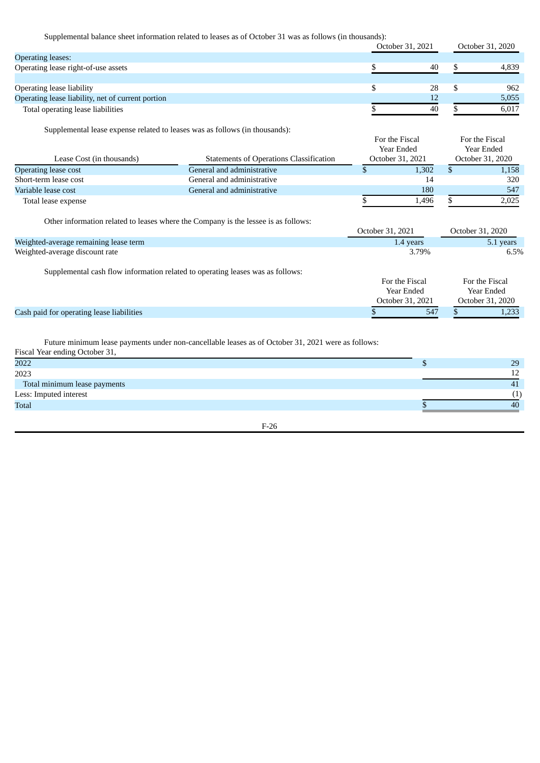Supplemental balance sheet information related to leases as of October 31 was as follows (in thousands):

| | October 31, 2021 | October 31, 2020 |
|---|---|---|
| Operating leases: | | |
| Operating lease right-of-use assets | $ 40 | $ 4,839 |
| | | |
| Operating lease liability | $ 28 | $ 962 |
| Operating lease liability, net of current portion | 12 | 5,055 |
| Total operating lease liabilities | $ 40 | $ 6,017 |

Supplemental lease expense related to leases was as follows (in thousands):

| Lease Cost (in thousands) | Statements of Operations Classification | For the Fiscal Year Ended October 31, 2021 | For the Fiscal Year Ended October 31, 2020 |
|---|---|---|---|
| Operating lease cost | General and administrative | $ 1,302 | $ 1,158 |
| Short-term lease cost | General and administrative | 14 | 320 |
| Variable lease cost | General and administrative | 180 | 547 |
| Total lease expense | | $ 1,496 | $ 2,025 |

Other information related to leases where the Company is the lessee is as follows:

| | October 31, 2021 | October 31, 2020 |
|---|---|---|
| Weighted-average remaining lease term | 1.4 years | 5.1 years |
| Weighted-average discount rate | 3.79% | 6.5% |

Supplemental cash flow information related to operating leases was as follows:

| | For the Fiscal Year Ended October 31, 2021 | For the Fiscal Year Ended October 31, 2020 |
|---|---|---|
| Cash paid for operating lease liabilities | $ 547 | $ 1,233 |

Future minimum lease payments under non-cancellable leases as of October 31, 2021 were as follows:

| Fiscal Year ending October 31, | |
|---|---|
| 2022 | $ 29 |
| 2023 | 12 |
| Total minimum lease payments | 41 |
| Less: Imputed interest | (1) |
| Total | $ 40 |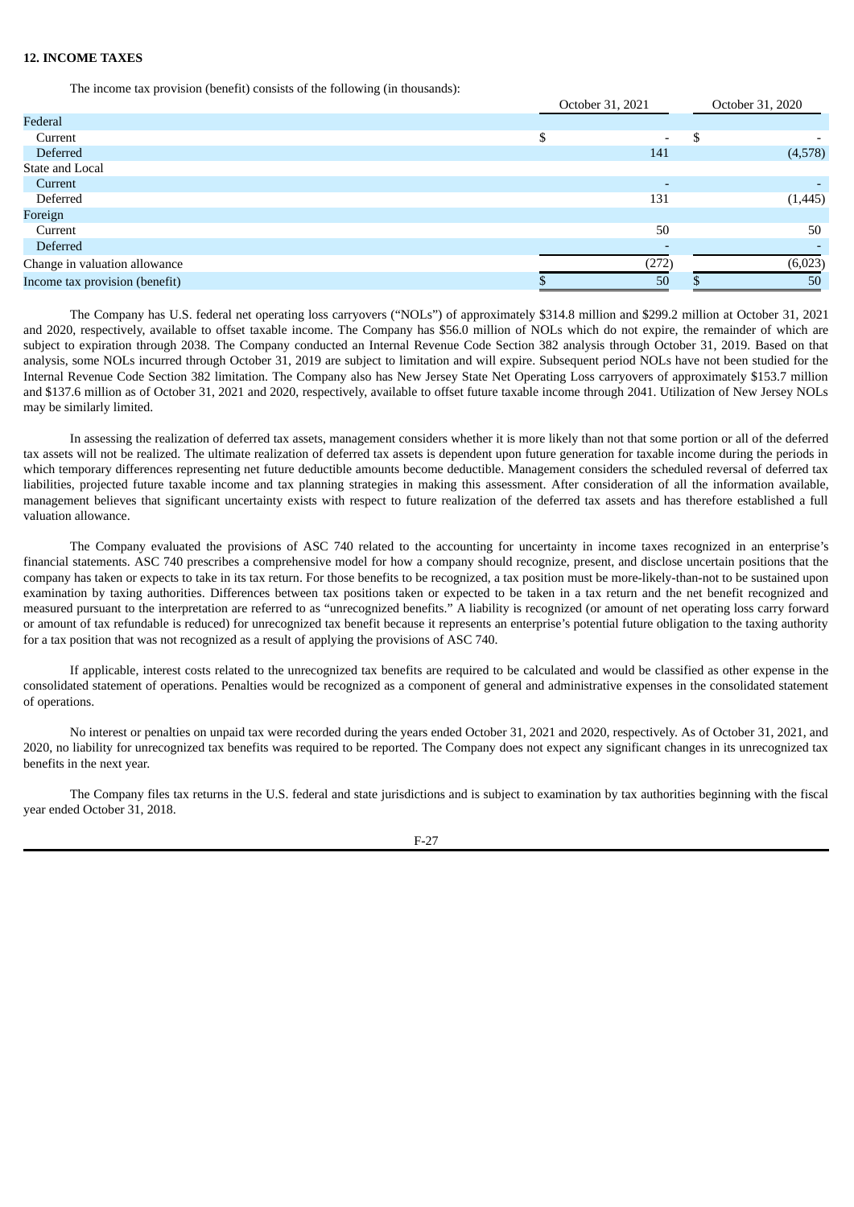**12. INCOME TAXES**

The income tax provision (benefit) consists of the following (in thousands):

| | October 31, 2021 | October 31, 2020 |
|---|---|---|
| Federal | | |
| Current | $ - | $ - |
| Deferred | 141 | (4,578) |
| State and Local | | |
| Current | - | - |
| Deferred | 131 | (1,445) |
| Foreign | | |
| Current | 50 | 50 |
| Deferred | - | - |
| Change in valuation allowance | (272) | (6,023) |
| Income tax provision (benefit) | $ 50 | $ 50 |

The Company has U.S. federal net operating loss carryovers ("NOLs") of approximately $314.8 million and $299.2 million at October 31, 2021 and 2020, respectively, available to offset taxable income. The Company has $56.0 million of NOLs which do not expire, the remainder of which are subject to expiration through 2038. The Company conducted an Internal Revenue Code Section 382 analysis through October 31, 2019. Based on that analysis, some NOLs incurred through October 31, 2019 are subject to limitation and will expire. Subsequent period NOLs have not been studied for the Internal Revenue Code Section 382 limitation. The Company also has New Jersey State Net Operating Loss carryovers of approximately $153.7 million and $137.6 million as of October 31, 2021 and 2020, respectively, available to offset future taxable income through 2041. Utilization of New Jersey NOLs may be similarly limited.

In assessing the realization of deferred tax assets, management considers whether it is more likely than not that some portion or all of the deferred tax assets will not be realized. The ultimate realization of deferred tax assets is dependent upon future generation for taxable income during the periods in which temporary differences representing net future deductible amounts become deductible. Management considers the scheduled reversal of deferred tax liabilities, projected future taxable income and tax planning strategies in making this assessment. After consideration of all the information available, management believes that significant uncertainty exists with respect to future realization of the deferred tax assets and has therefore established a full valuation allowance.

The Company evaluated the provisions of ASC 740 related to the accounting for uncertainty in income taxes recognized in an enterprise's financial statements. ASC 740 prescribes a comprehensive model for how a company should recognize, present, and disclose uncertain positions that the company has taken or expects to take in its tax return. For those benefits to be recognized, a tax position must be more-likely-than-not to be sustained upon examination by taxing authorities. Differences between tax positions taken or expected to be taken in a tax return and the net benefit recognized and measured pursuant to the interpretation are referred to as "unrecognized benefits." A liability is recognized (or amount of net operating loss carry forward or amount of tax refundable is reduced) for unrecognized tax benefit because it represents an enterprise's potential future obligation to the taxing authority for a tax position that was not recognized as a result of applying the provisions of ASC 740.

If applicable, interest costs related to the unrecognized tax benefits are required to be calculated and would be classified as other expense in the consolidated statement of operations. Penalties would be recognized as a component of general and administrative expenses in the consolidated statement of operations.

No interest or penalties on unpaid tax were recorded during the years ended October 31, 2021 and 2020, respectively. As of October 31, 2021, and 2020, no liability for unrecognized tax benefits was required to be reported. The Company does not expect any significant changes in its unrecognized tax benefits in the next year.

The Company files tax returns in the U.S. federal and state jurisdictions and is subject to examination by tax authorities beginning with the fiscal year ended October 31, 2018.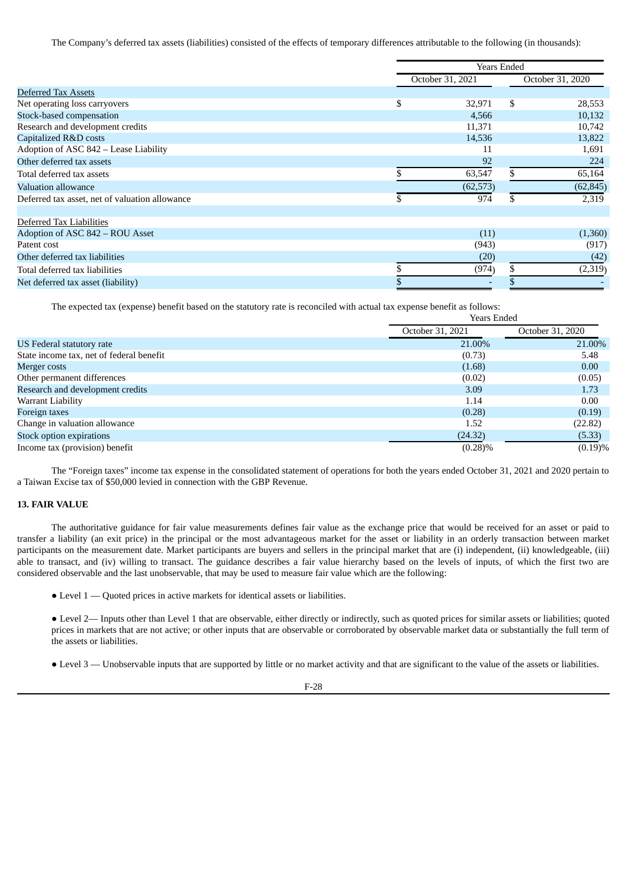The Company's deferred tax assets (liabilities) consisted of the effects of temporary differences attributable to the following (in thousands):

| | Years Ended | |
|---|---|---|
| | October 31, 2021 | October 31, 2020 |
| Deferred Tax Assets | | |
| Net operating loss carryovers | $ 32,971 | $ 28,553 |
| Stock-based compensation | 4,566 | 10,132 |
| Research and development credits | 11,371 | 10,742 |
| Capitalized R&D costs | 14,536 | 13,822 |
| Adoption of ASC 842 – Lease Liability | 11 | 1,691 |
| Other deferred tax assets | 92 | 224 |
| Total deferred tax assets | $ 63,547 | $ 65,164 |
| Valuation allowance | (62,573) | (62,845) |
| Deferred tax asset, net of valuation allowance | $ 974 | $ 2,319 |
| | | |
| Deferred Tax Liabilities | | |
| Adoption of ASC 842 – ROU Asset | (11) | (1,360) |
| Patent cost | (943) | (917) |
| Other deferred tax liabilities | (20) | (42) |
| Total deferred tax liabilities | $ (974) | $ (2,319) |
| Net deferred tax asset (liability) | $ - | $ - |

The expected tax (expense) benefit based on the statutory rate is reconciled with actual tax expense benefit as follows:

| | Years Ended | |
|---|---|---|
| | October 31, 2021 | October 31, 2020 |
| US Federal statutory rate | 21.00% | 21.00% |
| State income tax, net of federal benefit | (0.73) | 5.48 |
| Merger costs | (1.68) | 0.00 |
| Other permanent differences | (0.02) | (0.05) |
| Research and development credits | 3.09 | 1.73 |
| Warrant Liability | 1.14 | 0.00 |
| Foreign taxes | (0.28) | (0.19) |
| Change in valuation allowance | 1.52 | (22.82) |
| Stock option expirations | (24.32) | (5.33) |
| Income tax (provision) benefit | (0.28)% | (0.19)% |

The "Foreign taxes" income tax expense in the consolidated statement of operations for both the years ended October 31, 2021 and 2020 pertain to a Taiwan Excise tax of $50,000 levied in connection with the GBP Revenue.

## 13. FAIR VALUE

The authoritative guidance for fair value measurements defines fair value as the exchange price that would be received for an asset or paid to transfer a liability (an exit price) in the principal or the most advantageous market for the asset or liability in an orderly transaction between market participants on the measurement date. Market participants are buyers and sellers in the principal market that are (i) independent, (ii) knowledgeable, (iii) able to transact, and (iv) willing to transact. The guidance describes a fair value hierarchy based on the levels of inputs, of which the first two are considered observable and the last unobservable, that may be used to measure fair value which are the following:

- Level 1 — Quoted prices in active markets for identical assets or liabilities.

- Level 2— Inputs other than Level 1 that are observable, either directly or indirectly, such as quoted prices for similar assets or liabilities; quoted prices in markets that are not active; or other inputs that are observable or corroborated by observable market data or substantially the full term of the assets or liabilities.

- Level 3 — Unobservable inputs that are supported by little or no market activity and that are significant to the value of the assets or liabilities.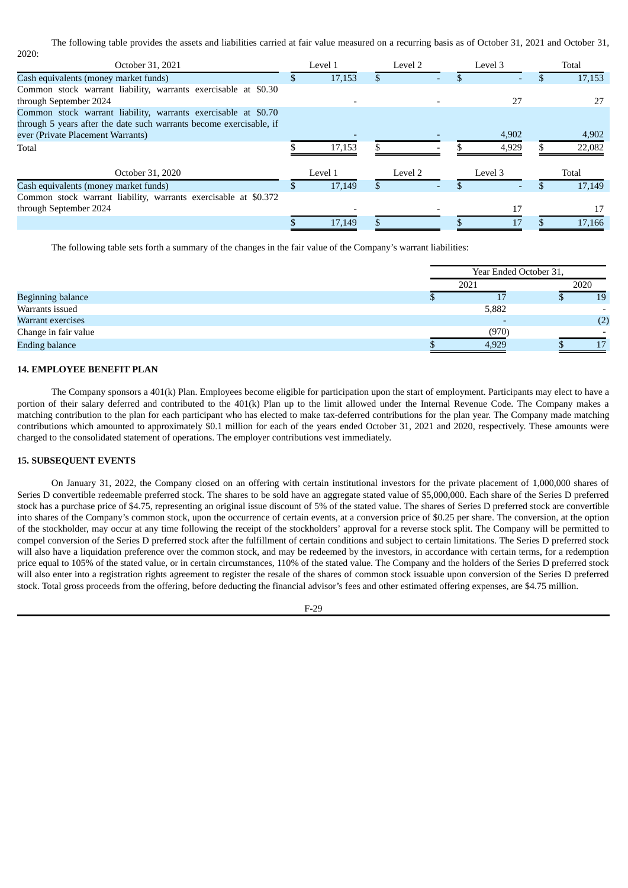The following table provides the assets and liabilities carried at fair value measured on a recurring basis as of October 31, 2021 and October 31, 2020:

| October 31, 2021 | Level 1 | Level 2 | Level 3 | Total |
|---|---|---|---|---|
| Cash equivalents (money market funds) | $ 17,153 | $ - | $ - | $ 17,153 |
| Common stock warrant liability, warrants exercisable at $0.30 through September 2024 | - | - | 27 | 27 |
| Common stock warrant liability, warrants exercisable at $0.70 through 5 years after the date such warrants become exercisable, if ever (Private Placement Warrants) | - | - | 4,902 | 4,902 |
| Total | $ 17,153 | $ - | $ 4,929 | $ 22,082 |

| October 31, 2020 | Level 1 | Level 2 | Level 3 | Total |
|---|---|---|---|---|
| Cash equivalents (money market funds) | $ 17,149 | $ - | $ - | $ 17,149 |
| Common stock warrant liability, warrants exercisable at $0.372 through September 2024 | - | - | 17 | 17 |
| | $ 17,149 | $ | $ 17 | $ 17,166 |

The following table sets forth a summary of the changes in the fair value of the Company's warrant liabilities:

| | Year Ended October 31, | |
|---|---|---|
| | 2021 | 2020 |
| Beginning balance | $ 17 | $ 19 |
| Warrants issued | 5,882 | - |
| Warrant exercises | - | (2) |
| Change in fair value | (970) | - |
| Ending balance | $ 4,929 | $ 17 |

**14. EMPLOYEE BENEFIT PLAN**

The Company sponsors a 401(k) Plan. Employees become eligible for participation upon the start of employment. Participants may elect to have a portion of their salary deferred and contributed to the 401(k) Plan up to the limit allowed under the Internal Revenue Code. The Company makes a matching contribution to the plan for each participant who has elected to make tax-deferred contributions for the plan year. The Company made matching contributions which amounted to approximately $0.1 million for each of the years ended October 31, 2021 and 2020, respectively. These amounts were charged to the consolidated statement of operations. The employer contributions vest immediately.

**15. SUBSEQUENT EVENTS**

On January 31, 2022, the Company closed on an offering with certain institutional investors for the private placement of 1,000,000 shares of Series D convertible redeemable preferred stock. The shares to be sold have an aggregate stated value of $5,000,000. Each share of the Series D preferred stock has a purchase price of $4.75, representing an original issue discount of 5% of the stated value. The shares of Series D preferred stock are convertible into shares of the Company's common stock, upon the occurrence of certain events, at a conversion price of $0.25 per share. The conversion, at the option of the stockholder, may occur at any time following the receipt of the stockholders' approval for a reverse stock split. The Company will be permitted to compel conversion of the Series D preferred stock after the fulfillment of certain conditions and subject to certain limitations. The Series D preferred stock will also have a liquidation preference over the common stock, and may be redeemed by the investors, in accordance with certain terms, for a redemption price equal to 105% of the stated value, or in certain circumstances, 110% of the stated value. The Company and the holders of the Series D preferred stock will also enter into a registration rights agreement to register the resale of the shares of common stock issuable upon conversion of the Series D preferred stock. Total gross proceeds from the offering, before deducting the financial advisor's fees and other estimated offering expenses, are $4.75 million.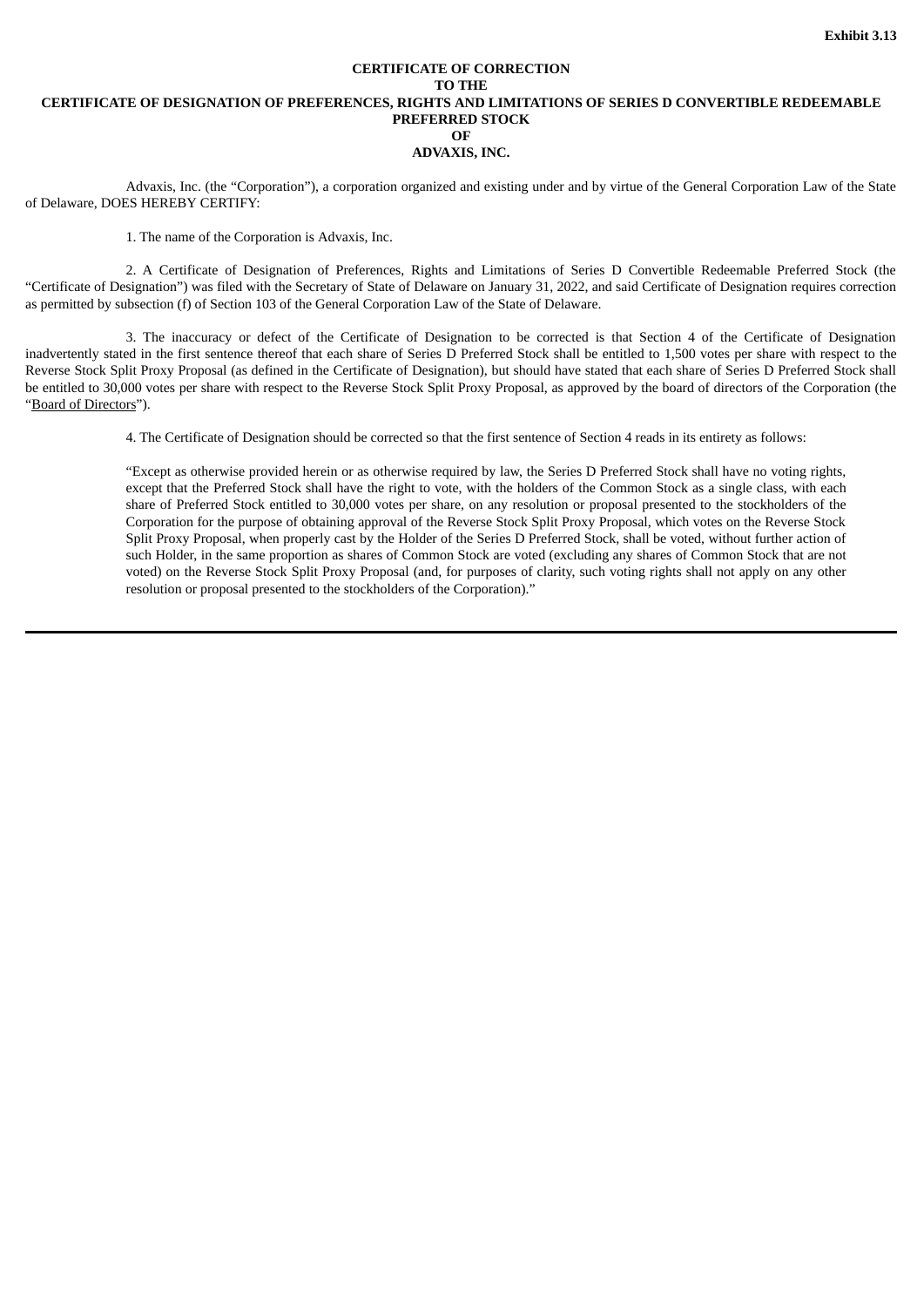**Exhibit 3.13**

**CERTIFICATE OF CORRECTION**
**TO THE**
**CERTIFICATE OF DESIGNATION OF PREFERENCES, RIGHTS AND LIMITATIONS OF SERIES D CONVERTIBLE REDEEMABLE PREFERRED STOCK**
**OF**
**ADVAXIS, INC.**

Advaxis, Inc. (the "Corporation"), a corporation organized and existing under and by virtue of the General Corporation Law of the State of Delaware, DOES HEREBY CERTIFY:

1. The name of the Corporation is Advaxis, Inc.

2. A Certificate of Designation of Preferences, Rights and Limitations of Series D Convertible Redeemable Preferred Stock (the "Certificate of Designation") was filed with the Secretary of State of Delaware on January 31, 2022, and said Certificate of Designation requires correction as permitted by subsection (f) of Section 103 of the General Corporation Law of the State of Delaware.

3. The inaccuracy or defect of the Certificate of Designation to be corrected is that Section 4 of the Certificate of Designation inadvertently stated in the first sentence thereof that each share of Series D Preferred Stock shall be entitled to 1,500 votes per share with respect to the Reverse Stock Split Proxy Proposal (as defined in the Certificate of Designation), but should have stated that each share of Series D Preferred Stock shall be entitled to 30,000 votes per share with respect to the Reverse Stock Split Proxy Proposal, as approved by the board of directors of the Corporation (the "Board of Directors").

4. The Certificate of Designation should be corrected so that the first sentence of Section 4 reads in its entirety as follows:

> "Except as otherwise provided herein or as otherwise required by law, the Series D Preferred Stock shall have no voting rights, except that the Preferred Stock shall have the right to vote, with the holders of the Common Stock as a single class, with each share of Preferred Stock entitled to 30,000 votes per share, on any resolution or proposal presented to the stockholders of the Corporation for the purpose of obtaining approval of the Reverse Stock Split Proxy Proposal, which votes on the Reverse Stock Split Proxy Proposal, when properly cast by the Holder of the Series D Preferred Stock, shall be voted, without further action of such Holder, in the same proportion as shares of Common Stock are voted (excluding any shares of Common Stock that are not voted) on the Reverse Stock Split Proxy Proposal (and, for purposes of clarity, such voting rights shall not apply on any other resolution or proposal presented to the stockholders of the Corporation)."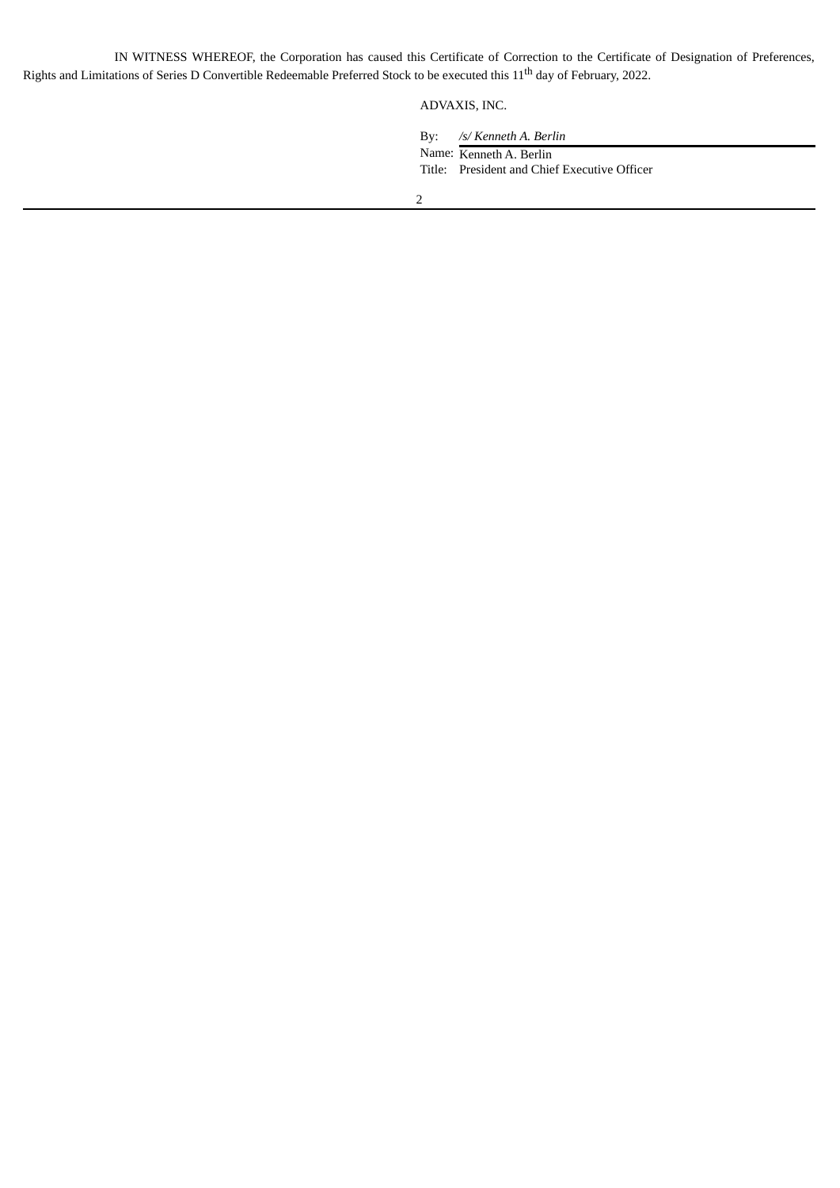IN WITNESS WHEREOF, the Corporation has caused this Certificate of Correction to the Certificate of Designation of Preferences, Rights and Limitations of Series D Convertible Redeemable Preferred Stock to be executed this 11th day of February, 2022.

ADVAXIS, INC.

By: */s/ Kenneth A. Berlin*

Name: Kenneth A. Berlin

Title: President and Chief Executive Officer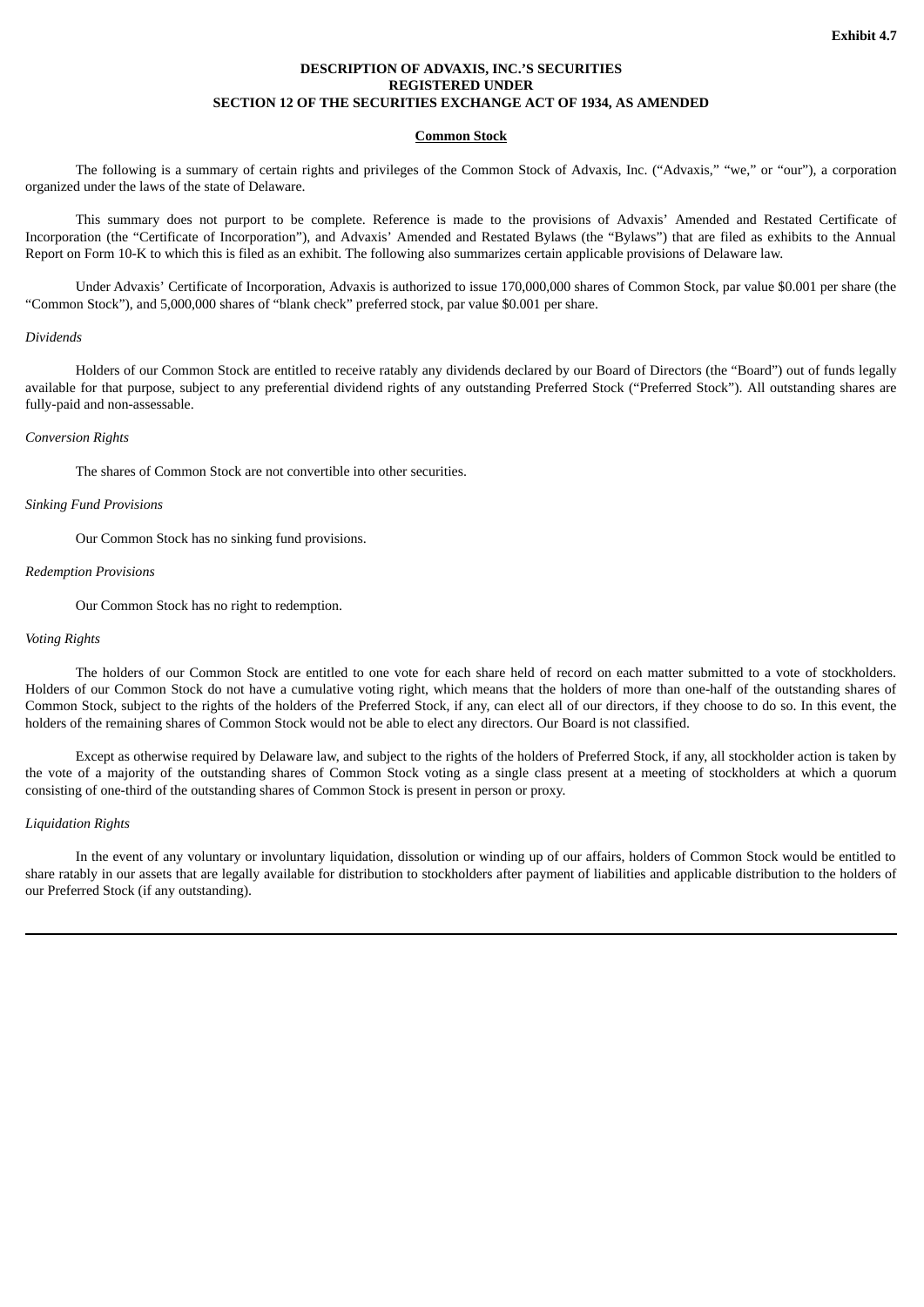**Exhibit 4.7**

# DESCRIPTION OF ADVAXIS, INC.'S SECURITIES REGISTERED UNDER SECTION 12 OF THE SECURITIES EXCHANGE ACT OF 1934, AS AMENDED

## Common Stock

The following is a summary of certain rights and privileges of the Common Stock of Advaxis, Inc. ("Advaxis," "we," or "our"), a corporation organized under the laws of the state of Delaware.

This summary does not purport to be complete. Reference is made to the provisions of Advaxis' Amended and Restated Certificate of Incorporation (the "Certificate of Incorporation"), and Advaxis' Amended and Restated Bylaws (the "Bylaws") that are filed as exhibits to the Annual Report on Form 10-K to which this is filed as an exhibit. The following also summarizes certain applicable provisions of Delaware law.

Under Advaxis' Certificate of Incorporation, Advaxis is authorized to issue 170,000,000 shares of Common Stock, par value $0.001 per share (the "Common Stock"), and 5,000,000 shares of "blank check" preferred stock, par value $0.001 per share.

*Dividends*

Holders of our Common Stock are entitled to receive ratably any dividends declared by our Board of Directors (the "Board") out of funds legally available for that purpose, subject to any preferential dividend rights of any outstanding Preferred Stock ("Preferred Stock"). All outstanding shares are fully-paid and non-assessable.

*Conversion Rights*

The shares of Common Stock are not convertible into other securities.

*Sinking Fund Provisions*

Our Common Stock has no sinking fund provisions.

*Redemption Provisions*

Our Common Stock has no right to redemption.

*Voting Rights*

The holders of our Common Stock are entitled to one vote for each share held of record on each matter submitted to a vote of stockholders. Holders of our Common Stock do not have a cumulative voting right, which means that the holders of more than one-half of the outstanding shares of Common Stock, subject to the rights of the holders of the Preferred Stock, if any, can elect all of our directors, if they choose to do so. In this event, the holders of the remaining shares of Common Stock would not be able to elect any directors. Our Board is not classified.

Except as otherwise required by Delaware law, and subject to the rights of the holders of Preferred Stock, if any, all stockholder action is taken by the vote of a majority of the outstanding shares of Common Stock voting as a single class present at a meeting of stockholders at which a quorum consisting of one-third of the outstanding shares of Common Stock is present in person or proxy.

*Liquidation Rights*

In the event of any voluntary or involuntary liquidation, dissolution or winding up of our affairs, holders of Common Stock would be entitled to share ratably in our assets that are legally available for distribution to stockholders after payment of liabilities and applicable distribution to the holders of our Preferred Stock (if any outstanding).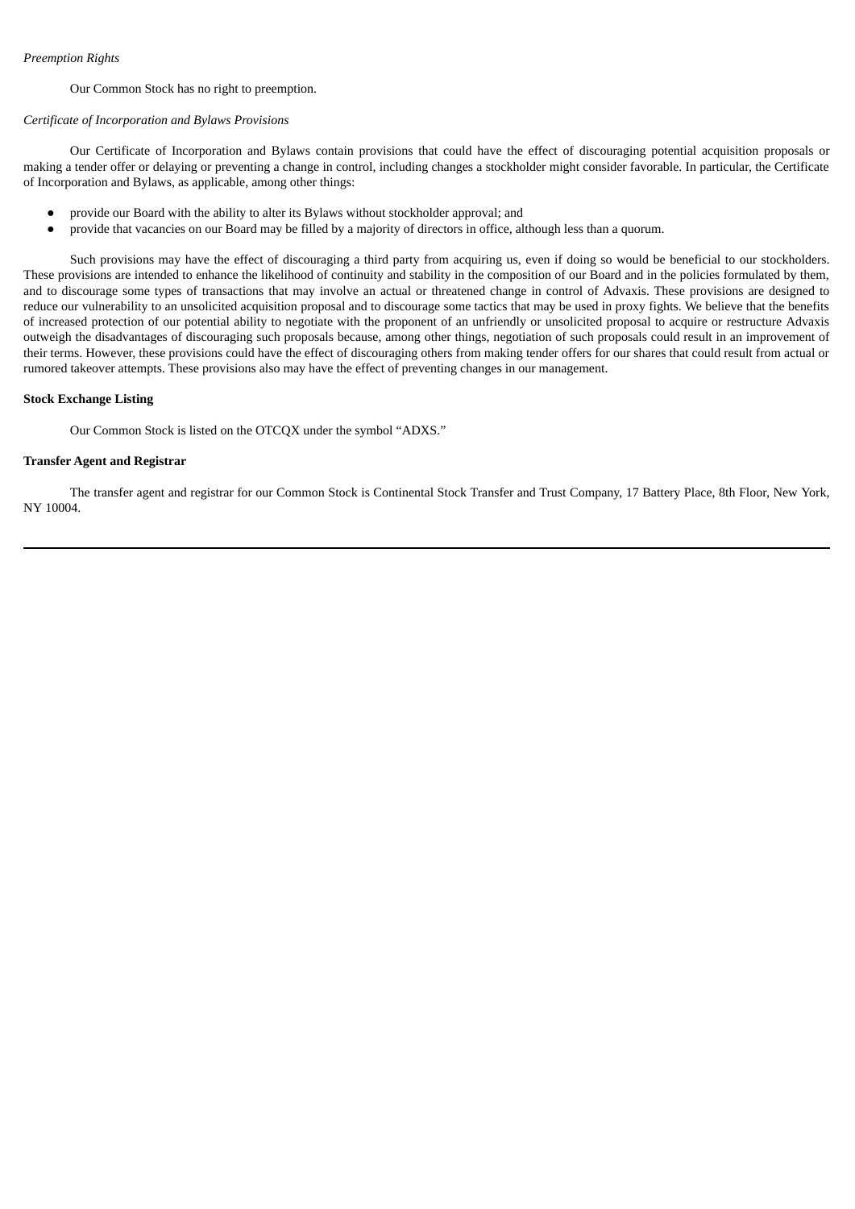*Preemption Rights*

Our Common Stock has no right to preemption.

*Certificate of Incorporation and Bylaws Provisions*

Our Certificate of Incorporation and Bylaws contain provisions that could have the effect of discouraging potential acquisition proposals or making a tender offer or delaying or preventing a change in control, including changes a stockholder might consider favorable. In particular, the Certificate of Incorporation and Bylaws, as applicable, among other things:

- provide our Board with the ability to alter its Bylaws without stockholder approval; and
- provide that vacancies on our Board may be filled by a majority of directors in office, although less than a quorum.

Such provisions may have the effect of discouraging a third party from acquiring us, even if doing so would be beneficial to our stockholders. These provisions are intended to enhance the likelihood of continuity and stability in the composition of our Board and in the policies formulated by them, and to discourage some types of transactions that may involve an actual or threatened change in control of Advaxis. These provisions are designed to reduce our vulnerability to an unsolicited acquisition proposal and to discourage some tactics that may be used in proxy fights. We believe that the benefits of increased protection of our potential ability to negotiate with the proponent of an unfriendly or unsolicited proposal to acquire or restructure Advaxis outweigh the disadvantages of discouraging such proposals because, among other things, negotiation of such proposals could result in an improvement of their terms. However, these provisions could have the effect of discouraging others from making tender offers for our shares that could result from actual or rumored takeover attempts. These provisions also may have the effect of preventing changes in our management.

**Stock Exchange Listing**

Our Common Stock is listed on the OTCQX under the symbol "ADXS."

**Transfer Agent and Registrar**

The transfer agent and registrar for our Common Stock is Continental Stock Transfer and Trust Company, 17 Battery Place, 8th Floor, New York, NY 10004.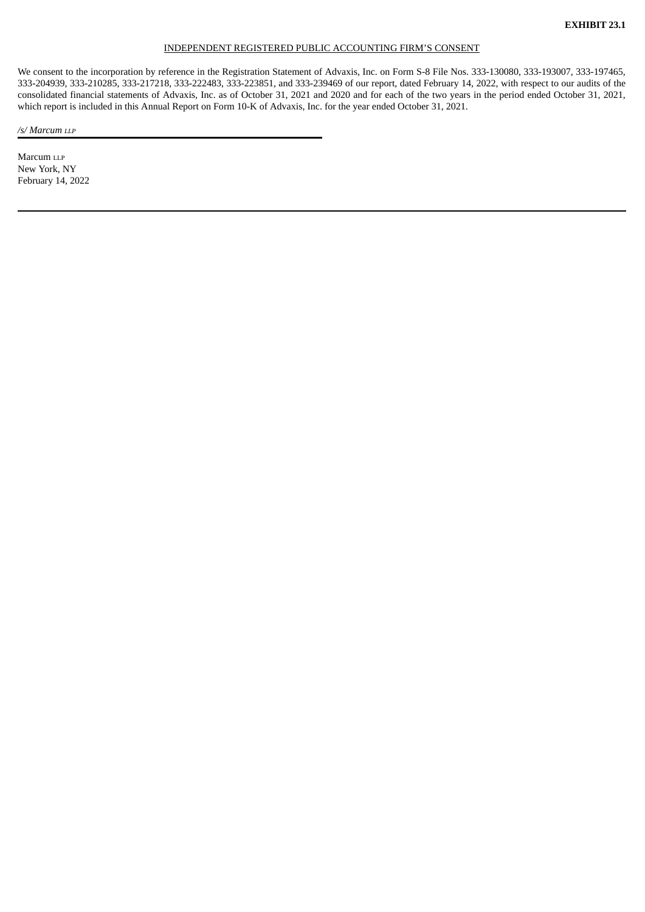**EXHIBIT 23.1**

INDEPENDENT REGISTERED PUBLIC ACCOUNTING FIRM'S CONSENT

We consent to the incorporation by reference in the Registration Statement of Advaxis, Inc. on Form S-8 File Nos. 333-130080, 333-193007, 333-197465, 333-204939, 333-210285, 333-217218, 333-222483, 333-223851, and 333-239469 of our report, dated February 14, 2022, with respect to our audits of the consolidated financial statements of Advaxis, Inc. as of October 31, 2021 and 2020 and for each of the two years in the period ended October 31, 2021, which report is included in this Annual Report on Form 10-K of Advaxis, Inc. for the year ended October 31, 2021.

*/s/ Marcum LLP*

Marcum LLP
New York, NY
February 14, 2022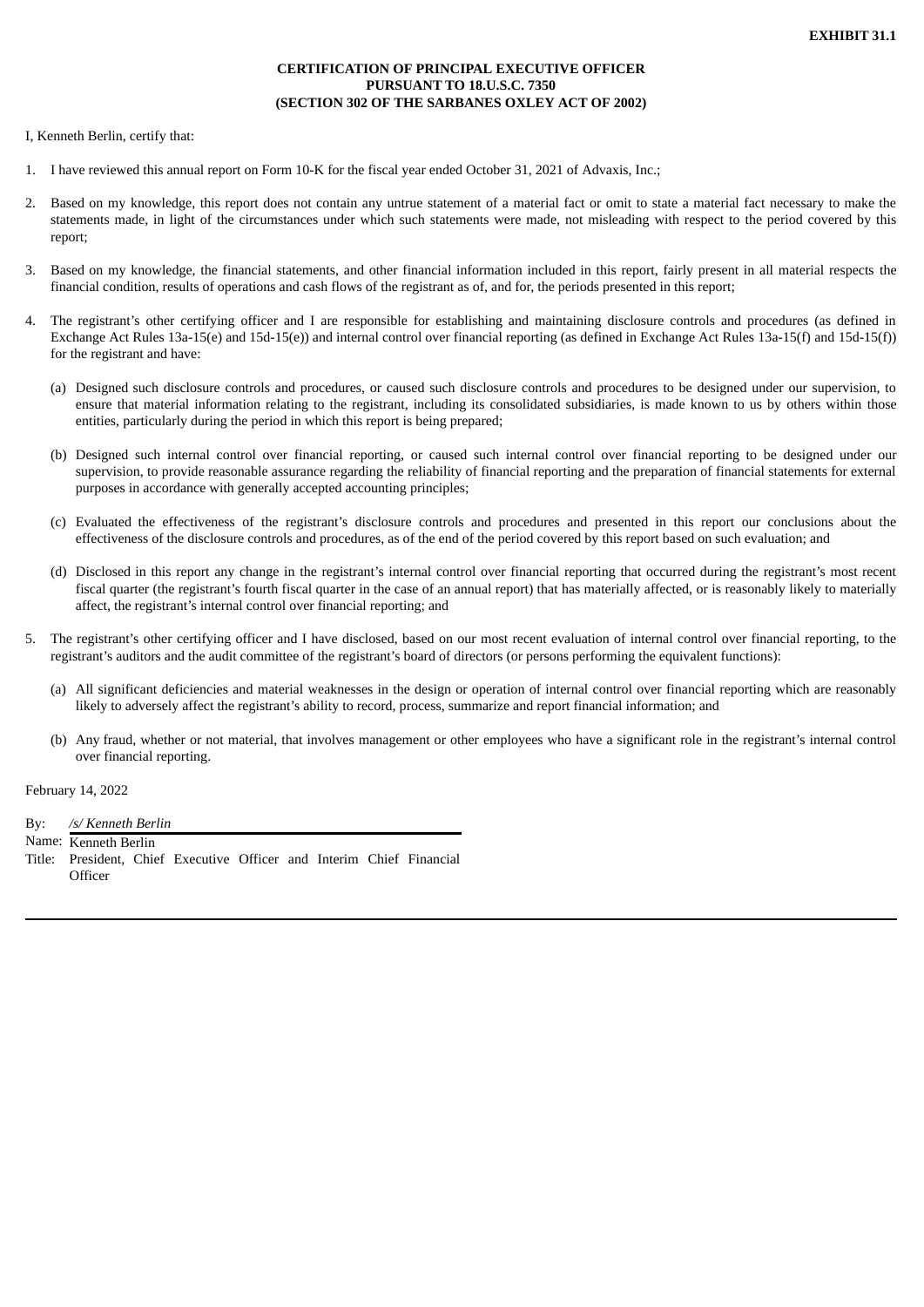**EXHIBIT 31.1**

**CERTIFICATION OF PRINCIPAL EXECUTIVE OFFICER**
**PURSUANT TO 18.U.S.C. 7350**
**(SECTION 302 OF THE SARBANES OXLEY ACT OF 2002)**

I, Kenneth Berlin, certify that:

1. I have reviewed this annual report on Form 10-K for the fiscal year ended October 31, 2021 of Advaxis, Inc.;

2. Based on my knowledge, this report does not contain any untrue statement of a material fact or omit to state a material fact necessary to make the statements made, in light of the circumstances under which such statements were made, not misleading with respect to the period covered by this report;

3. Based on my knowledge, the financial statements, and other financial information included in this report, fairly present in all material respects the financial condition, results of operations and cash flows of the registrant as of, and for, the periods presented in this report;

4. The registrant's other certifying officer and I are responsible for establishing and maintaining disclosure controls and procedures (as defined in Exchange Act Rules 13a-15(e) and 15d-15(e)) and internal control over financial reporting (as defined in Exchange Act Rules 13a-15(f) and 15d-15(f)) for the registrant and have:

   (a) Designed such disclosure controls and procedures, or caused such disclosure controls and procedures to be designed under our supervision, to ensure that material information relating to the registrant, including its consolidated subsidiaries, is made known to us by others within those entities, particularly during the period in which this report is being prepared;

   (b) Designed such internal control over financial reporting, or caused such internal control over financial reporting to be designed under our supervision, to provide reasonable assurance regarding the reliability of financial reporting and the preparation of financial statements for external purposes in accordance with generally accepted accounting principles;

   (c) Evaluated the effectiveness of the registrant's disclosure controls and procedures and presented in this report our conclusions about the effectiveness of the disclosure controls and procedures, as of the end of the period covered by this report based on such evaluation; and

   (d) Disclosed in this report any change in the registrant's internal control over financial reporting that occurred during the registrant's most recent fiscal quarter (the registrant's fourth fiscal quarter in the case of an annual report) that has materially affected, or is reasonably likely to materially affect, the registrant's internal control over financial reporting; and

5. The registrant's other certifying officer and I have disclosed, based on our most recent evaluation of internal control over financial reporting, to the registrant's auditors and the audit committee of the registrant's board of directors (or persons performing the equivalent functions):

   (a) All significant deficiencies and material weaknesses in the design or operation of internal control over financial reporting which are reasonably likely to adversely affect the registrant's ability to record, process, summarize and report financial information; and

   (b) Any fraud, whether or not material, that involves management or other employees who have a significant role in the registrant's internal control over financial reporting.

February 14, 2022

By: */s/ Kenneth Berlin*
Name: Kenneth Berlin
Title: President, Chief Executive Officer and Interim Chief Financial Officer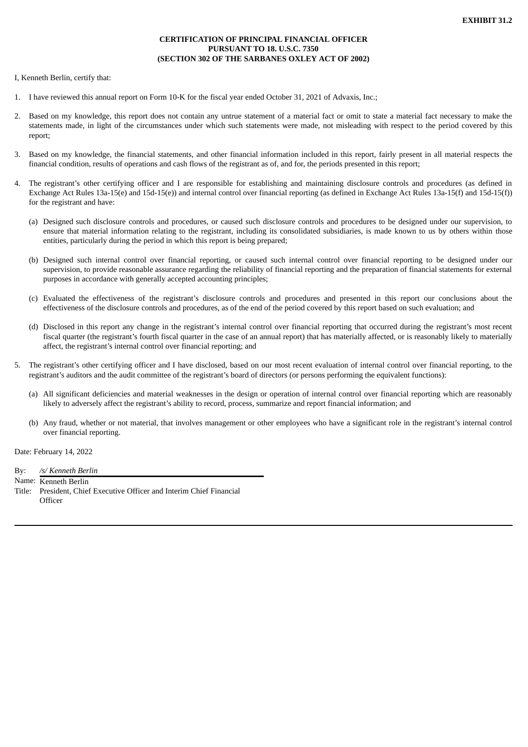**EXHIBIT 31.2**

**CERTIFICATION OF PRINCIPAL FINANCIAL OFFICER**
**PURSUANT TO 18. U.S.C. 7350**
**(SECTION 302 OF THE SARBANES OXLEY ACT OF 2002)**

I, Kenneth Berlin, certify that:

1. I have reviewed this annual report on Form 10-K for the fiscal year ended October 31, 2021 of Advaxis, Inc.;

2. Based on my knowledge, this report does not contain any untrue statement of a material fact or omit to state a material fact necessary to make the statements made, in light of the circumstances under which such statements were made, not misleading with respect to the period covered by this report;

3. Based on my knowledge, the financial statements, and other financial information included in this report, fairly present in all material respects the financial condition, results of operations and cash flows of the registrant as of, and for, the periods presented in this report;

4. The registrant's other certifying officer and I are responsible for establishing and maintaining disclosure controls and procedures (as defined in Exchange Act Rules 13a-15(e) and 15d-15(e)) and internal control over financial reporting (as defined in Exchange Act Rules 13a-15(f) and 15d-15(f)) for the registrant and have:

   (a) Designed such disclosure controls and procedures, or caused such disclosure controls and procedures to be designed under our supervision, to ensure that material information relating to the registrant, including its consolidated subsidiaries, is made known to us by others within those entities, particularly during the period in which this report is being prepared;

   (b) Designed such internal control over financial reporting, or caused such internal control over financial reporting to be designed under our supervision, to provide reasonable assurance regarding the reliability of financial reporting and the preparation of financial statements for external purposes in accordance with generally accepted accounting principles;

   (c) Evaluated the effectiveness of the registrant's disclosure controls and procedures and presented in this report our conclusions about the effectiveness of the disclosure controls and procedures, as of the end of the period covered by this report based on such evaluation; and

   (d) Disclosed in this report any change in the registrant's internal control over financial reporting that occurred during the registrant's most recent fiscal quarter (the registrant's fourth fiscal quarter in the case of an annual report) that has materially affected, or is reasonably likely to materially affect, the registrant's internal control over financial reporting; and

5. The registrant's other certifying officer and I have disclosed, based on our most recent evaluation of internal control over financial reporting, to the registrant's auditors and the audit committee of the registrant's board of directors (or persons performing the equivalent functions):

   (a) All significant deficiencies and material weaknesses in the design or operation of internal control over financial reporting which are reasonably likely to adversely affect the registrant's ability to record, process, summarize and report financial information; and

   (b) Any fraud, whether or not material, that involves management or other employees who have a significant role in the registrant's internal control over financial reporting.

Date: February 14, 2022

By: */s/ Kenneth Berlin*
Name: Kenneth Berlin
Title: President, Chief Executive Officer and Interim Chief Financial Officer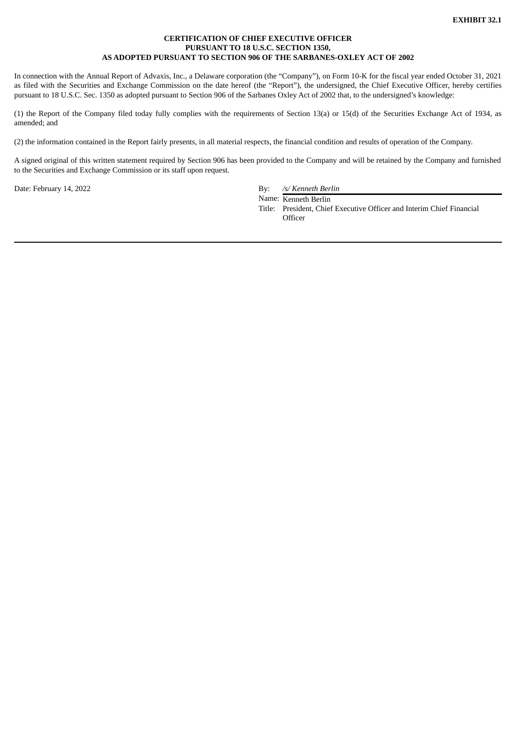**EXHIBIT 32.1**

**CERTIFICATION OF CHIEF EXECUTIVE OFFICER
PURSUANT TO 18 U.S.C. SECTION 1350,
AS ADOPTED PURSUANT TO SECTION 906 OF THE SARBANES-OXLEY ACT OF 2002**

In connection with the Annual Report of Advaxis, Inc., a Delaware corporation (the "Company"), on Form 10-K for the fiscal year ended October 31, 2021 as filed with the Securities and Exchange Commission on the date hereof (the "Report"), the undersigned, the Chief Executive Officer, hereby certifies pursuant to 18 U.S.C. Sec. 1350 as adopted pursuant to Section 906 of the Sarbanes Oxley Act of 2002 that, to the undersigned's knowledge:

(1) the Report of the Company filed today fully complies with the requirements of Section 13(a) or 15(d) of the Securities Exchange Act of 1934, as amended; and

(2) the information contained in the Report fairly presents, in all material respects, the financial condition and results of operation of the Company.

A signed original of this written statement required by Section 906 has been provided to the Company and will be retained by the Company and furnished to the Securities and Exchange Commission or its staff upon request.

Date: February 14, 2022

By: */s/ Kenneth Berlin*
Name: Kenneth Berlin
Title: President, Chief Executive Officer and Interim Chief Financial Officer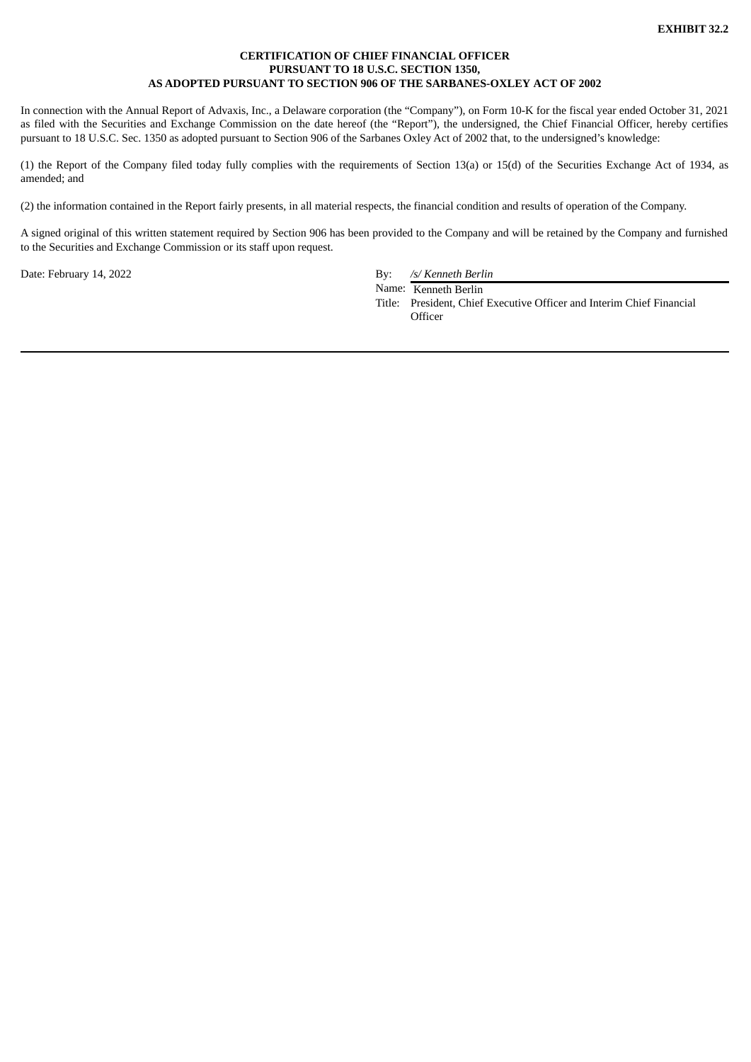**EXHIBIT 32.2**

**CERTIFICATION OF CHIEF FINANCIAL OFFICER**
**PURSUANT TO 18 U.S.C. SECTION 1350,**
**AS ADOPTED PURSUANT TO SECTION 906 OF THE SARBANES-OXLEY ACT OF 2002**

In connection with the Annual Report of Advaxis, Inc., a Delaware corporation (the "Company"), on Form 10-K for the fiscal year ended October 31, 2021 as filed with the Securities and Exchange Commission on the date hereof (the "Report"), the undersigned, the Chief Financial Officer, hereby certifies pursuant to 18 U.S.C. Sec. 1350 as adopted pursuant to Section 906 of the Sarbanes Oxley Act of 2002 that, to the undersigned's knowledge:

(1) the Report of the Company filed today fully complies with the requirements of Section 13(a) or 15(d) of the Securities Exchange Act of 1934, as amended; and

(2) the information contained in the Report fairly presents, in all material respects, the financial condition and results of operation of the Company.

A signed original of this written statement required by Section 906 has been provided to the Company and will be retained by the Company and furnished to the Securities and Exchange Commission or its staff upon request.

Date: February 14, 2022

By: */s/ Kenneth Berlin*
Name: Kenneth Berlin
Title: President, Chief Executive Officer and Interim Chief Financial Officer